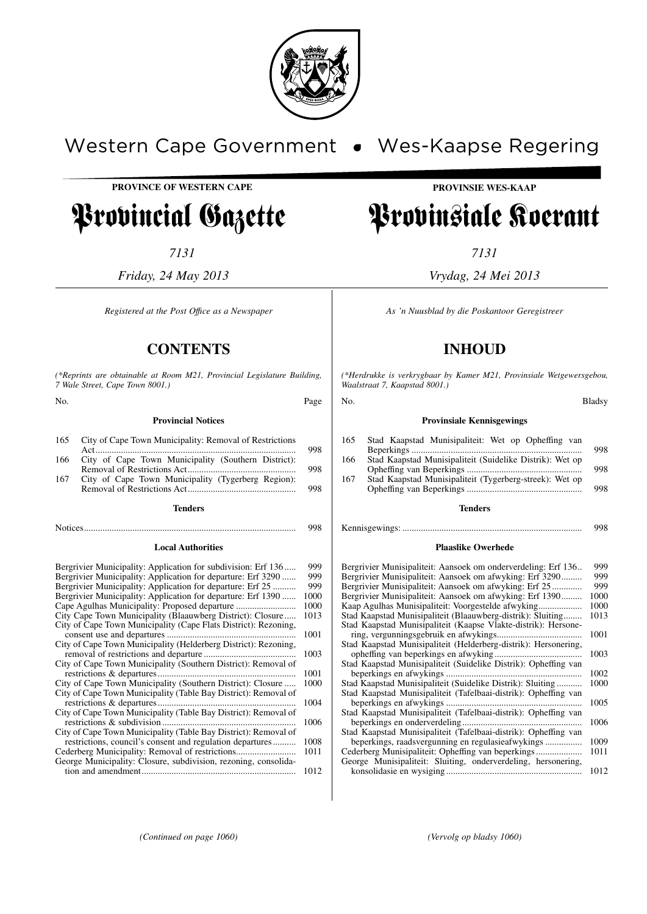Western Cape Government • Wes-Kaapse Regering

**PROVINCE OF WESTERN CAPE**

# Provincial Gazette

*7131*

*Friday, 24 May 2013*

*Registered at the Post Office as a Newspaper*

## CONTENTS

*(\*Reprints are obtainable at Room M21, Provincial Legislature Building, 7 Wale Street, Cape Town 8001.)*

| No. | | Page |
|---|---|---|
| | **Provincial Notices** | |
| 165 | City of Cape Town Municipality: Removal of Restrictions Act | 998 |
| 166 | City of Cape Town Municipality (Southern District): Removal of Restrictions Act | 998 |
| 167 | City of Cape Town Municipality (Tygerberg Region): Removal of Restrictions Act | 998 |
| | **Tenders** | |
| | Notices | 998 |
| | **Local Authorities** | |
| | Bergrivier Municipality: Application for subdivision: Erf 136 | 999 |
| | Bergrivier Municipality: Application for departure: Erf 3290 | 999 |
| | Bergrivier Municipality: Application for departure: Erf 25 | 999 |
| | Bergrivier Municipality: Application for departure: Erf 1390 | 1000 |
| | Cape Agulhas Municipality: Proposed departure | 1000 |
| | City Cape Town Municipality (Blaauwberg District): Closure | 1013 |
| | City of Cape Town Municipality (Cape Flats District): Rezoning, consent use and departures | 1001 |
| | City of Cape Town Municipality (Helderberg District): Rezoning, removal of restrictions and departure | 1003 |
| | City of Cape Town Municipality (Southern District): Removal of restrictions & departures | 1001 |
| | City of Cape Town Municipality (Southern District): Closure | 1000 |
| | City of Cape Town Municipality (Table Bay District): Removal of restrictions & departures | 1004 |
| | City of Cape Town Municipality (Table Bay District): Removal of restrictions & subdivision | 1006 |
| | City of Cape Town Municipality (Table Bay District): Removal of restrictions, council's consent and regulation departures | 1008 |
| | Cederberg Municipality: Removal of restrictions | 1011 |
| | George Municipality: Closure, subdivision, rezoning, consolidation and amendment | 1012 |

*(Continued on page 1060)*

**PROVINSIE WES-KAAP**

# Provinsiale Koerant

*7131*

*Vrydag, 24 Mei 2013*

*As 'n Nuusblad by die Poskantoor Geregistreer*

## INHOUD

*(\*Herdrukke is verkrygbaar by Kamer M21, Provinsiale Wetgewersgebou, Waalstraat 7, Kaapstad 8001.)*

| No. | | Bladsy |
|---|---|---|
| | **Provinsiale Kennisgewings** | |
| 165 | Stad Kaapstad Munisipaliteit: Wet op Opheffing van Beperkings | 998 |
| 166 | Stad Kaapstad Munisipaliteit (Suidelike Distrik): Wet op Opheffing van Beperkings | 998 |
| 167 | Stad Kaapstad Munisipaliteit (Tygerberg-streek): Wet op Opheffing van Beperkings | 998 |
| | **Tenders** | |
| | Kennisgewings: | 998 |
| | **Plaaslike Owerhede** | |
| | Bergrivier Munisipaliteit: Aansoek om onderverdeling: Erf 136 | 999 |
| | Bergrivier Munisipaliteit: Aansoek om afwyking: Erf 3290 | 999 |
| | Bergrivier Munisipaliteit: Aansoek om afwyking: Erf 25 | 999 |
| | Bergrivier Munisipaliteit: Aansoek om afwyking: Erf 1390 | 1000 |
| | Kaap Agulhas Munisipaliteit: Voorgestelde afwyking | 1000 |
| | Stad Kaapstad Munisipaliteit (Blaauwberg-distrik): Sluiting | 1013 |
| | Stad Kaapstad Munisipaliteit (Kaapse Vlakte-distrik): Hersonering, vergunningsgebruik en afwykings | 1001 |
| | Stad Kaapstad Munisipaliteit (Helderberg-distrik): Hersonering, opheffing van beperkings en afwyking | 1003 |
| | Stad Kaapstad Munisipaliteit (Suidelike Distrik): Opheffing van beperkings en afwykings | 1002 |
| | Stad Kaapstad Munisipaliteit (Suidelike Distrik): Sluiting | 1000 |
| | Stad Kaapstad Munisipaliteit (Tafelbaai-distrik): Opheffing van beperkings en afwykings | 1005 |
| | Stad Kaapstad Munisipaliteit (Tafelbaai-distrik): Opheffing van beperkings en onderverdeling | 1006 |
| | Stad Kaapstad Munisipaliteit (Tafelbaai-distrik): Opheffing van beperkings, raadsvergunning en regulasieafwykings | 1009 |
| | Cederberg Munisipaliteit: Opheffing van beperkings | 1011 |
| | George Munisipaliteit: Sluiting, onderverdeling, hersonering, konsolidasie en wysiging | 1012 |

*(Vervolg op bladsy 1060)*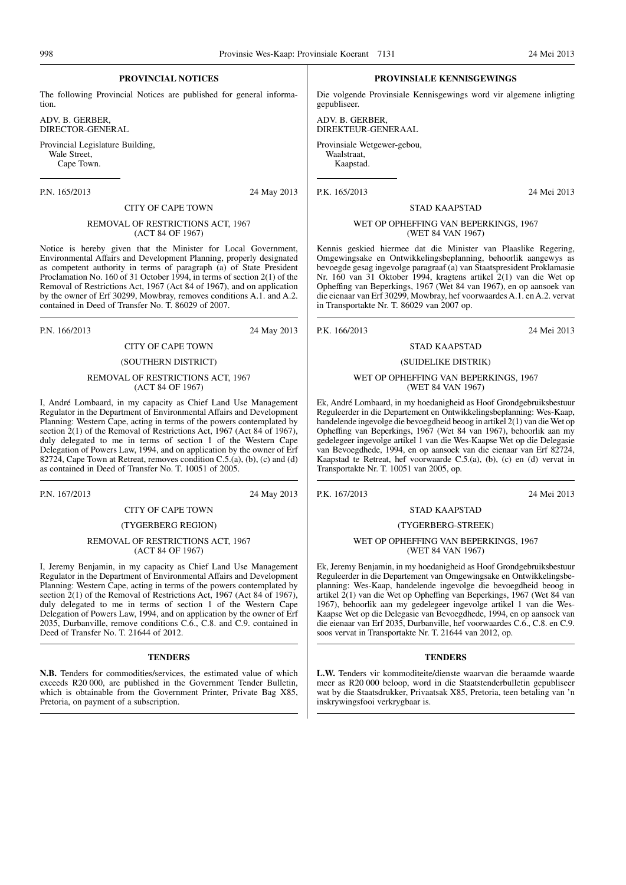## PROVINCIAL NOTICES

The following Provincial Notices are published for general information.

ADV. B. GERBER,
DIRECTOR-GENERAL

Provincial Legislature Building,
Wale Street,
Cape Town.

---

P.N. 165/2013 24 May 2013

CITY OF CAPE TOWN

REMOVAL OF RESTRICTIONS ACT, 1967
(ACT 84 OF 1967)

Notice is hereby given that the Minister for Local Government, Environmental Affairs and Development Planning, properly designated as competent authority in terms of paragraph (a) of State President Proclamation No. 160 of 31 October 1994, in terms of section 2(1) of the Removal of Restrictions Act, 1967 (Act 84 of 1967), and on application by the owner of Erf 30299, Mowbray, removes conditions A.1. and A.2. contained in Deed of Transfer No. T. 86029 of 2007.

---

P.N. 166/2013 24 May 2013

CITY OF CAPE TOWN

(SOUTHERN DISTRICT)

REMOVAL OF RESTRICTIONS ACT, 1967
(ACT 84 OF 1967)

I, André Lombaard, in my capacity as Chief Land Use Management Regulator in the Department of Environmental Affairs and Development Planning: Western Cape, acting in terms of the powers contemplated by section 2(1) of the Removal of Restrictions Act, 1967 (Act 84 of 1967), duly delegated to me in terms of section 1 of the Western Cape Delegation of Powers Law, 1994, and on application by the owner of Erf 82724, Cape Town at Retreat, removes condition C.5.(a), (b), (c) and (d) as contained in Deed of Transfer No. T. 10051 of 2005.

---

P.N. 167/2013 24 May 2013

CITY OF CAPE TOWN

(TYGERBERG REGION)

REMOVAL OF RESTRICTIONS ACT, 1967
(ACT 84 OF 1967)

I, Jeremy Benjamin, in my capacity as Chief Land Use Management Regulator in the Department of Environmental Affairs and Development Planning: Western Cape, acting in terms of the powers contemplated by section 2(1) of the Removal of Restrictions Act, 1967 (Act 84 of 1967), duly delegated to me in terms of section 1 of the Western Cape Delegation of Powers Law, 1994, and on application by the owner of Erf 2035, Durbanville, remove conditions C.6., C.8. and C.9. contained in Deed of Transfer No. T. 21644 of 2012.

---

## TENDERS

**N.B.** Tenders for commodities/services, the estimated value of which exceeds R20 000, are published in the Government Tender Bulletin, which is obtainable from the Government Printer, Private Bag X85, Pretoria, on payment of a subscription.

---

## PROVINSIALE KENNISGEWINGS

Die volgende Provinsiale Kennisgewings word vir algemene inligting gepubliseer.

ADV. B. GERBER,
DIREKTEUR-GENERAAL

Provinsiale Wetgewer-gebou,
Waalstraat,
Kaapstad.

---

P.K. 165/2013 24 Mei 2013

STAD KAAPSTAD

WET OP OPHEFFING VAN BEPERKINGS, 1967
(WET 84 VAN 1967)

Kennis geskied hiermee dat die Minister van Plaaslike Regering, Omgewingsake en Ontwikkelingsbeplanning, behoorlik aangewys as bevoegde gesag ingevolge paragraaf (a) van Staatspresident Proklamasie Nr. 160 van 31 Oktober 1994, kragtens artikel 2(1) van die Wet op Opheffing van Beperkings, 1967 (Wet 84 van 1967), en op aansoek van die eienaar van Erf 30299, Mowbray, hef voorwaardes A.1. en A.2. vervat in Transportakte Nr. T. 86029 van 2007 op.

---

P.K. 166/2013 24 Mei 2013

STAD KAAPSTAD

(SUIDELIKE DISTRIK)

WET OP OPHEFFING VAN BEPERKINGS, 1967
(WET 84 VAN 1967)

Ek, André Lombaard, in my hoedanigheid as Hoof Grondgebruiksbestuur Reguleerder in die Departement en Ontwikkelingsbeplanning: Wes-Kaap, handelende ingevolge die bevoegdheid beoog in artikel 2(1) van die Wet op Opheffing van Beperkings, 1967 (Wet 84 van 1967), behoorlik aan my gedelegeer ingevolge artikel 1 van die Wes-Kaapse Wet op die Delegasie van Bevoegdhede, 1994, en op aansoek van die eienaar van Erf 82724, Kaapstad te Retreat, hef voorwaarde C.5.(a), (b), (c) en (d) vervat in Transportakte Nr. T. 10051 van 2005, op.

---

P.K. 167/2013 24 Mei 2013

STAD KAAPSTAD

(TYGERBERG-STREEK)

WET OP OPHEFFING VAN BEPERKINGS, 1967
(WET 84 VAN 1967)

Ek, Jeremy Benjamin, in my hoedanigheid as Hoof Grondgebruiksbestuur Reguleerder in die Departement van Omgewingsake en Ontwikkelingsbeplanning: Wes-Kaap, handelende ingevolge die bevoegdheid beoog in artikel 2(1) van die Wet op Opheffing van Beperkings, 1967 (Wet 84 van 1967), behoorlik aan my gedelegeer ingevolge artikel 1 van die Wes-Kaapse Wet op die Delegasie van Bevoegdhede, 1994, en op aansoek van die eienaar van Erf 2035, Durbanville, hef voorwaardes C.6., C.8. en C.9. soos vervat in Transportakte Nr. T. 21644 van 2012, op.

---

## TENDERS

**L.W.** Tenders vir kommoditeite/dienste waarvan die beraamde waarde meer as R20 000 beloop, word in die Staatstenderbulletin gepubliseer wat by die Staatsdrukker, Privaatsak X85, Pretoria, teen betaling van 'n inskrywingsfooi verkrygbaar is.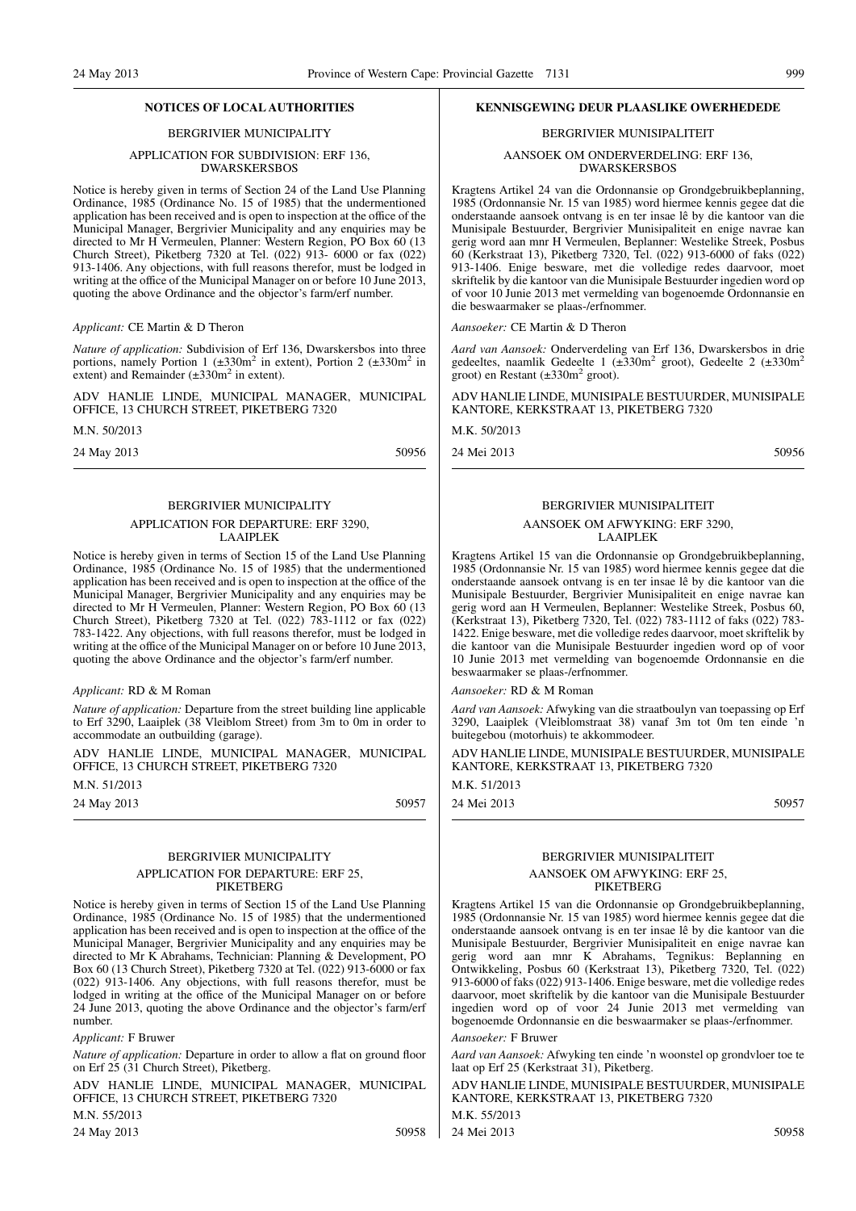## NOTICES OF LOCAL AUTHORITIES

### BERGRIVIER MUNICIPALITY

#### APPLICATION FOR SUBDIVISION: ERF 136, DWARSKERSBOS

Notice is hereby given in terms of Section 24 of the Land Use Planning Ordinance, 1985 (Ordinance No. 15 of 1985) that the undermentioned application has been received and is open to inspection at the office of the Municipal Manager, Bergrivier Municipality and any enquiries may be directed to Mr H Vermeulen, Planner: Western Region, PO Box 60 (13 Church Street), Piketberg 7320 at Tel. (022) 913- 6000 or fax (022) 913-1406. Any objections, with full reasons therefor, must be lodged in writing at the office of the Municipal Manager on or before 10 June 2013, quoting the above Ordinance and the objector's farm/erf number.

*Applicant:* CE Martin & D Theron

*Nature of application:* Subdivision of Erf 136, Dwarskersbos into three portions, namely Portion 1 (±330m$^2$ in extent), Portion 2 (±330m$^2$ in extent) and Remainder (±330m$^2$ in extent).

ADV HANLIE LINDE, MUNICIPAL MANAGER, MUNICIPAL OFFICE, 13 CHURCH STREET, PIKETBERG 7320

M.N. 50/2013

24 May 2013 50956

### BERGRIVIER MUNICIPALITY

#### APPLICATION FOR DEPARTURE: ERF 3290, LAAIPLEK

Notice is hereby given in terms of Section 15 of the Land Use Planning Ordinance, 1985 (Ordinance No. 15 of 1985) that the undermentioned application has been received and is open to inspection at the office of the Municipal Manager, Bergrivier Municipality and any enquiries may be directed to Mr H Vermeulen, Planner: Western Region, PO Box 60 (13 Church Street), Piketberg 7320 at Tel. (022) 783-1112 or fax (022) 783-1422. Any objections, with full reasons therefor, must be lodged in writing at the office of the Municipal Manager on or before 10 June 2013, quoting the above Ordinance and the objector's farm/erf number.

*Applicant:* RD & M Roman

*Nature of application:* Departure from the street building line applicable to Erf 3290, Laaiplek (38 Vleiblom Street) from 3m to 0m in order to accommodate an outbuilding (garage).

ADV HANLIE LINDE, MUNICIPAL MANAGER, MUNICIPAL OFFICE, 13 CHURCH STREET, PIKETBERG 7320

M.N. 51/2013

24 May 2013 50957

### BERGRIVIER MUNICIPALITY

#### APPLICATION FOR DEPARTURE: ERF 25, PIKETBERG

Notice is hereby given in terms of Section 15 of the Land Use Planning Ordinance, 1985 (Ordinance No. 15 of 1985) that the undermentioned application has been received and is open to inspection at the office of the Municipal Manager, Bergrivier Municipality and any enquiries may be directed to Mr K Abrahams, Technician: Planning & Development, PO Box 60 (13 Church Street), Piketberg 7320 at Tel. (022) 913-6000 or fax (022) 913-1406. Any objections, with full reasons therefor, must be lodged in writing at the office of the Municipal Manager on or before 24 June 2013, quoting the above Ordinance and the objector's farm/erf number.

*Applicant:* F Bruwer

*Nature of application:* Departure in order to allow a flat on ground floor on Erf 25 (31 Church Street), Piketberg.

ADV HANLIE LINDE, MUNICIPAL MANAGER, MUNICIPAL OFFICE, 13 CHURCH STREET, PIKETBERG 7320

M.N. 55/2013

24 May 2013 50958

## KENNISGEWING DEUR PLAASLIKE OWERHEDE

### BERGRIVIER MUNISIPALITEIT

#### AANSOEK OM ONDERVERDELING: ERF 136, DWARSKERSBOS

Kragtens Artikel 24 van die Ordonnansie op Grondgebruikbeplanning, 1985 (Ordonnansie Nr. 15 van 1985) word hiermee kennis gegee dat die onderstaande aansoek ontvang is en ter insae lê by die kantoor van die Munisipale Bestuurder, Bergrivier Munisipaliteit en enige navrae kan gerig word aan mnr H Vermeulen, Beplanner: Westelike Streek, Posbus 60 (Kerkstraat 13), Piketberg 7320, Tel. (022) 913-6000 of faks (022) 913-1406. Enige besware, met die volledige redes daarvoor, moet skriftelik by die kantoor van die Munisipale Bestuurder ingedien word op of voor 10 Junie 2013 met vermelding van bogenoemde Ordonnansie en die beswaarmaker se plaas-/erfnommer.

*Aansoeker:* CE Martin & D Theron

*Aard van Aansoek:* Onderverdeling van Erf 136, Dwarskersbos in drie gedeeltes, naamlik Gedeelte 1 (±330m$^2$ groot), Gedeelte 2 (±330m$^2$ groot) en Restant (±330m$^2$ groot).

ADV HANLIE LINDE, MUNISIPALE BESTUURDER, MUNISIPALE KANTORE, KERKSTRAAT 13, PIKETBERG 7320

M.K. 50/2013

24 Mei 2013 50956

### BERGRIVIER MUNISIPALITEIT

#### AANSOEK OM AFWYKING: ERF 3290, LAAIPLEK

Kragtens Artikel 15 van die Ordonnansie op Grondgebruikbeplanning, 1985 (Ordonnansie Nr. 15 van 1985) word hiermee kennis gegee dat die onderstaande aansoek ontvang is en ter insae lê by die kantoor van die Munisipale Bestuurder, Bergrivier Munisipaliteit en enige navrae kan gerig word aan H Vermeulen, Beplanner: Westelike Streek, Posbus 60, (Kerkstraat 13), Piketberg 7320, Tel. (022) 783-1112 of faks (022) 783-1422. Enige besware, met die volledige redes daarvoor, moet skriftelik by die kantoor van die Munisipale Bestuurder ingedien word op of voor 10 Junie 2013 met vermelding van bogenoemde Ordonnansie en die beswaarmaker se plaas-/erfnommer.

*Aansoeker:* RD & M Roman

*Aard van Aansoek:* Afwyking van die straatboulyn van toepassing op Erf 3290, Laaiplek (Vleiblomstraat 38) vanaf 3m tot 0m ten einde 'n buitegebou (motorhuis) te akkommodeer.

ADV HANLIE LINDE, MUNISIPALE BESTUURDER, MUNISIPALE KANTORE, KERKSTRAAT 13, PIKETBERG 7320

M.K. 51/2013

24 Mei 2013 50957

### BERGRIVIER MUNISIPALITEIT

#### AANSOEK OM AFWYKING: ERF 25, PIKETBERG

Kragtens Artikel 15 van die Ordonnansie op Grondgebruikbeplanning, 1985 (Ordonnansie Nr. 15 van 1985) word hiermee kennis gegee dat die onderstaande aansoek ontvang is en ter insae lê by die kantoor van die Munisipale Bestuurder, Bergrivier Munisipaliteit en enige navrae kan gerig word aan mnr K Abrahams, Tegnikus: Beplanning en Ontwikkeling, Posbus 60 (Kerkstraat 13), Piketberg 7320, Tel. (022) 913-6000 of faks (022) 913-1406. Enige besware, met die volledige redes daarvoor, moet skriftelik by die kantoor van die Munisipale Bestuurder ingedien word op of voor 24 Junie 2013 met vermelding van bogenoemde Ordonnansie en die beswaarmaker se plaas-/erfnommer.

*Aansoeker:* F Bruwer

*Aard van Aansoek:* Afwyking ten einde 'n woonstel op grondvloer toe te laat op Erf 25 (Kerkstraat 31), Piketberg.

ADV HANLIE LINDE, MUNISIPALE BESTUURDER, MUNISIPALE KANTORE, KERKSTRAAT 13, PIKETBERG 7320

M.K. 55/2013

24 Mei 2013 50958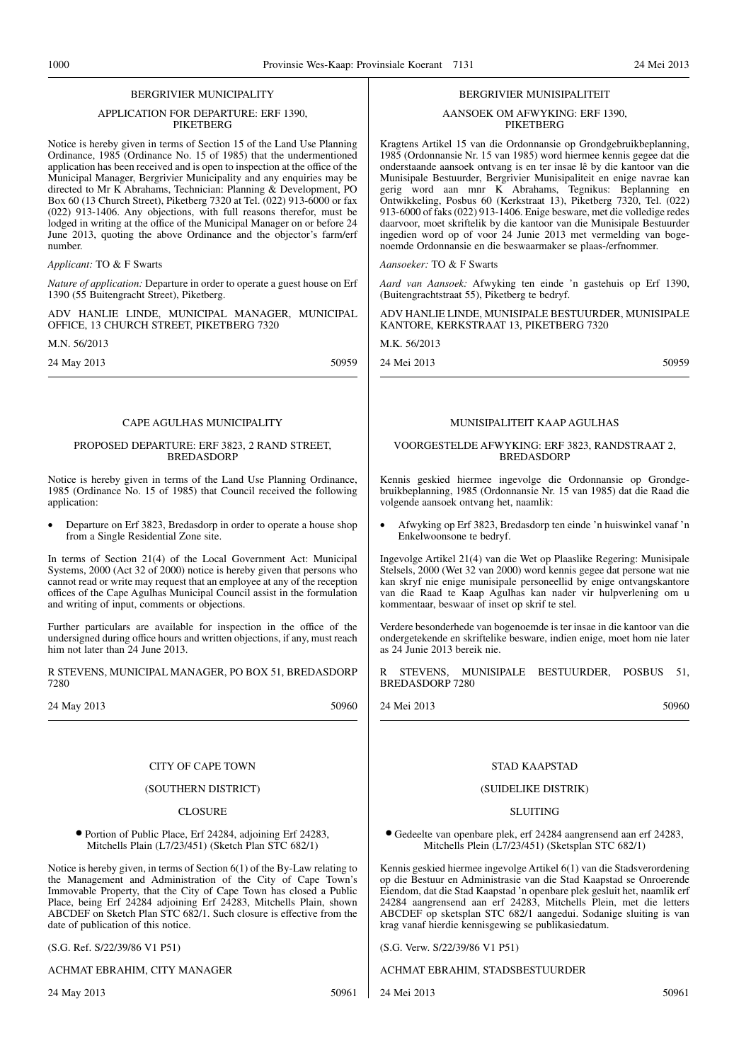## BERGRIVIER MUNICIPALITY

### APPLICATION FOR DEPARTURE: ERF 1390, PIKETBERG

Notice is hereby given in terms of Section 15 of the Land Use Planning Ordinance, 1985 (Ordinance No. 15 of 1985) that the undermentioned application has been received and is open to inspection at the office of the Municipal Manager, Bergrivier Municipality and any enquiries may be directed to Mr K Abrahams, Technician: Planning & Development, PO Box 60 (13 Church Street), Piketberg 7320 at Tel. (022) 913-6000 or fax (022) 913-1406. Any objections, with full reasons therefor, must be lodged in writing at the office of the Municipal Manager on or before 24 June 2013, quoting the above Ordinance and the objector's farm/erf number.

*Applicant:* TO & F Swarts

*Nature of application:* Departure in order to operate a guest house on Erf 1390 (55 Buitengracht Street), Piketberg.

ADV HANLIE LINDE, MUNICIPAL MANAGER, MUNICIPAL OFFICE, 13 CHURCH STREET, PIKETBERG 7320

M.N. 56/2013

24 May 2013 50959

## BERGRIVIER MUNISIPALITEIT

### AANSOEK OM AFWYKING: ERF 1390, PIKETBERG

Kragtens Artikel 15 van die Ordonnansie op Grondgebruikbeplanning, 1985 (Ordonnansie Nr. 15 van 1985) word hiermee kennis gegee dat die onderstaande aansoek ontvang is en ter insae lê by die kantoor van die Munisipale Bestuurder, Bergrivier Munisipaliteit en enige navrae kan gerig word aan mnr K Abrahams, Tegnikus: Beplanning en Ontwikkeling, Posbus 60 (Kerkstraat 13), Piketberg 7320, Tel. (022) 913-6000 of faks (022) 913-1406. Enige besware, met die volledige redes daarvoor, moet skriftelik by die kantoor van die Munisipale Bestuurder ingedien word op of voor 24 Junie 2013 met vermelding van bogenoemde Ordonnansie en die beswaarmaker se plaas-/erfnommer.

*Aansoeker:* TO & F Swarts

*Aard van Aansoek:* Afwyking ten einde 'n gastehuis op Erf 1390, (Buitengrachtstraat 55), Piketberg te bedryf.

ADV HANLIE LINDE, MUNISIPALE BESTUURDER, MUNISIPALE KANTORE, KERKSTRAAT 13, PIKETBERG 7320

M.K. 56/2013

24 Mei 2013 50959

## CAPE AGULHAS MUNICIPALITY

### PROPOSED DEPARTURE: ERF 3823, 2 RAND STREET, BREDASDORP

Notice is hereby given in terms of the Land Use Planning Ordinance, 1985 (Ordinance No. 15 of 1985) that Council received the following application:

- Departure on Erf 3823, Bredasdorp in order to operate a house shop from a Single Residential Zone site.

In terms of Section 21(4) of the Local Government Act: Municipal Systems, 2000 (Act 32 of 2000) notice is hereby given that persons who cannot read or write may request that an employee at any of the reception offices of the Cape Agulhas Municipal Council assist in the formulation and writing of input, comments or objections.

Further particulars are available for inspection in the office of the undersigned during office hours and written objections, if any, must reach him not later than 24 June 2013.

R STEVENS, MUNICIPAL MANAGER, PO BOX 51, BREDASDORP 7280

24 May 2013 50960

## MUNISIPALITEIT KAAP AGULHAS

### VOORGESTELDE AFWYKING: ERF 3823, RANDSTRAAT 2, BREDASDORP

Kennis geskied hiermee ingevolge die Ordonnansie op Grondgebruikbeplanning, 1985 (Ordonnansie Nr. 15 van 1985) dat die Raad die volgende aansoek ontvang het, naamlik:

- Afwyking op Erf 3823, Bredasdorp ten einde 'n huiswinkel vanaf 'n Enkelwoonsone te bedryf.

Ingevolge Artikel 21(4) van die Wet op Plaaslike Regering: Munisipale Stelsels, 2000 (Wet 32 van 2000) word kennis gegee dat persone wat nie kan skryf nie enige munisipale personeellid by enige ontvangskantore van die Raad te Kaap Agulhas kan nader vir hulpverlening om u kommentaar, beswaar of inset op skrif te stel.

Verdere besonderhede van bogenoemde is ter insae in die kantoor van die ondergetekende en skriftelike besware, indien enige, moet hom nie later as 24 Junie 2013 bereik nie.

R STEVENS, MUNISIPALE BESTUURDER, POSBUS 51, BREDASDORP 7280

24 Mei 2013 50960

## CITY OF CAPE TOWN

### (SOUTHERN DISTRICT)

### CLOSURE

● Portion of Public Place, Erf 24284, adjoining Erf 24283, Mitchells Plain (L7/23/451) (Sketch Plan STC 682/1)

Notice is hereby given, in terms of Section 6(1) of the By-Law relating to the Management and Administration of the City of Cape Town's Immovable Property, that the City of Cape Town has closed a Public Place, being Erf 24284 adjoining Erf 24283, Mitchells Plain, shown ABCDEF on Sketch Plan STC 682/1. Such closure is effective from the date of publication of this notice.

(S.G. Ref. S/22/39/86 V1 P51)

ACHMAT EBRAHIM, CITY MANAGER

24 May 2013 50961

## STAD KAAPSTAD

### (SUIDELIKE DISTRIK)

### SLUITING

● Gedeelte van openbare plek, erf 24284 aangrensend aan erf 24283, Mitchells Plein (L7/23/451) (Sketsplan STC 682/1)

Kennis geskied hiermee ingevolge Artikel 6(1) van die Stadsverordening op die Bestuur en Administrasie van die Stad Kaapstad se Onroerende Eiendom, dat die Stad Kaapstad 'n openbare plek gesluit het, naamlik erf 24284 aangrensend aan erf 24283, Mitchells Plein, met die letters ABCDEF op sketsplan STC 682/1 aangedui. Sodanige sluiting is van krag vanaf hierdie kennisgewing se publikasiedatum.

(S.G. Verw. S/22/39/86 V1 P51)

ACHMAT EBRAHIM, STADSBESTUURDER

24 Mei 2013 50961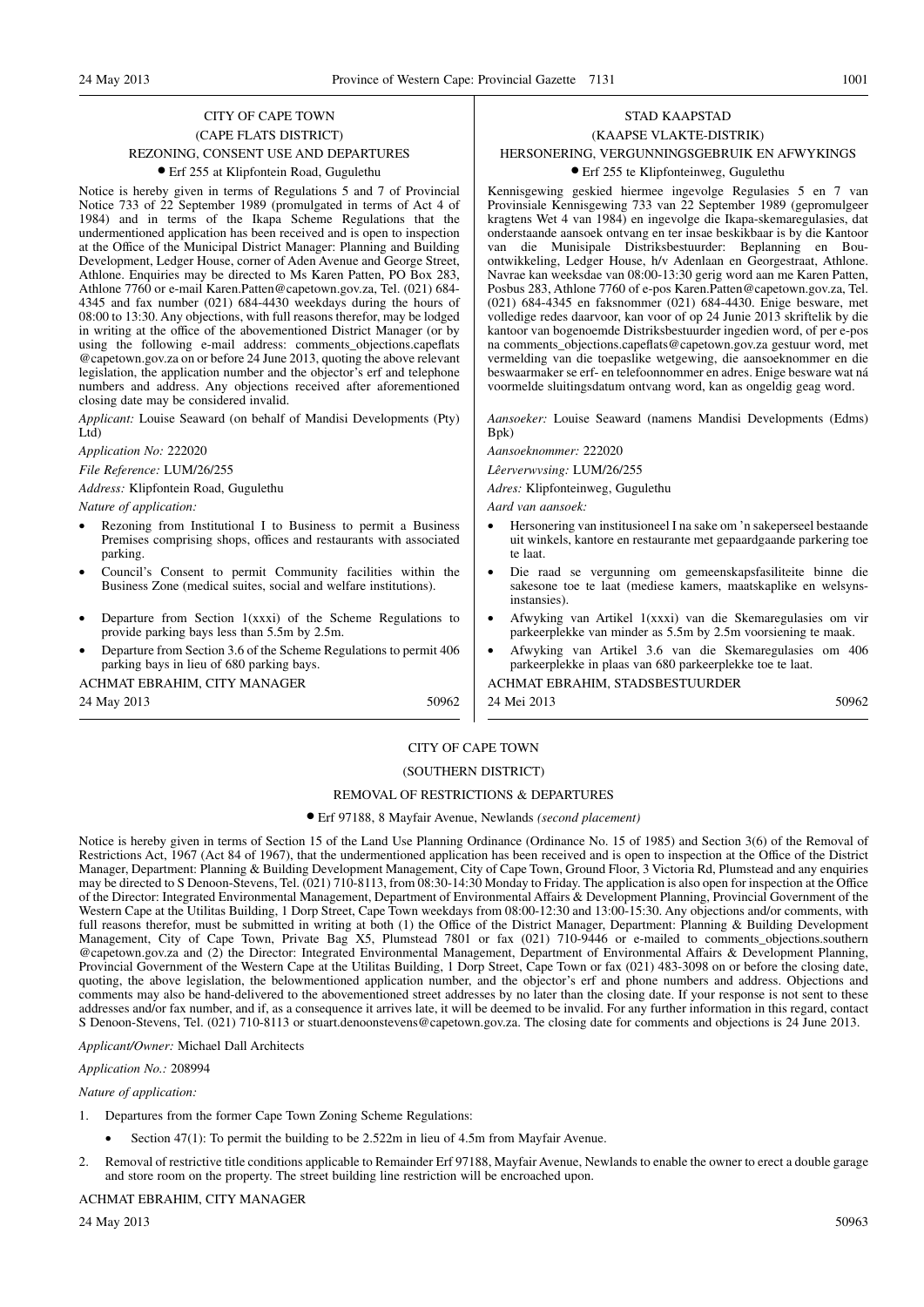CITY OF CAPE TOWN

(CAPE FLATS DISTRICT)

REZONING, CONSENT USE AND DEPARTURES

• Erf 255 at Klipfontein Road, Gugulethu

Notice is hereby given in terms of Regulations 5 and 7 of Provincial Notice 733 of 22 September 1989 (promulgated in terms of Act 4 of 1984) and in terms of the Ikapa Scheme Regulations that the undermentioned application has been received and is open to inspection at the Office of the Municipal District Manager: Planning and Building Development, Ledger House, corner of Aden Avenue and George Street, Athlone. Enquiries may be directed to Ms Karen Patten, PO Box 283, Athlone 7760 or e-mail Karen.Patten@capetown.gov.za, Tel. (021) 684-4345 and fax number (021) 684-4430 weekdays during the hours of 08:00 to 13:30. Any objections, with full reasons therefor, may be lodged in writing at the office of the abovementioned District Manager (or by using the following e-mail address: comments_objections.capeflats@capetown.gov.za on or before 24 June 2013, quoting the above relevant legislation, the application number and the objector's erf and telephone numbers and address. Any objections received after aforementioned closing date may be considered invalid.

*Applicant:* Louise Seaward (on behalf of Mandisi Developments (Pty) Ltd)

*Application No:* 222020

*File Reference:* LUM/26/255

*Address:* Klipfontein Road, Gugulethu

*Nature of application:*

- Rezoning from Institutional I to Business to permit a Business Premises comprising shops, offices and restaurants with associated parking.
- Council's Consent to permit Community facilities within the Business Zone (medical suites, social and welfare institutions).
- Departure from Section 1(xxxi) of the Scheme Regulations to provide parking bays less than 5.5m by 2.5m.
- Departure from Section 3.6 of the Scheme Regulations to permit 406 parking bays in lieu of 680 parking bays.

ACHMAT EBRAHIM, CITY MANAGER

24 May 2013 50962

STAD KAAPSTAD

(KAAPSE VLAKTE-DISTRIK)

HERSONERING, VERGUNNINGSGEBRUIK EN AFWYKINGS

• Erf 255 te Klipfonteinweg, Gugulethu

Kennisgewing geskied hiermee ingevolge Regulasies 5 en 7 van Provinsiale Kennisgewing 733 van 22 September 1989 (gepromulgeer kragtens Wet 4 van 1984) en ingevolge die Ikapa-skemaregulasies, dat onderstaande aansoek ontvang en ter insae beskikbaar is by die Kantoor van die Munisipale Distriksbestuurder: Beplanning en Bou-ontwikkeling, Ledger House, h/v Adenlaan en Georgestraat, Athlone. Navrae kan weeksdae van 08:00-13:30 gerig word aan me Karen Patten, Posbus 283, Athlone 7760 of e-pos Karen.Patten@capetown.gov.za, Tel. (021) 684-4345 en faksnommer (021) 684-4430. Enige besware, met volledige redes daarvoor, kan voor of op 24 Junie 2013 skriftelik by die kantoor van bogenoemde Distriksbestuurder ingedien word, of per e-pos na comments_objections.capeflats@capetown.gov.za gestuur word, met vermelding van die toepaslike wetgewing, die aansoeknommer en die beswaarmaker se erf- en telefoonnommer en adres. Enige besware wat ná voormelde sluitingsdatum ontvang word, kan as ongeldig geag word.

*Aansoeker:* Louise Seaward (namens Mandisi Developments (Edms) Bpk)

*Aansoeknommer:* 222020

*Lêerverwysing:* LUM/26/255

*Adres:* Klipfonteinweg, Gugulethu

*Aard van aansoek:*

- Hersonering van institusioneel I na sake om 'n sakeperseel bestaande uit winkels, kantore en restaurante met gepaardgaande parkering toe te laat.
- Die raad se vergunning om gemeenskapsfasiliteite binne die sakesone toe te laat (mediese kamers, maatskaplike en welsyns-instansies).
- Afwyking van Artikel 1(xxxi) van die Skemaregulasies om vir parkeerplekke van minder as 5.5m by 2.5m voorsiening te maak.
- Afwyking van Artikel 3.6 van die Skemaregulasies om 406 parkeerplekke in plaas van 680 parkeerplekke toe te laat.

ACHMAT EBRAHIM, STADSBESTUURDER

24 Mei 2013 50962

CITY OF CAPE TOWN

(SOUTHERN DISTRICT)

REMOVAL OF RESTRICTIONS & DEPARTURES

• Erf 97188, 8 Mayfair Avenue, Newlands *(second placement)*

Notice is hereby given in terms of Section 15 of the Land Use Planning Ordinance (Ordinance No. 15 of 1985) and Section 3(6) of the Removal of Restrictions Act, 1967 (Act 84 of 1967), that the undermentioned application has been received and is open to inspection at the Office of the District Manager, Department: Planning & Building Development Management, City of Cape Town, Ground Floor, 3 Victoria Rd, Plumstead and any enquiries may be directed to S Denoon-Stevens, Tel. (021) 710-8113, from 08:30-14:30 Monday to Friday. The application is also open for inspection at the Office of the Director: Integrated Environmental Management, Department of Environmental Affairs & Development Planning, Provincial Government of the Western Cape at the Utilitas Building, 1 Dorp Street, Cape Town weekdays from 08:00-12:30 and 13:00-15:30. Any objections and/or comments, with full reasons therefor, must be submitted in writing at both (1) the Office of the District Manager, Department: Planning & Building Development Management, City of Cape Town, Private Bag X5, Plumstead 7801 or fax (021) 710-9446 or e-mailed to comments_objections.southern@capetown.gov.za and (2) the Director: Integrated Environmental Management, Department of Environmental Affairs & Development Planning, Provincial Government of the Western Cape at the Utilitas Building, 1 Dorp Street, Cape Town or fax (021) 483-3098 on or before the closing date, quoting, the above legislation, the belowmentioned application number, and the objector's erf and phone numbers and address. Objections and comments may also be hand-delivered to the abovementioned street addresses by no later than the closing date. If your response is not sent to these addresses and/or fax number, and if, as a consequence it arrives late, it will be deemed to be invalid. For any further information in this regard, contact S Denoon-Stevens, Tel. (021) 710-8113 or stuart.denoonstevens@capetown.gov.za. The closing date for comments and objections is 24 June 2013.

*Applicant/Owner:* Michael Dall Architects

*Application No.:* 208994

*Nature of application:*

1. Departures from the former Cape Town Zoning Scheme Regulations:
   - Section 47(1): To permit the building to be 2.522m in lieu of 4.5m from Mayfair Avenue.
2. Removal of restrictive title conditions applicable to Remainder Erf 97188, Mayfair Avenue, Newlands to enable the owner to erect a double garage and store room on the property. The street building line restriction will be encroached upon.

ACHMAT EBRAHIM, CITY MANAGER

24 May 2013 50963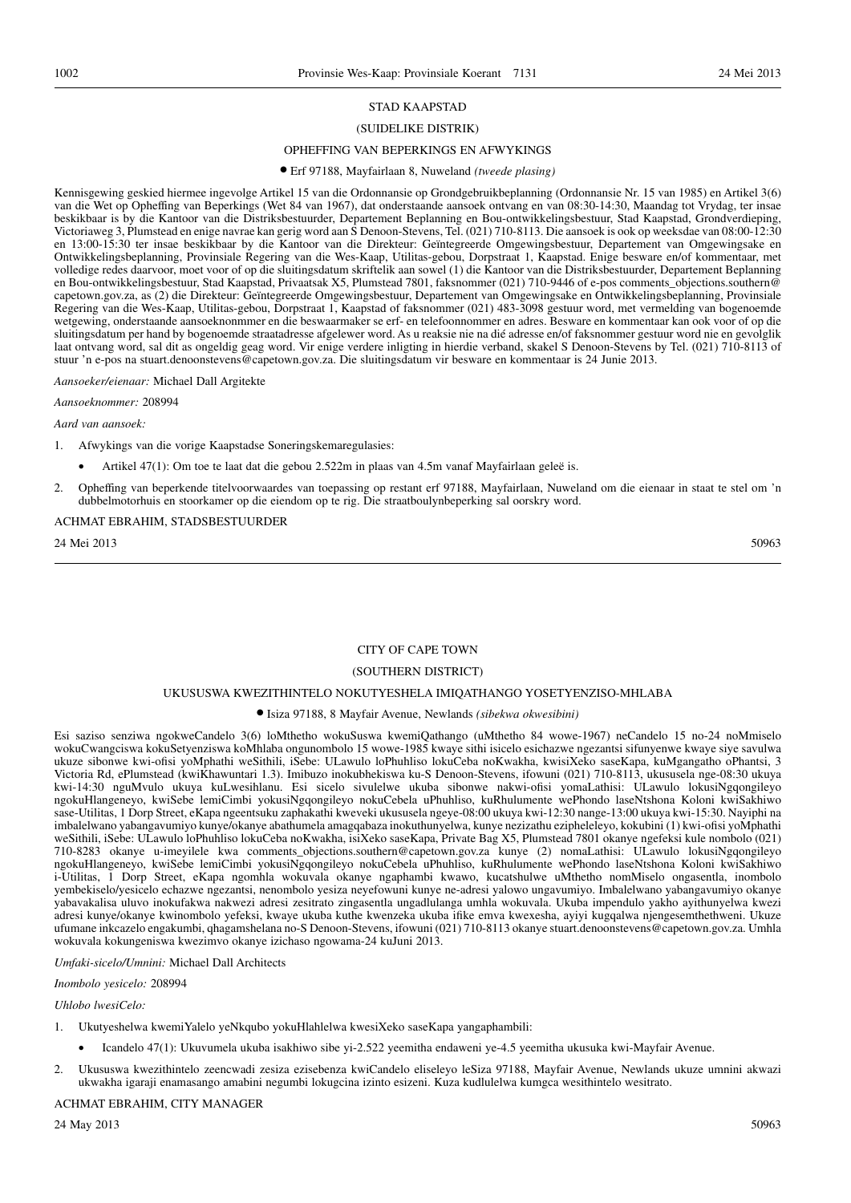STAD KAAPSTAD

(SUIDELIKE DISTRIK)

OPHEFFING VAN BEPERKINGS EN AFWYKINGS

● Erf 97188, Mayfairlaan 8, Nuweland *(tweede plasing)*

Kennisgewing geskied hiermee ingevolge Artikel 15 van die Ordonnansie op Grondgebruikbeplanning (Ordonnansie Nr. 15 van 1985) en Artikel 3(6) van die Wet op Opheffing van Beperkings (Wet 84 van 1967), dat onderstaande aansoek ontvang en van 08:30-14:30, Maandag tot Vrydag, ter insae beskikbaar is by die Kantoor van die Distriksbestuurder, Departement Beplanning en Bou-ontwikkelingsbestuur, Stad Kaapstad, Grondverdieping, Victoriaweg 3, Plumstead en enige navrae kan gerig word aan S Denoon-Stevens, Tel. (021) 710-8113. Die aansoek is ook op weeksdae van 08:00-12:30 en 13:00-15:30 ter insae beskikbaar by die Kantoor van die Direkteur: Geïntegreerde Omgewingsbestuur, Departement van Omgewingsake en Ontwikkelingsbeplanning, Provinsiale Regering van die Wes-Kaap, Utilitas-gebou, Dorpstraat 1, Kaapstad. Enige besware en/of kommentaar, met volledige redes daarvoor, moet voor of op die sluitingsdatum skriftelik aan sowel (1) die Kantoor van die Distriksbestuurder, Departement Beplanning en Bou-ontwikkelingsbestuur, Stad Kaapstad, Privaatsak X5, Plumstead 7801, faksnommer (021) 710-9446 of e-pos comments_objections.southern@capetown.gov.za, as (2) die Direkteur: Geïntegreerde Omgewingsbestuur, Departement van Omgewingsake en Ontwikkelingsbeplanning, Provinsiale Regering van die Wes-Kaap, Utilitas-gebou, Dorpstraat 1, Kaapstad of faksnommer (021) 483-3098 gestuur word, met vermelding van bogenoemde wetgewing, onderstaande aansoeknommer en die beswaarmaker se erf- en telefoonnommer en adres. Besware en kommentaar kan ook voor of op die sluitingsdatum per hand by bogenoemde straatadresse afgelewer word. As u reaksie nie na dié adresse en/of faksnommer gestuur word nie en gevolglik laat ontvang word, sal dit as ongeldig geag word. Vir enige verdere inligting in hierdie verband, skakel S Denoon-Stevens by Tel. (021) 710-8113 of stuur 'n e-pos na stuart.denoonstevens@capetown.gov.za. Die sluitingsdatum vir besware en kommentaar is 24 Junie 2013.

*Aansoeker/eienaar:* Michael Dall Argitekte

*Aansoeknommer:* 208994

*Aard van aansoek:*

1. Afwykings van die vorige Kaapstadse Soneringskemaregulasies:
   - Artikel 47(1): Om toe te laat dat die gebou 2.522m in plaas van 4.5m vanaf Mayfairlaan geleë is.
2. Opheffing van beperkende titelvoorwaardes van toepassing op restant erf 97188, Mayfairlaan, Nuweland om die eienaar in staat te stel om 'n dubbelmotorhuis en stoorkamer op die eiendom op te rig. Die straatboulynbeperking sal oorskry word.

ACHMAT EBRAHIM, STADSBESTUURDER

24 Mei 2013 50963

---

CITY OF CAPE TOWN

(SOUTHERN DISTRICT)

UKUSUSWA KWEZITHINTELO NOKUTYESHELA IMIQATHANGO YOSETYENZISO-MHLABA

● Isiza 97188, 8 Mayfair Avenue, Newlands *(sibekwa okwesibini)*

Esi saziso senziwa ngokweCandelo 3(6) loMthetho wokuSuswa kwemiQathango (uMthetho 84 wowe-1967) neCandelo 15 no-24 noMmiselo wokuCwangciswa kokuSetyenziswa koMhlaba ongunombolo 15 wowe-1985 kwaye sithi isicelo esichazwe ngezantsi sifunyenwe kwaye siye savulwa ukuze sibonwe kwi-ofisi yoMphathi weSithili, iSebe: ULawulo loPhuhliso lokuCeba noKwakha, kwisiXeko saseKapa, kuMgangatho oPhantsi, 3 Victoria Rd, ePlumstead (kwiKhawuntari 1.3). Imibuzo inokubhekiswa ku-S Denoon-Stevens, ifowuni (021) 710-8113, ukususela nge-08:30 ukuya kwi-14:30 nguMvulo ukuya kuLwesihlanu. Esi sicelo sivulelwe ukuba sibonwe nakwi-ofisi yomaLathisi: ULawulo lokusiNgqongileyo ngokuHlangeneyo, kwiSebe lemiCimbi yokusiNgqongileyo nokuCebela uPhuhliso, kuRhulumente wePhondo laseNtshona Koloni kwiSakhiwo sase-Utilitas, 1 Dorp Street, eKapa ngeentsuku zaphakathi kweveki ukususela ngeye-08:00 ukuya kwi-12:30 nange-13:00 ukuya kwi-15:30. Nayiphi na imbalelwano yabangavumiyo kunye/okanye abathumela amagqabaza inokuthunyelwa, kunye nezizathu ezipheleleyo, kokubini (1) kwi-ofisi yoMphathi weSithili, iSebe: ULawulo loPhuhliso lokuCeba noKwakha, isiXeko saseKapa, Private Bag X5, Plumstead 7801 okanye ngefeksi kule nombolo (021) 710-8283 okanye u-imeyilele kwa comments_objections.southern@capetown.gov.za kunye (2) nomaLathisi: ULawulo lokusiNgqongileyo ngokuHlangeneyo, kwiSebe lemiCimbi yokusiNgqongileyo nokuCebela uPhuhliso, kuRhulumente wePhondo laseNtshona Koloni kwiSakhiwo i-Utilitas, 1 Dorp Street, eKapa ngomhla wokuvala okanye ngaphambi kwawo, kucatshulwe uMthetho nomMiselo ongasentla, inombolo yembekiselo/yesicelo echazwe ngezantsi, nenombolo yesiza neyefowuni kunye ne-adresi yalowo ungavumiyo. Imbalelwano yabangavumiyo okanye yabavakalisa uluvo inokufakwa nakwezi adresi zesitrato zingasentla ungadlulanga umhla wokuvala. Ukuba impendulo yakho ayithunyelwa kwezi adresi kunye/okanye kwinombolo yefeksi, kwaye ukuba kuthe kwenzeka ukuba ifike emva kwexesha, ayiyi kugqalwa njengesemthethweni. Ukuze ufumane inkcazelo engakumbi, qhagamshelana no-S Denoon-Stevens, ifowuni (021) 710-8113 okanye stuart.denoonstevens@capetown.gov.za. Umhla wokuvala kokungeniswa kwezimvo okanye izichaso ngowama-24 kuJuni 2013.

*Umfaki-sicelo/Umnini:* Michael Dall Architects

*Inombolo yesicelo:* 208994

*Uhlobo lwesiCelo:*

1. Ukutyeshelwa kwemiYalelo yeNkqubo yokuHlahlelwa kwesiXeko saseKapa yangaphambili:
   - Icandelo 47(1): Ukuvumela ukuba isakhiwo sibe yi-2.522 yeemitha endaweni ye-4.5 yeemitha ukususka kwi-Mayfair Avenue.
2. Ukususwa kwezithintelo zeencwadi zesiza ezisebenza kwiCandelo eliseleyo leSiza 97188, Mayfair Avenue, Newlands ukuze umnini akwazi ukwakha igaraji enamasango amabini negumbi lokugcina izinto eziseni. Kuza kudlulelwa kumgca wesithintelo wesitrato.

ACHMAT EBRAHIM, CITY MANAGER

24 May 2013 50963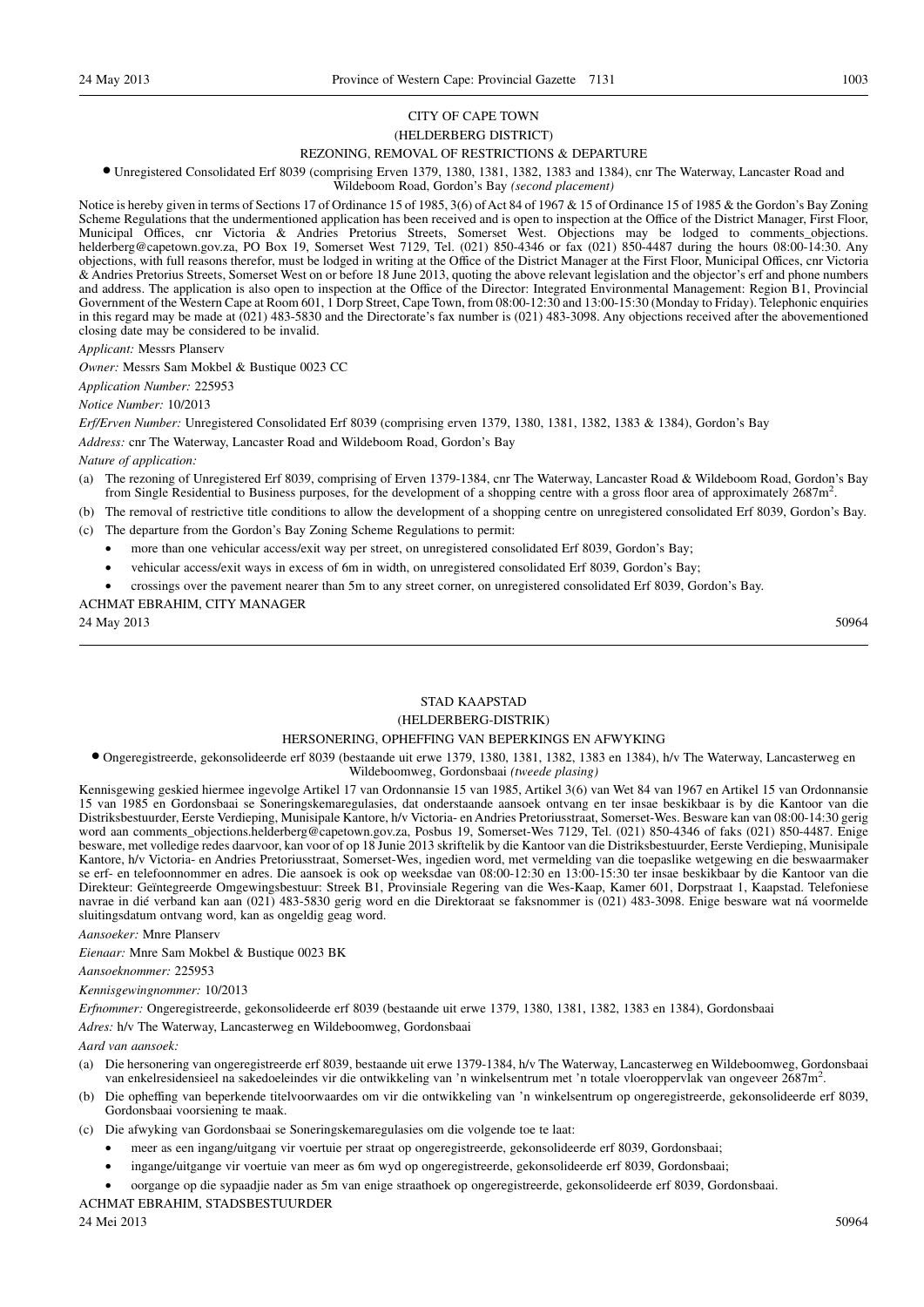CITY OF CAPE TOWN

(HELDERBERG DISTRICT)

REZONING, REMOVAL OF RESTRICTIONS & DEPARTURE

• Unregistered Consolidated Erf 8039 (comprising Erven 1379, 1380, 1381, 1382, 1383 and 1384), cnr The Waterway, Lancaster Road and Wildeboom Road, Gordon's Bay *(second placement)*

Notice is hereby given in terms of Sections 17 of Ordinance 15 of 1985, 3(6) of Act 84 of 1967 & 15 of Ordinance 15 of 1985 & the Gordon's Bay Zoning Scheme Regulations that the undermentioned application has been received and is open to inspection at the Office of the District Manager, First Floor, Municipal Offices, cnr Victoria & Andries Pretorius Streets, Somerset West. Objections may be lodged to comments_objections. helderberg@capetown.gov.za, PO Box 19, Somerset West 7129, Tel. (021) 850-4346 or fax (021) 850-4487 during the hours 08:00-14:30. Any objections, with full reasons therefor, must be lodged in writing at the Office of the District Manager at the First Floor, Municipal Offices, cnr Victoria & Andries Pretorius Streets, Somerset West on or before 18 June 2013, quoting the above relevant legislation and the objector's erf and phone numbers and address. The application is also open to inspection at the Office of the Director: Integrated Environmental Management: Region B1, Provincial Government of the Western Cape at Room 601, 1 Dorp Street, Cape Town, from 08:00-12:30 and 13:00-15:30 (Monday to Friday). Telephonic enquiries in this regard may be made at (021) 483-5830 and the Directorate's fax number is (021) 483-3098. Any objections received after the abovementioned closing date may be considered to be invalid.

*Applicant:* Messrs Planserv

*Owner:* Messrs Sam Mokbel & Bustique 0023 CC

*Application Number:* 225953

*Notice Number:* 10/2013

*Erf/Erven Number:* Unregistered Consolidated Erf 8039 (comprising erven 1379, 1380, 1381, 1382, 1383 & 1384), Gordon's Bay

*Address:* cnr The Waterway, Lancaster Road and Wildeboom Road, Gordon's Bay

*Nature of application:*

(a) The rezoning of Unregistered Erf 8039, comprising of Erven 1379-1384, cnr The Waterway, Lancaster Road & Wildeboom Road, Gordon's Bay from Single Residential to Business purposes, for the development of a shopping centre with a gross floor area of approximately 2687m$^2$.

(b) The removal of restrictive title conditions to allow the development of a shopping centre on unregistered consolidated Erf 8039, Gordon's Bay.

(c) The departure from the Gordon's Bay Zoning Scheme Regulations to permit:

- more than one vehicular access/exit way per street, on unregistered consolidated Erf 8039, Gordon's Bay;
- vehicular access/exit ways in excess of 6m in width, on unregistered consolidated Erf 8039, Gordon's Bay;
- crossings over the pavement nearer than 5m to any street corner, on unregistered consolidated Erf 8039, Gordon's Bay.

ACHMAT EBRAHIM, CITY MANAGER

24 May 2013 50964

---

STAD KAAPSTAD

(HELDERBERG-DISTRIK)

HERSONERING, OPHEFFING VAN BEPERKINGS EN AFWYKING

• Ongeregistreerde, gekonsolideerde erf 8039 (bestaande uit erwe 1379, 1380, 1381, 1382, 1383 en 1384), h/v The Waterway, Lancasterweg en Wildeboomweg, Gordonsbaai *(tweede plasing)*

Kennisgewing geskied hiermee ingevolge Artikel 17 van Ordonnansie 15 van 1985, Artikel 3(6) van Wet 84 van 1967 en Artikel 15 van Ordonnansie 15 van 1985 en Gordonsbaai se Soneringskemaregulasies, dat onderstaande aansoek ontvang en ter insae beskikbaar is by die Kantoor van die Distriksbestuurder, Eerste Verdieping, Munisipale Kantore, h/v Victoria- en Andries Pretoriusstraat, Somerset-Wes. Besware kan van 08:00-14:30 gerig word aan comments_objections.helderberg@capetown.gov.za, Posbus 19, Somerset-Wes 7129, Tel. (021) 850-4346 of faks (021) 850-4487. Enige besware, met volledige redes daarvoor, kan voor of op 18 Junie 2013 skriftelik by die Kantoor van die Distriksbestuurder, Eerste Verdieping, Munisipale Kantore, h/v Victoria- en Andries Pretoriusstraat, Somerset-Wes, ingedien word, met vermelding van die toepaslike wetgewing en die beswaarmaker se erf- en telefoonnommer en adres. Die aansoek is ook op weeksdae van 08:00-12:30 en 13:00-15:30 ter insae beskikbaar by die Kantoor van die Direkteur: Geïntegreerde Omgewingsbestuur: Streek B1, Provinsiale Regering van die Wes-Kaap, Kamer 601, Dorpstraat 1, Kaapstad. Telefoniese navrae in dié verband kan aan (021) 483-5830 gerig word en die Direktoraat se faksnommer is (021) 483-3098. Enige besware wat ná voormelde sluitingsdatum ontvang word, kan as ongeldig geag word.

*Aansoeker:* Mnre Planserv

*Eienaar:* Mnre Sam Mokbel & Bustique 0023 BK

*Aansoeknommer:* 225953

*Kennisgewingnommer:* 10/2013

*Erfnommer:* Ongeregistreerde, gekonsolideerde erf 8039 (bestaande uit erwe 1379, 1380, 1381, 1382, 1383 en 1384), Gordonsbaai

*Adres:* h/v The Waterway, Lancasterweg en Wildeboomweg, Gordonsbaai

*Aard van aansoek:*

(a) Die hersonering van ongeregistreerde erf 8039, bestaande uit erwe 1379-1384, h/v The Waterway, Lancasterweg en Wildeboomweg, Gordonsbaai van enkelresidensieel na sakedoeleindes vir die ontwikkeling van 'n winkelsentrum met 'n totale vloeroppervlak van ongeveer 2687m$^2$.

(b) Die opheffing van beperkende titelvoorwaardes om vir die ontwikkeling van 'n winkelsentrum op ongeregistreerde, gekonsolideerde erf 8039, Gordonsbaai voorsiening te maak.

(c) Die afwyking van Gordonsbaai se Soneringskemaregulasies om die volgende toe te laat:

- meer as een ingang/uitgang vir voertuie per straat op ongeregistreerde, gekonsolideerde erf 8039, Gordonsbaai;
- ingange/uitgange vir voertuie van meer as 6m wyd op ongeregistreerde, gekonsolideerde erf 8039, Gordonsbaai;
- oorgange op die sypaadjie nader as 5m van enige straathoek op ongeregistreerde, gekonsolideerde erf 8039, Gordonsbaai.

ACHMAT EBRAHIM, STADSBESTUURDER

24 Mei 2013 50964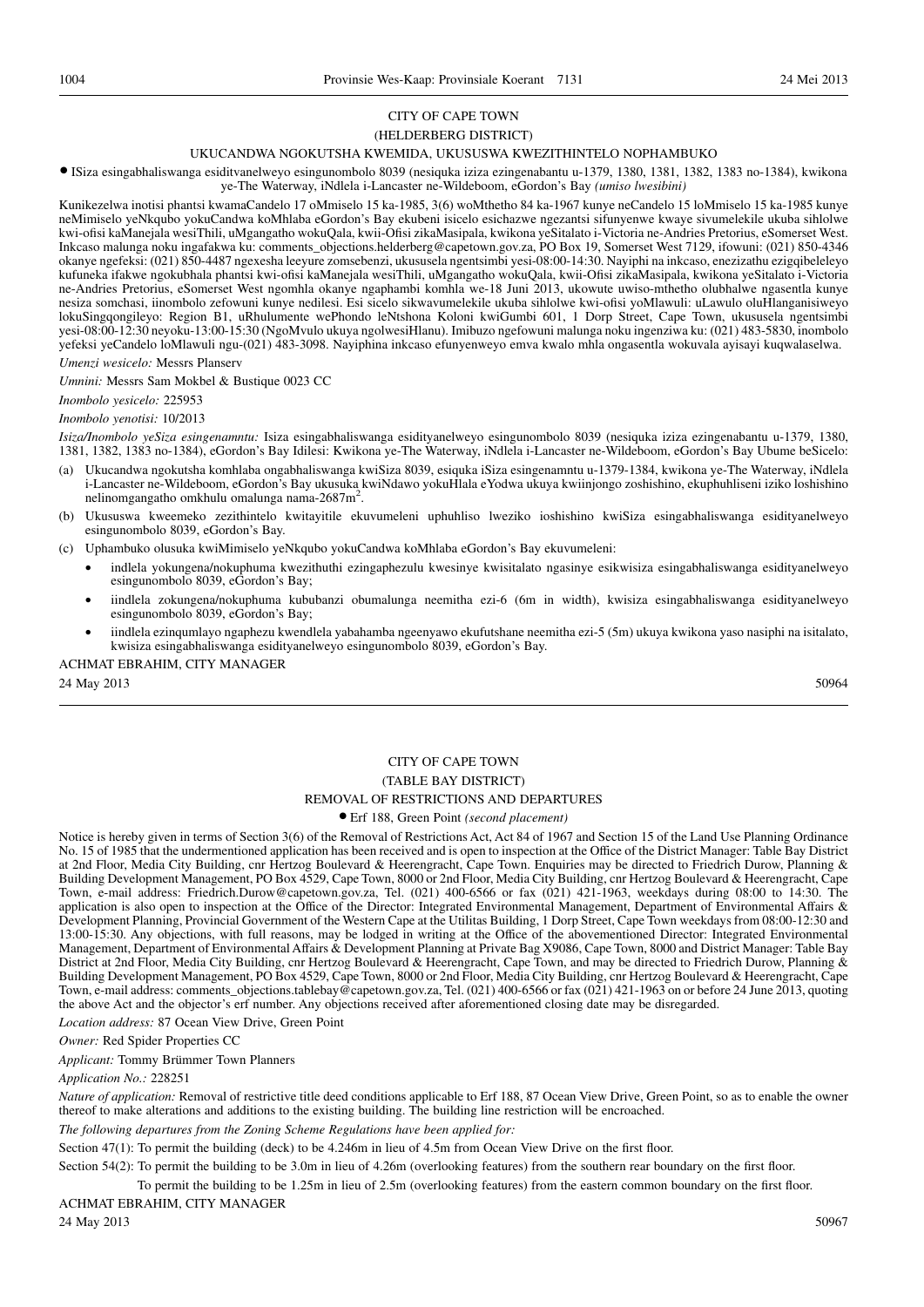CITY OF CAPE TOWN

(HELDERBERG DISTRICT)

UKUCANDWA NGOKUTSHA KWEMIDA, UKUSUSWA KWEZITHINTELO NOPHAMBUKO

● ISiza esingabhaliswanga esiditvanelweyo esingunombolo 8039 (nesiquka iziza ezingenabantu u-1379, 1380, 1381, 1382, 1383 no-1384), kwikona ye-The Waterway, iNdlela i-Lancaster ne-Wildeboom, eGordon's Bay *(umiso lwesibini)*

Kunikezelwa inotisi phantsi kwamaCandelo 17 oMmiselo 15 ka-1985, 3(6) woMthetho 84 ka-1967 kunye neCandelo 15 loMmiselo 15 ka-1985 kunye neMimiselo yeNkqubo yokuCandwa koMhlaba eGordon's Bay ekubeni isicelo esichazwe ngezantsi sifunyenwe kwaye sivumelekile ukuba sihlolwe kwi-ofisi kaManejala wesiThili, uMgangatho wokuQala, kwii-Ofisi zikaMasipala, kwikona yeSitalato i-Victoria ne-Andries Pretorius, eSomerset West. Inkcaso malunga noku ingafakwa ku: comments_objections.helderberg@capetown.gov.za, PO Box 19, Somerset West 7129, ifowuni: (021) 850-4346 okanye ngefeksi: (021) 850-4487 ngexesha leeyure zomsebenzi, ukususela ngentsimbi yesi-08:00-14:30. Nayiphi na inkcaso, enezizathu ezigqibeleleyo kufuneka ifakwe ngokubhala phantsi kwi-ofisi kaManejala wesiThili, uMgangatho wokuQala, kwii-Ofisi zikaMasipala, kwikona yeSitalato i-Victoria ne-Andries Pretorius, eSomerset West ngomhla okanye ngaphambi komhla we-18 Juni 2013, ukowute uwiso-mthetho olubhalwe ngasentla kunye nesiza somchasi, iinombolo zefowuni kunye nedilesi. Esi sicelo sikwavumelekile ukuba sihlolwe kwi-ofisi yoMlawuli: uLawulo oluHlanganisiweyo lokuSingqongileyo: Region B1, uRhulumente wePhondo leNtshona Koloni kwiGumbi 601, 1 Dorp Street, Cape Town, ukususela ngentsimbi yesi-08:00-12:30 neyoku-13:00-15:30 (NgoMvulo ukuya ngolwesiHlanu). Imibuzo ngefowuni malunga noku ingenziwa ku: (021) 483-5830, inombolo yefeksi yeCandelo loMlawuli ngu-(021) 483-3098. Nayiphina inkcaso efunyenweyo emva kwalo mhla ongasentla wokuvala ayisayi kuqwalaselwa.

*Umenzi wesicelo:* Messrs Planserv

*Umnini:* Messrs Sam Mokbel & Bustique 0023 CC

*Inombolo yesicelo:* 225953

*Inombolo yenotisi:* 10/2013

*Isiza/Inombolo yeSiza esingenamntu:* Isiza esingabhaliswanga esidityanelweyo esingunombolo 8039 (nesiquka iziza ezingenabantu u-1379, 1380, 1381, 1382, 1383 no-1384), eGordon's Bay Idilesi: Kwikona ye-The Waterway, iNdlela i-Lancaster ne-Wildeboom, eGordon's Bay Ubume beSicelo:

(a) Ukucandwa ngokutsha komhlaba ongabhaliswanga kwiSiza 8039, esiquka iSiza esingenamntu u-1379-1384, kwikona ye-The Waterway, iNdlela i-Lancaster ne-Wildeboom, eGordon's Bay ukusuka kwiNdawo yokuHlala eYodwa ukuya kwiinjongo zoshishino, ekuphuhliseni iziko loshishino nelinomgangatho omkhulu omalunga nama-2687m$^2$.

(b) Ukususwa kweemeko zezithintelo kwitayitile ekuvumeleni uphuhliso lweziko loshishino kwiSiza esingabhaliswanga esidityanelweyo esingunombolo 8039, eGordon's Bay.

(c) Uphambuko olusuka kwiMimiselo yeNkqubo yokuCandwa koMhlaba eGordon's Bay ekuvumeleni:

- indlela yokungena/nokuphuma kwezithuthi ezingaphezulu kwesinye kwisitalato ngasinye esikwisiza esingabhaliswanga esidityanelweyo esingunombolo 8039, eGordon's Bay;
- iindlela zokungena/nokuphuma kububanzi obumalunga neemitha ezi-6 (6m in width), kwisiza esingabhaliswanga esidityanelweyo esingunombolo 8039, eGordon's Bay;
- iindlela ezinqumlayo ngaphezu kwendlela yabahamba ngeenyawo ekufutshane neemitha ezi-5 (5m) ukuya kwikona yaso nasiphi na isitalato, kwisiza esingabhaliswanga esidityanelweyo esingunombolo 8039, eGordon's Bay.

ACHMAT EBRAHIM, CITY MANAGER

24 May 2013 50964

---

CITY OF CAPE TOWN

(TABLE BAY DISTRICT)

REMOVAL OF RESTRICTIONS AND DEPARTURES

● Erf 188, Green Point *(second placement)*

Notice is hereby given in terms of Section 3(6) of the Removal of Restrictions Act, Act 84 of 1967 and Section 15 of the Land Use Planning Ordinance No. 15 of 1985 that the undermentioned application has been received and is open to inspection at the Office of the District Manager: Table Bay District at 2nd Floor, Media City Building, cnr Hertzog Boulevard & Heerengracht, Cape Town. Enquiries may be directed to Friedrich Durow, Planning & Building Development Management, PO Box 4529, Cape Town, 8000 or 2nd Floor, Media City Building, cnr Hertzog Boulevard & Heerengracht, Cape Town, e-mail address: Friedrich.Durow@capetown.gov.za, Tel. (021) 400-6566 or fax (021) 421-1963, weekdays during 08:00 to 14:30. The application is also open to inspection at the Office of the Director: Integrated Environmental Management, Department of Environmental Affairs & Development Planning, Provincial Government of the Western Cape at the Utilitas Building, 1 Dorp Street, Cape Town weekdays from 08:00-12:30 and 13:00-15:30. Any objections, with full reasons, may be lodged in writing at the Office of the abovementioned Director: Integrated Environmental Management, Department of Environmental Affairs & Development Planning at Private Bag X9086, Cape Town, 8000 and District Manager: Table Bay District at 2nd Floor, Media City Building, cnr Hertzog Boulevard & Heerengracht, Cape Town, and may be directed to Friedrich Durow, Planning & Building Development Management, PO Box 4529, Cape Town, 8000 or 2nd Floor, Media City Building, cnr Hertzog Boulevard & Heerengracht, Cape Town, e-mail address: comments_objections.tablebay@capetown.gov.za, Tel. (021) 400-6566 or fax (021) 421-1963 on or before 24 June 2013, quoting the above Act and the objector's erf number. Any objections received after aforementioned closing date may be disregarded.

*Location address:* 87 Ocean View Drive, Green Point

*Owner:* Red Spider Properties CC

*Applicant:* Tommy Brümmer Town Planners

*Application No.:* 228251

*Nature of application:* Removal of restrictive title deed conditions applicable to Erf 188, 87 Ocean View Drive, Green Point, so as to enable the owner thereof to make alterations and additions to the existing building. The building line restriction will be encroached.

*The following departures from the Zoning Scheme Regulations have been applied for:*

Section 47(1): To permit the building (deck) to be 4.246m in lieu of 4.5m from Ocean View Drive on the first floor.

Section 54(2): To permit the building to be 3.0m in lieu of 4.26m (overlooking features) from the southern rear boundary on the first floor.

To permit the building to be 1.25m in lieu of 2.5m (overlooking features) from the eastern common boundary on the first floor.

ACHMAT EBRAHIM, CITY MANAGER

24 May 2013 50967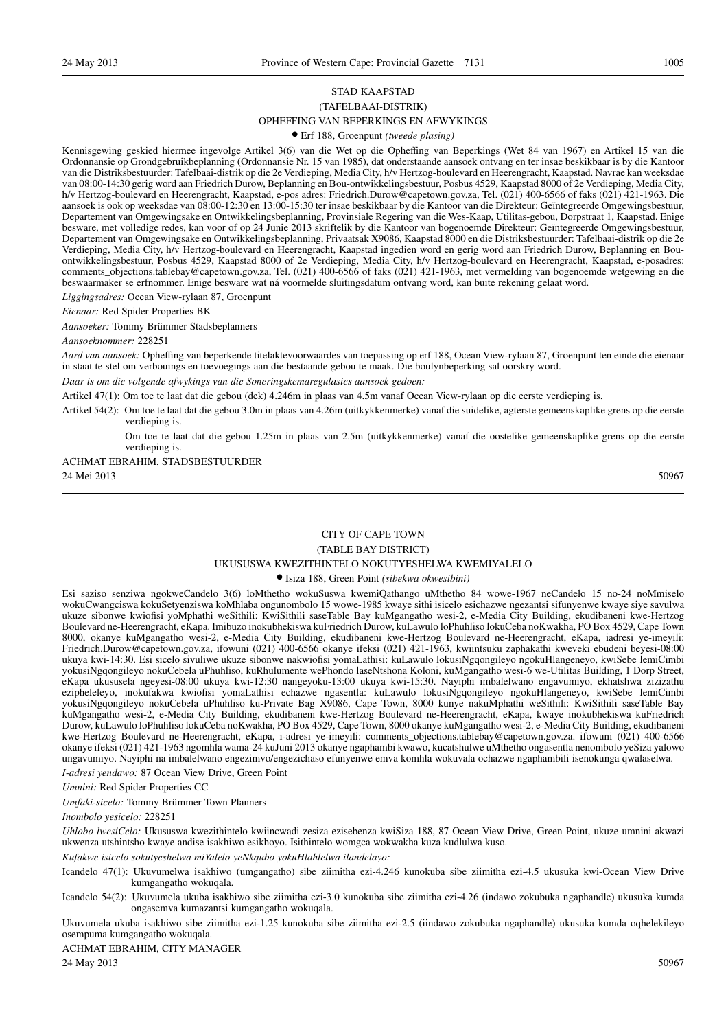STAD KAAPSTAD

(TAFELBAAI-DISTRIK)

OPHEFFING VAN BEPERKINGS EN AFWYKINGS

• Erf 188, Groenpunt *(tweede plasing)*

Kennisgewing geskied hiermee ingevolge Artikel 3(6) van die Wet op die Opheffing van Beperkings (Wet 84 van 1967) en Artikel 15 van die Ordonnansie op Grondgebruikbeplanning (Ordonnansie Nr. 15 van 1985), dat onderstaande aansoek ontvang en ter insae beskikbaar is by die Kantoor van die Distriksbestuurder: Tafelbaai-distrik op die 2e Verdieping, Media City, h/v Hertzog-boulevard en Heerengracht, Kaapstad. Navrae kan weeksdae van 08:00-14:30 gerig word aan Friedrich Durow, Beplanning en Bou-ontwikkelingsbestuur, Posbus 4529, Kaapstad 8000 of 2e Verdieping, Media City, h/v Hertzog-boulevard en Heerengracht, Kaapstad, e-pos adres: Friedrich.Durow@capetown.gov.za, Tel. (021) 400-6566 of faks (021) 421-1963. Die aansoek is ook op weeksdae van 08:00-12:30 en 13:00-15:30 ter insae beskikbaar by die Kantoor van die Direkteur: Geïntegreerde Omgewingsbestuur, Departement van Omgewingsake en Ontwikkelingsbeplanning, Provinsiale Regering van die Wes-Kaap, Utilitas-gebou, Dorpstraat 1, Kaapstad. Enige besware, met volledige redes, kan voor of op 24 Junie 2013 skriftelik by die Kantoor van bogenoemde Direkteur: Geïntegreerde Omgewingsbestuur, Departement van Omgewingsake en Ontwikkelingsbeplanning, Privaatsak X9086, Kaapstad 8000 en die Distriksbestuurder: Tafelbaai-distrik op die 2e Verdieping, Media City, h/v Hertzog-boulevard en Heerengracht, Kaapstad ingedien word en gerig word aan Friedrich Durow, Beplanning en Bou-ontwikkelingsbestuur, Posbus 4529, Kaapstad 8000 of 2e Verdieping, Media City, h/v Hertzog-boulevard en Heerengracht, Kaapstad, e-posadres: comments_objections.tablebay@capetown.gov.za, Tel. (021) 400-6566 of faks (021) 421-1963, met vermelding van bogenoemde wetgewing en die beswaarmaker se erfnommer. Enige besware wat ná voormelde sluitingsdatum ontvang word, kan buite rekening gelaat word.

*Liggingsadres:* Ocean View-rylaan 87, Groenpunt

*Eienaar:* Red Spider Properties BK

*Aansoeker:* Tommy Brümmer Stadsbeplanners

*Aansoeknommer:* 228251

*Aard van aansoek:* Opheffing van beperkende titelaktevoorwaardes van toepassing op erf 188, Ocean View-rylaan 87, Groenpunt ten einde die eienaar in staat te stel om verbouings en toevoegings aan die bestaande gebou te maak. Die boulynbeperking sal oorskry word.

*Daar is om die volgende afwykings van die Soneringskemaregulasies aansoek gedoen:*

Artikel 47(1): Om toe te laat dat die gebou (dek) 4.246m in plaas van 4.5m vanaf Ocean View-rylaan op die eerste verdieping is.

Artikel 54(2): Om toe te laat dat die gebou 3.0m in plaas van 4.26m (uitkykkenmerke) vanaf die suidelike, agterste gemeenskaplike grens op die eerste verdieping is.

Om toe te laat dat die gebou 1.25m in plaas van 2.5m (uitkykkenmerke) vanaf die oostelike gemeenskaplike grens op die eerste verdieping is.

ACHMAT EBRAHIM, STADSBESTUURDER

24 Mei 2013 50967

---

CITY OF CAPE TOWN

(TABLE BAY DISTRICT)

UKUSUSWA KWEZITHINTELO NOKUTYESHELWA KWEMIYALELO

• Isiza 188, Green Point *(sibekwa okwesibini)*

Esi saziso senziwa ngokweCandelo 3(6) loMthetho wokuSuswa kwemiQathango uMthetho 84 wowe-1967 neCandelo 15 no-24 noMmiselo wokuCwangciswa kokuSetyenziswa koMhlaba ongunombolo 15 wowe-1985 kwaye sithi isicelo esichazwe ngezantsi sifunyenwe kwaye siye savulwa ukuze sibonwe kwiofisi yoMphathi weSithili: KwiSithili saseTable Bay kuMgangatho wesi-2, e-Media City Building, ekudibaneni kwe-Hertzog Boulevard ne-Heerengracht, eKapa. Imibuzo inokubhekiswa kuFriedrich Durow, kuLawulo loPhuhliso lokuCeba noKwakha, PO Box 4529, Cape Town 8000, okanye kuMgangatho wesi-2, e-Media City Building, ekudibaneni kwe-Hertzog Boulevard ne-Heerengracht, eKapa, iadresi ye-imeyili: Friedrich.Durow@capetown.gov.za, ifowuni (021) 400-6566 okanye ifeksi (021) 421-1963, kwiintsuku zaphakathi kweveki ebudeni beyesi-08:00 ukuya kwi-14:30. Esi sicelo sivuliwe ukuze sibonwe nakwiofisi yomaLathisi: kuLawulo lokusiNgqongileyo ngokuHlangeneyo, kwiSebe lemiCimbi yokusiNgqongileyo nokuCebela uPhuhliso, kuRhulumente wePhondo laseNtshona Koloni, kuMgangatho wesi-6 we-Utilitas Building, 1 Dorp Street, eKapa ukususela ngeyesi-08:00 ukuya kwi-12:30 nangeyoku-13:00 ukuya kwi-15:30. Nayiphi imbalelwano engavumiyo, ekhatshwa zizizathu ezipheleleyo, inokufakwa kwiofisi yomaLathisi echazwe ngasentla: kuLawulo lokusiNgqongileyo ngokuHlangeneyo, kwiSebe lemiCimbi yokusiNgqongileyo nokuCebela uPhuhliso ku-Private Bag X9086, Cape Town, 8000 kunye nakuMphathi weSithili: KwiSithili saseTable Bay kuMgangatho wesi-2, e-Media City Building, ekudibaneni kwe-Hertzog Boulevard ne-Heerengracht, eKapa, kwaye inokubhekiswa kuFriedrich Durow, kuLawulo loPhuhliso lokuCeba noKwakha, PO Box 4529, Cape Town, 8000 okanye kuMgangatho wesi-2, e-Media City Building, ekudibaneni kwe-Hertzog Boulevard ne-Heerengracht, eKapa, i-adresi ye-imeyili: comments_objections.tablebay@capetown.gov.za. ifowuni (021) 400-6566 okanye ifeksi (021) 421-1963 ngomhla wama-24 kuJuni 2013 okanye ngaphambi kwawo, kucatshulwe uMthetho ongasentla nenombolo yeSiza yalowo ungavumiyo. Nayiphi na imbalelwano engezimvo/engezichaso efunyenwe emva komhla wokuvala ochazwe ngaphambili isenokunga qwalaselwa.

*I-adresi yendawo:* 87 Ocean View Drive, Green Point

*Umnini:* Red Spider Properties CC

*Umfaki-sicelo:* Tommy Brümmer Town Planners

*Inombolo yesicelo:* 228251

*Uhlobo lwesiCelo:* Ukususwa kwezithintelo kwiincwadi zesiza ezisebenza kwiSiza 188, 87 Ocean View Drive, Green Point, ukuze umnini akwazi ukwenza utshintsho kwaye andise isakhiwo esikhoyo. Isithintelo womgca wokwakha kuza kudlulwa kuso.

*Kufakwe isicelo sokutyeshelwa miYalelo yeNkqubo yokuHlahlelwa ilandelayo:*

Icandelo 47(1): Ukuvumelwa isakhiwo (umgangatho) sibe ziimitha ezi-4.246 kunokuba sibe ziimitha ezi-4.5 ukusuka kwi-Ocean View Drive kumgangatho wokuqala.

Icandelo 54(2): Ukuvumela ukuba isakhiwo sibe ziimitha ezi-3.0 kunokuba sibe ziimitha ezi-4.26 (indawo zokubuka ngaphandle) ukusuka kumda ongasemva kumazantsi kumgangatho wokuqala.

Ukuvumela ukuba isakhiwo sibe ziimitha ezi-1.25 kunokuba sibe ziimitha ezi-2.5 (iindawo zokubuka ngaphandle) ukusuka kumda oqhelekileyo osempuma kumgangatho wokuqala.

ACHMAT EBRAHIM, CITY MANAGER

24 May 2013 50967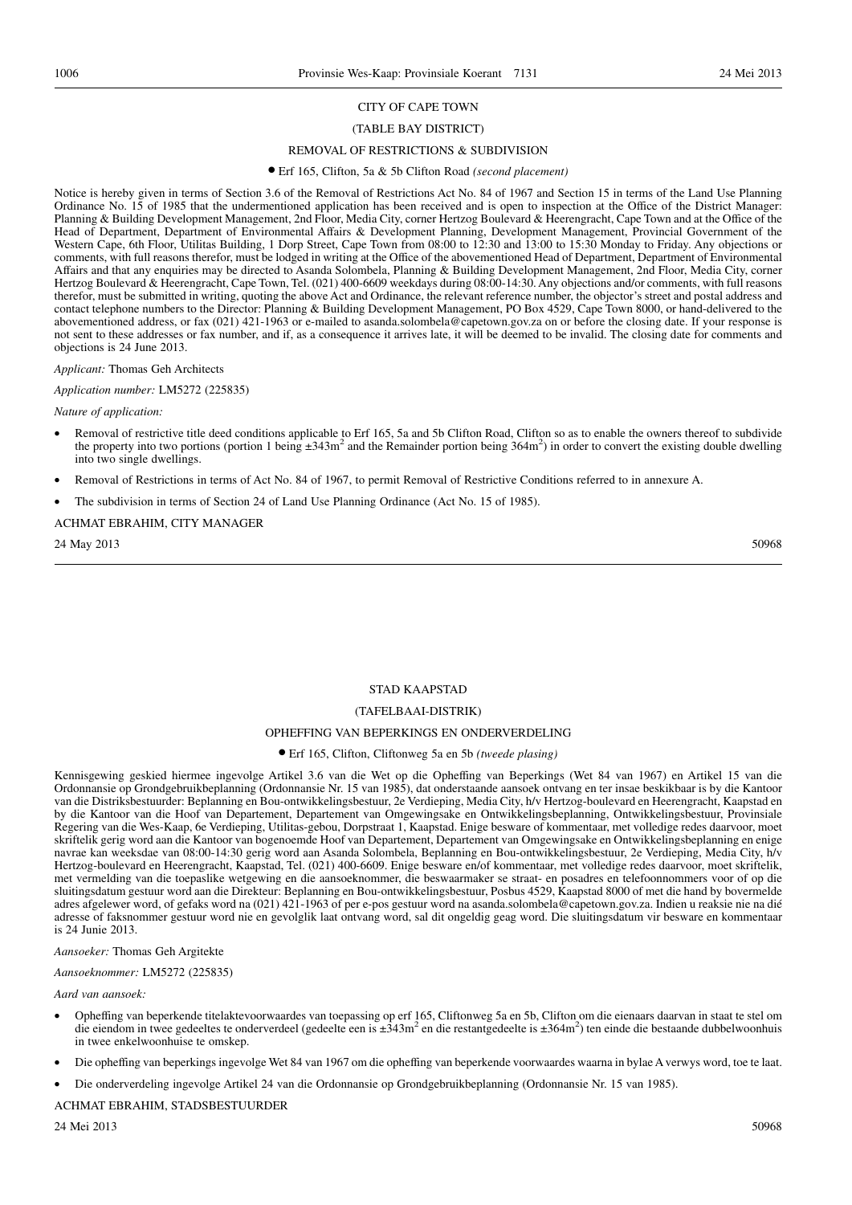CITY OF CAPE TOWN

(TABLE BAY DISTRICT)

REMOVAL OF RESTRICTIONS & SUBDIVISION

• Erf 165, Clifton, 5a & 5b Clifton Road *(second placement)*

Notice is hereby given in terms of Section 3.6 of the Removal of Restrictions Act No. 84 of 1967 and Section 15 in terms of the Land Use Planning Ordinance No. 15 of 1985 that the undermentioned application has been received and is open to inspection at the Office of the District Manager: Planning & Building Development Management, 2nd Floor, Media City, corner Hertzog Boulevard & Heerengracht, Cape Town and at the Office of the Head of Department, Department of Environmental Affairs & Development Planning, Development Management, Provincial Government of the Western Cape, 6th Floor, Utilitas Building, 1 Dorp Street, Cape Town from 08:00 to 12:30 and 13:00 to 15:30 Monday to Friday. Any objections or comments, with full reasons therefor, must be lodged in writing at the Office of the abovementioned Head of Department, Department of Environmental Affairs and that any enquiries may be directed to Asanda Solombela, Planning & Building Development Management, 2nd Floor, Media City, corner Hertzog Boulevard & Heerengracht, Cape Town, Tel. (021) 400-6609 weekdays during 08:00-14:30. Any objections and/or comments, with full reasons therefor, must be submitted in writing, quoting the above Act and Ordinance, the relevant reference number, the objector's street and postal address and contact telephone numbers to the Director: Planning & Building Development Management, PO Box 4529, Cape Town 8000, or hand-delivered to the abovementioned address, or fax (021) 421-1963 or e-mailed to asanda.solombela@capetown.gov.za on or before the closing date. If your response is not sent to these addresses or fax number, and if, as a consequence it arrives late, it will be deemed to be invalid. The closing date for comments and objections is 24 June 2013.

*Applicant:* Thomas Geh Architects

*Application number:* LM5272 (225835)

*Nature of application:*

- Removal of restrictive title deed conditions applicable to Erf 165, 5a and 5b Clifton Road, Clifton so as to enable the owners thereof to subdivide the property into two portions (portion 1 being ±343m$^2$ and the Remainder portion being 364m$^2$) in order to convert the existing double dwelling into two single dwellings.
- Removal of Restrictions in terms of Act No. 84 of 1967, to permit Removal of Restrictive Conditions referred to in annexure A.
- The subdivision in terms of Section 24 of Land Use Planning Ordinance (Act No. 15 of 1985).

ACHMAT EBRAHIM, CITY MANAGER

24 May 2013 50968

---

STAD KAAPSTAD

(TAFELBAAI-DISTRIK)

OPHEFFING VAN BEPERKINGS EN ONDERVERDELING

• Erf 165, Clifton, Cliftonweg 5a en 5b *(tweede plasing)*

Kennisgewing geskied hiermee ingevolge Artikel 3.6 van die Wet op die Opheffing van Beperkings (Wet 84 van 1967) en Artikel 15 van die Ordonnansie op Grondgebruikbeplanning (Ordonnansie Nr. 15 van 1985), dat onderstaande aansoek ontvang en ter insae beskikbaar is by die Kantoor van die Distriksbestuurder: Beplanning en Bou-ontwikkelingsbestuur, 2e Verdieping, Media City, h/v Hertzog-boulevard en Heerengracht, Kaapstad en by die Kantoor van die Hoof van Departement, Departement van Omgewingsake en Ontwikkelingsbeplanning, Ontwikkelingsbestuur, Provinsiale Regering van die Wes-Kaap, 6e Verdieping, Utilitas-gebou, Dorpstraat 1, Kaapstad. Enige besware of kommentaar, met volledige redes daarvoor, moet skriftelik gerig word aan die Kantoor van bogenoemde Hoof van Departement, Departement van Omgewingsake en Ontwikkelingsbeplanning en enige navrae kan weeksdae van 08:00-14:30 gerig word aan Asanda Solombela, Beplanning en Bou-ontwikkelingsbestuur, 2e Verdieping, Media City, h/v Hertzog-boulevard en Heerengracht, Kaapstad, Tel. (021) 400-6609. Enige besware en/of kommentaar, met volledige redes daarvoor, moet skriftelik, met vermelding van die toepaslike wetgewing en die aansoeknommer, die beswaarmaker se straat- en posadres en telefoonnommers voor of op die sluitingsdatum gestuur word aan die Direkteur: Beplanning en Bou-ontwikkelingsbestuur, Posbus 4529, Kaapstad 8000 of met die hand by bovermelde adres afgelewer word, of gefaks word na (021) 421-1963 of per e-pos gestuur word na asanda.solombela@capetown.gov.za. Indien u reaksie nie na dié adresse of faksnommer gestuur word nie en gevolglik laat ontvang word, sal dit ongeldig geag word. Die sluitingsdatum vir besware en kommentaar is 24 Junie 2013.

*Aansoeker:* Thomas Geh Argitekte

*Aansoeknommer:* LM5272 (225835)

*Aard van aansoek:*

- Opheffing van beperkende titelaktevoorwaardes van toepassing op erf 165, Cliftonweg 5a en 5b, Clifton om die eienaars daarvan in staat te stel om die eiendom in twee gedeeltes te onderverdeel (gedeelte een is ±343m$^2$ en die restantgedeelte is ±364m$^2$) ten einde die bestaande dubbelwoonhuis in twee enkelwoonhuise te omskep.
- Die opheffing van beperkings ingevolge Wet 84 van 1967 om die opheffing van beperkende voorwaardes waarna in bylae A verwys word, toe te laat.
- Die onderverdeling ingevolge Artikel 24 van die Ordonnansie op Grondgebruikbeplanning (Ordonnansie Nr. 15 van 1985).

ACHMAT EBRAHIM, STADSBESTUURDER

24 Mei 2013 50968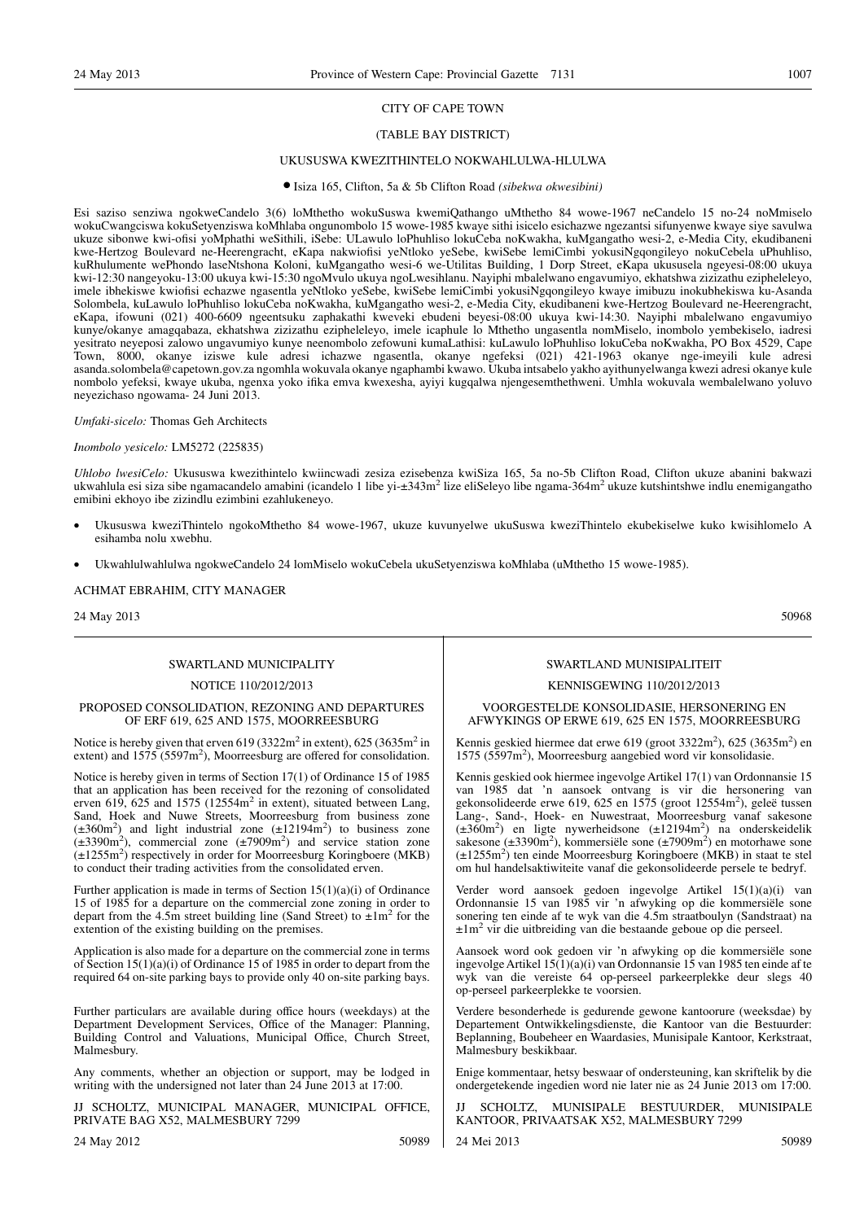CITY OF CAPE TOWN

(TABLE BAY DISTRICT)

UKUSUSWA KWEZITHINTELO NOKWAHLULWA-HLULWA

● Isiza 165, Clifton, 5a & 5b Clifton Road *(sibekwa okwesibini)*

Esi saziso senziwa ngokweCandelo 3(6) loMthetho wokuSuswa kwemiQathango uMthetho 84 wowe-1967 neCandelo 15 no-24 noMmiselo wokuCwangciswa kokuSetyenziswa koMhlaba ongunombolo 15 wowe-1985 kwaye sithi isicelo esichazwe ngezantsi sifunyenwe kwaye siye savulwa ukuze sibonwe kwi-ofisi yoMphathi weSithili, iSebe: ULawulo loPhuhliso lokuCeba noKwakha, kuMgangatho wesi-2, e-Media City, ekudibaneni kwe-Hertzog Boulevard ne-Heerengracht, eKapa nakwiofisi yeNtloko yeSebe, kwiSebe lemiCimbi yokusiNgqongileyo nokuCebela uPhuhliso, kuRhulumente wePhondo laseNtshona Koloni, kuMgangatho wesi-6 we-Utilitas Building, 1 Dorp Street, eKapa ukususela ngeyesi-08:00 ukuya kwi-12:30 nangeyoku-13:00 ukuya kwi-15:30 ngoMvulo ukuya ngoLwesihlanu. Nayiphi mbalelwano engavumiyo, ekhatshwa zizizathu ezipheleleyo, imele ibhekiswe kwiofisi echazwe ngasentla yeNtloko yeSebe, kwiSebe lemiCimbi yokusiNgqongileyo kwaye imibuzu inokubhekiswa ku-Asanda Solombela, kuLawulo loPhuhliso lokuCeba noKwakha, kuMgangatho wesi-2, e-Media City, ekudibaneni kwe-Hertzog Boulevard ne-Heerengracht, eKapa, ifowuni (021) 400-6609 ngeentsuku zaphakathi kweveki ebudeni beyesi-08:00 ukuya kwi-14:30. Nayiphi mbalelwano engavumiyo kunye/okanye amagqabaza, ekhatshwa zizizathu ezipheleleyo, imele icaphule lo Mthetho ungasentla nomMiselo, inombolo yembekiselo, iadresi yesitrato neyeposi zalowo ungavumiyo kunye neenombolo zefowuni kumaLathisi: kuLawulo loPhuhliso lokuCeba noKwakha, PO Box 4529, Cape Town, 8000, okanye iziswe kule adresi ichazwe ngasentla, okanye ngefeksi (021) 421-1963 okanye nge-imeyili kule adresi asanda.solombela@capetown.gov.za ngomhla wokuvala okanye ngaphambi kwawo. Ukuba intsabelo yakho ayithunyelwanga kwezi adresi okanye kule nombolo yefeksi, kwaye ukuba, ngenxa yoko ifika emva kwexesha, ayiyi kugqalwa njengesemthethweni. Umhla wokuvala wembalelwano yoluvo neyezichaso ngowama- 24 Juni 2013.

*Umfaki-sicelo:* Thomas Geh Architects

*Inombolo yesicelo:* LM5272 (225835)

*Uhlobo lwesiCelo:* Ukususwa kwezithintelo kwiincwadi zesiza ezisebenza kwiSiza 165, 5a no-5b Clifton Road, Clifton ukuze abanini bakwazi ukwahlula esi siza sibe ngamacandelo amabini (icandelo 1 libe yi-±343m$^2$ lize eliSeleyo libe ngama-364m$^2$ ukuze kutshintshwe indlu enemigangatho emibini ekhoyo ibe zizindlu ezimbini ezahlukeneyo.

- Ukususwa kweziThintelo ngokoMthetho 84 wowe-1967, ukuze kuvunyelwe ukuSuswa kweziThintelo ekubekiselwe kuko kwisihlomelo A esihamba nolu xwebhu.
- Ukwahlulwahlulwa ngokweCandelo 24 lomMiselo wokuCebela ukuSetyenziswa koMhlaba (uMthetho 15 wowe-1985).

ACHMAT EBRAHIM, CITY MANAGER

24 May 2013 50968

---

SWARTLAND MUNICIPALITY

NOTICE 110/2012/2013

PROPOSED CONSOLIDATION, REZONING AND DEPARTURES OF ERF 619, 625 AND 1575, MOORREESBURG

Notice is hereby given that erven 619 (3322m$^2$ in extent), 625 (3635m$^2$ in extent) and 1575 (5597m$^2$), Moorreesburg are offered for consolidation.

Notice is hereby given in terms of Section 17(1) of Ordinance 15 of 1985 that an application has been received for the rezoning of consolidated erven 619, 625 and 1575 (12554m$^2$ in extent), situated between Lang, Sand, Hoek and Nuwe Streets, Moorreesburg from business zone (±360m$^2$) and light industrial zone (±12194m$^2$) to business zone (±3390m$^2$), commercial zone (±7909m$^2$) and service station zone (±1255m$^2$) respectively in order for Moorreesburg Koringboere (MKB) to conduct their trading activities from the consolidated erven.

Further application is made in terms of Section 15(1)(a)(i) of Ordinance 15 of 1985 for a departure on the commercial zone zoning in order to depart from the 4.5m street building line (Sand Street) to ±1m$^2$ for the extention of the existing building on the premises.

Application is also made for a departure on the commercial zone in terms of Section 15(1)(a)(i) of Ordinance 15 of 1985 in order to depart from the required 64 on-site parking bays to provide only 40 on-site parking bays.

Further particulars are available during office hours (weekdays) at the Department Development Services, Office of the Manager: Planning, Building Control and Valuations, Municipal Office, Church Street, Malmesbury.

Any comments, whether an objection or support, may be lodged in writing with the undersigned not later than 24 June 2013 at 17:00.

JJ SCHOLTZ, MUNICIPAL MANAGER, MUNICIPAL OFFICE, PRIVATE BAG X52, MALMESBURY 7299

24 May 2012 50989

---

SWARTLAND MUNISIPALITEIT

KENNISGEWING 110/2012/2013

VOORGESTELDE KONSOLIDASIE, HERSONERING EN AFWYKINGS OP ERWE 619, 625 EN 1575, MOORREESBURG

Kennis geskied hiermee dat erwe 619 (groot 3322m$^2$), 625 (3635m$^2$) en 1575 (5597m$^2$), Moorreesburg aangebied word vir konsolidasie.

Kennis geskied ook hiermee ingevolge Artikel 17(1) van Ordonnansie 15 van 1985 dat 'n aansoek ontvang is vir die hersonering van gekonsolideerde erwe 619, 625 en 1575 (groot 12554m$^2$), geleë tussen Lang-, Sand-, Hoek- en Nuwestraat, Moorreesburg vanaf sakesone (±360m$^2$) en ligte nywerheidsone (±12194m$^2$) na onderskeidelik sakesone (±3390m$^2$), kommersiële sone (±7909m$^2$) en motorhawe sone (±1255m$^2$) ten einde Moorreesburg Koringboere (MKB) in staat te stel om hul handelsaktiwiteite vanaf die gekonsolideerde persele te bedryf.

Verder word aansoek gedoen ingevolge Artikel 15(1)(a)(i) van Ordonnansie 15 van 1985 vir 'n afwyking op die kommersiële sone sonering ten einde af te wyk van die 4.5m straatboulyn (Sandstraat) na ±1m$^2$ vir die uitbreiding van die bestaande geboue op die perseel.

Aansoek word ook gedoen vir 'n afwyking op die kommersiële sone ingevolge Artikel 15(1)(a)(i) van Ordonnansie 15 van 1985 ten einde af te wyk van die vereiste 64 op-perseel parkeerplekke deur slegs 40 op-perseel parkeerplekke te voorsien.

Verdere besonderhede is gedurende gewone kantoorure (weeksdae) by Departement Ontwikkelingsdienste, die Kantoor van die Bestuurder: Beplanning, Boubeheer en Waardasies, Munisipale Kantoor, Kerkstraat, Malmesbury beskikbaar.

Enige kommentaar, hetsy beswaar of ondersteuning, kan skriftelik by die ondergetekende ingedien word nie later nie as 24 Junie 2013 om 17:00.

JJ SCHOLTZ, MUNISIPALE BESTUURDER, MUNISIPALE KANTOOR, PRIVAATSAK X52, MALMESBURY 7299

24 Mei 2013 50989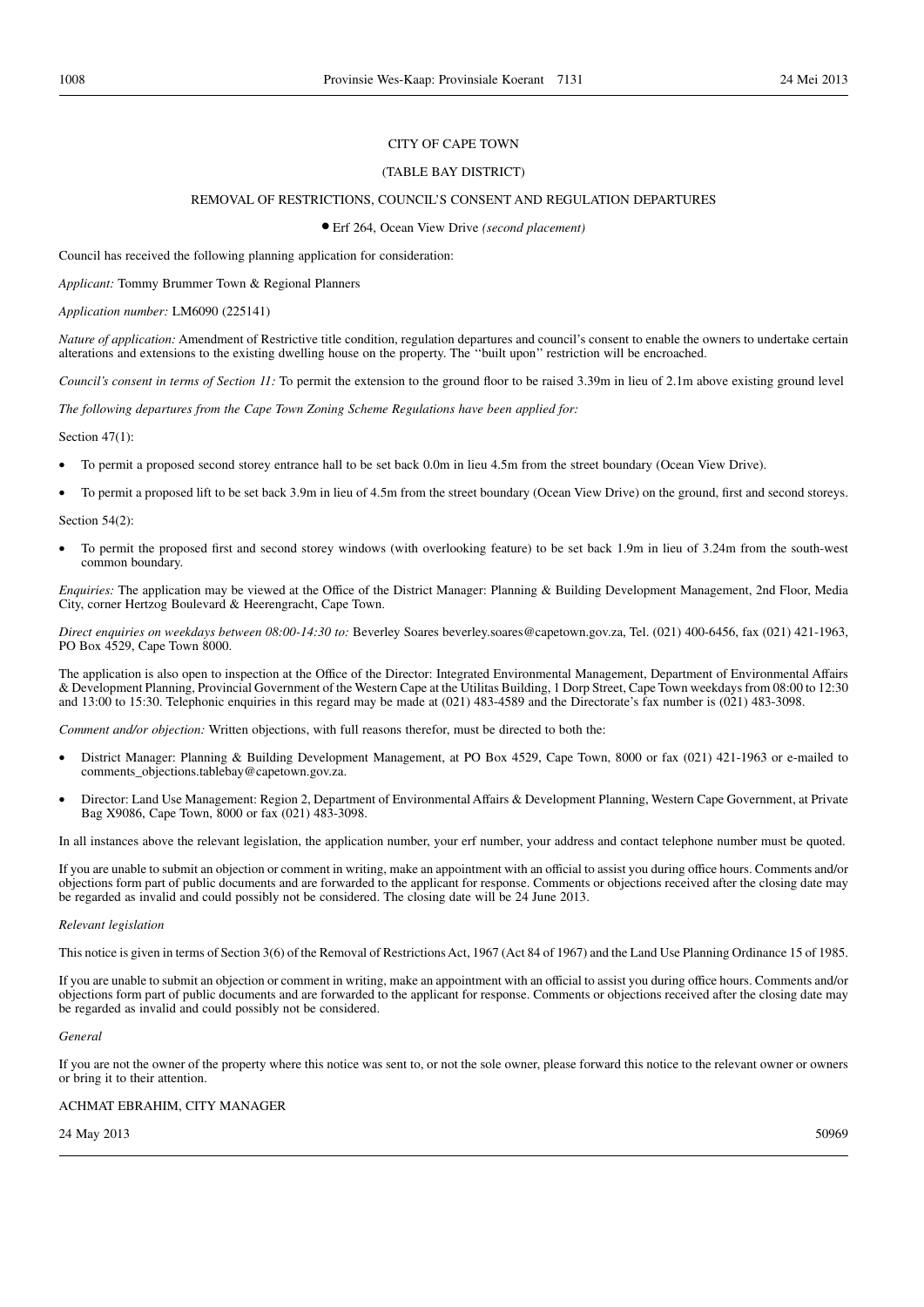CITY OF CAPE TOWN

(TABLE BAY DISTRICT)

REMOVAL OF RESTRICTIONS, COUNCIL'S CONSENT AND REGULATION DEPARTURES

- Erf 264, Ocean View Drive *(second placement)*

Council has received the following planning application for consideration:

*Applicant:* Tommy Brummer Town & Regional Planners

*Application number:* LM6090 (225141)

*Nature of application:* Amendment of Restrictive title condition, regulation departures and council's consent to enable the owners to undertake certain alterations and extensions to the existing dwelling house on the property. The ''built upon'' restriction will be encroached.

*Council's consent in terms of Section 11:* To permit the extension to the ground floor to be raised 3.39m in lieu of 2.1m above existing ground level

*The following departures from the Cape Town Zoning Scheme Regulations have been applied for:*

Section 47(1):

- To permit a proposed second storey entrance hall to be set back 0.0m in lieu 4.5m from the street boundary (Ocean View Drive).
- To permit a proposed lift to be set back 3.9m in lieu of 4.5m from the street boundary (Ocean View Drive) on the ground, first and second storeys.

Section 54(2):

- To permit the proposed first and second storey windows (with overlooking feature) to be set back 1.9m in lieu of 3.24m from the south-west common boundary.

*Enquiries:* The application may be viewed at the Office of the District Manager: Planning & Building Development Management, 2nd Floor, Media City, corner Hertzog Boulevard & Heerengracht, Cape Town.

*Direct enquiries on weekdays between 08:00-14:30 to:* Beverley Soares beverley.soares@capetown.gov.za, Tel. (021) 400-6456, fax (021) 421-1963, PO Box 4529, Cape Town 8000.

The application is also open to inspection at the Office of the Director: Integrated Environmental Management, Department of Environmental Affairs & Development Planning, Provincial Government of the Western Cape at the Utilitas Building, 1 Dorp Street, Cape Town weekdays from 08:00 to 12:30 and 13:00 to 15:30. Telephonic enquiries in this regard may be made at (021) 483-4589 and the Directorate's fax number is (021) 483-3098.

*Comment and/or objection:* Written objections, with full reasons therefor, must be directed to both the:

- District Manager: Planning & Building Development Management, at PO Box 4529, Cape Town, 8000 or fax (021) 421-1963 or e-mailed to comments_objections.tablebay@capetown.gov.za.
- Director: Land Use Management: Region 2, Department of Environmental Affairs & Development Planning, Western Cape Government, at Private Bag X9086, Cape Town, 8000 or fax (021) 483-3098.

In all instances above the relevant legislation, the application number, your erf number, your address and contact telephone number must be quoted.

If you are unable to submit an objection or comment in writing, make an appointment with an official to assist you during office hours. Comments and/or objections form part of public documents and are forwarded to the applicant for response. Comments or objections received after the closing date may be regarded as invalid and could possibly not be considered. The closing date will be 24 June 2013.

*Relevant legislation*

This notice is given in terms of Section 3(6) of the Removal of Restrictions Act, 1967 (Act 84 of 1967) and the Land Use Planning Ordinance 15 of 1985.

If you are unable to submit an objection or comment in writing, make an appointment with an official to assist you during office hours. Comments and/or objections form part of public documents and are forwarded to the applicant for response. Comments or objections received after the closing date may be regarded as invalid and could possibly not be considered.

*General*

If you are not the owner of the property where this notice was sent to, or not the sole owner, please forward this notice to the relevant owner or owners or bring it to their attention.

ACHMAT EBRAHIM, CITY MANAGER

24 May 2013 50969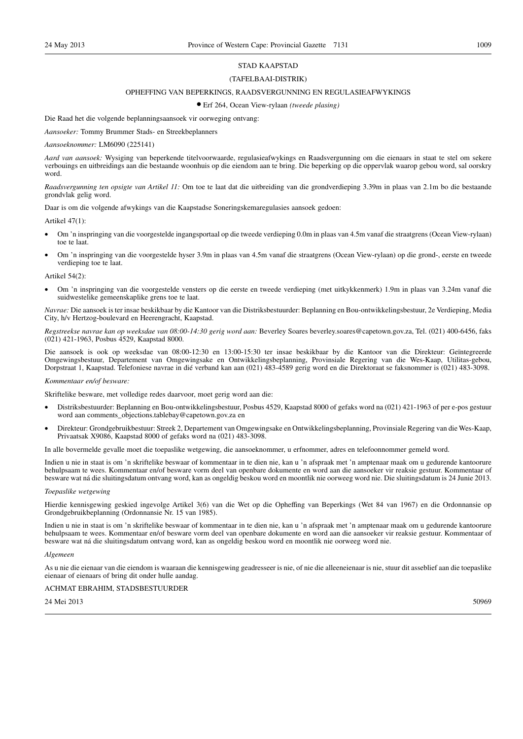STAD KAAPSTAD

(TAFELBAAI-DISTRIK)

OPHEFFING VAN BEPERKINGS, RAADSVERGUNNING EN REGULASIEAFWYKINGS

• Erf 264, Ocean View-rylaan *(tweede plasing)*

Die Raad het die volgende beplanningsaansoek vir oorweging ontvang:

*Aansoeker:* Tommy Brummer Stads- en Streekbeplanners

*Aansoeknommer:* LM6090 (225141)

*Aard van aansoek:* Wysiging van beperkende titelvoorwaarde, regulasieafwykings en Raadsvergunning om die eienaars in staat te stel om sekere verbouings en uitbreidings aan die bestaande woonhuis op die eiendom aan te bring. Die beperking op die oppervlak waarop gebou word, sal oorskry word.

*Raadsvergunning ten opsigte van Artikel 11:* Om toe te laat dat die uitbreiding van die grondverdieping 3.39m in plaas van 2.1m bo die bestaande grondvlak gelig word.

Daar is om die volgende afwykings van die Kaapstadse Soneringskemaregulasies aansoek gedoen:

Artikel 47(1):

- Om 'n inspringing van die voorgestelde ingangsportaal op die tweede verdieping 0.0m in plaas van 4.5m vanaf die straatgrens (Ocean View-rylaan) toe te laat.
- Om 'n inspringing van die voorgestelde hyser 3.9m in plaas van 4.5m vanaf die straatgrens (Ocean View-rylaan) op die grond-, eerste en tweede verdieping toe te laat.

Artikel 54(2):

- Om 'n inspringing van die voorgestelde vensters op die eerste en tweede verdieping (met uitkykkenmerk) 1.9m in plaas van 3.24m vanaf die suidwestelike gemeenskaplike grens toe te laat.

*Navrae:* Die aansoek is ter insae beskikbaar by die Kantoor van die Distriksbestuurder: Beplanning en Bou-ontwikkelingsbestuur, 2e Verdieping, Media City, h/v Hertzog-boulevard en Heerengracht, Kaapstad.

*Regstreekse navrae kan op weeksdae van 08:00-14:30 gerig word aan:* Beverley Soares beverley.soares@capetown.gov.za, Tel. (021) 400-6456, faks (021) 421-1963, Posbus 4529, Kaapstad 8000.

Die aansoek is ook op weeksdae van 08:00-12:30 en 13:00-15:30 ter insae beskikbaar by die Kantoor van die Direkteur: Geïntegreerde Omgewingsbestuur, Departement van Omgewingsake en Ontwikkelingsbeplanning, Provinsiale Regering van die Wes-Kaap, Utilitas-gebou, Dorpstraat 1, Kaapstad. Telefoniese navrae in dié verband kan aan (021) 483-4589 gerig word en die Direktoraat se faksnommer is (021) 483-3098.

*Kommentaar en/of besware:*

Skriftelike besware, met volledige redes daarvoor, moet gerig word aan die:

- Distriksbestuurder: Beplanning en Bou-ontwikkelingsbestuur, Posbus 4529, Kaapstad 8000 of gefaks word na (021) 421-1963 of per e-pos gestuur word aan comments_objections.tablebay@capetown.gov.za en
- Direkteur: Grondgebruikbestuur: Streek 2, Departement van Omgewingsake en Ontwikkelingsbeplanning, Provinsiale Regering van die Wes-Kaap, Privaatsak X9086, Kaapstad 8000 of gefaks word na (021) 483-3098.

In alle bovermelde gevalle moet die toepaslike wetgewing, die aansoeknommer, u erfnommer, adres en telefoonnommer gemeld word.

Indien u nie in staat is om 'n skriftelike beswaar of kommentaar in te dien nie, kan u 'n afspraak met 'n amptenaar maak om u gedurende kantoorure behulpsaam te wees. Kommentaar en/of besware vorm deel van openbare dokumente en word aan die aansoeker vir reaksie gestuur. Kommentaar of besware wat ná die sluitingsdatum ontvang word, kan as ongeldig beskou word en moontlik nie oorweeg word nie. Die sluitingsdatum is 24 Junie 2013.

*Toepaslike wetgewing*

Hierdie kennisgewing geskied ingevolge Artikel 3(6) van die Wet op die Opheffing van Beperkings (Wet 84 van 1967) en die Ordonnansie op Grondgebruikbeplanning (Ordonnansie Nr. 15 van 1985).

Indien u nie in staat is om 'n skriftelike beswaar of kommentaar in te dien nie, kan u 'n afspraak met 'n amptenaar maak om u gedurende kantoorure behulpsaam te wees. Kommentaar en/of besware vorm deel van openbare dokumente en word aan die aansoeker vir reaksie gestuur. Kommentaar of besware wat ná die sluitingsdatum ontvang word, kan as ongeldig beskou word en moontlik nie oorweeg word nie.

*Algemeen*

As u nie die eienaar van die eiendom is waaraan die kennisgewing geadresseer is nie, of nie die alleeneienaar is nie, stuur dit asseblief aan die toepaslike eienaar of eienaars of bring dit onder hulle aandag.

ACHMAT EBRAHIM, STADSBESTUURDER

24 Mei 2013 50969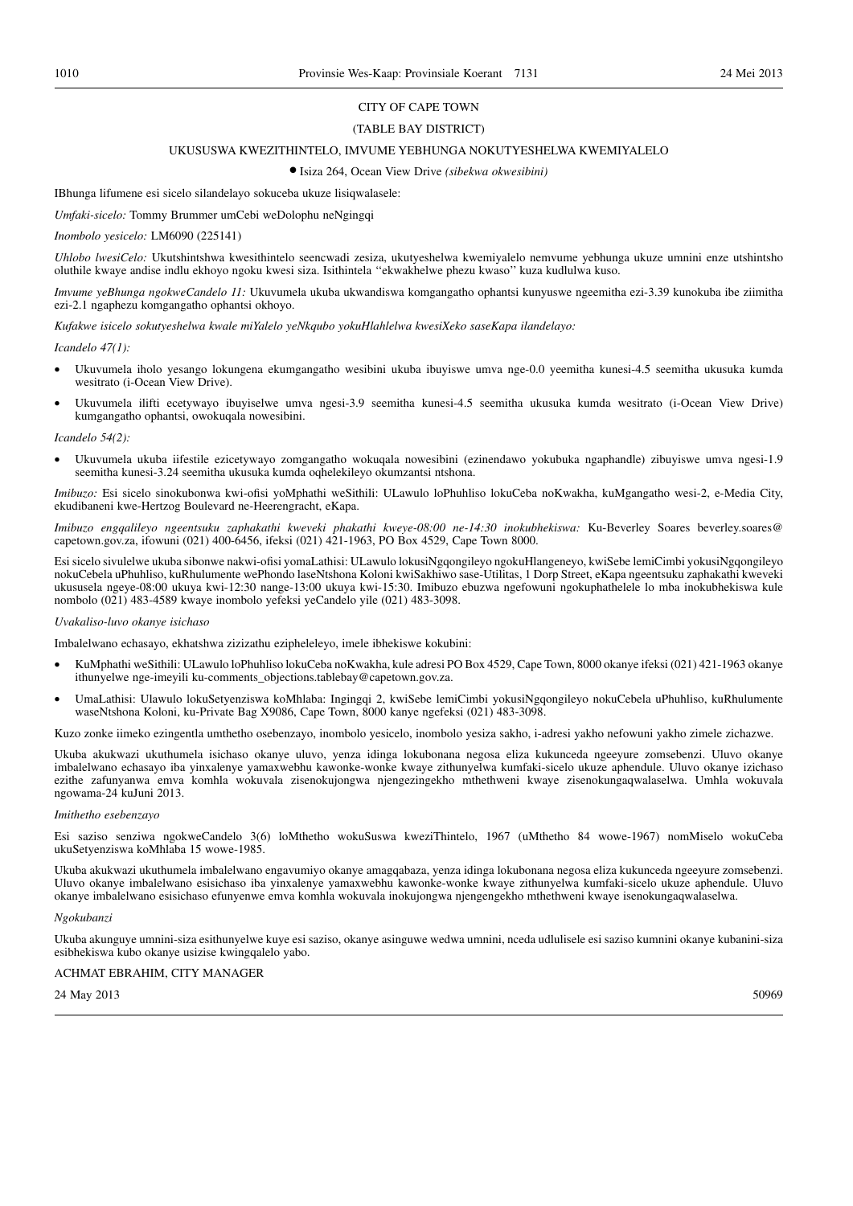CITY OF CAPE TOWN

(TABLE BAY DISTRICT)

UKUSUSWA KWEZITHINTELO, IMVUME YEBHUNGA NOKUTYESHELWA KWEMIYALELO

● Isiza 264, Ocean View Drive *(sibekwa okwesibini)*

IBhunga lifumene esi sicelo silandelayo sokuceba ukuze lisiqwalasele:

*Umfaki-sicelo:* Tommy Brummer umCebi weDolophu neNgingqi

*Inombolo yesicelo:* LM6090 (225141)

*Uhlobo lwesiCelo:* Ukutshintshwa kwesithintelo seencwadi zesiza, ukutyeshelwa kwemiyalelo nemvume yebhunga ukuze umnini enze utshintsho oluthile kwaye andise indlu ekhoyo ngoku kwesi siza. Isithintela ''ekwakhelwe phezu kwaso'' kuza kudlulwa kuso.

*Imvume yeBhunga ngokweCandelo 11:* Ukuvumela ukuba ukwandiswa komgangatho ophantsi kunyuswe ngeemitha ezi-3.39 kunokuba ibe ziimitha ezi-2.1 ngaphezu komgangatho ophantsi okhoyo.

*Kufakwe isicelo sokutyeshelwa kwale miYalelo yeNkqubo yokuHlahlelwa kwesiXeko saseKapa ilandelayo:*

*Icandelo 47(1):*

- Ukuvumela iholo yesango lokungena ekumgangatho wesibini ukuba ibuyiswe umva nge-0.0 yeemitha kunesi-4.5 seemitha ukusuka kumda wesitrato (i-Ocean View Drive).
- Ukuvumela ilifti ecetywayo ibuyiselwe umva ngesi-3.9 seemitha kunesi-4.5 seemitha ukusuka kumda wesitrato (i-Ocean View Drive) kumgangatho ophantsi, owokuqala nowesibini.

*Icandelo 54(2):*

- Ukuvumela ukuba iifestile ezicetywayo zomgangatho wokuqala nowesibini (ezinendawo yokubuka ngaphandle) zibuyiswe umva ngesi-1.9 seemitha kunesi-3.24 seemitha ukusuka kumda oqhelekileyo okumzantsi ntshona.

*Imibuzo:* Esi sicelo sinokubonwa kwi-ofisi yoMphathi weSithili: ULawulo loPhuhliso lokuCeba noKwakha, kuMgangatho wesi-2, e-Media City, ekudibaneni kwe-Hertzog Boulevard ne-Heerengracht, eKapa.

*Imibuzo engqalileyo ngeentsuku zaphakathi kweveki phakathi kweye-08:00 ne-14:30 inokubhekiswa:* Ku-Beverley Soares beverley.soares@capetown.gov.za, ifowuni (021) 400-6456, ifeksi (021) 421-1963, PO Box 4529, Cape Town 8000.

Esi sicelo sivulelwe ukuba sibonwe nakwi-ofisi yomaLathisi: ULawulo lokusiNgqongileyo ngokuHlangeneyo, kwiSebe lemiCimbi yokusiNgqongileyo nokuCebela uPhuhliso, kuRhulumente wePhondo laseNtshona Koloni kwiSakhiwo sase-Utilitas, 1 Dorp Street, eKapa ngeentsuku zaphakathi kweveki ukususela ngeye-08:00 ukuya kwi-12:30 nange-13:00 ukuya kwi-15:30. Imibuzo ebuzwa ngefowuni ngokuphathelele lo mba inokubhekiswa kule nombolo (021) 483-4589 kwaye inombolo yefeksi yeCandelo yile (021) 483-3098.

*Uvakaliso-luvo okanye isichaso*

Imbalelwano echasayo, ekhatshwa zizizathu ezipheleleyo, imele ibhekiswe kokubini:

- KuMphathi weSithili: ULawulo loPhuhliso lokuCeba noKwakha, kule adresi PO Box 4529, Cape Town, 8000 okanye ifeksi (021) 421-1963 okanye ithunyelwe nge-imeyili ku-comments_objections.tablebay@capetown.gov.za.
- UmaLathisi: Ulawulo lokuSetyenziswa koMhlaba: Ingingqi 2, kwiSebe lemiCimbi yokusiNgqongileyo nokuCebela uPhuhliso, kuRhulumente waseNtshona Koloni, ku-Private Bag X9086, Cape Town, 8000 kanye ngefeksi (021) 483-3098.

Kuzo zonke iimeko ezingentla umthetho osebenzayo, inombolo yesicelo, inombolo yesiza sakho, i-adresi yakho nefowuni yakho zimele zichazwe.

Ukuba akukwazi ukuthumela isichaso okanye uluvo, yenza idinga lokubonana negosa eliza kukunceda ngeeyure zomsebenzi. Uluvo okanye imbalelwano echasayo iba yinxalenye yamaxwebhu kawonke-wonke kwaye zithunyelwa kumfaki-sicelo ukuze aphendule. Uluvo okanye izichaso ezithe zafunyanwa emva komhla wokuvala zisenokujongwa njengezingekho mthethweni kwaye zisenokungaqwalaselwa. Umhla wokuvala ngowama-24 kuJuni 2013.

*Imithetho esebenzayo*

Esi saziso senziwa ngokweCandelo 3(6) loMthetho wokuSuswa kweziThintelo, 1967 (uMthetho 84 wowe-1967) nomMiselo wokuCeba ukuSetyenziswa koMhlaba 15 wowe-1985.

Ukuba akukwazi ukuthumela imbalelwano engavumiyo okanye amagqabaza, yenza idinga lokubonana negosa eliza kukunceda ngeeyure zomsebenzi. Uluvo okanye imbalelwano esisichaso iba yinxalenye yamaxwebhu kawonke-wonke kwaye zithunyelwa kumfaki-sicelo ukuze aphendule. Uluvo okanye imbalelwano esisichaso efunyenwe emva komhla wokuvala inokujongwa njengengekho mthethweni kwaye isenokungaqwalaselwa.

*Ngokubanzi*

Ukuba akunguye umnini-siza esithunyelwe kuye esi saziso, okanye asinguwe wedwa umnini, nceda udlulisele esi saziso kumnini okanye kubanini-siza esibhekiswa kubo okanye usizise kwingqalelo yabo.

ACHMAT EBRAHIM, CITY MANAGER

24 May 2013 50969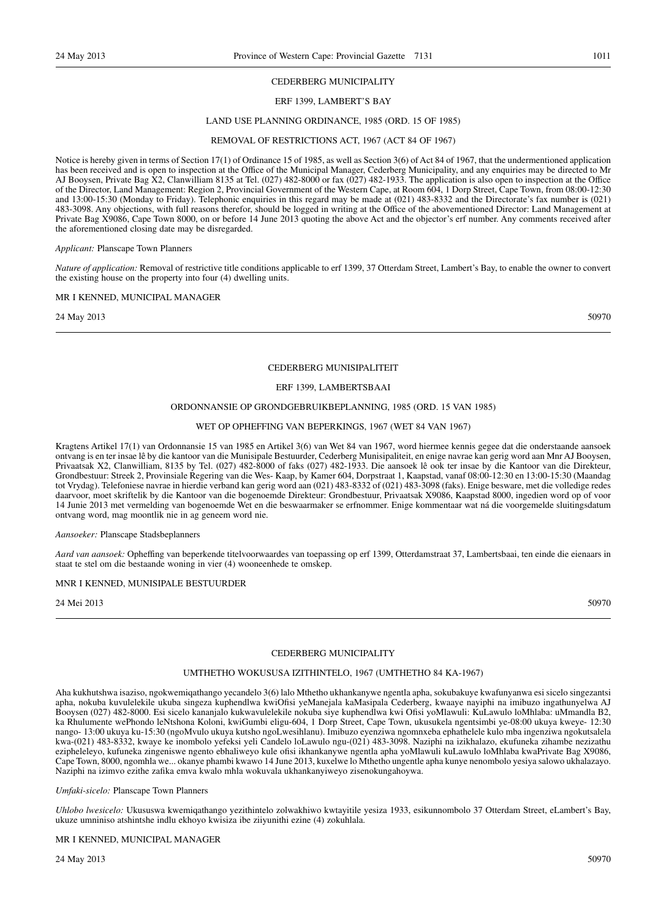CEDERBERG MUNICIPALITY

ERF 1399, LAMBERT'S BAY

LAND USE PLANNING ORDINANCE, 1985 (ORD. 15 OF 1985)

REMOVAL OF RESTRICTIONS ACT, 1967 (ACT 84 OF 1967)

Notice is hereby given in terms of Section 17(1) of Ordinance 15 of 1985, as well as Section 3(6) of Act 84 of 1967, that the undermentioned application has been received and is open to inspection at the Office of the Municipal Manager, Cederberg Municipality, and any enquiries may be directed to Mr AJ Booysen, Private Bag X2, Clanwilliam 8135 at Tel. (027) 482-8000 or fax (027) 482-1933. The application is also open to inspection at the Office of the Director, Land Management: Region 2, Provincial Government of the Western Cape, at Room 604, 1 Dorp Street, Cape Town, from 08:00-12:30 and 13:00-15:30 (Monday to Friday). Telephonic enquiries in this regard may be made at (021) 483-8332 and the Directorate's fax number is (021) 483-3098. Any objections, with full reasons therefor, should be logged in writing at the Office of the abovementioned Director: Land Management at Private Bag X9086, Cape Town 8000, on or before 14 June 2013 quoting the above Act and the objector's erf number. Any comments received after the aforementioned closing date may be disregarded.

*Applicant:* Planscape Town Planners

*Nature of application:* Removal of restrictive title conditions applicable to erf 1399, 37 Otterdam Street, Lambert's Bay, to enable the owner to convert the existing house on the property into four (4) dwelling units.

MR I KENNED, MUNICIPAL MANAGER

24 May 2013 50970

---

CEDERBERG MUNISIPALITEIT

ERF 1399, LAMBERTSBAAI

ORDONNANSIE OP GRONDGEBRUIKBEPLANNING, 1985 (ORD. 15 VAN 1985)

WET OP OPHEFFING VAN BEPERKINGS, 1967 (WET 84 VAN 1967)

Kragtens Artikel 17(1) van Ordonnansie 15 van 1985 en Artikel 3(6) van Wet 84 van 1967, word hiermee kennis gegee dat die onderstaande aansoek ontvang is en ter insae lê by die kantoor van die Munisipale Bestuurder, Cederberg Munisipaliteit, en enige navrae kan gerig word aan Mnr AJ Booysen, Privaatsak X2, Clanwilliam, 8135 by Tel. (027) 482-8000 of faks (027) 482-1933. Die aansoek lê ook ter insae by die Kantoor van die Direkteur, Grondbestuur: Streek 2, Provinsiale Regering van die Wes- Kaap, by Kamer 604, Dorpstraat 1, Kaapstad, vanaf 08:00-12:30 en 13:00-15:30 (Maandag tot Vrydag). Telefoniese navrae in hierdie verband kan gerig word aan (021) 483-8332 of (021) 483-3098 (faks). Enige besware, met die volledige redes daarvoor, moet skriftelik by die Kantoor van die bogenoemde Direkteur: Grondbestuur, Privaatsak X9086, Kaapstad 8000, ingedien word op of voor 14 Junie 2013 met vermelding van bogenoemde Wet en die beswaarmaker se erfnommer. Enige kommentaar wat ná die voorgemelde sluitingsdatum ontvang word, mag moontlik nie in ag geneem word nie.

*Aansoeker:* Planscape Stadsbeplanners

*Aard van aansoek:* Opheffing van beperkende titelvoorwaardes van toepassing op erf 1399, Otterdamstraat 37, Lambertsbaai, ten einde die eienaars in staat te stel om die bestaande woning in vier (4) wooneenhede te omskep.

MNR I KENNED, MUNISIPALE BESTUURDER

24 Mei 2013 50970

---

CEDERBERG MUNICIPALITY

UMTHETHO WOKUSUSA IZITHINTELO, 1967 (UMTHETHO 84 KA-1967)

Aha kukhutshwa isaziso, ngokwemiqathango yecandelo 3(6) lalo Mthetho ukhankanywe ngentla apha, sokubakuye kwafunyanwa esi sicelo singezantsi apha, nokuba kuvulelekile ukuba singeza kuphendlwa kwiOfisi yeManejala kaMasipala Cederberg, kwaaye nayiphi na imibuzo ingathunyelwa AJ Booysen (027) 482-8000. Esi sicelo kananjalo kukwavulelekile nokuba siye kuphendlwa kwi Ofisi yoMlawuli: KuLawulo loMhlaba: uMmandla B2, ka Rhulumente wePhondo leNtshona Koloni, kwiGumbi eligu-604, 1 Dorp Street, Cape Town, ukusukela ngentsimbi ye-08:00 ukuya kweye- 12:30 nango- 13:00 ukuya ku-15:30 (ngoMvulo ukuya kutsho ngoLwesihlanu). Imibuzo eyenziwa ngomnxeba ephathelele kulo mba ingenziwa ngokutsalela kwa-(021) 483-8332, kwaye ke inombolo yefeksi yeli Candelo loLawulo ngu-(021) 483-3098. Naziphi na izikhalazo, ekufuneka zihambe nezizathu ezipheleleyo, kufuneka zingeniswe ngento ebhaliweyo kule ofisi ikhankanywe ngentla apha yoMlawuli kuLawulo loMhlaba kwaPrivate Bag X9086, Cape Town, 8000, ngomhla we... okanye phambi kwawo 14 June 2013, kuxelwe lo Mthetho ungentle apha kunye nenombolo yesiya salowo ukhalazayo. Naziphi na izimvo ezithe zafika emva kwalo mhla wokuvala ukhankanyiweyo zisenokungahoywa.

*Umfaki-sicelo:* Planscape Town Planners

*Uhlobo lwesicelo:* Ukususwa kwemiqathango yezithintelo zolwakhiwo kwtayitile yesiza 1933, esikunnombolo 37 Otterdam Street, eLambert's Bay, ukuze umniniso atshintshe indlu ekhoyo kwisiza ibe ziiyunithi ezine (4) zokuhlala.

MR I KENNED, MUNICIPAL MANAGER

24 May 2013 50970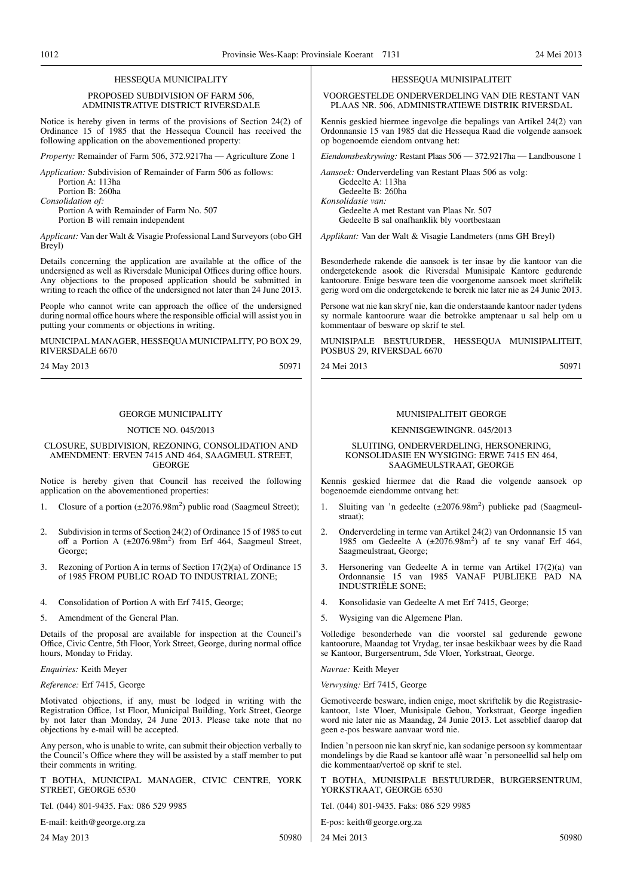## HESSEQUA MUNICIPALITY

### PROPOSED SUBDIVISION OF FARM 506, ADMINISTRATIVE DISTRICT RIVERSDALE

Notice is hereby given in terms of the provisions of Section 24(2) of Ordinance 15 of 1985 that the Hessequa Council has received the following application on the abovementioned property:

*Property:* Remainder of Farm 506, 372.9217ha — Agriculture Zone 1

*Application:* Subdivision of Remainder of Farm 506 as follows:
Portion A: 113ha
Portion B: 260ha

*Consolidation of:*
Portion A with Remainder of Farm No. 507
Portion B will remain independent

*Applicant:* Van der Walt & Visagie Professional Land Surveyors (obo GH Breyl)

Details concerning the application are available at the office of the undersigned as well as Riversdale Municipal Offices during office hours. Any objections to the proposed application should be submitted in writing to reach the office of the undersigned not later than 24 June 2013.

People who cannot write can approach the office of the undersigned during normal office hours where the responsible official will assist you in putting your comments or objections in writing.

MUNICIPAL MANAGER, HESSEQUA MUNICIPALITY, PO BOX 29, RIVERSDALE 6670

24 May 2013 50971

## HESSEQUA MUNISIPALITEIT

### VOORGESTELDE ONDERVERDELING VAN DIE RESTANT VAN PLAAS NR. 506, ADMINISTRATIEWE DISTRIK RIVERSDAL

Kennis geskied hiermee ingevolge die bepalings van Artikel 24(2) van Ordonnansie 15 van 1985 dat die Hessequa Raad die volgende aansoek op bogenoemde eiendom ontvang het:

*Eiendomsbeskrywing:* Restant Plaas 506 — 372.9217ha — Landbousone 1

*Aansoek:* Onderverdeling van Restant Plaas 506 as volg:
Gedeelte A: 113ha
Gedeelte B: 260ha

*Konsolidasie van:*
Gedeelte A met Restant van Plaas Nr. 507
Gedeelte B sal onafhanklik bly voortbestaan

*Applikant:* Van der Walt & Visagie Landmeters (nms GH Breyl)

Besonderhede rakende die aansoek is ter insae by die kantoor van die ondergetekende asook die Riversdal Munisipale Kantore gedurende kantoorure. Enige besware teen die voorgenome aansoek moet skriftelik gerig word om die ondergetekende te bereik nie later nie as 24 Junie 2013.

Persone wat nie kan skryf nie, kan die onderstaande kantoor nader tydens sy normale kantoorure waar die betrokke amptenaar u sal help om u kommentaar of besware op skrif te stel.

MUNISIPALE BESTUURDER, HESSEQUA MUNISIPALITEIT, POSBUS 29, RIVERSDAL 6670

24 Mei 2013 50971

## GEORGE MUNICIPALITY

### NOTICE NO. 045/2013

### CLOSURE, SUBDIVISION, REZONING, CONSOLIDATION AND AMENDMENT: ERVEN 7415 AND 464, SAAGMEUL STREET, GEORGE

Notice is hereby given that Council has received the following application on the abovementioned properties:

1. Closure of a portion (±2076.98m$^2$) public road (Saagmeul Street);
2. Subdivision in terms of Section 24(2) of Ordinance 15 of 1985 to cut off a Portion A (±2076.98m$^2$) from Erf 464, Saagmeul Street, George;
3. Rezoning of Portion A in terms of Section 17(2)(a) of Ordinance 15 of 1985 FROM PUBLIC ROAD TO INDUSTRIAL ZONE;
4. Consolidation of Portion A with Erf 7415, George;
5. Amendment of the General Plan.

Details of the proposal are available for inspection at the Council's Office, Civic Centre, 5th Floor, York Street, George, during normal office hours, Monday to Friday.

*Enquiries:* Keith Meyer

*Reference:* Erf 7415, George

Motivated objections, if any, must be lodged in writing with the Registration Office, 1st Floor, Municipal Building, York Street, George by not later than Monday, 24 June 2013. Please take note that no objections by e-mail will be accepted.

Any person, who is unable to write, can submit their objection verbally to the Council's Office where they will be assisted by a staff member to put their comments in writing.

T BOTHA, MUNICIPAL MANAGER, CIVIC CENTRE, YORK STREET, GEORGE 6530

Tel. (044) 801-9435. Fax: 086 529 9985

E-mail: keith@george.org.za

24 May 2013 50980

## MUNISIPALITEIT GEORGE

### KENNISGEWINGNR. 045/2013

### SLUITING, ONDERVERDELING, HERSONERING, KONSOLIDASIE EN WYSIGING: ERWE 7415 EN 464, SAAGMEULSTRAAT, GEORGE

Kennis geskied hiermee dat die Raad die volgende aansoek op bogenoemde eiendomme ontvang het:

1. Sluiting van 'n gedeelte (±2076.98m$^2$) publieke pad (Saagmeulstraat);
2. Onderverdeling in terme van Artikel 24(2) van Ordonnansie 15 van 1985 om Gedeelte A (±2076.98m$^2$) af te sny vanaf Erf 464, Saagmeulstraat, George;
3. Hersonering van Gedeelte A in terme van Artikel 17(2)(a) van Ordonnansie 15 van 1985 VANAF PUBLIEKE PAD NA INDUSTRIËLE SONE;
4. Konsolidasie van Gedeelte A met Erf 7415, George;
5. Wysiging van die Algemene Plan.

Volledige besonderhede van die voorstel sal gedurende gewone kantoorure, Maandag tot Vrydag, ter insae beskikbaar wees by die Raad se Kantoor, Burgersentrum, 5de Vloer, Yorkstraat, George.

*Navrae:* Keith Meyer

*Verwysing:* Erf 7415, George

Gemotiveerde besware, indien enige, moet skriftelik by die Registrasiekantoor, 1ste Vloer, Munisipale Gebou, Yorkstraat, George ingedien word nie later nie as Maandag, 24 Junie 2013. Let asseblief daarop dat geen e-pos besware aanvaar word nie.

Indien 'n persoon nie kan skryf nie, kan sodanige persoon sy kommentaar mondelings by die Raad se kantoor aflê waar 'n personeellid sal help om die kommentaar/vertoë op skrif te stel.

T BOTHA, MUNISIPALE BESTUURDER, BURGERSENTRUM, YORKSTRAAT, GEORGE 6530

Tel. (044) 801-9435. Faks: 086 529 9985

E-pos: keith@george.org.za

24 Mei 2013 50980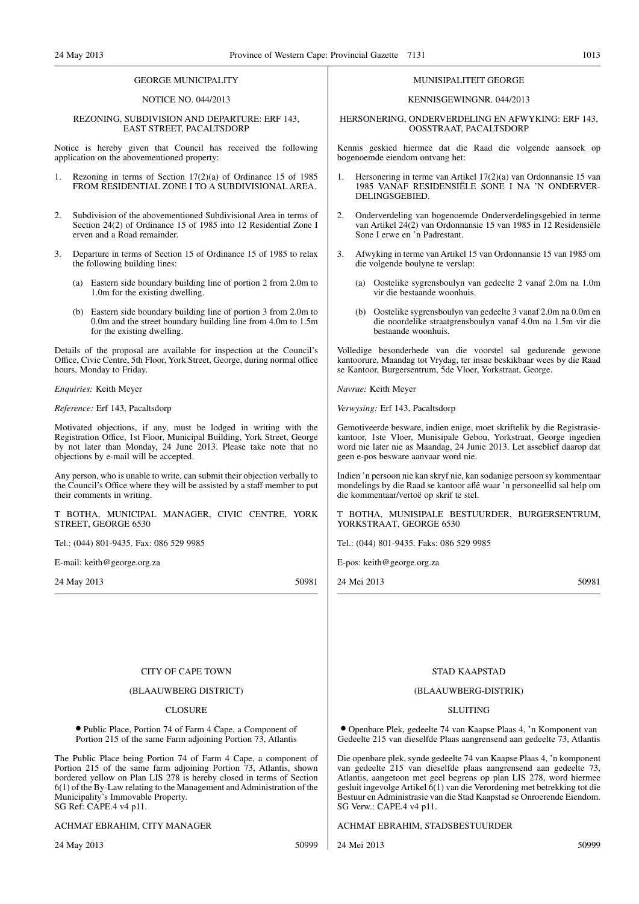GEORGE MUNICIPALITY

NOTICE NO. 044/2013

REZONING, SUBDIVISION AND DEPARTURE: ERF 143, EAST STREET, PACALTSDORP

Notice is hereby given that Council has received the following application on the abovementioned property:

1. Rezoning in terms of Section 17(2)(a) of Ordinance 15 of 1985 FROM RESIDENTIAL ZONE I TO A SUBDIVISIONAL AREA.

2. Subdivision of the abovementioned Subdivisional Area in terms of Section 24(2) of Ordinance 15 of 1985 into 12 Residential Zone I erven and a Road remainder.

3. Departure in terms of Section 15 of Ordinance 15 of 1985 to relax the following building lines:

   (a) Eastern side boundary building line of portion 2 from 2.0m to 1.0m for the existing dwelling.

   (b) Eastern side boundary building line of portion 3 from 2.0m to 0.0m and the street boundary building line from 4.0m to 1.5m for the existing dwelling.

Details of the proposal are available for inspection at the Council's Office, Civic Centre, 5th Floor, York Street, George, during normal office hours, Monday to Friday.

*Enquiries:* Keith Meyer

*Reference:* Erf 143, Pacaltsdorp

Motivated objections, if any, must be lodged in writing with the Registration Office, 1st Floor, Municipal Building, York Street, George by not later than Monday, 24 June 2013. Please take note that no objections by e-mail will be accepted.

Any person, who is unable to write, can submit their objection verbally to the Council's Office where they will be assisted by a staff member to put their comments in writing.

T BOTHA, MUNICIPAL MANAGER, CIVIC CENTRE, YORK STREET, GEORGE 6530

Tel.: (044) 801-9435. Fax: 086 529 9985

E-mail: keith@george.org.za

24 May 2013 50981

---

MUNISIPALITEIT GEORGE

KENNISGEWINGNR. 044/2013

HERSONERING, ONDERVERDELING EN AFWYKING: ERF 143, OOSSTRAAT, PACALTSDORP

Kennis geskied hiermee dat die Raad die volgende aansoek op bogenoemde eiendom ontvang het:

1. Hersonering in terme van Artikel 17(2)(a) van Ordonnansie 15 van 1985 VANAF RESIDENSIËLE SONE I NA 'N ONDERVERDELINGSGEBIED.

2. Onderverdeling van bogenoemde Onderverdelingsgebied in terme van Artikel 24(2) van Ordonnansie 15 van 1985 in 12 Residensiële Sone I erwe en 'n Padrestant.

3. Afwyking in terme van Artikel 15 van Ordonnansie 15 van 1985 om die volgende boulyne te verslap:

   (a) Oostelike sygrensboulyn van gedeelte 2 vanaf 2.0m na 1.0m vir die bestaande woonhuis.

   (b) Oostelike sygrensboulyn van gedeelte 3 vanaf 2.0m na 0.0m en die noordelike straatgrensboulyn vanaf 4.0m na 1.5m vir die bestaande woonhuis.

Volledige besonderhede van die voorstel sal gedurende gewone kantoorure, Maandag tot Vrydag, ter insae beskikbaar wees by die Raad se Kantoor, Burgersentrum, 5de Vloer, Yorkstraat, George.

*Navrae:* Keith Meyer

*Verwysing:* Erf 143, Pacaltsdorp

Gemotiveerde besware, indien enige, moet skriftelik by die Registrasiekantoor, 1ste Vloer, Munisipale Gebou, Yorkstraat, George ingedien word nie later nie as Maandag, 24 Junie 2013. Let asseblief daarop dat geen e-pos besware aanvaar word nie.

Indien 'n persoon nie kan skryf nie, kan sodanige persoon sy kommentaar mondelings by die Raad se kantoor aflê waar 'n personeellid sal help om die kommentaar/vertoë op skrif te stel.

T BOTHA, MUNISIPALE BESTUURDER, BURGERSENTRUM, YORKSTRAAT, GEORGE 6530

Tel.: (044) 801-9435. Faks: 086 529 9985

E-pos: keith@george.org.za

24 Mei 2013 50981

---

CITY OF CAPE TOWN

(BLAAUWBERG DISTRICT)

CLOSURE

• Public Place, Portion 74 of Farm 4 Cape, a Component of Portion 215 of the same Farm adjoining Portion 73, Atlantis

The Public Place being Portion 74 of Farm 4 Cape, a component of Portion 215 of the same farm adjoining Portion 73, Atlantis, shown bordered yellow on Plan LIS 278 is hereby closed in terms of Section 6(1) of the By-Law relating to the Management and Administration of the Municipality's Immovable Property.
SG Ref: CAPE.4 v4 p11.

ACHMAT EBRAHIM, CITY MANAGER

24 May 2013 50999

---

STAD KAAPSTAD

(BLAAUWBERG-DISTRIK)

SLUITING

• Openbare Plek, gedeelte 74 van Kaapse Plaas 4, 'n Komponent van Gedeelte 215 van dieselfde Plaas aangrensend aan gedeelte 73, Atlantis

Die openbare plek, synde gedeelte 74 van Kaapse Plaas 4, 'n komponent van gedeelte 215 van dieselfde plaas aangrensend aan gedeelte 73, Atlantis, aangetoon met geel begrens op plan LIS 278, word hiermee gesluit ingevolge Artikel 6(1) van die Verordening met betrekking tot die Bestuur en Administrasie van die Stad Kaapstad se Onroerende Eiendom.
SG Verw.: CAPE.4 v4 p11.

ACHMAT EBRAHIM, STADSBESTUURDER

24 Mei 2013 50999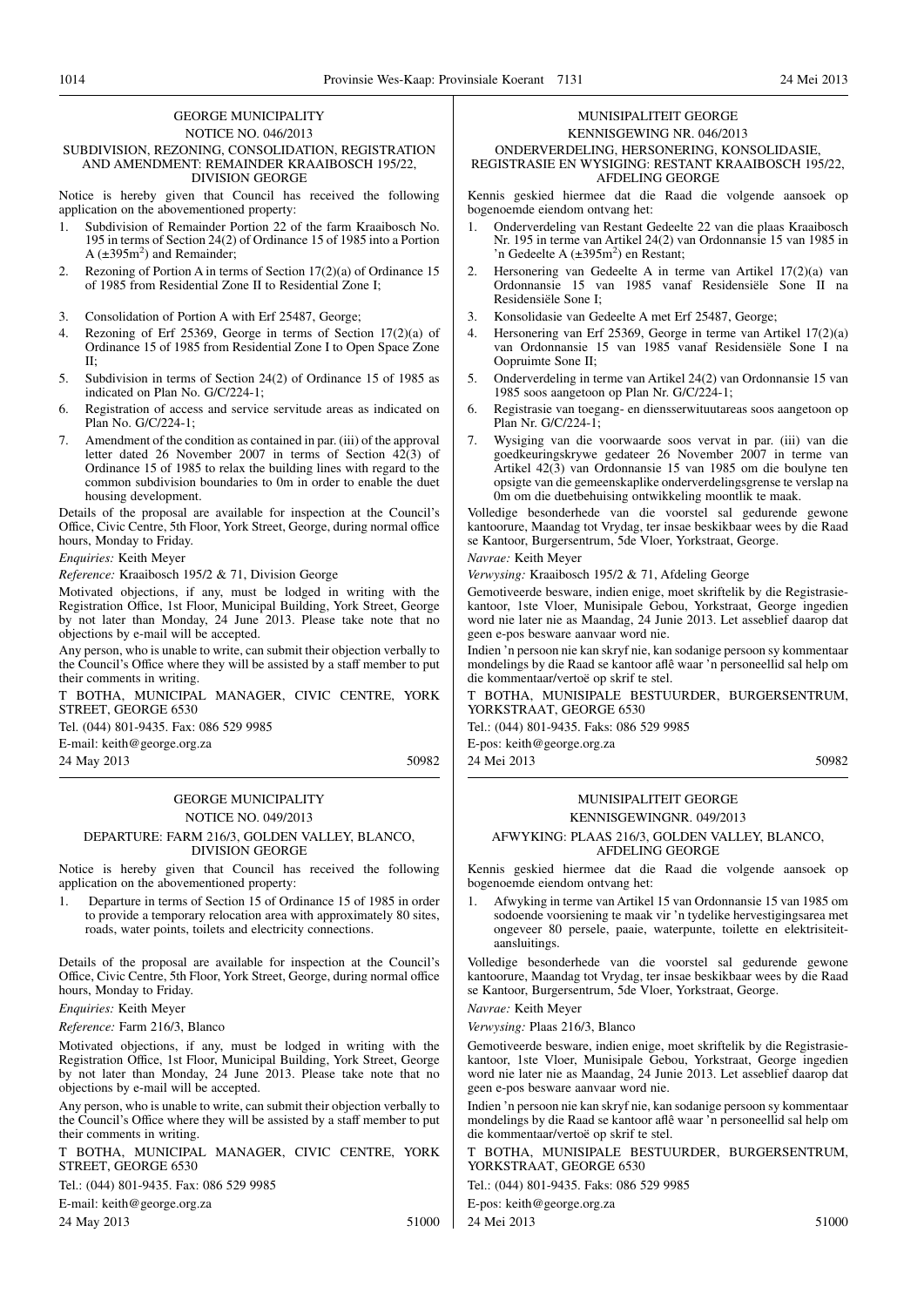## GEORGE MUNICIPALITY

NOTICE NO. 046/2013

### SUBDIVISION, REZONING, CONSOLIDATION, REGISTRATION AND AMENDMENT: REMAINDER KRAAIBOSCH 195/22, DIVISION GEORGE

Notice is hereby given that Council has received the following application on the abovementioned property:

1. Subdivision of Remainder Portion 22 of the farm Kraaibosch No. 195 in terms of Section 24(2) of Ordinance 15 of 1985 into a Portion A (±395m$^2$) and Remainder;
2. Rezoning of Portion A in terms of Section 17(2)(a) of Ordinance 15 of 1985 from Residential Zone II to Residential Zone I;
3. Consolidation of Portion A with Erf 25487, George;
4. Rezoning of Erf 25369, George in terms of Section 17(2)(a) of Ordinance 15 of 1985 from Residential Zone I to Open Space Zone II;
5. Subdivision in terms of Section 24(2) of Ordinance 15 of 1985 as indicated on Plan No. G/C/224-1;
6. Registration of access and service servitude areas as indicated on Plan No. G/C/224-1;
7. Amendment of the condition as contained in par. (iii) of the approval letter dated 26 November 2007 in terms of Section 42(3) of Ordinance 15 of 1985 to relax the building lines with regard to the common subdivision boundaries to 0m in order to enable the duet housing development.

Details of the proposal are available for inspection at the Council's Office, Civic Centre, 5th Floor, York Street, George, during normal office hours, Monday to Friday.

*Enquiries:* Keith Meyer

*Reference:* Kraaibosch 195/2 & 71, Division George

Motivated objections, if any, must be lodged in writing with the Registration Office, 1st Floor, Municipal Building, York Street, George by not later than Monday, 24 June 2013. Please take note that no objections by e-mail will be accepted.

Any person, who is unable to write, can submit their objection verbally to the Council's Office where they will be assisted by a staff member to put their comments in writing.

T BOTHA, MUNICIPAL MANAGER, CIVIC CENTRE, YORK STREET, GEORGE 6530

Tel. (044) 801-9435. Fax: 086 529 9985

E-mail: keith@george.org.za

24 May 2013 50982

## MUNISIPALITEIT GEORGE

KENNISGEWING NR. 046/2013

### ONDERVERDELING, HERSONERING, KONSOLIDASIE, REGISTRASIE EN WYSIGING: RESTANT KRAAIBOSCH 195/22, AFDELING GEORGE

Kennis geskied hiermee dat die Raad die volgende aansoek op bogenoemde eiendom ontvang het:

1. Onderverdeling van Restant Gedeelte 22 van die plaas Kraaibosch Nr. 195 in terme van Artikel 24(2) van Ordonnansie 15 van 1985 in 'n Gedeelte A (±395m$^2$) en Restant;
2. Hersonering van Gedeelte A in terme van Artikel 17(2)(a) van Ordonnansie 15 van 1985 vanaf Residensiële Sone II na Residensiële Sone I;
3. Konsolidasie van Gedeelte A met Erf 25487, George;
4. Hersonering van Erf 25369, George in terme van Artikel 17(2)(a) van Ordonnansie 15 van 1985 vanaf Residensiële Sone I na Oopruimte Sone II;
5. Onderverdeling in terme van Artikel 24(2) van Ordonnansie 15 van 1985 soos aangetoon op Plan Nr. G/C/224-1;
6. Registrasie van toegang- en diensserwituutareas soos aangetoon op Plan Nr. G/C/224-1;
7. Wysiging van die voorwaarde soos vervat in par. (iii) van die goedkeuringskrywe gedateer 26 November 2007 in terme van Artikel 42(3) van Ordonnansie 15 van 1985 om die boulyne ten opsigte van die gemeenskaplike onderverdelingsgrense te verslap na 0m om die duetbehuising ontwikkeling moontlik te maak.

Volledige besonderhede van die voorstel sal gedurende gewone kantoorure, Maandag tot Vrydag, ter insae beskikbaar wees by die Raad se Kantoor, Burgersentrum, 5de Vloer, Yorkstraat, George.

*Navrae:* Keith Meyer

*Verwysing:* Kraaibosch 195/2 & 71, Afdeling George

Gemotiveerde besware, indien enige, moet skriftelik by die Registrasiekantoor, 1ste Vloer, Munisipale Gebou, Yorkstraat, George ingedien word nie later nie as Maandag, 24 Junie 2013. Let asseblief daarop dat geen e-pos besware aanvaar word nie.

Indien 'n persoon nie kan skryf nie, kan sodanige persoon sy kommentaar mondelings by die Raad se kantoor aflê waar 'n personeellid sal help om die kommentaar/vertoë op skrif te stel.

T BOTHA, MUNISIPALE BESTUURDER, BURGERSENTRUM, YORKSTRAAT, GEORGE 6530

Tel.: (044) 801-9435. Faks: 086 529 9985

E-pos: keith@george.org.za

24 Mei 2013 50982

## GEORGE MUNICIPALITY

NOTICE NO. 049/2013

### DEPARTURE: FARM 216/3, GOLDEN VALLEY, BLANCO, DIVISION GEORGE

Notice is hereby given that Council has received the following application on the abovementioned property:

1. Departure in terms of Section 15 of Ordinance 15 of 1985 in order to provide a temporary relocation area with approximately 80 sites, roads, water points, toilets and electricity connections.

Details of the proposal are available for inspection at the Council's Office, Civic Centre, 5th Floor, York Street, George, during normal office hours, Monday to Friday.

*Enquiries:* Keith Meyer

*Reference:* Farm 216/3, Blanco

Motivated objections, if any, must be lodged in writing with the Registration Office, 1st Floor, Municipal Building, York Street, George by not later than Monday, 24 June 2013. Please take note that no objections by e-mail will be accepted.

Any person, who is unable to write, can submit their objection verbally to the Council's Office where they will be assisted by a staff member to put their comments in writing.

T BOTHA, MUNICIPAL MANAGER, CIVIC CENTRE, YORK STREET, GEORGE 6530

Tel.: (044) 801-9435. Fax: 086 529 9985

E-mail: keith@george.org.za

24 May 2013 51000

## MUNISIPALITEIT GEORGE

KENNISGEWINGNR. 049/2013

### AFWYKING: PLAAS 216/3, GOLDEN VALLEY, BLANCO, AFDELING GEORGE

Kennis geskied hiermee dat die Raad die volgende aansoek op bogenoemde eiendom ontvang het:

1. Afwyking in terme van Artikel 15 van Ordonnansie 15 van 1985 om sodoende voorsiening te maak vir 'n tydelike hervestigingsarea met ongeveer 80 persele, paaie, waterpunte, toilette en elektrisiteitaansluitings.

Volledige besonderhede van die voorstel sal gedurende gewone kantoorure, Maandag tot Vrydag, ter insae beskikbaar wees by die Raad se Kantoor, Burgersentrum, 5de Vloer, Yorkstraat, George.

*Navrae:* Keith Meyer

*Verwysing:* Plaas 216/3, Blanco

Gemotiveerde besware, indien enige, moet skriftelik by die Registrasiekantoor, 1ste Vloer, Munisipale Gebou, Yorkstraat, George ingedien word nie later nie as Maandag, 24 Junie 2013. Let asseblief daarop dat geen e-pos besware aanvaar word nie.

Indien 'n persoon nie kan skryf nie, kan sodanige persoon sy kommentaar mondelings by die Raad se kantoor aflê waar 'n personeellid sal help om die kommentaar/vertoë op skrif te stel.

T BOTHA, MUNISIPALE BESTUURDER, BURGERSENTRUM, YORKSTRAAT, GEORGE 6530

Tel.: (044) 801-9435. Faks: 086 529 9985

E-pos: keith@george.org.za

24 Mei 2013 51000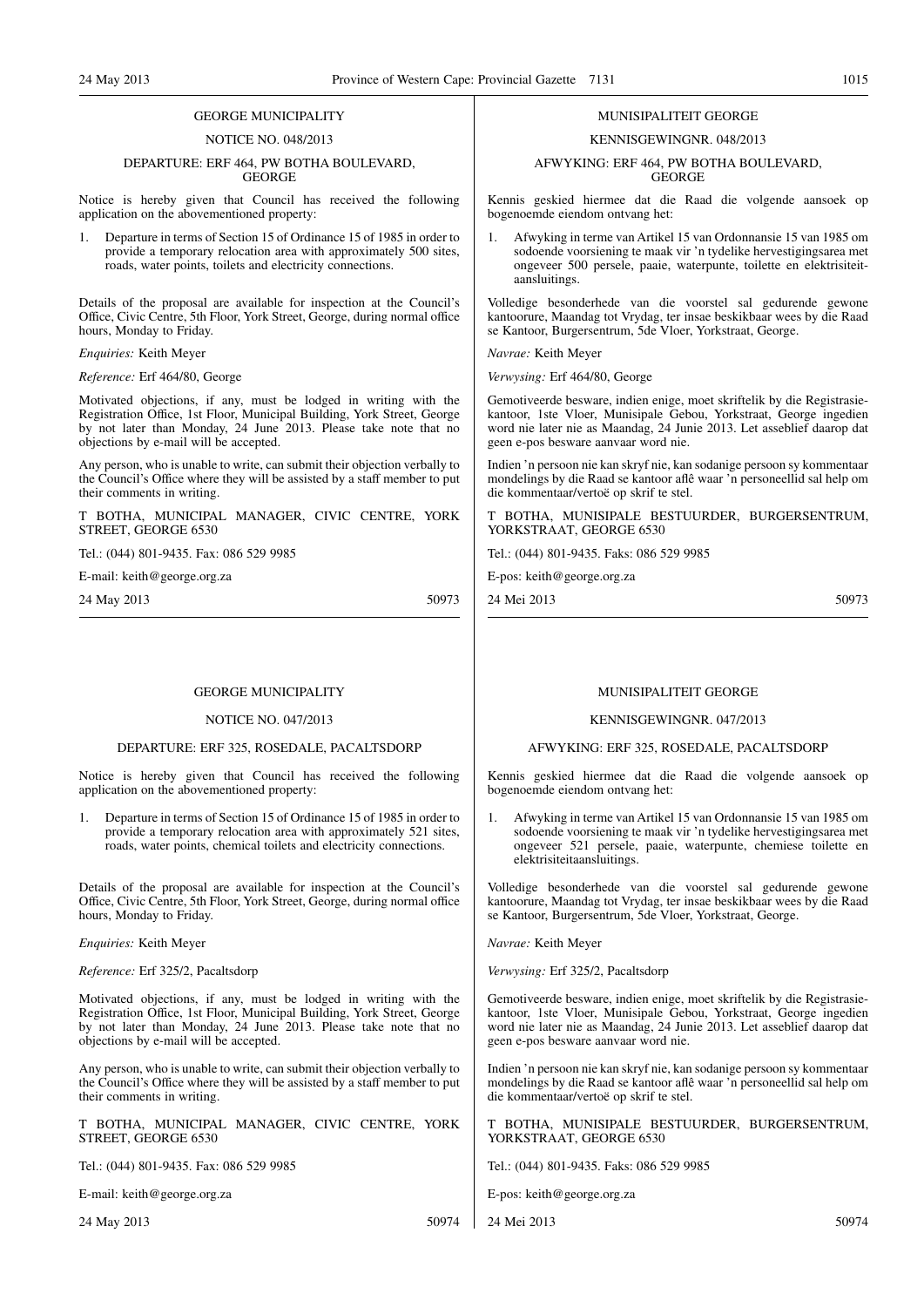## GEORGE MUNICIPALITY

NOTICE NO. 048/2013

DEPARTURE: ERF 464, PW BOTHA BOULEVARD, GEORGE

Notice is hereby given that Council has received the following application on the abovementioned property:

1. Departure in terms of Section 15 of Ordinance 15 of 1985 in order to provide a temporary relocation area with approximately 500 sites, roads, water points, toilets and electricity connections.

Details of the proposal are available for inspection at the Council's Office, Civic Centre, 5th Floor, York Street, George, during normal office hours, Monday to Friday.

*Enquiries:* Keith Meyer

*Reference:* Erf 464/80, George

Motivated objections, if any, must be lodged in writing with the Registration Office, 1st Floor, Municipal Building, York Street, George by not later than Monday, 24 June 2013. Please take note that no objections by e-mail will be accepted.

Any person, who is unable to write, can submit their objection verbally to the Council's Office where they will be assisted by a staff member to put their comments in writing.

T BOTHA, MUNICIPAL MANAGER, CIVIC CENTRE, YORK STREET, GEORGE 6530

Tel.: (044) 801-9435. Fax: 086 529 9985

E-mail: keith@george.org.za

24 May 2013 50973

## MUNISIPALITEIT GEORGE

KENNISGEWINGNR. 048/2013

AFWYKING: ERF 464, PW BOTHA BOULEVARD, GEORGE

Kennis geskied hiermee dat die Raad die volgende aansoek op bogenoemde eiendom ontvang het:

1. Afwyking in terme van Artikel 15 van Ordonnansie 15 van 1985 om sodoende voorsiening te maak vir 'n tydelike hervestigingsarea met ongeveer 500 persele, paaie, waterpunte, toilette en elektrisiteit-aansluitings.

Volledige besonderhede van die voorstel sal gedurende gewone kantoorure, Maandag tot Vrydag, ter insae beskikbaar wees by die Raad se Kantoor, Burgersentrum, 5de Vloer, Yorkstraat, George.

*Navrae:* Keith Meyer

*Verwysing:* Erf 464/80, George

Gemotiveerde besware, indien enige, moet skriftelik by die Registrasie-kantoor, 1ste Vloer, Munisipale Gebou, Yorkstraat, George ingedien word nie later nie as Maandag, 24 Junie 2013. Let asseblief daarop dat geen e-pos besware aanvaar word nie.

Indien 'n persoon nie kan skryf nie, kan sodanige persoon sy kommentaar mondelings by die Raad se kantoor aflê waar 'n personeellid sal help om die kommentaar/vertoë op skrif te stel.

T BOTHA, MUNISIPALE BESTUURDER, BURGERSENTRUM, YORKSTRAAT, GEORGE 6530

Tel.: (044) 801-9435. Faks: 086 529 9985

E-pos: keith@george.org.za

24 Mei 2013 50973

## GEORGE MUNICIPALITY

NOTICE NO. 047/2013

DEPARTURE: ERF 325, ROSEDALE, PACALTSDORP

Notice is hereby given that Council has received the following application on the abovementioned property:

1. Departure in terms of Section 15 of Ordinance 15 of 1985 in order to provide a temporary relocation area with approximately 521 sites, roads, water points, chemical toilets and electricity connections.

Details of the proposal are available for inspection at the Council's Office, Civic Centre, 5th Floor, York Street, George, during normal office hours, Monday to Friday.

*Enquiries:* Keith Meyer

*Reference:* Erf 325/2, Pacaltsdorp

Motivated objections, if any, must be lodged in writing with the Registration Office, 1st Floor, Municipal Building, York Street, George by not later than Monday, 24 June 2013. Please take note that no objections by e-mail will be accepted.

Any person, who is unable to write, can submit their objection verbally to the Council's Office where they will be assisted by a staff member to put their comments in writing.

T BOTHA, MUNICIPAL MANAGER, CIVIC CENTRE, YORK STREET, GEORGE 6530

Tel.: (044) 801-9435. Fax: 086 529 9985

E-mail: keith@george.org.za

24 May 2013 50974

## MUNISIPALITEIT GEORGE

KENNISGEWINGNR. 047/2013

AFWYKING: ERF 325, ROSEDALE, PACALTSDORP

Kennis geskied hiermee dat die Raad die volgende aansoek op bogenoemde eiendom ontvang het:

1. Afwyking in terme van Artikel 15 van Ordonnansie 15 van 1985 om sodoende voorsiening te maak vir 'n tydelike hervestigingsarea met ongeveer 521 persele, paaie, waterpunte, chemiese toilette en elektrisiteitaansluitings.

Volledige besonderhede van die voorstel sal gedurende gewone kantoorure, Maandag tot Vrydag, ter insae beskikbaar wees by die Raad se Kantoor, Burgersentrum, 5de Vloer, Yorkstraat, George.

*Navrae:* Keith Meyer

*Verwysing:* Erf 325/2, Pacaltsdorp

Gemotiveerde besware, indien enige, moet skriftelik by die Registrasie-kantoor, 1ste Vloer, Munisipale Gebou, Yorkstraat, George ingedien word nie later nie as Maandag, 24 Junie 2013. Let asseblief daarop dat geen e-pos besware aanvaar word nie.

Indien 'n persoon nie kan skryf nie, kan sodanige persoon sy kommentaar mondelings by die Raad se kantoor aflê waar 'n personeellid sal help om die kommentaar/vertoë op skrif te stel.

T BOTHA, MUNISIPALE BESTUURDER, BURGERSENTRUM, YORKSTRAAT, GEORGE 6530

Tel.: (044) 801-9435. Faks: 086 529 9985

E-pos: keith@george.org.za

24 Mei 2013 50974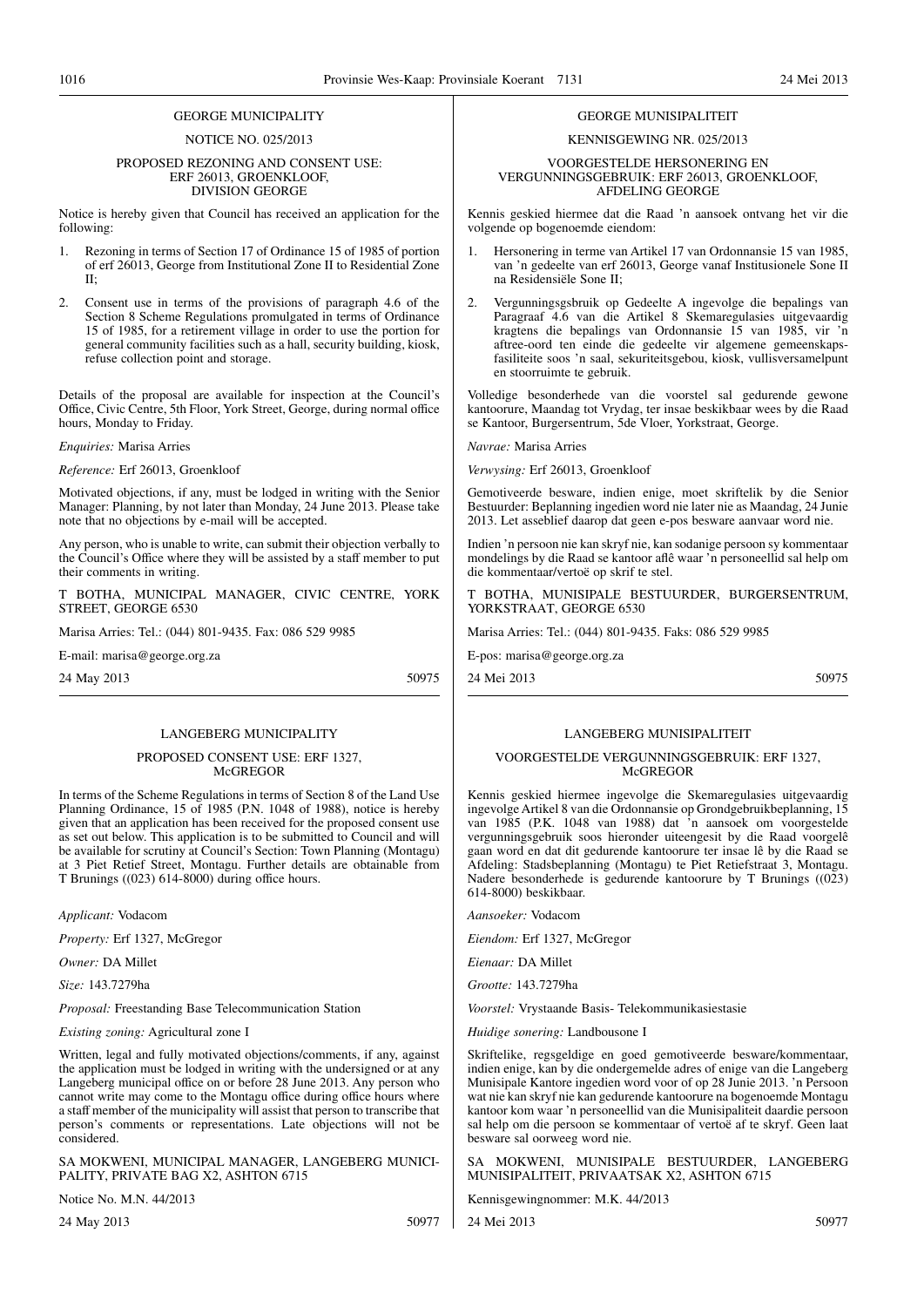## GEORGE MUNICIPALITY

NOTICE NO. 025/2013

PROPOSED REZONING AND CONSENT USE: ERF 26013, GROENKLOOF, DIVISION GEORGE

Notice is hereby given that Council has received an application for the following:

1. Rezoning in terms of Section 17 of Ordinance 15 of 1985 of portion of erf 26013, George from Institutional Zone II to Residential Zone II;
2. Consent use in terms of the provisions of paragraph 4.6 of the Section 8 Scheme Regulations promulgated in terms of Ordinance 15 of 1985, for a retirement village in order to use the portion for general community facilities such as a hall, security building, kiosk, refuse collection point and storage.

Details of the proposal are available for inspection at the Council's Office, Civic Centre, 5th Floor, York Street, George, during normal office hours, Monday to Friday.

*Enquiries:* Marisa Arries

*Reference:* Erf 26013, Groenkloof

Motivated objections, if any, must be lodged in writing with the Senior Manager: Planning, by not later than Monday, 24 June 2013. Please take note that no objections by e-mail will be accepted.

Any person, who is unable to write, can submit their objection verbally to the Council's Office where they will be assisted by a staff member to put their comments in writing.

T BOTHA, MUNICIPAL MANAGER, CIVIC CENTRE, YORK STREET, GEORGE 6530

Marisa Arries: Tel.: (044) 801-9435. Fax: 086 529 9985

E-mail: marisa@george.org.za

24 May 2013 50975

## GEORGE MUNISIPALITEIT

KENNISGEWING NR. 025/2013

VOORGESTELDE HERSONERING EN VERGUNNINGSGEBRUIK: ERF 26013, GROENKLOOF, AFDELING GEORGE

Kennis geskied hiermee dat die Raad 'n aansoek ontvang het vir die volgende op bogenoemde eiendom:

1. Hersonering in terme van Artikel 17 van Ordonnansie 15 van 1985, van 'n gedeelte van erf 26013, George vanaf Institusionele Sone II na Residensiële Sone II;
2. Vergunningsgsbruik op Gedeelte A ingevolge die bepalings van Paragraaf 4.6 van die Artikel 8 Skemaregulasies uitgevaardig kragtens die bepalings van Ordonnansie 15 van 1985, vir 'n aftree-oord ten einde die gedeelte vir algemene gemeenskaps-fasiliteite soos 'n saal, sekuriteitsgebou, kiosk, vullisversamelpunt en stoorruimte te gebruik.

Volledige besonderhede van die voorstel sal gedurende gewone kantoorure, Maandag tot Vrydag, ter insae beskikbaar wees by die Raad se Kantoor, Burgersentrum, 5de Vloer, Yorkstraat, George.

*Navrae:* Marisa Arries

*Verwysing:* Erf 26013, Groenkloof

Gemotiveerde besware, indien enige, moet skriftelik by die Senior Bestuurder: Beplanning ingedien word nie later nie as Maandag, 24 Junie 2013. Let asseblief daarop dat geen e-pos besware aanvaar word nie.

Indien 'n persoon nie kan skryf nie, kan sodanige persoon sy kommentaar mondelings by die Raad se kantoor aflê waar 'n personeellid sal help om die kommentaar/vertoë op skrif te stel.

T BOTHA, MUNISIPALE BESTUURDER, BURGERSENTRUM, YORKSTRAAT, GEORGE 6530

Marisa Arries: Tel.: (044) 801-9435. Faks: 086 529 9985

E-pos: marisa@george.org.za

24 Mei 2013 50975

## LANGEBERG MUNICIPALITY

PROPOSED CONSENT USE: ERF 1327, McGREGOR

In terms of the Scheme Regulations in terms of Section 8 of the Land Use Planning Ordinance, 15 of 1985 (P.N. 1048 of 1988), notice is hereby given that an application has been received for the proposed consent use as set out below. This application is to be submitted to Council and will be available for scrutiny at Council's Section: Town Planning (Montagu) at 3 Piet Retief Street, Montagu. Further details are obtainable from T Brunings ((023) 614-8000) during office hours.

*Applicant:* Vodacom

*Property:* Erf 1327, McGregor

*Owner:* DA Millet

*Size:* 143.7279ha

*Proposal:* Freestanding Base Telecommunication Station

*Existing zoning:* Agricultural zone I

Written, legal and fully motivated objections/comments, if any, against the application must be lodged in writing with the undersigned or at any Langeberg municipal office on or before 28 June 2013. Any person who cannot write may come to the Montagu office during office hours where a staff member of the municipality will assist that person to transcribe that person's comments or representations. Late objections will not be considered.

SA MOKWENI, MUNICIPAL MANAGER, LANGEBERG MUNICIPALITY, PRIVATE BAG X2, ASHTON 6715

Notice No. M.N. 44/2013

24 May 2013 50977

## LANGEBERG MUNISIPALITEIT

VOORGESTELDE VERGUNNINGSGEBRUIK: ERF 1327, McGREGOR

Kennis geskied hiermee ingevolge die Skemaregulasies uitgevaardig ingevolge Artikel 8 van die Ordonnansie op Grondgebruikbeplanning, 15 van 1985 (P.K. 1048 van 1988) dat 'n aansoek om voorgestelde vergunningsgebruik soos hieronder uiteengesit by die Raad voorgelê gaan word en dat dit gedurende kantoorure ter insae lê by die Raad se Afdeling: Stadsbeplanning (Montagu) te Piet Retiefstraat 3, Montagu. Nadere besonderhede is gedurende kantoorure by T Brunings ((023) 614-8000) beskikbaar.

*Aansoeker:* Vodacom

*Eiendom:* Erf 1327, McGregor

*Eienaar:* DA Millet

*Grootte:* 143.7279ha

*Voorstel:* Vrystaande Basis- Telekommunikasiestasie

*Huidige sonering:* Landbousone I

Skriftelike, regsgeldige en goed gemotiveerde besware/kommentaar, indien enige, kan by die ondergemelde adres of enige van die Langeberg Munisipale Kantore ingedien word voor of op 28 Junie 2013. 'n Persoon wat nie kan skryf nie kan gedurende kantoorure na bogenoemde Montagu kantoor kom waar 'n personeellid van die Munisipaliteit daardie persoon sal help om die persoon se kommentaar of vertoë af te skryf. Geen laat besware sal oorweeg word nie.

SA MOKWENI, MUNISIPALE BESTUURDER, LANGEBERG MUNISIPALITEIT, PRIVAATSAK X2, ASHTON 6715

Kennisgewingnommer: M.K. 44/2013

24 Mei 2013 50977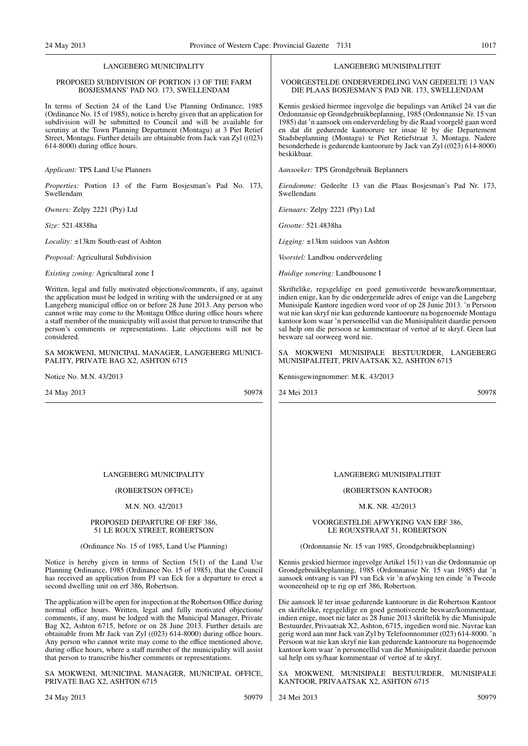## LANGEBERG MUNICIPALITY

### PROPOSED SUBDIVISION OF PORTION 13 OF THE FARM BOSJESMANS' PAD NO. 173, SWELLENDAM

In terms of Section 24 of the Land Use Planning Ordinance, 1985 (Ordinance No. 15 of 1985), notice is hereby given that an application for subdivision will be submitted to Council and will be available for scrutiny at the Town Planning Department (Montagu) at 3 Piet Retief Street, Montagu. Further details are obtainable from Jack van Zyl ((023) 614-8000) during office hours.

*Applicant:* TPS Land Use Planners

*Properties:* Portion 13 of the Farm Bosjesman's Pad No. 173, Swellendam

*Owners:* Zelpy 2221 (Pty) Ltd

*Size:* 521.4838ha

*Locality:* ±13km South-east of Ashton

*Proposal:* Agricultural Subdivision

*Existing zoning:* Agricultural zone I

Written, legal and fully motivated objections/comments, if any, against the application must be lodged in writing with the undersigned or at any Langeberg municipal office on or before 28 June 2013. Any person who cannot write may come to the Montagu Office during office hours where a staff member of the municipality will assist that person to transcribe that person's comments or representations. Late objections will not be considered.

SA MOKWENI, MUNICIPAL MANAGER, LANGEBERG MUNICIPALITY, PRIVATE BAG X2, ASHTON 6715

Notice No. M.N. 43/2013

24 May 2013 50978

## LANGEBERG MUNISIPALITEIT

### VOORGESTELDE ONDERVERDELING VAN GEDEELTE 13 VAN DIE PLAAS BOSJESMAN'S PAD NR. 173, SWELLENDAM

Kennis geskied hiermee ingevolge die bepalings van Artikel 24 van die Ordonnansie op Grondgebruikbeplanning, 1985 (Ordonnansie Nr. 15 van 1985) dat 'n aansoek om onderverdeling by die Raad voorgelê gaan word en dat dit gedurende kantoorure ter insae lê by die Departement Stadsbeplanning (Montagu) te Piet Retiefstraat 3, Montagu. Nadere besonderhede is gedurende kantoorure by Jack van Zyl ((023) 614-8000) beskikbaar.

*Aansoeker:* TPS Grondgebruik Beplanners

*Eiendomme:* Gedeelte 13 van die Plaas Bosjesman's Pad Nr. 173, Swellendam

*Eienaars:* Zelpy 2221 (Pty) Ltd

*Grootte:* 521.4838ha

*Ligging:* ±13km suidoos van Ashton

*Voorstel:* Landbou onderverdeling

*Huidige sonering:* Landbousone I

Skriftelike, regsgeldige en goed gemotiveerde besware/kommentaar, indien enige, kan by die ondergemelde adres of enige van die Langeberg Munisipale Kantore ingedien word voor of op 28 Junie 2013. 'n Persoon wat nie kan skryf nie kan gedurende kantoorure na bogenoemde Montagu kantoor kom waar 'n personeellid van die Munisipaliteit daardie persoon sal help om die persoon se kommentaar of vertoë af te skryf. Geen laat besware sal oorweeg word nie.

SA MOKWENI MUNISIPALE BESTUURDER, LANGEBERG MUNISIPALITEIT, PRIVAATSAK X2, ASHTON 6715

Kennisgewingnommer: M.K. 43/2013

24 Mei 2013 50978

## LANGEBERG MUNICIPALITY

(ROBERTSON OFFICE)

M.N. NO. 42/2013

### PROPOSED DEPARTURE OF ERF 386, 51 LE ROUX STREET, ROBERTSON

(Ordinance No. 15 of 1985, Land Use Planning)

Notice is hereby given in terms of Section 15(1) of the Land Use Planning Ordinance, 1985 (Ordinance No. 15 of 1985), that the Council has received an application from PJ van Eck for a departure to erect a second dwelling unit on erf 386, Robertson.

The application will be open for inspection at the Robertson Office during normal office hours. Written, legal and fully motivated objections/comments, if any, must be lodged with the Municipal Manager, Private Bag X2, Ashton 6715, before or on 28 June 2013. Further details are obtainable from Mr Jack van Zyl ((023) 614-8000) during office hours. Any person who cannot write may come to the office mentioned above, during office hours, where a staff member of the municipality will assist that person to transcribe his/her comments or representations.

SA MOKWENI, MUNICIPAL MANAGER, MUNICIPAL OFFICE, PRIVATE BAG X2, ASHTON 6715

24 May 2013 50979

## LANGEBERG MUNISIPALITEIT

(ROBERTSON KANTOOR)

M.K. NR. 42/2013

### VOORGESTELDE AFWYKING VAN ERF 386, LE ROUXSTRAAT 51, ROBERTSON

(Ordonnansie Nr. 15 van 1985, Grondgebruikbeplanning)

Kennis geskied hiermee ingevolge Artikel 15(1) van die Ordonnansie op Grondgebruikbeplanning, 1985 (Ordonnansie Nr. 15 van 1985) dat 'n aansoek ontvang is van PJ van Eck vir 'n afwyking ten einde 'n Tweede wooneenheid op te rig op erf 386, Robertson.

Die aansoek lê ter insae gedurende kantoorure in die Robertson Kantoor en skriftelike, regsgeldige en goed gemotiveerde besware/kommentaar, indien enige, moet nie later as 28 Junie 2013 skriftelik by die Munisipale Bestuurder, Privaatsak X2, Ashton, 6715, ingedien word nie. Navrae kan gerig word aan mnr Jack van Zyl by Telefoonnommer (023) 614-8000. 'n Persoon wat nie kan skryf nie kan gedurende kantoorure na bogenoemde kantoor kom waar 'n personeellid van die Munisipaliteit daardie persoon sal help om sy/haar kommentaar of vertoë af te skryf.

SA MOKWENI, MUNISIPALE BESTUURDER, MUNISIPALE KANTOOR, PRIVAATSAK X2, ASHTON 6715

24 Mei 2013 50979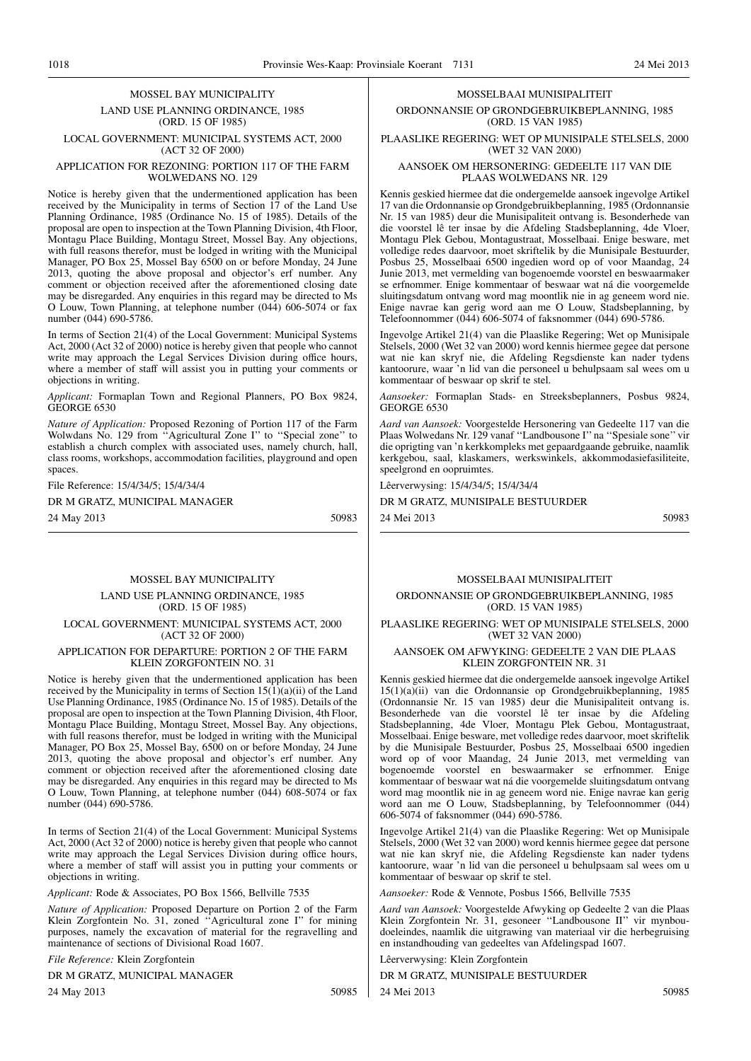MOSSEL BAY MUNICIPALITY

LAND USE PLANNING ORDINANCE, 1985 (ORD. 15 OF 1985)

LOCAL GOVERNMENT: MUNICIPAL SYSTEMS ACT, 2000 (ACT 32 OF 2000)

APPLICATION FOR REZONING: PORTION 117 OF THE FARM WOLWEDANS NO. 129

Notice is hereby given that the undermentioned application has been received by the Municipality in terms of Section 17 of the Land Use Planning Ordinance, 1985 (Ordinance No. 15 of 1985). Details of the proposal are open to inspection at the Town Planning Division, 4th Floor, Montagu Place Building, Montagu Street, Mossel Bay. Any objections, with full reasons therefor, must be lodged in writing with the Municipal Manager, PO Box 25, Mossel Bay 6500 on or before Monday, 24 June 2013, quoting the above proposal and objector's erf number. Any comment or objection received after the aforementioned closing date may be disregarded. Any enquiries in this regard may be directed to Ms O Louw, Town Planning, at telephone number (044) 606-5074 or fax number (044) 690-5786.

In terms of Section 21(4) of the Local Government: Municipal Systems Act, 2000 (Act 32 of 2000) notice is hereby given that people who cannot write may approach the Legal Services Division during office hours, where a member of staff will assist you in putting your comments or objections in writing.

*Applicant:* Formaplan Town and Regional Planners, PO Box 9824, GEORGE 6530

*Nature of Application:* Proposed Rezoning of Portion 117 of the Farm Wolwdans No. 129 from ''Agricultural Zone I'' to ''Special zone'' to establish a church complex with associated uses, namely church, hall, class rooms, workshops, accommodation facilities, playground and open spaces.

File Reference: 15/4/34/5; 15/4/34/4

DR M GRATZ, MUNICIPAL MANAGER

24 May 2013 50983

MOSSELBAAI MUNISIPALITEIT

ORDONNANSIE OP GRONDGEBRUIKBEPLANNING, 1985 (ORDONNANSIE 15 VAN 1985)

PLAASLIKE REGERING: WET OP MUNISIPALE STELSELS, 2000 (WET 32 VAN 2000)

AANSOEK OM HERSONERING: GEDEELTE 117 VAN DIE PLAAS WOLWEDANS NR. 129

Kennis geskied hiermee dat die ondergemelde aansoek ingevolge Artikel 17 van die Ordonnansie op Grondgebruikbeplanning, 1985 (Ordonnansie Nr. 15 van 1985) deur die Munisipaliteit ontvang is. Besonderhede van die voorstel lê ter insae by die Afdeling Stadsbeplanning, 4de Vloer, Montagu Plek Gebou, Montagustraat, Mosselbaai. Enige besware, met volledige redes daarvoor, moet skriftelik by die Munisipale Bestuurder, Posbus 25, Mosselbaai 6500 ingedien word op of voor Maandag, 24 Junie 2013, met vermelding van bogenoemde voorstel en beswaarmaker se erfnommer. Enige kommentaar of beswaar wat ná die voorgemelde sluitingsdatum ontvang word mag moontlik nie in ag geneem word nie. Enige navrae kan gerig word aan me O Louw, Stadsbeplanning, by Telefoonnommer (044) 606-5074 of faksnommer (044) 690-5786.

Ingevolge Artikel 21(4) van die Plaaslike Regering; Wet op Munisipale Stelsels, 2000 (Wet 32 van 2000) word kennis hiermee gegee dat persone wat nie kan skryf nie, die Afdeling Regsdienste kan nader tydens kantoorure, waar 'n lid van die personeel u behulpsaam sal wees om u kommentaar of beswaar op skrif te stel.

*Aansoeker:* Formaplan Stads- en Streeksbeplanners, Posbus 9824, GEORGE 6530

*Aard van Aansoek:* Voorgestelde Hersonering van Gedeelte 117 van die Plaas Wolwedans Nr. 129 vanaf ''Landbousone I'' na ''Spesiale sone'' vir die oprigting van 'n kerkkompleks met gepaardgaande gebruike, naamlik kerkgebou, saal, klaskamers, werkswinkels, akkommodasiefasiliteite, speelgrond en oopruimtes.

Lêerverwysing: 15/4/34/5; 15/4/34/4

DR M GRATZ, MUNISIPALE BESTUURDER

24 Mei 2013 50983

MOSSEL BAY MUNICIPALITY

LAND USE PLANNING ORDINANCE, 1985 (ORD. 15 OF 1985)

LOCAL GOVERNMENT: MUNICIPAL SYSTEMS ACT, 2000 (ACT 32 OF 2000)

APPLICATION FOR DEPARTURE: PORTION 2 OF THE FARM KLEIN ZORGFONTEIN NO. 31

Notice is hereby given that the undermentioned application has been received by the Municipality in terms of Section 15(1)(a)(ii) of the Land Use Planning Ordinance, 1985 (Ordinance No. 15 of 1985). Details of the proposal are open to inspection at the Town Planning Division, 4th Floor, Montagu Place Building, Montagu Street, Mossel Bay. Any objections, with full reasons therefor, must be lodged in writing with the Municipal Manager, PO Box 25, Mossel Bay, 6500 on or before Monday, 24 June 2013, quoting the above proposal and objector's erf number. Any comment or objection received after the aforementioned closing date may be disregarded. Any enquiries in this regard may be directed to Ms O Louw, Town Planning, at telephone number (044) 608-5074 or fax number (044) 690-5786.

In terms of Section 21(4) of the Local Government: Municipal Systems Act, 2000 (Act 32 of 2000) notice is hereby given that people who cannot write may approach the Legal Services Division during office hours, where a member of staff will assist you in putting your comments or objections in writing.

*Applicant:* Rode & Associates, PO Box 1566, Bellville 7535

*Nature of Application:* Proposed Departure on Portion 2 of the Farm Klein Zorgfontein No. 31, zoned ''Agricultural zone I'' for mining purposes, namely the excavation of material for the regravelling and maintenance of sections of Divisional Road 1607.

*File Reference:* Klein Zorgfontein

DR M GRATZ, MUNICIPAL MANAGER

24 May 2013 50985

MOSSELBAAI MUNISIPALITEIT

ORDONNANSIE OP GRONDGEBRUIKBEPLANNING, 1985 (ORDONNANSIE 15 VAN 1985)

PLAASLIKE REGERING: WET OP MUNISIPALE STELSELS, 2000 (WET 32 VAN 2000)

AANSOEK OM AFWYKING: GEDEELTE 2 VAN DIE PLAAS KLEIN ZORGFONTEIN NR. 31

Kennis geskied hiermee dat die ondergemelde aansoek ingevolge Artikel 15(1)(a)(ii) van die Ordonnansie op Grondgebruikbeplanning, 1985 (Ordonnansie Nr. 15 van 1985) deur die Munisipaliteit ontvang is. Besonderhede van die voorstel lê ter insae by die Afdeling Stadsbeplanning, 4de Vloer, Montagu Plek Gebou, Montagustraat, Mosselbaai. Enige besware, met volledige redes daarvoor, moet skriftelik by die Munisipale Bestuurder, Posbus 25, Mosselbaai 6500 ingedien word op of voor Maandag, 24 Junie 2013, met vermelding van bogenoemde voorstel en beswaarmaker se erfnommer. Enige kommentaar of beswaar wat ná die voorgemelde sluitingsdatum ontvang word mag moontlik nie in ag geneem word nie. Enige navrae kan gerig word aan me O Louw, Stadsbeplanning, by Telefoonnommer (044) 606-5074 of faksnommer (044) 690-5786.

Ingevolge Artikel 21(4) van die Plaaslike Regering: Wet op Munisipale Stelsels, 2000 (Wet 32 van 2000) word kennis hiermee gegee dat persone wat nie kan skryf nie, die Afdeling Regsdienste kan nader tydens kantoorure, waar 'n lid van die personeel u behulpsaam sal wees om u kommentaar of beswaar op skrif te stel.

*Aansoeker:* Rode & Vennote, Posbus 1566, Bellville 7535

*Aard van Aansoek:* Voorgestelde Afwyking op Gedeelte 2 van die Plaas Klein Zorgfontein Nr. 31, gesoneer ''Landbousone II'' vir mynboudoeleindes, naamlik die uitgrawing van materiaal vir die herbegruising en instandhouding van gedeeltes van Afdelingspad 1607.

Lêerverwysing: Klein Zorgfontein

DR M GRATZ, MUNISIPALE BESTUURDER

24 Mei 2013 50985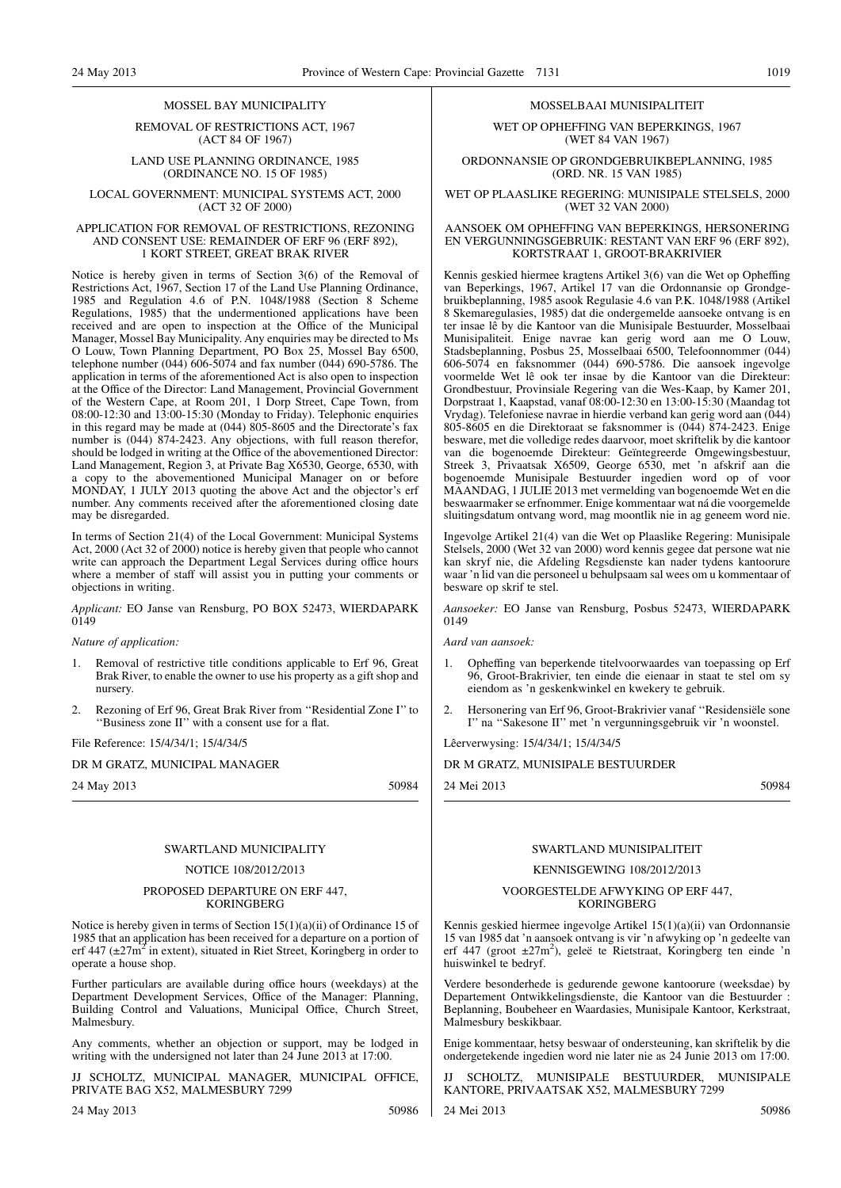MOSSEL BAY MUNICIPALITY

REMOVAL OF RESTRICTIONS ACT, 1967 (ACT 84 OF 1967)

LAND USE PLANNING ORDINANCE, 1985 (ORDINANCE NO. 15 OF 1985)

LOCAL GOVERNMENT: MUNICIPAL SYSTEMS ACT, 2000 (ACT 32 OF 2000)

APPLICATION FOR REMOVAL OF RESTRICTIONS, REZONING AND CONSENT USE: REMAINDER OF ERF 96 (ERF 892), 1 KORT STREET, GREAT BRAK RIVER

Notice is hereby given in terms of Section 3(6) of the Removal of Restrictions Act, 1967, Section 17 of the Land Use Planning Ordinance, 1985 and Regulation 4.6 of P.N. 1048/1988 (Section 8 Scheme Regulations, 1985) that the undermentioned applications have been received and are open to inspection at the Office of the Municipal Manager, Mossel Bay Municipality. Any enquiries may be directed to Ms O Louw, Town Planning Department, PO Box 25, Mossel Bay 6500, telephone number (044) 606-5074 and fax number (044) 690-5786. The application in terms of the aforementioned Act is also open to inspection at the Office of the Director: Land Management, Provincial Government of the Western Cape, at Room 201, 1 Dorp Street, Cape Town, from 08:00-12:30 and 13:00-15:30 (Monday to Friday). Telephonic enquiries in this regard may be made at (044) 805-8605 and the Directorate's fax number is (044) 874-2423. Any objections, with full reason therefor, should be lodged in writing at the Office of the abovementioned Director: Land Management, Region 3, at Private Bag X6530, George, 6530, with a copy to the abovementioned Municipal Manager on or before MONDAY, 1 JULY 2013 quoting the above Act and the objector's erf number. Any comments received after the aforementioned closing date may be disregarded.

In terms of Section 21(4) of the Local Government: Municipal Systems Act, 2000 (Act 32 of 2000) notice is hereby given that people who cannot write can approach the Department Legal Services during office hours where a member of staff will assist you in putting your comments or objections in writing.

*Applicant:* EO Janse van Rensburg, PO BOX 52473, WIERDAPARK 0149

*Nature of application:*

1. Removal of restrictive title conditions applicable to Erf 96, Great Brak River, to enable the owner to use his property as a gift shop and nursery.
2. Rezoning of Erf 96, Great Brak River from ''Residential Zone I'' to ''Business zone II'' with a consent use for a flat.

File Reference: 15/4/34/1; 15/4/34/5

DR M GRATZ, MUNICIPAL MANAGER

24 May 2013 50984

MOSSELBAAI MUNISIPALITEIT

WET OP OPHEFFING VAN BEPERKINGS, 1967 (WET 84 VAN 1967)

ORDONNANSIE OP GRONDGEBRUIKBEPLANNING, 1985 (ORD. NR. 15 VAN 1985)

WET OP PLAASLIKE REGERING: MUNISIPALE STELSELS, 2000 (WET 32 VAN 2000)

AANSOEK OM OPHEFFING VAN BEPERKINGS, HERSONERING EN VERGUNNINGSGEBRUIK: RESTANT VAN ERF 96 (ERF 892), KORTSTRAAT 1, GROOT-BRAKRIVIER

Kennis geskied hiermee kragtens Artikel 3(6) van die Wet op Opheffing van Beperkings, 1967, Artikel 17 van die Ordonnansie op Grondgebruikbeplanning, 1985 asook Regulasie 4.6 van P.K. 1048/1988 (Artikel 8 Skemaregulasies, 1985) dat die ondergemelde aansoeke ontvang is en ter insae lê by die Kantoor van die Munisipale Bestuurder, Mosselbaai Munisipaliteit. Enige navrae kan gerig word aan me O Louw, Stadsbeplanning, Posbus 25, Mosselbaai 6500, Telefoonnommer (044) 606-5074 en faksnommer (044) 690-5786. Die aansoek ingevolge voormelde Wet lê ook ter insae by die Kantoor van die Direkteur: Grondbestuur, Provinsiale Regering van die Wes-Kaap, by Kamer 201, Dorpstraat 1, Kaapstad, vanaf 08:00-12:30 en 13:00-15:30 (Maandag tot Vrydag). Telefoniese navrae in hierdie verband kan gerig word aan (044) 805-8605 en die Direktoraat se faksnommer is (044) 874-2423. Enige besware, met die volledige redes daarvoor, moet skriftelik by die kantoor van die bogenoemde Direkteur: Geïntegreerde Omgewingsbestuur, Streek 3, Privaatsak X6509, George 6530, met 'n afskrif aan die bogenoemde Munisipale Bestuurder ingedien word op of voor MAANDAG, 1 JULIE 2013 met vermelding van bogenoemde Wet en die beswaarmaker se erfnommer. Enige kommentaar wat ná die voorgemelde sluitingsdatum ontvang word, mag moontlik nie in ag geneem word nie.

Ingevolge Artikel 21(4) van die Wet op Plaaslike Regering: Munisipale Stelsels, 2000 (Wet 32 van 2000) word kennis gegee dat persone wat nie kan skryf nie, die Afdeling Regsdienste kan nader tydens kantoorure waar 'n lid van die personeel u behulpsaam sal wees om u kommentaar of besware op skrif te stel.

*Aansoeker:* EO Janse van Rensburg, Posbus 52473, WIERDAPARK 0149

*Aard van aansoek:*

1. Opheffing van beperkende titelvoorwaardes van toepassing op Erf 96, Groot-Brakrivier, ten einde die eienaar in staat te stel om sy eiendom as 'n geskenkwinkel en kwekery te gebruik.
2. Hersonering van Erf 96, Groot-Brakrivier vanaf ''Residensiële sone I'' na ''Sakesone II'' met 'n vergunningsgebruik vir 'n woonstel.

Lêerverwysing: 15/4/34/1; 15/4/34/5

DR M GRATZ, MUNISIPALE BESTUURDER

24 Mei 2013 50984

SWARTLAND MUNICIPALITY

NOTICE 108/2012/2013

PROPOSED DEPARTURE ON ERF 447, KORINGBERG

Notice is hereby given in terms of Section 15(1)(a)(ii) of Ordinance 15 of 1985 that an application has been received for a departure on a portion of erf 447 (±27m$^2$ in extent), situated in Riet Street, Koringberg in order to operate a house shop.

Further particulars are available during office hours (weekdays) at the Department Development Services, Office of the Manager: Planning, Building Control and Valuations, Municipal Office, Church Street, Malmesbury.

Any comments, whether an objection or support, may be lodged in writing with the undersigned not later than 24 June 2013 at 17:00.

JJ SCHOLTZ, MUNICIPAL MANAGER, MUNICIPAL OFFICE, PRIVATE BAG X52, MALMESBURY 7299

24 May 2013 50986

SWARTLAND MUNISIPALITEIT

KENNISGEWING 108/2012/2013

VOORGESTELDE AFWYKING OP ERF 447, KORINGBERG

Kennis geskied hiermee ingevolge Artikel 15(1)(a)(ii) van Ordonnansie 15 van 1985 dat 'n aansoek ontvang is vir 'n afwyking op 'n gedeelte van erf 447 (groot ±27m$^2$), geleë te Rietstraat, Koringberg ten einde 'n huiswinkel te bedryf.

Verdere besonderhede is gedurende gewone kantoorure (weeksdae) by Departement Ontwikkelingsdienste, die Kantoor van die Bestuurder : Beplanning, Boubeheer en Waardasies, Munisipale Kantoor, Kerkstraat, Malmesbury beskikbaar.

Enige kommentaar, hetsy beswaar of ondersteuning, kan skriftelik by die ondergetekende ingedien word nie later nie as 24 Junie 2013 om 17:00.

JJ SCHOLTZ, MUNISIPALE BESTUURDER, MUNISIPALE KANTORE, PRIVAATSAK X52, MALMESBURY 7299

24 Mei 2013 50986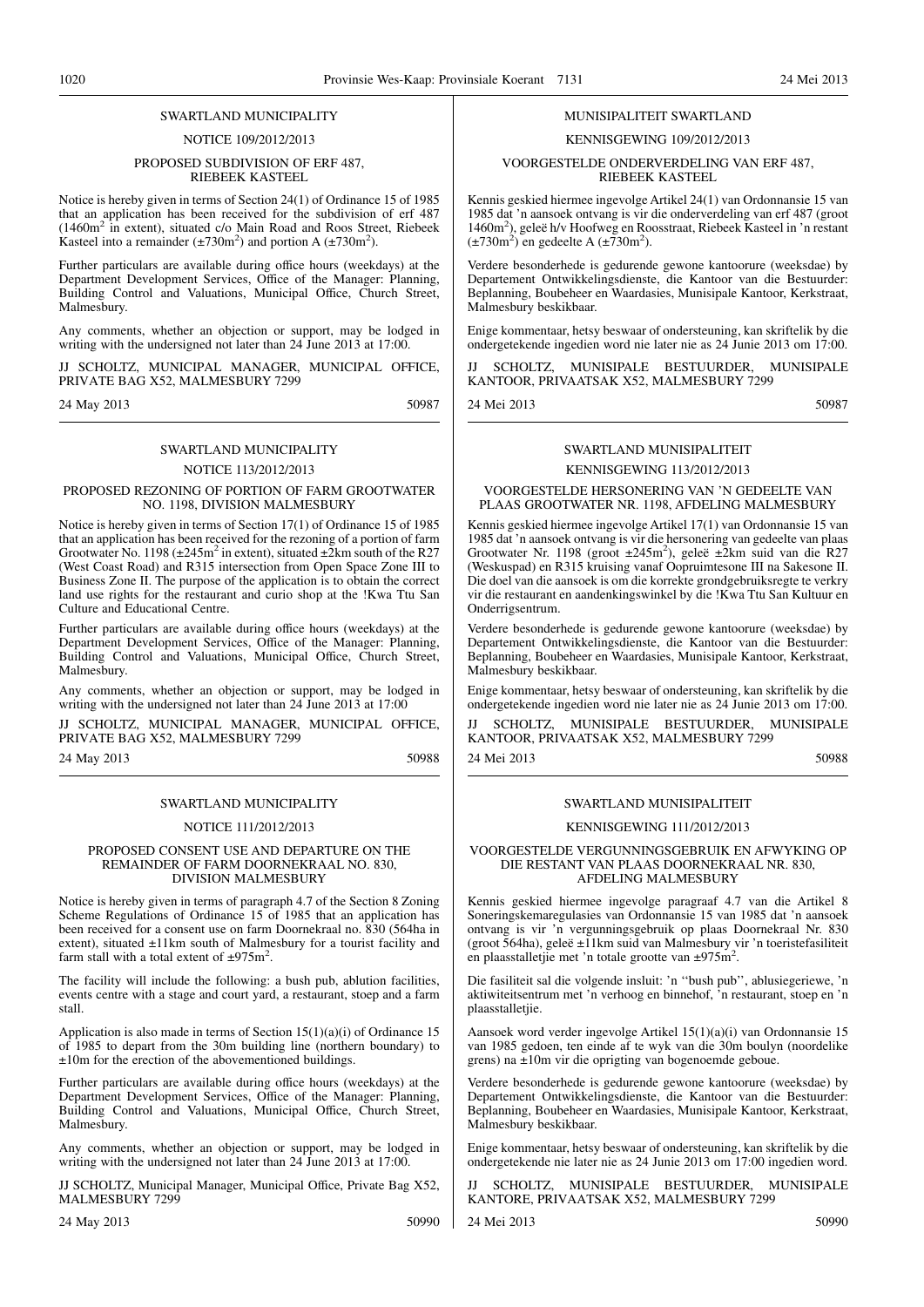## SWARTLAND MUNICIPALITY

### NOTICE 109/2012/2013

### PROPOSED SUBDIVISION OF ERF 487, RIEBEEK KASTEEL

Notice is hereby given in terms of Section 24(1) of Ordinance 15 of 1985 that an application has been received for the subdivision of erf 487 (1460m$^2$ in extent), situated c/o Main Road and Roos Street, Riebeek Kasteel into a remainder (±730m$^2$) and portion A (±730m$^2$).

Further particulars are available during office hours (weekdays) at the Department Development Services, Office of the Manager: Planning, Building Control and Valuations, Municipal Office, Church Street, Malmesbury.

Any comments, whether an objection or support, may be lodged in writing with the undersigned not later than 24 June 2013 at 17:00.

JJ SCHOLTZ, MUNICIPAL MANAGER, MUNICIPAL OFFICE, PRIVATE BAG X52, MALMESBURY 7299

24 May 2013 50987

## MUNISIPALITEIT SWARTLAND

### KENNISGEWING 109/2012/2013

### VOORGESTELDE ONDERVERDELING VAN ERF 487, RIEBEEK KASTEEL

Kennis geskied hiermee ingevolge Artikel 24(1) van Ordonnansie 15 van 1985 dat 'n aansoek ontvang is vir die onderverdeling van erf 487 (groot 1460m$^2$), geleë h/v Hoofweg en Roosstraat, Riebeek Kasteel in 'n restant (±730m$^2$) en gedeelte A (±730m$^2$).

Verdere besonderhede is gedurende gewone kantoorure (weeksdae) by Departement Ontwikkelingsdienste, die Kantoor van die Bestuurder: Beplanning, Boubeheer en Waardasies, Munisipale Kantoor, Kerkstraat, Malmesbury beskikbaar.

Enige kommentaar, hetsy beswaar of ondersteuning, kan skriftelik by die ondergetekende ingedien word nie later nie as 24 Junie 2013 om 17:00.

JJ SCHOLTZ, MUNISIPALE BESTUURDER, MUNISIPALE KANTOOR, PRIVAATSAK X52, MALMESBURY 7299

24 Mei 2013 50987

## SWARTLAND MUNICIPALITY

### NOTICE 113/2012/2013

### PROPOSED REZONING OF PORTION OF FARM GROOTWATER NO. 1198, DIVISION MALMESBURY

Notice is hereby given in terms of Section 17(1) of Ordinance 15 of 1985 that an application has been received for the rezoning of a portion of farm Grootwater No. 1198 (±245m$^2$ in extent), situated ±2km south of the R27 (West Coast Road) and R315 intersection from Open Space Zone III to Business Zone II. The purpose of the application is to obtain the correct land use rights for the restaurant and curio shop at the !Kwa Ttu San Culture and Educational Centre.

Further particulars are available during office hours (weekdays) at the Department Development Services, Office of the Manager: Planning, Building Control and Valuations, Municipal Office, Church Street, Malmesbury.

Any comments, whether an objection or support, may be lodged in writing with the undersigned not later than 24 June 2013 at 17:00

JJ SCHOLTZ, MUNICIPAL MANAGER, MUNICIPAL OFFICE, PRIVATE BAG X52, MALMESBURY 7299

24 May 2013 50988

## SWARTLAND MUNISIPALITEIT

### KENNISGEWING 113/2012/2013

### VOORGESTELDE HERSONERING VAN 'N GEDEELTE VAN PLAAS GROOTWATER NR. 1198, AFDELING MALMESBURY

Kennis geskied hiermee ingevolge Artikel 17(1) van Ordonnansie 15 van 1985 dat 'n aansoek ontvang is vir die hersonering van gedeelte van plaas Grootwater Nr. 1198 (groot ±245m$^2$), geleë ±2km suid van die R27 (Weskuspad) en R315 kruising vanaf Oopruimtesone III na Sakesone II. Die doel van die aansoek is om die korrekte grondgebruiksregte te verkry vir die restaurant en aandenkingswinkel by die !Kwa Ttu San Kultuur en Onderrigsentrum.

Verdere besonderhede is gedurende gewone kantoorure (weeksdae) by Departement Ontwikkelingsdienste, die Kantoor van die Bestuurder: Beplanning, Boubeheer en Waardasies, Munisipale Kantoor, Kerkstraat, Malmesbury beskikbaar.

Enige kommentaar, hetsy beswaar of ondersteuning, kan skriftelik by die ondergetekende ingedien word nie later nie as 24 Junie 2013 om 17:00.

JJ SCHOLTZ, MUNISIPALE BESTUURDER, MUNISIPALE KANTOOR, PRIVAATSAK X52, MALMESBURY 7299

24 Mei 2013 50988

## SWARTLAND MUNICIPALITY

### NOTICE 111/2012/2013

### PROPOSED CONSENT USE AND DEPARTURE ON THE REMAINDER OF FARM DOORNEKRAAL NO. 830, DIVISION MALMESBURY

Notice is hereby given in terms of paragraph 4.7 of the Section 8 Zoning Scheme Regulations of Ordinance 15 of 1985 that an application has been received for a consent use on farm Doornekraal no. 830 (564ha in extent), situated ±11km south of Malmesbury for a tourist facility and farm stall with a total extent of ±975m$^2$.

The facility will include the following: a bush pub, ablution facilities, events centre with a stage and court yard, a restaurant, stoep and a farm stall.

Application is also made in terms of Section 15(1)(a)(i) of Ordinance 15 of 1985 to depart from the 30m building line (northern boundary) to ±10m for the erection of the abovementioned buildings.

Further particulars are available during office hours (weekdays) at the Department Development Services, Office of the Manager: Planning, Building Control and Valuations, Municipal Office, Church Street, Malmesbury.

Any comments, whether an objection or support, may be lodged in writing with the undersigned not later than 24 June 2013 at 17:00.

JJ SCHOLTZ, Municipal Manager, Municipal Office, Private Bag X52, MALMESBURY 7299

24 May 2013 50990

## SWARTLAND MUNISIPALITEIT

### KENNISGEWING 111/2012/2013

### VOORGESTELDE VERGUNNINGSGEBRUIK EN AFWYKING OP DIE RESTANT VAN PLAAS DOORNEKRAAL NR. 830, AFDELING MALMESBURY

Kennis geskied hiermee ingevolge paragraaf 4.7 van die Artikel 8 Soneringskemaregulasies van Ordonnansie 15 van 1985 dat 'n aansoek ontvang is vir 'n vergunningsgebruik op plaas Doornekraal Nr. 830 (groot 564ha), geleë ±11km suid van Malmesbury vir 'n toeristefasiliteit en plaasstalletjie met 'n totale grootte van ±975m$^2$.

Die fasiliteit sal die volgende insluit: 'n ''bush pub'', ablusiegeriewe, 'n aktiwiteitsentrum met 'n verhoog en binnehof, 'n restaurant, stoep en 'n plaasstalletjie.

Aansoek word verder ingevolge Artikel 15(1)(a)(i) van Ordonnansie 15 van 1985 gedoen, ten einde af te wyk van die 30m boulyn (noordelike grens) na ±10m vir die oprigting van bogenoemde geboue.

Verdere besonderhede is gedurende gewone kantoorure (weeksdae) by Departement Ontwikkelingsdienste, die Kantoor van die Bestuurder: Beplanning, Boubeheer en Waardasies, Munisipale Kantoor, Kerkstraat, Malmesbury beskikbaar.

Enige kommentaar, hetsy beswaar of ondersteuning, kan skriftelik by die ondergetekende nie later nie as 24 Junie 2013 om 17:00 ingedien word.

JJ SCHOLTZ, MUNISIPALE BESTUURDER, MUNISIPALE KANTORE, PRIVAATSAK X52, MALMESBURY 7299

24 Mei 2013 50990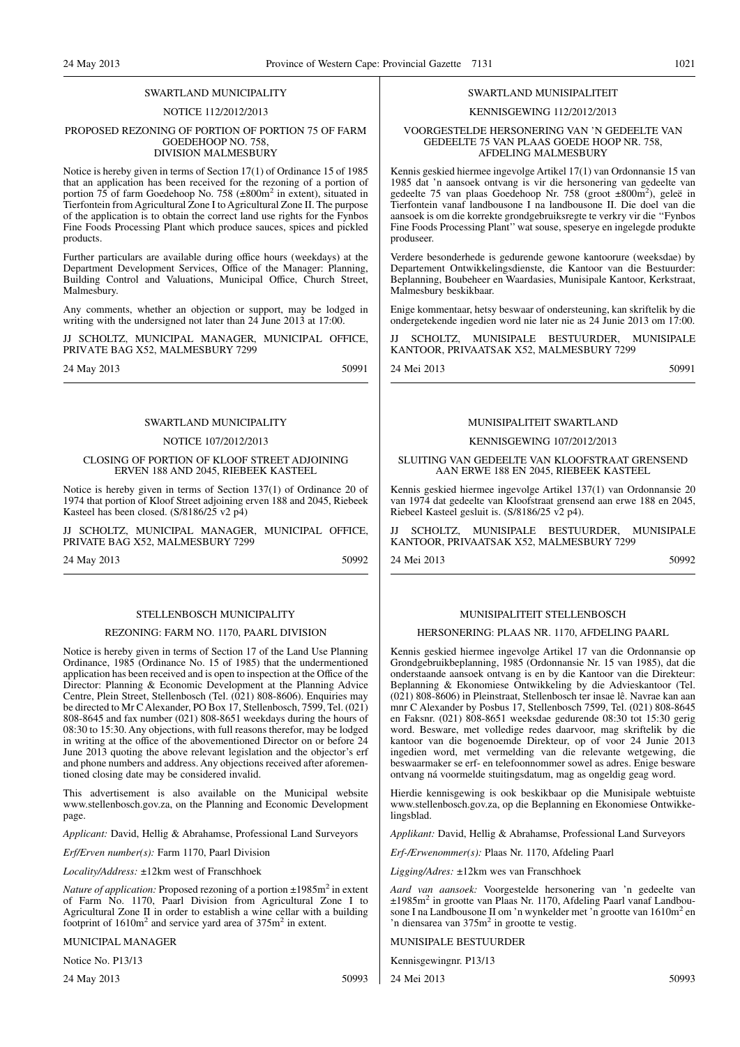## SWARTLAND MUNICIPALITY

NOTICE 112/2012/2013

PROPOSED REZONING OF PORTION OF PORTION 75 OF FARM GOEDEHOOP NO. 758, DIVISION MALMESBURY

Notice is hereby given in terms of Section 17(1) of Ordinance 15 of 1985 that an application has been received for the rezoning of a portion of portion 75 of farm Goedehoop No. 758 (±800m$^2$ in extent), situated in Tierfontein from Agricultural Zone I to Agricultural Zone II. The purpose of the application is to obtain the correct land use rights for the Fynbos Fine Foods Processing Plant which produce sauces, spices and pickled products.

Further particulars are available during office hours (weekdays) at the Department Development Services, Office of the Manager: Planning, Building Control and Valuations, Municipal Office, Church Street, Malmesbury.

Any comments, whether an objection or support, may be lodged in writing with the undersigned not later than 24 June 2013 at 17:00.

JJ SCHOLTZ, MUNICIPAL MANAGER, MUNICIPAL OFFICE, PRIVATE BAG X52, MALMESBURY 7299

24 May 2013 50991

## SWARTLAND MUNISIPALITEIT

KENNISGEWING 112/2012/2013

VOORGESTELDE HERSONERING VAN 'N GEDEELTE VAN GEDEELTE 75 VAN PLAAS GOEDE HOOP NR. 758, AFDELING MALMESBURY

Kennis geskied hiermee ingevolge Artikel 17(1) van Ordonnansie 15 van 1985 dat 'n aansoek ontvang is vir die hersonering van gedeelte van gedeelte 75 van plaas Goedehoop Nr. 758 (groot ±800m$^2$), geleë in Tierfontein vanaf landbousone I na landbousone II. Die doel van die aansoek is om die korrekte grondgebruiksregte te verkry vir die "Fynbos Fine Foods Processing Plant" wat souse, speserye en ingelegde produkte produseer.

Verdere besonderhede is gedurende gewone kantoorure (weeksdae) by Departement Ontwikkelingsdienste, die Kantoor van die Bestuurder: Beplanning, Boubeheer en Waardasies, Munisipale Kantoor, Kerkstraat, Malmesbury beskikbaar.

Enige kommentaar, hetsy beswaar of ondersteuning, kan skriftelik by die ondergetekende ingedien word nie later nie as 24 Junie 2013 om 17:00.

JJ SCHOLTZ, MUNISIPALE BESTUURDER, MUNISIPALE KANTOOR, PRIVAATSAK X52, MALMESBURY 7299

24 Mei 2013 50991

## SWARTLAND MUNICIPALITY

NOTICE 107/2012/2013

CLOSING OF PORTION OF KLOOF STREET ADJOINING ERVEN 188 AND 2045, RIEBEEK KASTEEL

Notice is hereby given in terms of Section 137(1) of Ordinance 20 of 1974 that portion of Kloof Street adjoining erven 188 and 2045, Riebeek Kasteel has been closed. (S/8186/25 v2 p4)

JJ SCHOLTZ, MUNICIPAL MANAGER, MUNICIPAL OFFICE, PRIVATE BAG X52, MALMESBURY 7299

24 May 2013 50992

## MUNISIPALITEIT SWARTLAND

KENNISGEWING 107/2012/2013

SLUITING VAN GEDEELTE VAN KLOOFSTRAAT GRENSEND AAN ERWE 188 EN 2045, RIEBEEK KASTEEL

Kennis geskied hiermee ingevolge Artikel 137(1) van Ordonnansie 20 van 1974 dat gedeelte van Kloofstraat grensend aan erwe 188 en 2045, Riebeel Kasteel gesluit is. (S/8186/25 v2 p4).

JJ SCHOLTZ, MUNISIPALE BESTUURDER, MUNISIPALE KANTOOR, PRIVAATSAK X52, MALMESBURY 7299

24 Mei 2013 50992

## STELLENBOSCH MUNICIPALITY

REZONING: FARM NO. 1170, PAARL DIVISION

Notice is hereby given in terms of Section 17 of the Land Use Planning Ordinance, 1985 (Ordinance No. 15 of 1985) that the undermentioned application has been received and is open to inspection at the Office of the Director: Planning & Economic Development at the Planning Advice Centre, Plein Street, Stellenbosch (Tel. (021) 808-8606). Enquiries may be directed to Mr C Alexander, PO Box 17, Stellenbosch, 7599, Tel. (021) 808-8645 and fax number (021) 808-8651 weekdays during the hours of 08:30 to 15:30. Any objections, with full reasons therefor, may be lodged in writing at the office of the abovementioned Director on or before 24 June 2013 quoting the above relevant legislation and the objector's erf and phone numbers and address. Any objections received after aforementioned closing date may be considered invalid.

This advertisement is also available on the Municipal website www.stellenbosch.gov.za, on the Planning and Economic Development page.

*Applicant:* David, Hellig & Abrahamse, Professional Land Surveyors

*Erf/Erven number(s):* Farm 1170, Paarl Division

*Locality/Address:* ±12km west of Franschhoek

*Nature of application:* Proposed rezoning of a portion ±1985m$^2$ in extent of Farm No. 1170, Paarl Division from Agricultural Zone I to Agricultural Zone II in order to establish a wine cellar with a building footprint of 1610m$^2$ and service yard area of 375m$^2$ in extent.

MUNICIPAL MANAGER

Notice No. P13/13

24 May 2013 50993

## MUNISIPALITEIT STELLENBOSCH

HERSONERING: PLAAS NR. 1170, AFDELING PAARL

Kennis geskied hiermee ingevolge Artikel 17 van die Ordonnansie op Grondgebruikbeplanning, 1985 (Ordonnansie Nr. 15 van 1985), dat die onderstaande aansoek ontvang is en by die Kantoor van die Direkteur: Beplanning & Ekonomiese Ontwikkeling by die Advieskantoor (Tel. (021) 808-8606) in Pleinstraat, Stellenbosch ter insae lê. Navrae kan aan mnr C Alexander by Posbus 17, Stellenbosch 7599, Tel. (021) 808-8645 en Faksnr. (021) 808-8651 weeksdae gedurende 08:30 tot 15:30 gerig word. Besware, met volledige redes daarvoor, mag skriftelik by die kantoor van die bogenoemde Direkteur, op of voor 24 Junie 2013 ingedien word, met vermelding van die relevante wetgewing, die beswaarmaker se erf- en telefoonnommer sowel as adres. Enige besware ontvang ná voormelde stuitingsdatum, mag as ongeldig geag word.

Hierdie kennisgewing is ook beskikbaar op die Munisipale webtuiste www.stellenbosch.gov.za, op die Beplanning en Ekonomiese Ontwikkelingsblad.

*Applikant:* David, Hellig & Abrahamse, Professional Land Surveyors

*Erf-/Erwenommer(s):* Plaas Nr. 1170, Afdeling Paarl

*Ligging/Adres:* ±12km wes van Franschhoek

*Aard van aansoek:* Voorgestelde hersonering van 'n gedeelte van ±1985m$^2$ in grootte van Plaas Nr. 1170, Afdeling Paarl vanaf Landbousone I na Landbousone II om 'n wynkelder met 'n grootte van 1610m$^2$ en 'n diensarea van 375m$^2$ in grootte te vestig.

MUNISIPALE BESTUURDER

Kennisgewingnr. P13/13

24 Mei 2013 50993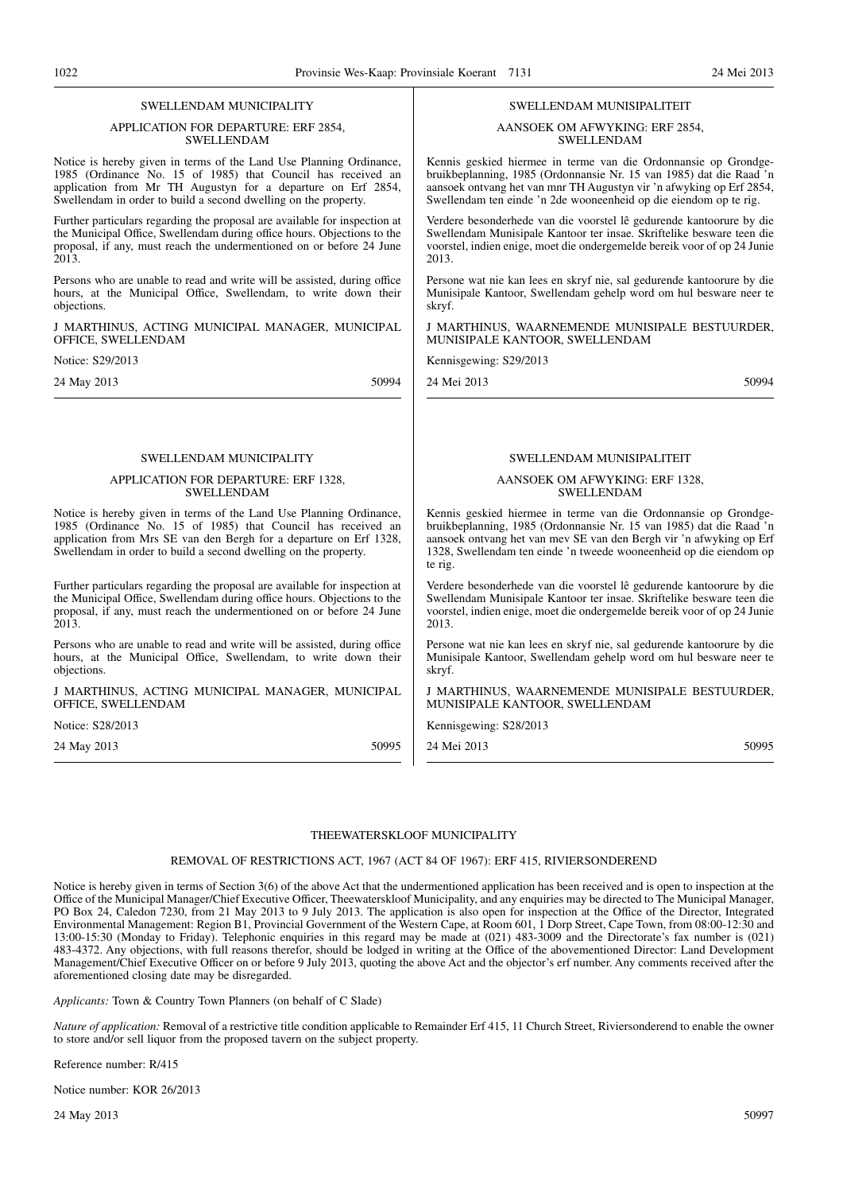## SWELLENDAM MUNICIPALITY

### APPLICATION FOR DEPARTURE: ERF 2854, SWELLENDAM

Notice is hereby given in terms of the Land Use Planning Ordinance, 1985 (Ordinance No. 15 of 1985) that Council has received an application from Mr TH Augustyn for a departure on Erf 2854, Swellendam in order to build a second dwelling on the property.

Further particulars regarding the proposal are available for inspection at the Municipal Office, Swellendam during office hours. Objections to the proposal, if any, must reach the undermentioned on or before 24 June 2013.

Persons who are unable to read and write will be assisted, during office hours, at the Municipal Office, Swellendam, to write down their objections.

J MARTHINUS, ACTING MUNICIPAL MANAGER, MUNICIPAL OFFICE, SWELLENDAM

Notice: S29/2013

24 May 2013 50994

## SWELLENDAM MUNISIPALITEIT

### AANSOEK OM AFWYKING: ERF 2854, SWELLENDAM

Kennis geskied hiermee in terme van die Ordonnansie op Grondgebruikbeplanning, 1985 (Ordonnansie Nr. 15 van 1985) dat die Raad 'n aansoek ontvang het van mnr TH Augustyn vir 'n afwyking op Erf 2854, Swellendam ten einde 'n 2de wooneenheid op die eiendom op te rig.

Verdere besonderhede van die voorstel lê gedurende kantoorure by die Swellendam Munisipale Kantoor ter insae. Skriftelike besware teen die voorstel, indien enige, moet die ondergemelde bereik voor of op 24 Junie 2013.

Persone wat nie kan lees en skryf nie, sal gedurende kantoorure by die Munisipale Kantoor, Swellendam gehelp word om hul besware neer te skryf.

J MARTHINUS, WAARNEMENDE MUNISIPALE BESTUURDER, MUNISIPALE KANTOOR, SWELLENDAM

Kennisgewing: S29/2013

24 Mei 2013 50994

## SWELLENDAM MUNICIPALITY

### APPLICATION FOR DEPARTURE: ERF 1328, SWELLENDAM

Notice is hereby given in terms of the Land Use Planning Ordinance, 1985 (Ordinance No. 15 of 1985) that Council has received an application from Mrs SE van den Bergh for a departure on Erf 1328, Swellendam in order to build a second dwelling on the property.

Further particulars regarding the proposal are available for inspection at the Municipal Office, Swellendam during office hours. Objections to the proposal, if any, must reach the undermentioned on or before 24 June 2013.

Persons who are unable to read and write will be assisted, during office hours, at the Municipal Office, Swellendam, to write down their objections.

J MARTHINUS, ACTING MUNICIPAL MANAGER, MUNICIPAL OFFICE, SWELLENDAM

Notice: S28/2013

24 May 2013 50995

## SWELLENDAM MUNISIPALITEIT

### AANSOEK OM AFWYKING: ERF 1328, SWELLENDAM

Kennis geskied hiermee in terme van die Ordonnansie op Grondgebruikbeplanning, 1985 (Ordonnansie Nr. 15 van 1985) dat die Raad 'n aansoek ontvang het van mev SE van den Bergh vir 'n afwyking op Erf 1328, Swellendam ten einde 'n tweede wooneenheid op die eiendom op te rig.

Verdere besonderhede van die voorstel lê gedurende kantoorure by die Swellendam Munisipale Kantoor ter insae. Skriftelike besware teen die voorstel, indien enige, moet die ondergemelde bereik voor of op 24 Junie 2013.

Persone wat nie kan lees en skryf nie, sal gedurende kantoorure by die Munisipale Kantoor, Swellendam gehelp word om hul besware neer te skryf.

J MARTHINUS, WAARNEMENDE MUNISIPALE BESTUURDER, MUNISIPALE KANTOOR, SWELLENDAM

Kennisgewing: S28/2013

24 Mei 2013 50995

## THEEWATERSKLOOF MUNICIPALITY

### REMOVAL OF RESTRICTIONS ACT, 1967 (ACT 84 OF 1967): ERF 415, RIVIERSONDEREND

Notice is hereby given in terms of Section 3(6) of the above Act that the undermentioned application has been received and is open to inspection at the Office of the Municipal Manager/Chief Executive Officer, Theewaterskloof Municipality, and any enquiries may be directed to The Municipal Manager, PO Box 24, Caledon 7230, from 21 May 2013 to 9 July 2013. The application is also open for inspection at the Office of the Director, Integrated Environmental Management: Region B1, Provincial Government of the Western Cape, at Room 601, 1 Dorp Street, Cape Town, from 08:00-12:30 and 13:00-15:30 (Monday to Friday). Telephonic enquiries in this regard may be made at (021) 483-3009 and the Directorate's fax number is (021) 483-4372. Any objections, with full reasons therefor, should be lodged in writing at the Office of the abovementioned Director: Land Development Management/Chief Executive Officer on or before 9 July 2013, quoting the above Act and the objector's erf number. Any comments received after the aforementioned closing date may be disregarded.

*Applicants:* Town & Country Town Planners (on behalf of C Slade)

*Nature of application:* Removal of a restrictive title condition applicable to Remainder Erf 415, 11 Church Street, Riviersonderend to enable the owner to store and/or sell liquor from the proposed tavern on the subject property.

Reference number: R/415

Notice number: KOR 26/2013

24 May 2013 50997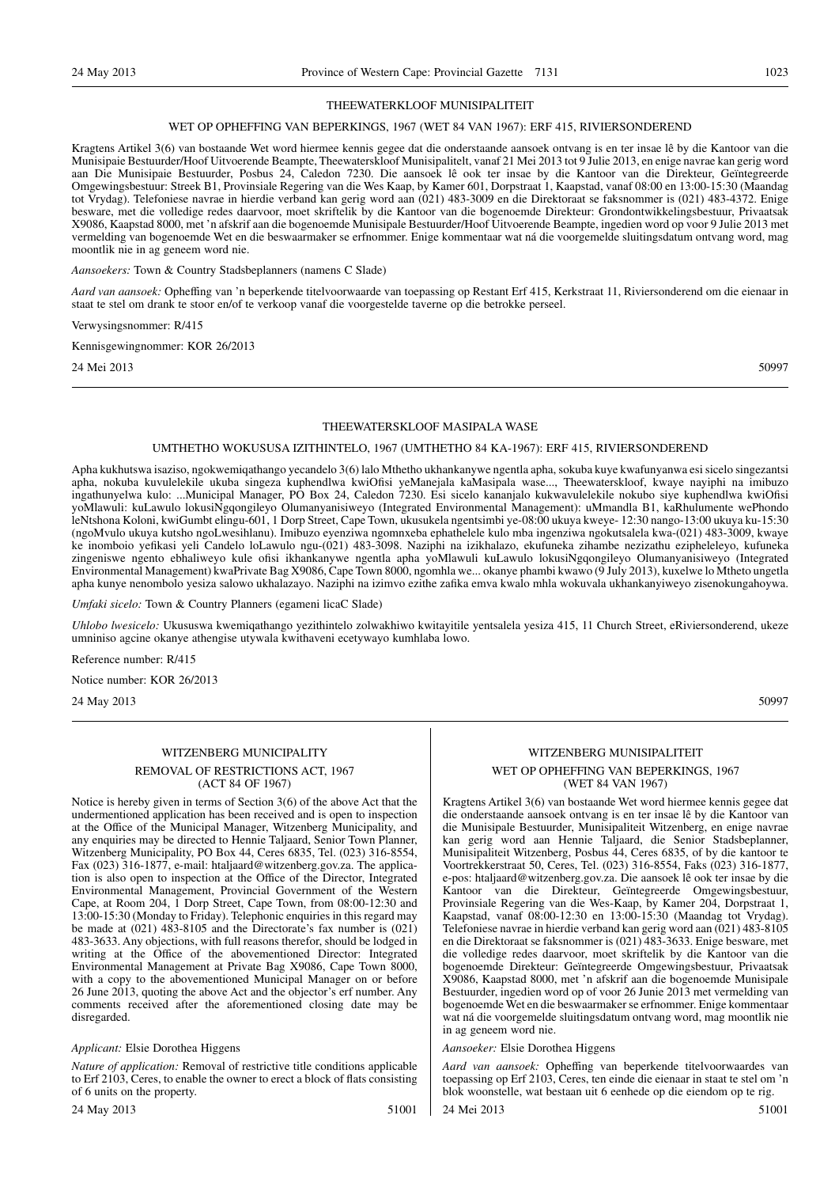### THEEWATERKLOOF MUNISIPALITEIT

#### WET OP OPHEFFING VAN BEPERKINGS, 1967 (WET 84 VAN 1967): ERF 415, RIVIERSONDEREND

Kragtens Artikel 3(6) van bostaande Wet word hiermee kennis gegee dat die onderstaande aansoek ontvang is en ter insae lê by die Kantoor van die Munisipaie Bestuurder/Hoof Uitvoerende Beampte, Theewaterskloof Munisipaliteit, vanaf 21 Mei 2013 tot 9 Julie 2013, en enige navrae kan gerig word aan Die Munisipaie Bestuurder, Posbus 24, Caledon 7230. Die aansoek lê ook ter insae by die Kantoor van die Direkteur, Geïntegreerde Omgewingsbestuur: Streek B1, Provinsiale Regering van die Wes Kaap, by Kamer 601, Dorpstraat 1, Kaapstad, vanaf 08:00 en 13:00-15:30 (Maandag tot Vrydag). Telefoniese navrae in hierdie verband kan gerig word aan (021) 483-3009 en die Direktoraat se faksnommer is (021) 483-4372. Enige besware, met die volledige redes daarvoor, moet skriftelik by die Kantoor van die bogenoemde Direkteur: Grondontwikkelingsbestuur, Privaatsak X9086, Kaapstad 8000, met 'n afskrif aan die bogenoemde Munisipale Bestuurder/Hoof Uitvoerende Beampte, ingedien word op voor 9 Julie 2013 met vermelding van bogenoemde Wet en die beswaarmaker se erfnommer. Enige kommentaar wat ná die voorgemelde sluitingsdatum ontvang word, mag moontlik nie in ag geneem word nie.

*Aansoekers:* Town & Country Stadsbeplanners (namens C Slade)

*Aard van aansoek:* Opheffing van 'n beperkende titelvoorwaarde van toepassing op Restant Erf 415, Kerkstraat 11, Riviersonderend om die eienaar in staat te stel om drank te stoor en/of te verkoop vanaf die voorgestelde taverne op die betrokke perseel.

Verwysingsnommer: R/415

Kennisgewingnommer: KOR 26/2013

24 Mei 2013 50997

---

### THEEWATERSKLOOF MASIPALA WASE

#### UMTHETHO WOKUSUSA IZITHINTELO, 1967 (UMTHETHO 84 KA-1967): ERF 415, RIVIERSONDEREND

Apha kukhutswa isaziso, ngokwemiqathango yecandelo 3(6) lalo Mthetho ukhankanywe ngentla apha, sokuba kuye kwafunyanwa esi sicelo singezantsi apha, nokuba kuvulelekile ukuba singeza kuphendlwa kwiOfisi yeManejala kaMasipala wase..., Theewaterskloof, kwaye nayiphi na imibuzo ingathunyelwa kulo: ...Municipal Manager, PO Box 24, Caledon 7230. Esi sicelo kananjalo kukwavulelekile nokubo siye kuphendlwa kwiOfisi yoMlawuli: kuLawulo lokusiNgqongileyo Olumanyanisiweyo (Integrated Environmental Management): uMmandla B1, kaRhulumente wePhondo leNtshona Koloni, kwiGumbt elingu-601, 1 Dorp Street, Cape Town, ukususela ngentsimbi ye-08:00 ukuya kweye- 12:30 nango-13:00 ukuya ku-15:30 (ngoMvulo ukuya kutsho ngoLwesihlanu). Imibuzo eyenziwa ngomnxeba ephathelele kulo mba ingenziwa ngokutsalela kwa-(021) 483-3009, kwaye ke inomboio yefikasi yeli Candelo loLawulo ngu-(021) 483-3098. Naziphi na izikhalazo, ekufuneka zihambe nezizathu ezipheleleyo, kufuneka zingeniswe ngento ebhaliweyo kule ofisi ikhankanywe ngentla apha yoMlawuli kuLawulo lokusiNgqongileyo Olumanyanisiweyo (Integrated Environmental Management) kwaPrivate Bag X9086, Cape Town 8000, ngomhla we... okanye phambi kwawo (9 July 2013), kuxelwe lo Mtheto ungetla apha kunye nenombolo yesiza salowo ukhalazayo. Naziphi na izimvo ezithe zafika emva kwalo mhla wokuvala ukhankanyiweyo zisenokungahoywa.

*Umfaki sicelo:* Town & Country Planners (egameni licaC Slade)

*Uhlobo lwesicelo:* Ukususwa kwemiqathango yezithintelo zolwakhiwo kwitayitile yentsalela yesiza 415, 11 Church Street, eRiviersonderend, ukeze umniniso agcine okanye athengise utywala kwithaveni ecetywayo kumhlaba lowo.

Reference number: R/415

Notice number: KOR 26/2013

24 May 2013 50997

---

### WITZENBERG MUNICIPALITY

#### REMOVAL OF RESTRICTIONS ACT, 1967 (ACT 84 OF 1967)

Notice is hereby given in terms of Section 3(6) of the above Act that the undermentioned application has been received and is open to inspection at the Office of the Municipal Manager, Witzenberg Municipality, and any enquiries may be directed to Hennie Taljaard, Senior Town Planner, Witzenberg Municipality, PO Box 44, Ceres 6835, Tel. (023) 316-8554, Fax (023) 316-1877, e-mail: htaljaard@witzenberg.gov.za. The application is also open to inspection at the Office of the Director, Integrated Environmental Management, Provincial Government of the Western Cape, at Room 204, 1 Dorp Street, Cape Town, from 08:00-12:30 and 13:00-15:30 (Monday to Friday). Telephonic enquiries in this regard may be made at (021) 483-8105 and the Directorate's fax number is (021) 483-3633. Any objections, with full reasons therefor, should be lodged in writing at the Office of the abovementioned Director: Integrated Environmental Management at Private Bag X9086, Cape Town 8000, with a copy to the abovementioned Municipal Manager on or before 26 June 2013, quoting the above Act and the objector's erf number. Any comments received after the aforementioned closing date may be disregarded.

*Applicant:* Elsie Dorothea Higgens

*Nature of application:* Removal of restrictive title conditions applicable to Erf 2103, Ceres, to enable the owner to erect a block of flats consisting of 6 units on the property.

24 May 2013 51001

---

### WITZENBERG MUNISIPALITEIT

#### WET OP OPHEFFING VAN BEPERKINGS, 1967 (WET 84 VAN 1967)

Kragtens Artikel 3(6) van bostaande Wet word hiermee kennis gegee dat die onderstaande aansoek ontvang is en ter insae lê by die Kantoor van die Munisipale Bestuurder, Munisipaliteit Witzenberg, en enige navrae kan gerig word aan Hennie Taljaard, die Senior Stadsbeplanner, Munisipaliteit Witzenberg, Posbus 44, Ceres 6835, of by die kantoor te Voortrekkerstraat 50, Ceres, Tel. (023) 316-8554, Faks (023) 316-1877, e-pos: htaljaard@witzenberg.gov.za. Die aansoek lê ook ter insae by die Kantoor van die Direkteur, Geïntegreerde Omgewingsbestuur, Provinsiale Regering van die Wes-Kaap, by Kamer 204, Dorpstraat 1, Kaapstad, vanaf 08:00-12:30 en 13:00-15:30 (Maandag tot Vrydag). Telefoniese navrae in hierdie verband kan gerig word aan (021) 483-8105 en die Direktoraat se faksnommer is (021) 483-3633. Enige besware, met die volledige redes daarvoor, moet skriftelik by die Kantoor van die bogenoemde Direkteur: Geïntegreerde Omgewingsbestuur, Privaatsak X9086, Kaapstad 8000, met 'n afskrif aan die bogenoemde Munisipale Bestuurder, ingedien word op of voor 26 Junie 2013 met vermelding van bogenoemde Wet en die beswaarmaker se erfnommer. Enige kommentaar wat ná die voorgemelde sluitingsdatum ontvang word, mag moontlik nie in ag geneem word nie.

*Aansoeker:* Elsie Dorothea Higgens

*Aard van aansoek:* Opheffing van beperkende titelvoorwaardes van toepassing op Erf 2103, Ceres, ten einde die eienaar in staat te stel om 'n blok woonstelle, wat bestaan uit 6 eenhede op die eiendom op te rig.

24 Mei 2013 51001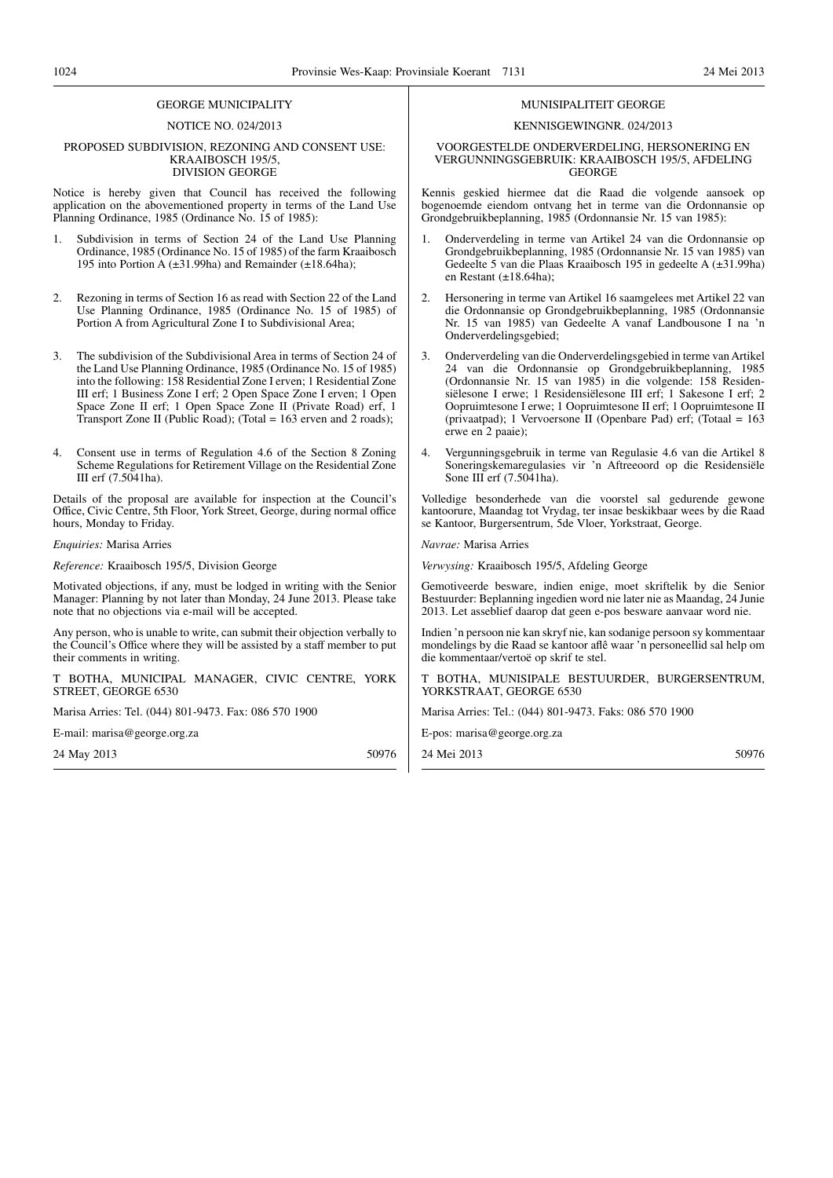## GEORGE MUNICIPALITY

NOTICE NO. 024/2013

### PROPOSED SUBDIVISION, REZONING AND CONSENT USE: KRAAIBOSCH 195/5, DIVISION GEORGE

Notice is hereby given that Council has received the following application on the abovementioned property in terms of the Land Use Planning Ordinance, 1985 (Ordinance No. 15 of 1985):

1. Subdivision in terms of Section 24 of the Land Use Planning Ordinance, 1985 (Ordinance No. 15 of 1985) of the farm Kraaibosch 195 into Portion A (±31.99ha) and Remainder (±18.64ha);
2. Rezoning in terms of Section 16 as read with Section 22 of the Land Use Planning Ordinance, 1985 (Ordinance No. 15 of 1985) of Portion A from Agricultural Zone I to Subdivisional Area;
3. The subdivision of the Subdivisional Area in terms of Section 24 of the Land Use Planning Ordinance, 1985 (Ordinance No. 15 of 1985) into the following: 158 Residential Zone I erven; 1 Residential Zone III erf; 1 Business Zone I erf; 2 Open Space Zone I erven; 1 Open Space Zone II erf; 1 Open Space Zone II (Private Road) erf, 1 Transport Zone II (Public Road); (Total = 163 erven and 2 roads);
4. Consent use in terms of Regulation 4.6 of the Section 8 Zoning Scheme Regulations for Retirement Village on the Residential Zone III erf (7.5041ha).

Details of the proposal are available for inspection at the Council's Office, Civic Centre, 5th Floor, York Street, George, during normal office hours, Monday to Friday.

*Enquiries:* Marisa Arries

*Reference:* Kraaibosch 195/5, Division George

Motivated objections, if any, must be lodged in writing with the Senior Manager: Planning by not later than Monday, 24 June 2013. Please take note that no objections via e-mail will be accepted.

Any person, who is unable to write, can submit their objection verbally to the Council's Office where they will be assisted by a staff member to put their comments in writing.

T BOTHA, MUNICIPAL MANAGER, CIVIC CENTRE, YORK STREET, GEORGE 6530

Marisa Arries: Tel. (044) 801-9473. Fax: 086 570 1900

E-mail: marisa@george.org.za

24 May 2013 50976

## MUNISIPALITEIT GEORGE

KENNISGEWINGNR. 024/2013

### VOORGESTELDE ONDERVERDELING, HERSONERING EN VERGUNNINGSGEBRUIK: KRAAIBOSCH 195/5, AFDELING GEORGE

Kennis geskied hiermee dat die Raad die volgende aansoek op bogenoemde eiendom ontvang het in terme van die Ordonnansie op Grondgebruikbeplanning, 1985 (Ordonnansie Nr. 15 van 1985):

1. Onderverdeling in terme van Artikel 24 van die Ordonnansie op Grondgebruikbeplanning, 1985 (Ordonnansie Nr. 15 van 1985) van Gedeelte 5 van die Plaas Kraaibosch 195 in gedeelte A (±31.99ha) en Restant (±18.64ha);
2. Hersonering in terme van Artikel 16 saamgelees met Artikel 22 van die Ordonnansie op Grondgebruikbeplanning, 1985 (Ordonnansie Nr. 15 van 1985) van Gedeelte A vanaf Landbousone I na 'n Onderverdelingsgebied;
3. Onderverdeling van die Onderverdelingsgebied in terme van Artikel 24 van die Ordonnansie op Grondgebruikbeplanning, 1985 (Ordonnansie Nr. 15 van 1985) in die volgende: 158 Residensiëlesone I erwe; 1 Residensiëlesone III erf; 1 Sakesone I erf; 2 Oopruimtesone I erwe; 1 Oopruimtesone II erf; 1 Oopruimtesone II (privaatpad); 1 Vervoersone II (Openbare Pad) erf; (Totaal = 163 erwe en 2 paaie);
4. Vergunningsgebruik in terme van Regulasie 4.6 van die Artikel 8 Soneringskemaregulasies vir 'n Aftreeoord op die Residensiële Sone III erf (7.5041ha).

Volledige besonderhede van die voorstel sal gedurende gewone kantoorure, Maandag tot Vrydag, ter insae beskikbaar wees by die Raad se Kantoor, Burgersentrum, 5de Vloer, Yorkstraat, George.

*Navrae:* Marisa Arries

*Verwysing:* Kraaibosch 195/5, Afdeling George

Gemotiveerde besware, indien enige, moet skriftelik by die Senior Bestuurder: Beplanning ingedien word nie later nie as Maandag, 24 Junie 2013. Let asseblief daarop dat geen e-pos besware aanvaar word nie.

Indien 'n persoon nie kan skryf nie, kan sodanige persoon sy kommentaar mondelings by die Raad se kantoor aflê waar 'n personeellid sal help om die kommentaar/vertoë op skrif te stel.

T BOTHA, MUNISIPALE BESTUURDER, BURGERSENTRUM, YORKSTRAAT, GEORGE 6530

Marisa Arries: Tel.: (044) 801-9473. Faks: 086 570 1900

E-pos: marisa@george.org.za

24 Mei 2013 50976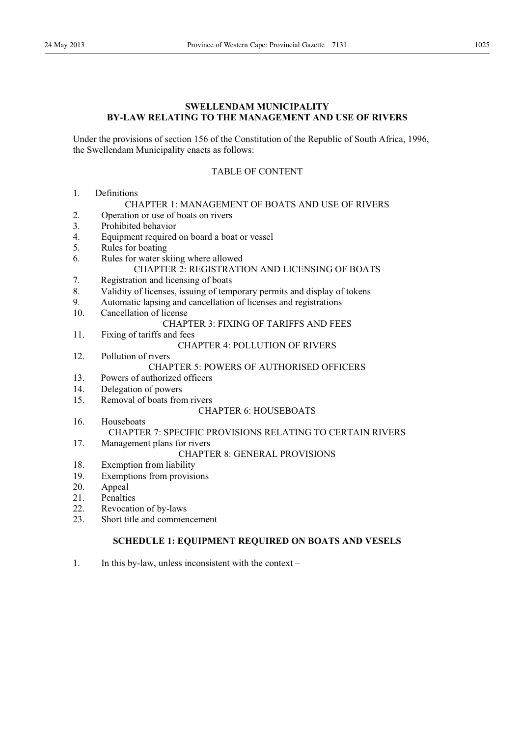**SWELLENDAM MUNICIPALITY**
**BY-LAW RELATING TO THE MANAGEMENT AND USE OF RIVERS**

Under the provisions of section 156 of the Constitution of the Republic of South Africa, 1996, the Swellendam Municipality enacts as follows:

TABLE OF CONTENT

1. Definitions

CHAPTER 1: MANAGEMENT OF BOATS AND USE OF RIVERS

2. Operation or use of boats on rivers
3. Prohibited behavior
4. Equipment required on board a boat or vessel
5. Rules for boating
6. Rules for water skiing where allowed

CHAPTER 2: REGISTRATION AND LICENSING OF BOATS

7. Registration and licensing of boats
8. Validity of licenses, issuing of temporary permits and display of tokens
9. Automatic lapsing and cancellation of licenses and registrations
10. Cancellation of license

CHAPTER 3: FIXING OF TARIFFS AND FEES

11. Fixing of tariffs and fees

CHAPTER 4: POLLUTION OF RIVERS

12. Pollution of rivers

CHAPTER 5: POWERS OF AUTHORISED OFFICERS

13. Powers of authorized officers
14. Delegation of powers
15. Removal of boats from rivers

CHAPTER 6: HOUSEBOATS

16. Houseboats

CHAPTER 7: SPECIFIC PROVISIONS RELATING TO CERTAIN RIVERS

17. Management plans for rivers

CHAPTER 8: GENERAL PROVISIONS

18. Exemption from liability
19. Exemptions from provisions
20. Appeal
21. Penalties
22. Revocation of by-laws
23. Short title and commencement

**SCHEDULE 1: EQUIPMENT REQUIRED ON BOATS AND VESELS**

1. In this by-law, unless inconsistent with the context –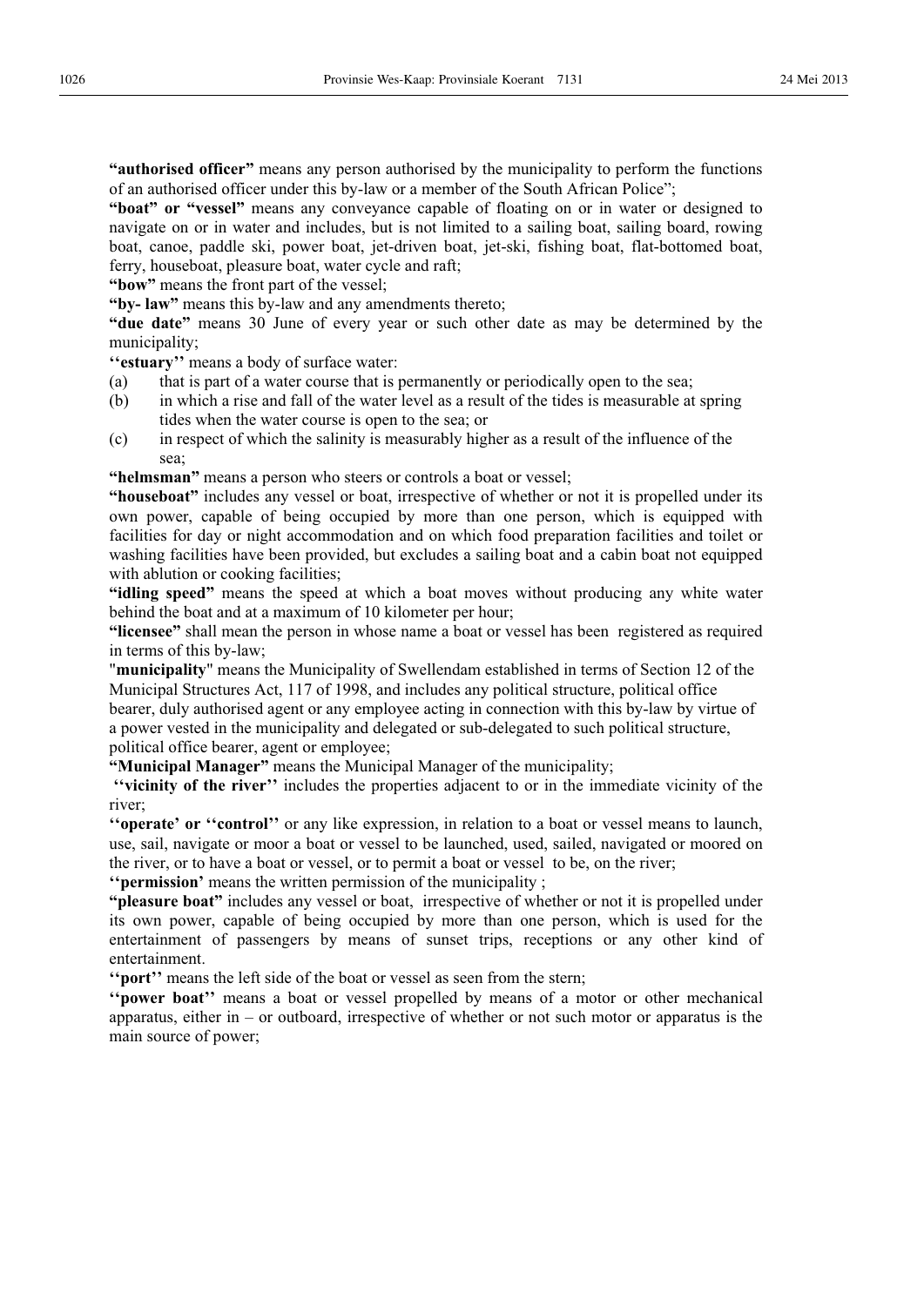**"authorised officer"** means any person authorised by the municipality to perform the functions of an authorised officer under this by-law or a member of the South African Police";

**"boat" or "vessel"** means any conveyance capable of floating on or in water or designed to navigate on or in water and includes, but is not limited to a sailing boat, sailing board, rowing boat, canoe, paddle ski, power boat, jet-driven boat, jet-ski, fishing boat, flat-bottomed boat, ferry, houseboat, pleasure boat, water cycle and raft;

**"bow"** means the front part of the vessel;

**"by- law"** means this by-law and any amendments thereto;

**"due date"** means 30 June of every year or such other date as may be determined by the municipality;

**''estuary''** means a body of surface water:

(a) that is part of a water course that is permanently or periodically open to the sea;

(b) in which a rise and fall of the water level as a result of the tides is measurable at spring tides when the water course is open to the sea; or

(c) in respect of which the salinity is measurably higher as a result of the influence of the sea;

**"helmsman"** means a person who steers or controls a boat or vessel;

**"houseboat"** includes any vessel or boat, irrespective of whether or not it is propelled under its own power, capable of being occupied by more than one person, which is equipped with facilities for day or night accommodation and on which food preparation facilities and toilet or washing facilities have been provided, but excludes a sailing boat and a cabin boat not equipped with ablution or cooking facilities;

**"idling speed"** means the speed at which a boat moves without producing any white water behind the boat and at a maximum of 10 kilometer per hour;

**"licensee"** shall mean the person in whose name a boat or vessel has been registered as required in terms of this by-law;

"**municipality**" means the Municipality of Swellendam established in terms of Section 12 of the Municipal Structures Act, 117 of 1998, and includes any political structure, political office bearer, duly authorised agent or any employee acting in connection with this by-law by virtue of a power vested in the municipality and delegated or sub-delegated to such political structure, political office bearer, agent or employee;

**"Municipal Manager"** means the Municipal Manager of the municipality;

**''vicinity of the river''** includes the properties adjacent to or in the immediate vicinity of the river;

**''operate' or ''control''** or any like expression, in relation to a boat or vessel means to launch, use, sail, navigate or moor a boat or vessel to be launched, used, sailed, navigated or moored on the river, or to have a boat or vessel, or to permit a boat or vessel to be, on the river;

**''permission'** means the written permission of the municipality ;

**"pleasure boat"** includes any vessel or boat, irrespective of whether or not it is propelled under its own power, capable of being occupied by more than one person, which is used for the entertainment of passengers by means of sunset trips, receptions or any other kind of entertainment.

**''port''** means the left side of the boat or vessel as seen from the stern;

**''power boat''** means a boat or vessel propelled by means of a motor or other mechanical apparatus, either in – or outboard, irrespective of whether or not such motor or apparatus is the main source of power;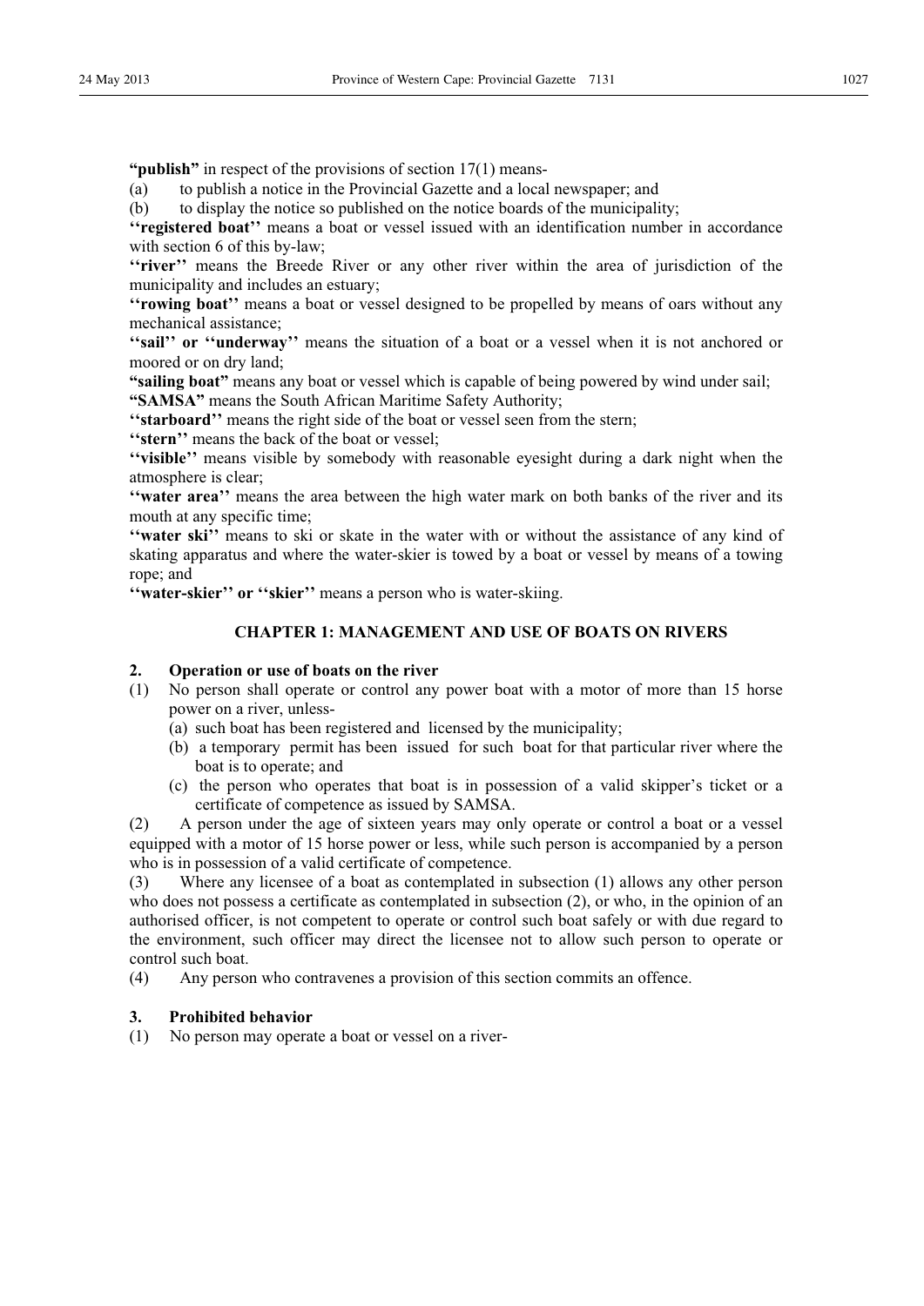**"publish"** in respect of the provisions of section 17(1) means-

(a) to publish a notice in the Provincial Gazette and a local newspaper; and

(b) to display the notice so published on the notice boards of the municipality;

**''registered boat''** means a boat or vessel issued with an identification number in accordance with section 6 of this by-law;

**''river''** means the Breede River or any other river within the area of jurisdiction of the municipality and includes an estuary;

**''rowing boat''** means a boat or vessel designed to be propelled by means of oars without any mechanical assistance;

**''sail'' or ''underway''** means the situation of a boat or a vessel when it is not anchored or moored or on dry land;

**"sailing boat"** means any boat or vessel which is capable of being powered by wind under sail;

**"SAMSA"** means the South African Maritime Safety Authority;

**''starboard''** means the right side of the boat or vessel seen from the stern;

**''stern''** means the back of the boat or vessel;

**''visible''** means visible by somebody with reasonable eyesight during a dark night when the atmosphere is clear;

**''water area''** means the area between the high water mark on both banks of the river and its mouth at any specific time;

**''water ski''** means to ski or skate in the water with or without the assistance of any kind of skating apparatus and where the water-skier is towed by a boat or vessel by means of a towing rope; and

**''water-skier'' or ''skier''** means a person who is water-skiing.

## CHAPTER 1: MANAGEMENT AND USE OF BOATS ON RIVERS

### 2. Operation or use of boats on the river

(1) No person shall operate or control any power boat with a motor of more than 15 horse power on a river, unless-

(a) such boat has been registered and licensed by the municipality;

(b) a temporary permit has been issued for such boat for that particular river where the boat is to operate; and

(c) the person who operates that boat is in possession of a valid skipper's ticket or a certificate of competence as issued by SAMSA.

(2) A person under the age of sixteen years may only operate or control a boat or a vessel equipped with a motor of 15 horse power or less, while such person is accompanied by a person who is in possession of a valid certificate of competence.

(3) Where any licensee of a boat as contemplated in subsection (1) allows any other person who does not possess a certificate as contemplated in subsection (2), or who, in the opinion of an authorised officer, is not competent to operate or control such boat safely or with due regard to the environment, such officer may direct the licensee not to allow such person to operate or control such boat.

(4) Any person who contravenes a provision of this section commits an offence.

### 3. Prohibited behavior

(1) No person may operate a boat or vessel on a river-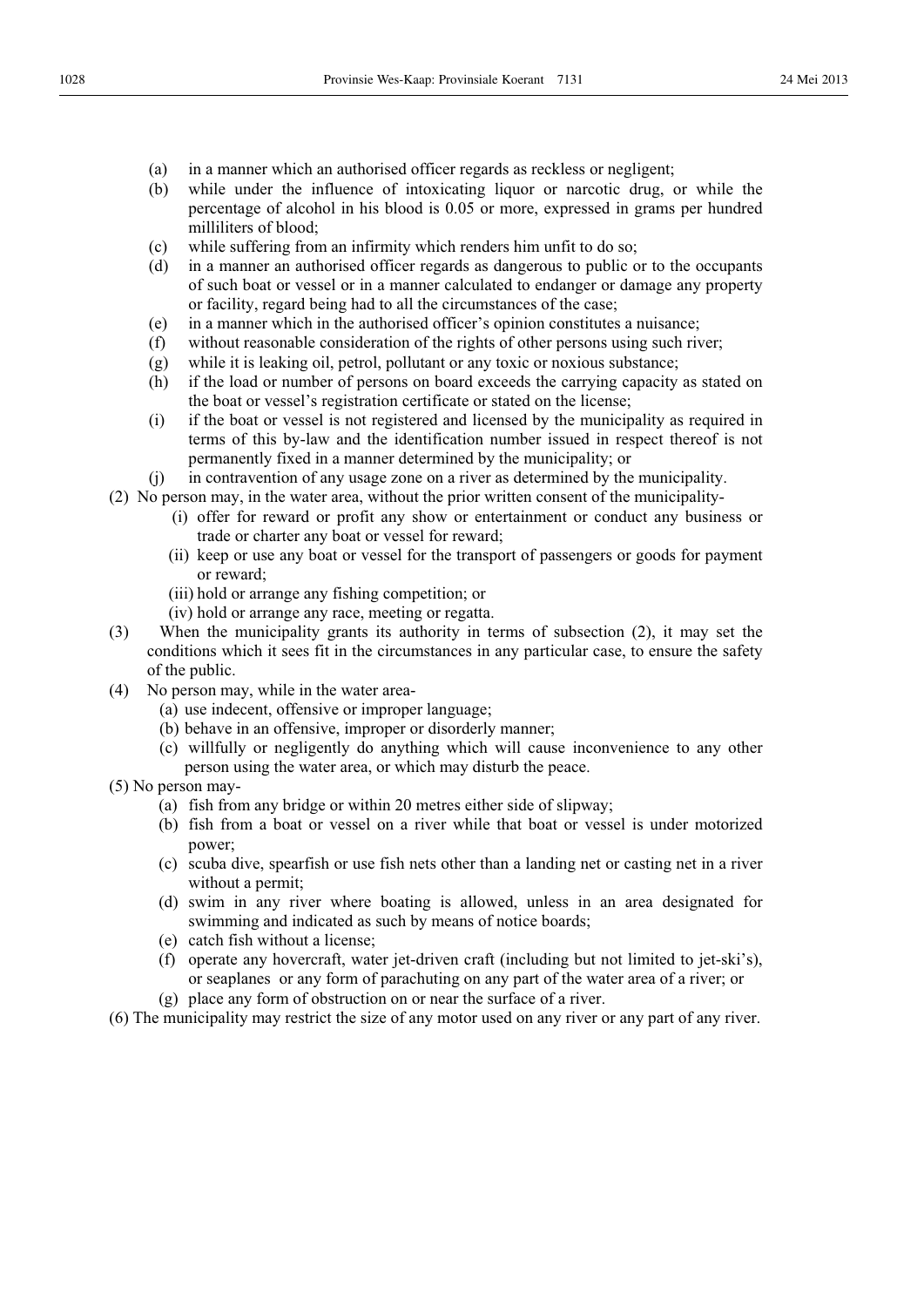(a) in a manner which an authorised officer regards as reckless or negligent;
(b) while under the influence of intoxicating liquor or narcotic drug, or while the percentage of alcohol in his blood is 0.05 or more, expressed in grams per hundred milliliters of blood;
(c) while suffering from an infirmity which renders him unfit to do so;
(d) in a manner an authorised officer regards as dangerous to public or to the occupants of such boat or vessel or in a manner calculated to endanger or damage any property or facility, regard being had to all the circumstances of the case;
(e) in a manner which in the authorised officer's opinion constitutes a nuisance;
(f) without reasonable consideration of the rights of other persons using such river;
(g) while it is leaking oil, petrol, pollutant or any toxic or noxious substance;
(h) if the load or number of persons on board exceeds the carrying capacity as stated on the boat or vessel's registration certificate or stated on the license;
(i) if the boat or vessel is not registered and licensed by the municipality as required in terms of this by-law and the identification number issued in respect thereof is not permanently fixed in a manner determined by the municipality; or
(j) in contravention of any usage zone on a river as determined by the municipality.

(2) No person may, in the water area, without the prior written consent of the municipality-
(i) offer for reward or profit any show or entertainment or conduct any business or trade or charter any boat or vessel for reward;
(ii) keep or use any boat or vessel for the transport of passengers or goods for payment or reward;
(iii) hold or arrange any fishing competition; or
(iv) hold or arrange any race, meeting or regatta.

(3) When the municipality grants its authority in terms of subsection (2), it may set the conditions which it sees fit in the circumstances in any particular case, to ensure the safety of the public.

(4) No person may, while in the water area-
(a) use indecent, offensive or improper language;
(b) behave in an offensive, improper or disorderly manner;
(c) willfully or negligently do anything which will cause inconvenience to any other person using the water area, or which may disturb the peace.

(5) No person may-
(a) fish from any bridge or within 20 metres either side of slipway;
(b) fish from a boat or vessel on a river while that boat or vessel is under motorized power;
(c) scuba dive, spearfish or use fish nets other than a landing net or casting net in a river without a permit;
(d) swim in any river where boating is allowed, unless in an area designated for swimming and indicated as such by means of notice boards;
(e) catch fish without a license;
(f) operate any hovercraft, water jet-driven craft (including but not limited to jet-ski's), or seaplanes or any form of parachuting on any part of the water area of a river; or
(g) place any form of obstruction on or near the surface of a river.

(6) The municipality may restrict the size of any motor used on any river or any part of any river.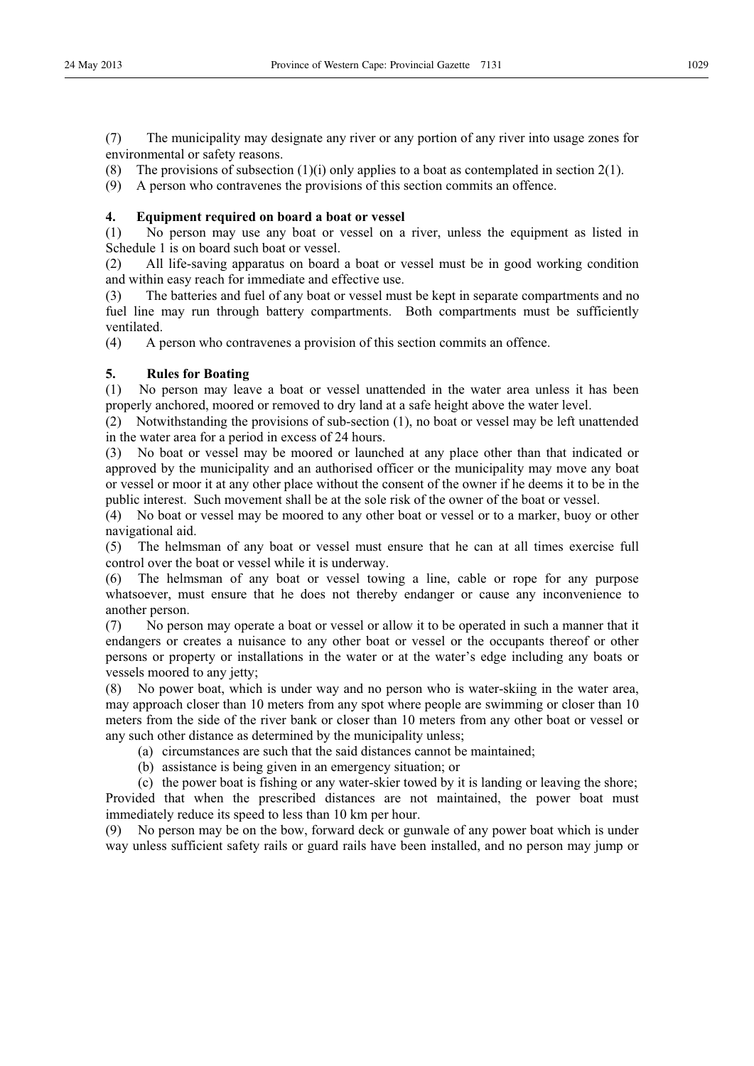(7) The municipality may designate any river or any portion of any river into usage zones for environmental or safety reasons.

(8) The provisions of subsection (1)(i) only applies to a boat as contemplated in section 2(1).

(9) A person who contravenes the provisions of this section commits an offence.

### 4. Equipment required on board a boat or vessel

(1) No person may use any boat or vessel on a river, unless the equipment as listed in Schedule 1 is on board such boat or vessel.

(2) All life-saving apparatus on board a boat or vessel must be in good working condition and within easy reach for immediate and effective use.

(3) The batteries and fuel of any boat or vessel must be kept in separate compartments and no fuel line may run through battery compartments. Both compartments must be sufficiently ventilated.

(4) A person who contravenes a provision of this section commits an offence.

### 5. Rules for Boating

(1) No person may leave a boat or vessel unattended in the water area unless it has been properly anchored, moored or removed to dry land at a safe height above the water level.

(2) Notwithstanding the provisions of sub-section (1), no boat or vessel may be left unattended in the water area for a period in excess of 24 hours.

(3) No boat or vessel may be moored or launched at any place other than that indicated or approved by the municipality and an authorised officer or the municipality may move any boat or vessel or moor it at any other place without the consent of the owner if he deems it to be in the public interest. Such movement shall be at the sole risk of the owner of the boat or vessel.

(4) No boat or vessel may be moored to any other boat or vessel or to a marker, buoy or other navigational aid.

(5) The helmsman of any boat or vessel must ensure that he can at all times exercise full control over the boat or vessel while it is underway.

(6) The helmsman of any boat or vessel towing a line, cable or rope for any purpose whatsoever, must ensure that he does not thereby endanger or cause any inconvenience to another person.

(7) No person may operate a boat or vessel or allow it to be operated in such a manner that it endangers or creates a nuisance to any other boat or vessel or the occupants thereof or other persons or property or installations in the water or at the water's edge including any boats or vessels moored to any jetty;

(8) No power boat, which is under way and no person who is water-skiing in the water area, may approach closer than 10 meters from any spot where people are swimming or closer than 10 meters from the side of the river bank or closer than 10 meters from any other boat or vessel or any such other distance as determined by the municipality unless;

(a) circumstances are such that the said distances cannot be maintained;

(b) assistance is being given in an emergency situation; or

(c) the power boat is fishing or any water-skier towed by it is landing or leaving the shore;

Provided that when the prescribed distances are not maintained, the power boat must immediately reduce its speed to less than 10 km per hour.

(9) No person may be on the bow, forward deck or gunwale of any power boat which is under way unless sufficient safety rails or guard rails have been installed, and no person may jump or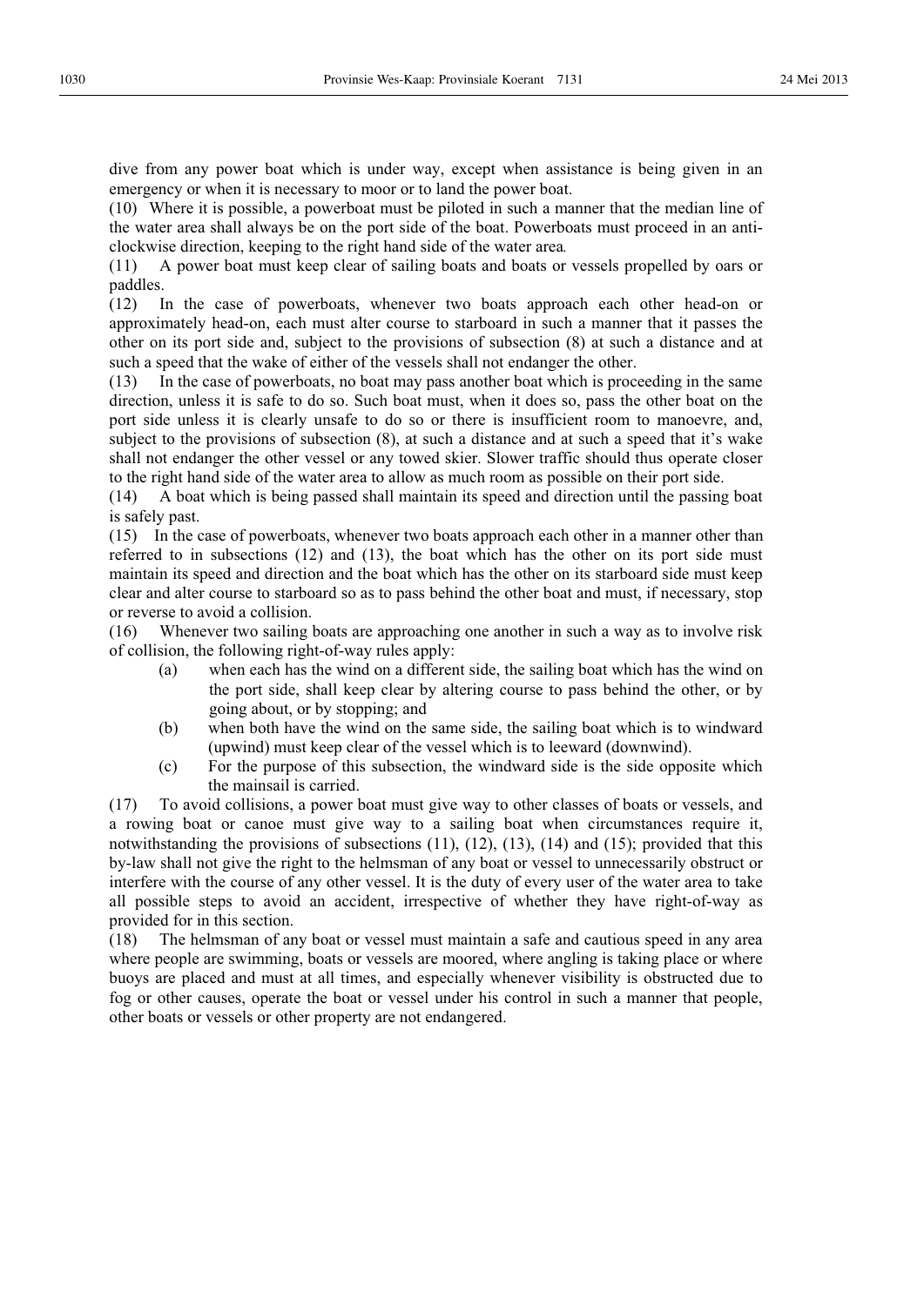dive from any power boat which is under way, except when assistance is being given in an emergency or when it is necessary to moor or to land the power boat.

(10) Where it is possible, a powerboat must be piloted in such a manner that the median line of the water area shall always be on the port side of the boat. Powerboats must proceed in an anti-clockwise direction, keeping to the right hand side of the water area.

(11) A power boat must keep clear of sailing boats and boats or vessels propelled by oars or paddles.

(12) In the case of powerboats, whenever two boats approach each other head-on or approximately head-on, each must alter course to starboard in such a manner that it passes the other on its port side and, subject to the provisions of subsection (8) at such a distance and at such a speed that the wake of either of the vessels shall not endanger the other.

(13) In the case of powerboats, no boat may pass another boat which is proceeding in the same direction, unless it is safe to do so. Such boat must, when it does so, pass the other boat on the port side unless it is clearly unsafe to do so or there is insufficient room to manoevre, and, subject to the provisions of subsection (8), at such a distance and at such a speed that it's wake shall not endanger the other vessel or any towed skier. Slower traffic should thus operate closer to the right hand side of the water area to allow as much room as possible on their port side.

(14) A boat which is being passed shall maintain its speed and direction until the passing boat is safely past.

(15) In the case of powerboats, whenever two boats approach each other in a manner other than referred to in subsections (12) and (13), the boat which has the other on its port side must maintain its speed and direction and the boat which has the other on its starboard side must keep clear and alter course to starboard so as to pass behind the other boat and must, if necessary, stop or reverse to avoid a collision.

(16) Whenever two sailing boats are approaching one another in such a way as to involve risk of collision, the following right-of-way rules apply:

(a) when each has the wind on a different side, the sailing boat which has the wind on the port side, shall keep clear by altering course to pass behind the other, or by going about, or by stopping; and

(b) when both have the wind on the same side, the sailing boat which is to windward (upwind) must keep clear of the vessel which is to leeward (downwind).

(c) For the purpose of this subsection, the windward side is the side opposite which the mainsail is carried.

(17) To avoid collisions, a power boat must give way to other classes of boats or vessels, and a rowing boat or canoe must give way to a sailing boat when circumstances require it, notwithstanding the provisions of subsections (11), (12), (13), (14) and (15); provided that this by-law shall not give the right to the helmsman of any boat or vessel to unnecessarily obstruct or interfere with the course of any other vessel. It is the duty of every user of the water area to take all possible steps to avoid an accident, irrespective of whether they have right-of-way as provided for in this section.

(18) The helmsman of any boat or vessel must maintain a safe and cautious speed in any area where people are swimming, boats or vessels are moored, where angling is taking place or where buoys are placed and must at all times, and especially whenever visibility is obstructed due to fog or other causes, operate the boat or vessel under his control in such a manner that people, other boats or vessels or other property are not endangered.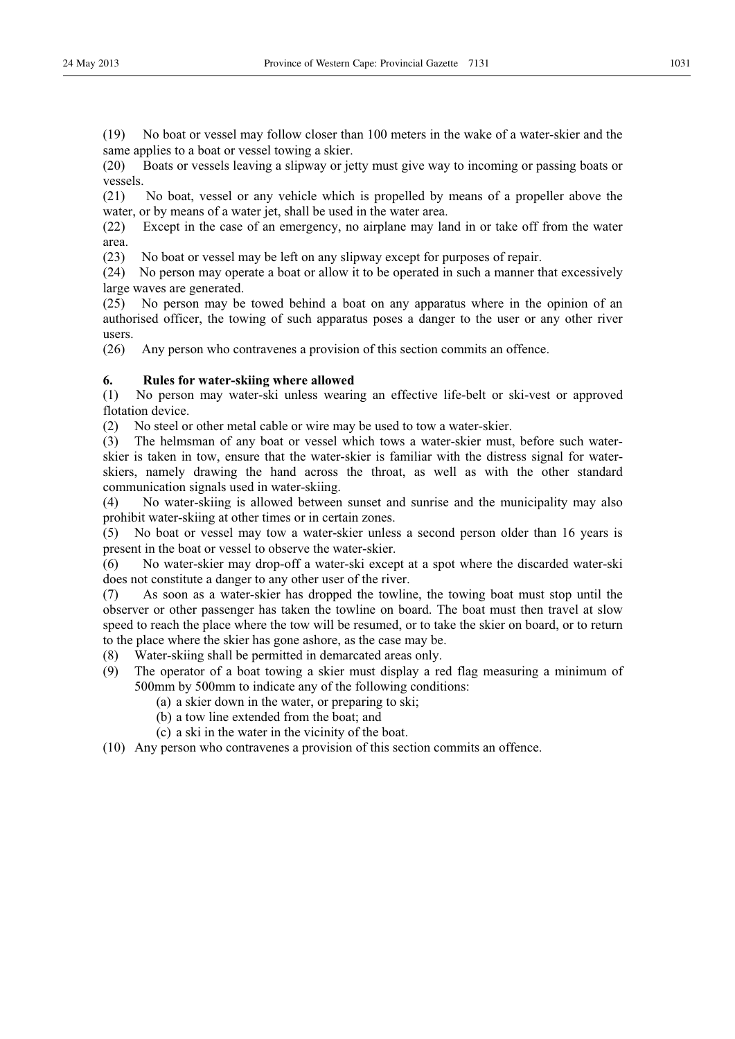(19) No boat or vessel may follow closer than 100 meters in the wake of a water-skier and the same applies to a boat or vessel towing a skier.

(20) Boats or vessels leaving a slipway or jetty must give way to incoming or passing boats or vessels.

(21) No boat, vessel or any vehicle which is propelled by means of a propeller above the water, or by means of a water jet, shall be used in the water area.

(22) Except in the case of an emergency, no airplane may land in or take off from the water area.

(23) No boat or vessel may be left on any slipway except for purposes of repair.

(24) No person may operate a boat or allow it to be operated in such a manner that excessively large waves are generated.

(25) No person may be towed behind a boat on any apparatus where in the opinion of an authorised officer, the towing of such apparatus poses a danger to the user or any other river users.

(26) Any person who contravenes a provision of this section commits an offence.

**6. Rules for water-skiing where allowed**

(1) No person may water-ski unless wearing an effective life-belt or ski-vest or approved flotation device.

(2) No steel or other metal cable or wire may be used to tow a water-skier.

(3) The helmsman of any boat or vessel which tows a water-skier must, before such water-skier is taken in tow, ensure that the water-skier is familiar with the distress signal for water-skiers, namely drawing the hand across the throat, as well as with the other standard communication signals used in water-skiing.

(4) No water-skiing is allowed between sunset and sunrise and the municipality may also prohibit water-skiing at other times or in certain zones.

(5) No boat or vessel may tow a water-skier unless a second person older than 16 years is present in the boat or vessel to observe the water-skier.

(6) No water-skier may drop-off a water-ski except at a spot where the discarded water-ski does not constitute a danger to any other user of the river.

(7) As soon as a water-skier has dropped the towline, the towing boat must stop until the observer or other passenger has taken the towline on board. The boat must then travel at slow speed to reach the place where the tow will be resumed, or to take the skier on board, or to return to the place where the skier has gone ashore, as the case may be.

(8) Water-skiing shall be permitted in demarcated areas only.

(9) The operator of a boat towing a skier must display a red flag measuring a minimum of 500mm by 500mm to indicate any of the following conditions:

(a) a skier down in the water, or preparing to ski;

(b) a tow line extended from the boat; and

(c) a ski in the water in the vicinity of the boat.

(10) Any person who contravenes a provision of this section commits an offence.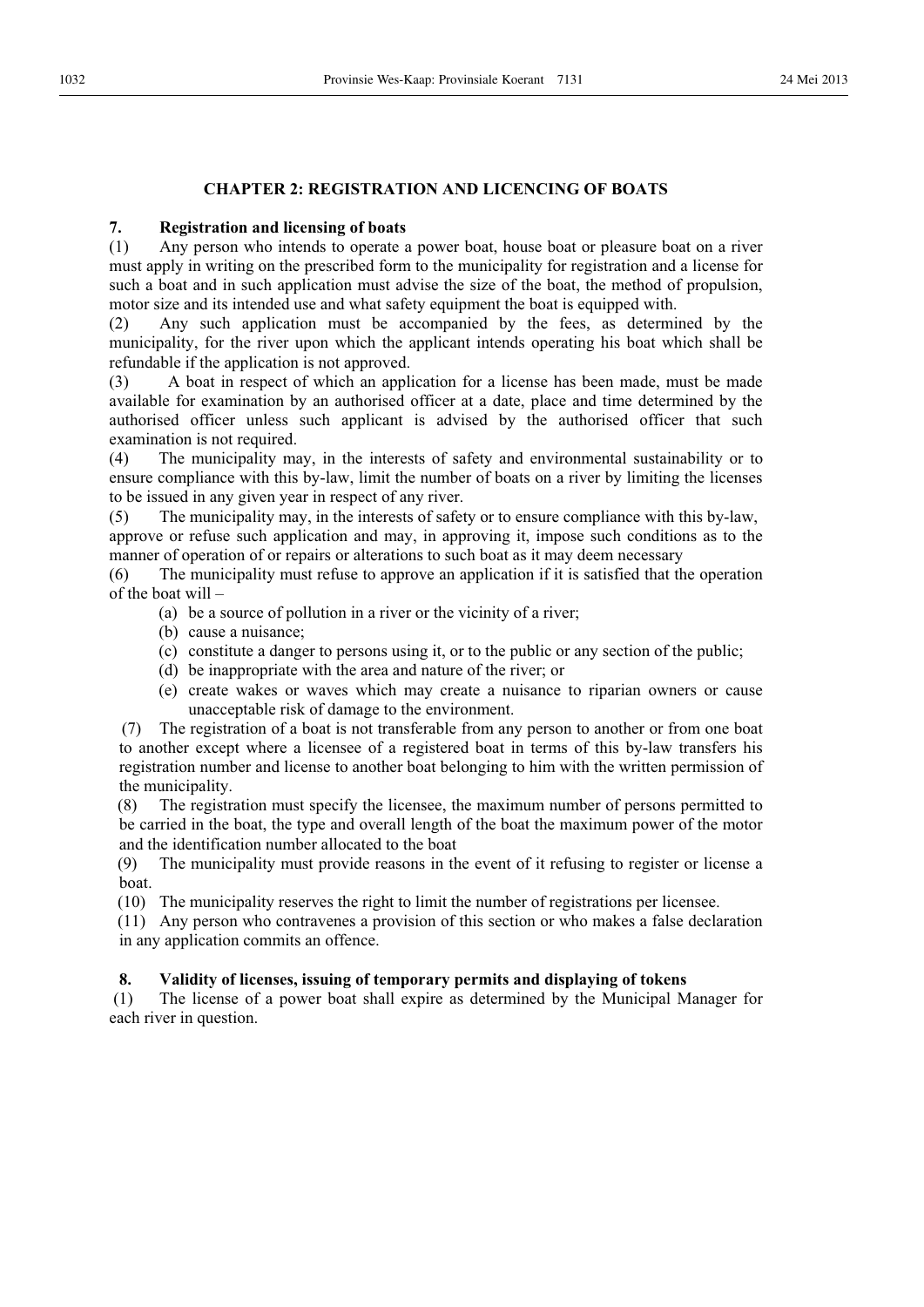## CHAPTER 2: REGISTRATION AND LICENCING OF BOATS

### 7. Registration and licensing of boats

(1) Any person who intends to operate a power boat, house boat or pleasure boat on a river must apply in writing on the prescribed form to the municipality for registration and a license for such a boat and in such application must advise the size of the boat, the method of propulsion, motor size and its intended use and what safety equipment the boat is equipped with.

(2) Any such application must be accompanied by the fees, as determined by the municipality, for the river upon which the applicant intends operating his boat which shall be refundable if the application is not approved.

(3) A boat in respect of which an application for a license has been made, must be made available for examination by an authorised officer at a date, place and time determined by the authorised officer unless such applicant is advised by the authorised officer that such examination is not required.

(4) The municipality may, in the interests of safety and environmental sustainability or to ensure compliance with this by-law, limit the number of boats on a river by limiting the licenses to be issued in any given year in respect of any river.

(5) The municipality may, in the interests of safety or to ensure compliance with this by-law, approve or refuse such application and may, in approving it, impose such conditions as to the manner of operation of or repairs or alterations to such boat as it may deem necessary

(6) The municipality must refuse to approve an application if it is satisfied that the operation of the boat will –

- (a) be a source of pollution in a river or the vicinity of a river;
- (b) cause a nuisance;
- (c) constitute a danger to persons using it, or to the public or any section of the public;
- (d) be inappropriate with the area and nature of the river; or
- (e) create wakes or waves which may create a nuisance to riparian owners or cause unacceptable risk of damage to the environment.

(7) The registration of a boat is not transferable from any person to another or from one boat to another except where a licensee of a registered boat in terms of this by-law transfers his registration number and license to another boat belonging to him with the written permission of the municipality.

(8) The registration must specify the licensee, the maximum number of persons permitted to be carried in the boat, the type and overall length of the boat the maximum power of the motor and the identification number allocated to the boat

(9) The municipality must provide reasons in the event of it refusing to register or license a boat.

(10) The municipality reserves the right to limit the number of registrations per licensee.

(11) Any person who contravenes a provision of this section or who makes a false declaration in any application commits an offence.

### 8. Validity of licenses, issuing of temporary permits and displaying of tokens

(1) The license of a power boat shall expire as determined by the Municipal Manager for each river in question.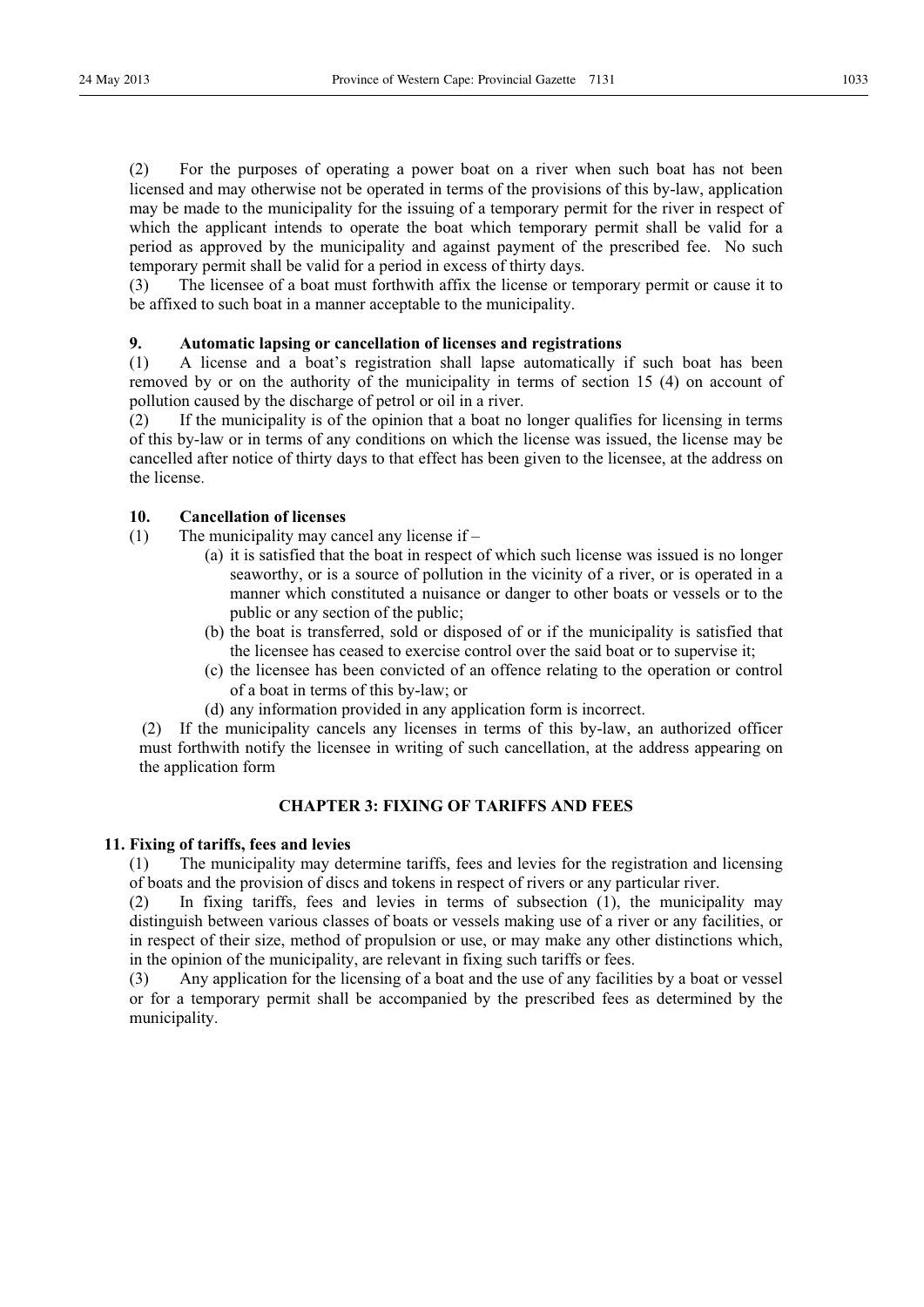(2) For the purposes of operating a power boat on a river when such boat has not been licensed and may otherwise not be operated in terms of the provisions of this by-law, application may be made to the municipality for the issuing of a temporary permit for the river in respect of which the applicant intends to operate the boat which temporary permit shall be valid for a period as approved by the municipality and against payment of the prescribed fee. No such temporary permit shall be valid for a period in excess of thirty days.

(3) The licensee of a boat must forthwith affix the license or temporary permit or cause it to be affixed to such boat in a manner acceptable to the municipality.

#### 9. Automatic lapsing or cancellation of licenses and registrations

(1) A license and a boat's registration shall lapse automatically if such boat has been removed by or on the authority of the municipality in terms of section 15 (4) on account of pollution caused by the discharge of petrol or oil in a river.

(2) If the municipality is of the opinion that a boat no longer qualifies for licensing in terms of this by-law or in terms of any conditions on which the license was issued, the license may be cancelled after notice of thirty days to that effect has been given to the licensee, at the address on the license.

#### 10. Cancellation of licenses

(1) The municipality may cancel any license if –

(a) it is satisfied that the boat in respect of which such license was issued is no longer seaworthy, or is a source of pollution in the vicinity of a river, or is operated in a manner which constituted a nuisance or danger to other boats or vessels or to the public or any section of the public;

(b) the boat is transferred, sold or disposed of or if the municipality is satisfied that the licensee has ceased to exercise control over the said boat or to supervise it;

(c) the licensee has been convicted of an offence relating to the operation or control of a boat in terms of this by-law; or

(d) any information provided in any application form is incorrect.

(2) If the municipality cancels any licenses in terms of this by-law, an authorized officer must forthwith notify the licensee in writing of such cancellation, at the address appearing on the application form

## CHAPTER 3: FIXING OF TARIFFS AND FEES

#### 11. Fixing of tariffs, fees and levies

(1) The municipality may determine tariffs, fees and levies for the registration and licensing of boats and the provision of discs and tokens in respect of rivers or any particular river.

(2) In fixing tariffs, fees and levies in terms of subsection (1), the municipality may distinguish between various classes of boats or vessels making use of a river or any facilities, or in respect of their size, method of propulsion or use, or may make any other distinctions which, in the opinion of the municipality, are relevant in fixing such tariffs or fees.

(3) Any application for the licensing of a boat and the use of any facilities by a boat or vessel or for a temporary permit shall be accompanied by the prescribed fees as determined by the municipality.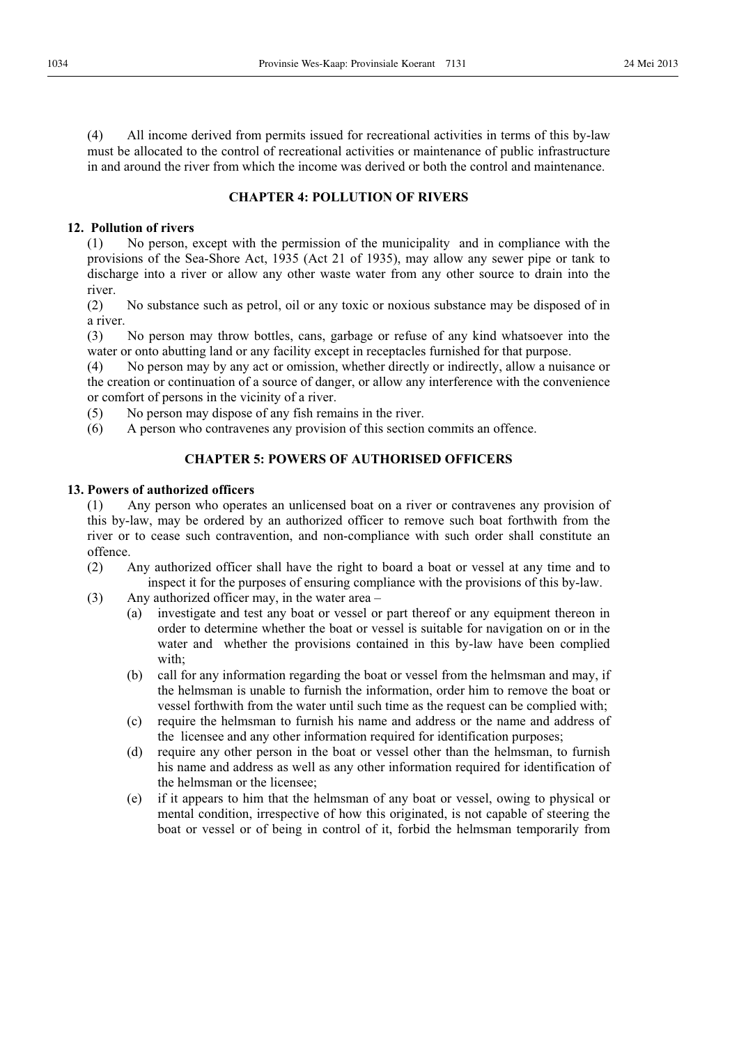(4) All income derived from permits issued for recreational activities in terms of this by-law must be allocated to the control of recreational activities or maintenance of public infrastructure in and around the river from which the income was derived or both the control and maintenance.

## CHAPTER 4: POLLUTION OF RIVERS

### 12. Pollution of rivers

(1) No person, except with the permission of the municipality and in compliance with the provisions of the Sea-Shore Act, 1935 (Act 21 of 1935), may allow any sewer pipe or tank to discharge into a river or allow any other waste water from any other source to drain into the river.

(2) No substance such as petrol, oil or any toxic or noxious substance may be disposed of in a river.

(3) No person may throw bottles, cans, garbage or refuse of any kind whatsoever into the water or onto abutting land or any facility except in receptacles furnished for that purpose.

(4) No person may by any act or omission, whether directly or indirectly, allow a nuisance or the creation or continuation of a source of danger, or allow any interference with the convenience or comfort of persons in the vicinity of a river.

(5) No person may dispose of any fish remains in the river.

(6) A person who contravenes any provision of this section commits an offence.

## CHAPTER 5: POWERS OF AUTHORISED OFFICERS

### 13. Powers of authorized officers

(1) Any person who operates an unlicensed boat on a river or contravenes any provision of this by-law, may be ordered by an authorized officer to remove such boat forthwith from the river or to cease such contravention, and non-compliance with such order shall constitute an offence.

(2) Any authorized officer shall have the right to board a boat or vessel at any time and to inspect it for the purposes of ensuring compliance with the provisions of this by-law.

(3) Any authorized officer may, in the water area –

- (a) investigate and test any boat or vessel or part thereof or any equipment thereon in order to determine whether the boat or vessel is suitable for navigation on or in the water and whether the provisions contained in this by-law have been complied with;
- (b) call for any information regarding the boat or vessel from the helmsman and may, if the helmsman is unable to furnish the information, order him to remove the boat or vessel forthwith from the water until such time as the request can be complied with;
- (c) require the helmsman to furnish his name and address or the name and address of the licensee and any other information required for identification purposes;
- (d) require any other person in the boat or vessel other than the helmsman, to furnish his name and address as well as any other information required for identification of the helmsman or the licensee;
- (e) if it appears to him that the helmsman of any boat or vessel, owing to physical or mental condition, irrespective of how this originated, is not capable of steering the boat or vessel or of being in control of it, forbid the helmsman temporarily from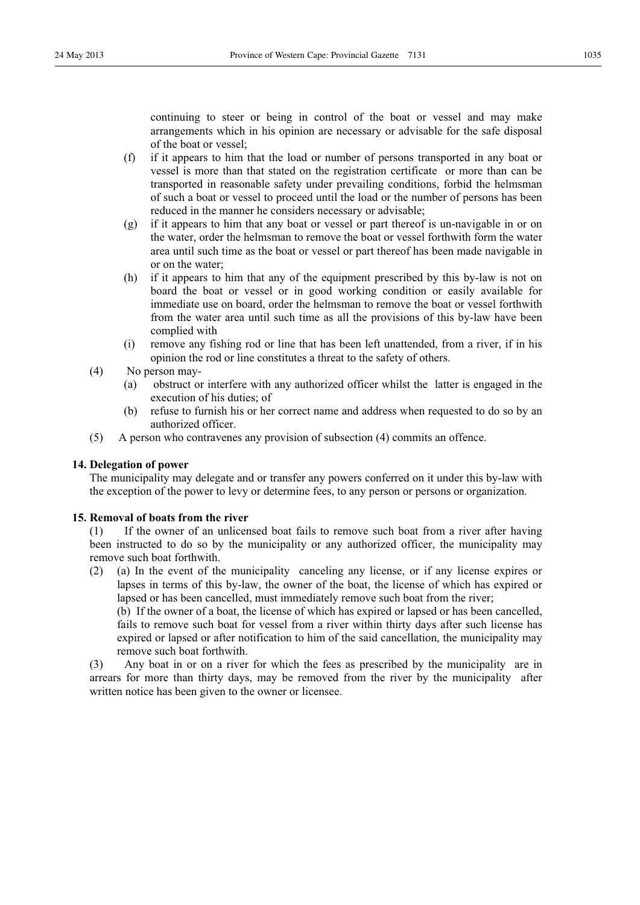continuing to steer or being in control of the boat or vessel and may make arrangements which in his opinion are necessary or advisable for the safe disposal of the boat or vessel;

(f) if it appears to him that the load or number of persons transported in any boat or vessel is more than that stated on the registration certificate or more than can be transported in reasonable safety under prevailing conditions, forbid the helmsman of such a boat or vessel to proceed until the load or the number of persons has been reduced in the manner he considers necessary or advisable;

(g) if it appears to him that any boat or vessel or part thereof is un-navigable in or on the water, order the helmsman to remove the boat or vessel forthwith form the water area until such time as the boat or vessel or part thereof has been made navigable in or on the water;

(h) if it appears to him that any of the equipment prescribed by this by-law is not on board the boat or vessel or in good working condition or easily available for immediate use on board, order the helmsman to remove the boat or vessel forthwith from the water area until such time as all the provisions of this by-law have been complied with

(i) remove any fishing rod or line that has been left unattended, from a river, if in his opinion the rod or line constitutes a threat to the safety of others.

(4) No person may-

(a) obstruct or interfere with any authorized officer whilst the latter is engaged in the execution of his duties; of

(b) refuse to furnish his or her correct name and address when requested to do so by an authorized officer.

(5) A person who contravenes any provision of subsection (4) commits an offence.

**14. Delegation of power**

The municipality may delegate and or transfer any powers conferred on it under this by-law with the exception of the power to levy or determine fees, to any person or persons or organization.

**15. Removal of boats from the river**

(1) If the owner of an unlicensed boat fails to remove such boat from a river after having been instructed to do so by the municipality or any authorized officer, the municipality may remove such boat forthwith.

(2) (a) In the event of the municipality canceling any license, or if any license expires or lapses in terms of this by-law, the owner of the boat, the license of which has expired or lapsed or has been cancelled, must immediately remove such boat from the river;

(b) If the owner of a boat, the license of which has expired or lapsed or has been cancelled, fails to remove such boat for vessel from a river within thirty days after such license has expired or lapsed or after notification to him of the said cancellation, the municipality may remove such boat forthwith.

(3) Any boat in or on a river for which the fees as prescribed by the municipality are in arrears for more than thirty days, may be removed from the river by the municipality after written notice has been given to the owner or licensee.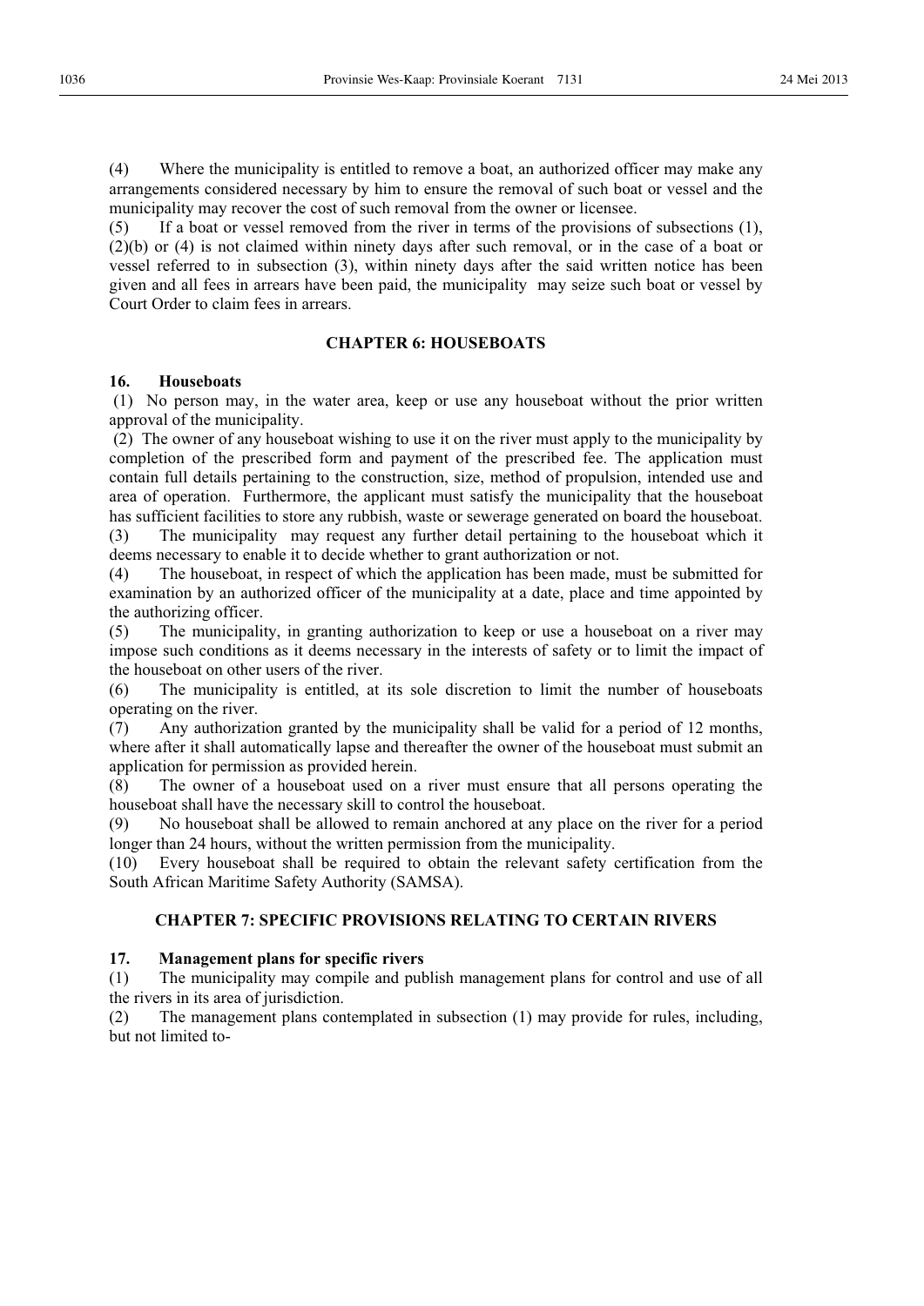(4) Where the municipality is entitled to remove a boat, an authorized officer may make any arrangements considered necessary by him to ensure the removal of such boat or vessel and the municipality may recover the cost of such removal from the owner or licensee.

(5) If a boat or vessel removed from the river in terms of the provisions of subsections (1), (2)(b) or (4) is not claimed within ninety days after such removal, or in the case of a boat or vessel referred to in subsection (3), within ninety days after the said written notice has been given and all fees in arrears have been paid, the municipality may seize such boat or vessel by Court Order to claim fees in arrears.

## CHAPTER 6: HOUSEBOATS

### 16. Houseboats

(1) No person may, in the water area, keep or use any houseboat without the prior written approval of the municipality.

(2) The owner of any houseboat wishing to use it on the river must apply to the municipality by completion of the prescribed form and payment of the prescribed fee. The application must contain full details pertaining to the construction, size, method of propulsion, intended use and area of operation. Furthermore, the applicant must satisfy the municipality that the houseboat has sufficient facilities to store any rubbish, waste or sewerage generated on board the houseboat.

(3) The municipality may request any further detail pertaining to the houseboat which it deems necessary to enable it to decide whether to grant authorization or not.

(4) The houseboat, in respect of which the application has been made, must be submitted for examination by an authorized officer of the municipality at a date, place and time appointed by the authorizing officer.

(5) The municipality, in granting authorization to keep or use a houseboat on a river may impose such conditions as it deems necessary in the interests of safety or to limit the impact of the houseboat on other users of the river.

(6) The municipality is entitled, at its sole discretion to limit the number of houseboats operating on the river.

(7) Any authorization granted by the municipality shall be valid for a period of 12 months, where after it shall automatically lapse and thereafter the owner of the houseboat must submit an application for permission as provided herein.

(8) The owner of a houseboat used on a river must ensure that all persons operating the houseboat shall have the necessary skill to control the houseboat.

(9) No houseboat shall be allowed to remain anchored at any place on the river for a period longer than 24 hours, without the written permission from the municipality.

(10) Every houseboat shall be required to obtain the relevant safety certification from the South African Maritime Safety Authority (SAMSA).

## CHAPTER 7: SPECIFIC PROVISIONS RELATING TO CERTAIN RIVERS

### 17. Management plans for specific rivers

(1) The municipality may compile and publish management plans for control and use of all the rivers in its area of jurisdiction.

(2) The management plans contemplated in subsection (1) may provide for rules, including, but not limited to-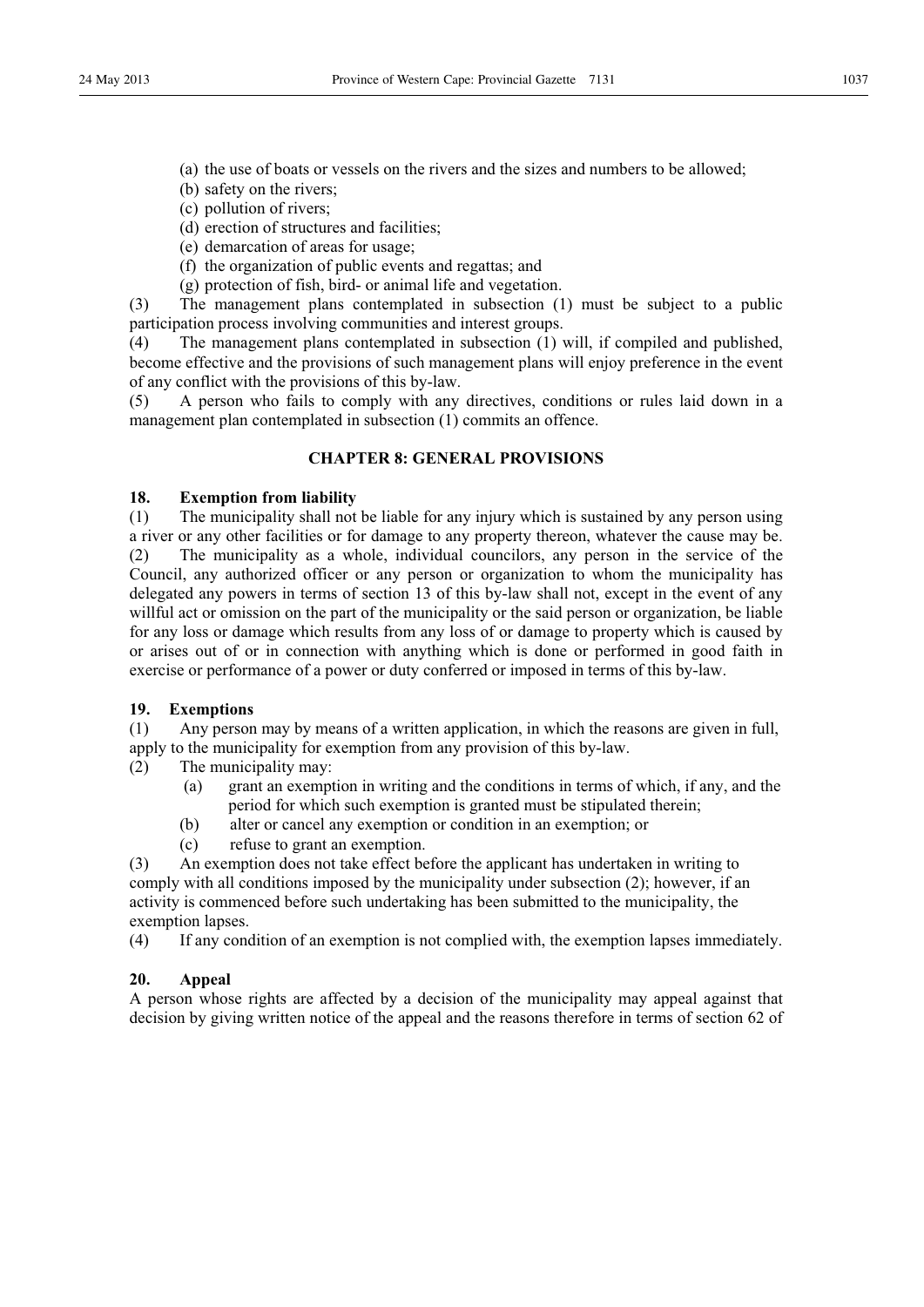(a) the use of boats or vessels on the rivers and the sizes and numbers to be allowed;

(b) safety on the rivers;

(c) pollution of rivers;

(d) erection of structures and facilities;

(e) demarcation of areas for usage;

(f) the organization of public events and regattas; and

(g) protection of fish, bird- or animal life and vegetation.

(3) The management plans contemplated in subsection (1) must be subject to a public participation process involving communities and interest groups.

(4) The management plans contemplated in subsection (1) will, if compiled and published, become effective and the provisions of such management plans will enjoy preference in the event of any conflict with the provisions of this by-law.

(5) A person who fails to comply with any directives, conditions or rules laid down in a management plan contemplated in subsection (1) commits an offence.

## CHAPTER 8: GENERAL PROVISIONS

**18. Exemption from liability**

(1) The municipality shall not be liable for any injury which is sustained by any person using a river or any other facilities or for damage to any property thereon, whatever the cause may be.

(2) The municipality as a whole, individual councilors, any person in the service of the Council, any authorized officer or any person or organization to whom the municipality has delegated any powers in terms of section 13 of this by-law shall not, except in the event of any willful act or omission on the part of the municipality or the said person or organization, be liable for any loss or damage which results from any loss of or damage to property which is caused by or arises out of or in connection with anything which is done or performed in good faith in exercise or performance of a power or duty conferred or imposed in terms of this by-law.

**19. Exemptions**

(1) Any person may by means of a written application, in which the reasons are given in full, apply to the municipality for exemption from any provision of this by-law.

(2) The municipality may:

(a) grant an exemption in writing and the conditions in terms of which, if any, and the period for which such exemption is granted must be stipulated therein;

(b) alter or cancel any exemption or condition in an exemption; or

(c) refuse to grant an exemption.

(3) An exemption does not take effect before the applicant has undertaken in writing to comply with all conditions imposed by the municipality under subsection (2); however, if an activity is commenced before such undertaking has been submitted to the municipality, the exemption lapses.

(4) If any condition of an exemption is not complied with, the exemption lapses immediately.

**20. Appeal**

A person whose rights are affected by a decision of the municipality may appeal against that decision by giving written notice of the appeal and the reasons therefore in terms of section 62 of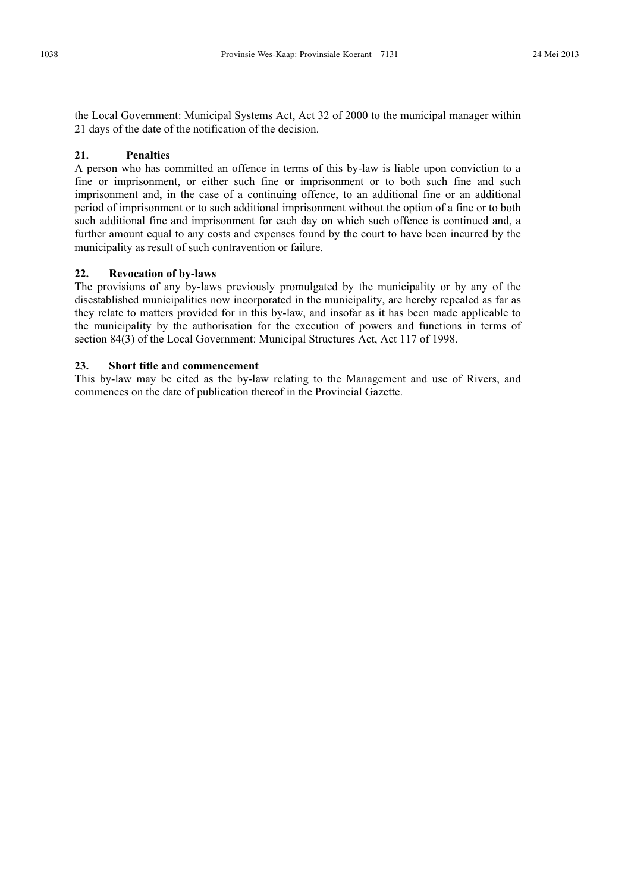the Local Government: Municipal Systems Act, Act 32 of 2000 to the municipal manager within 21 days of the date of the notification of the decision.

### 21. Penalties

A person who has committed an offence in terms of this by-law is liable upon conviction to a fine or imprisonment, or either such fine or imprisonment or to both such fine and such imprisonment and, in the case of a continuing offence, to an additional fine or an additional period of imprisonment or to such additional imprisonment without the option of a fine or to both such additional fine and imprisonment for each day on which such offence is continued and, a further amount equal to any costs and expenses found by the court to have been incurred by the municipality as result of such contravention or failure.

### 22. Revocation of by-laws

The provisions of any by-laws previously promulgated by the municipality or by any of the disestablished municipalities now incorporated in the municipality, are hereby repealed as far as they relate to matters provided for in this by-law, and insofar as it has been made applicable to the municipality by the authorisation for the execution of powers and functions in terms of section 84(3) of the Local Government: Municipal Structures Act, Act 117 of 1998.

### 23. Short title and commencement

This by-law may be cited as the by-law relating to the Management and use of Rivers, and commences on the date of publication thereof in the Provincial Gazette.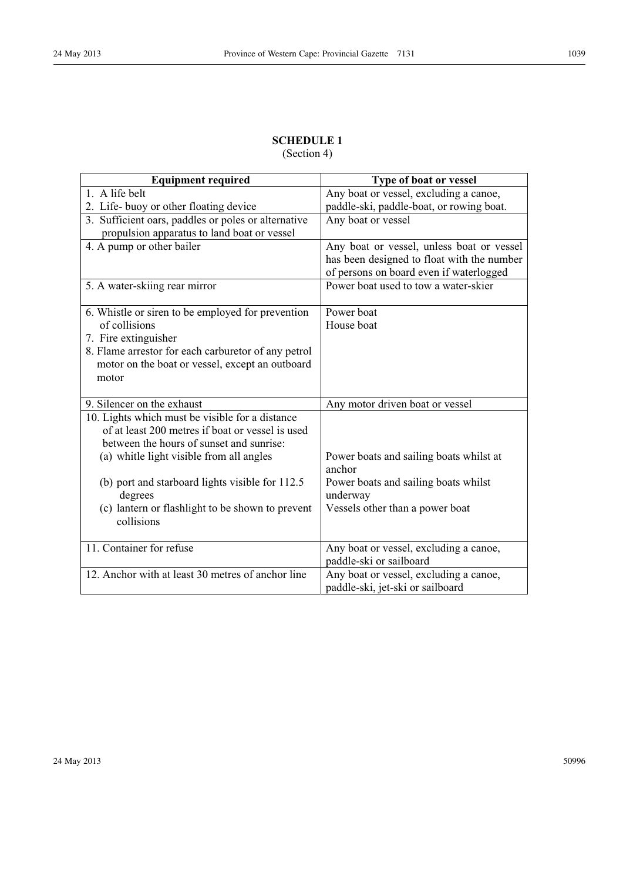**SCHEDULE 1**
(Section 4)

| Equipment required | Type of boat or vessel |
|---|---|
| 1. A life belt<br>2. Life- buoy or other floating device | Any boat or vessel, excluding a canoe, paddle-ski, paddle-boat, or rowing boat. |
| 3. Sufficient oars, paddles or poles or alternative propulsion apparatus to land boat or vessel | Any boat or vessel |
| 4. A pump or other bailer | Any boat or vessel, unless boat or vessel has been designed to float with the number of persons on board even if waterlogged |
| 5. A water-skiing rear mirror | Power boat used to tow a water-skier |
| 6. Whistle or siren to be employed for prevention of collisions<br>7. Fire extinguisher<br>8. Flame arrestor for each carburetor of any petrol motor on the boat or vessel, except an outboard motor | Power boat<br>House boat |
| 9. Silencer on the exhaust | Any motor driven boat or vessel |
| 10. Lights which must be visible for a distance of at least 200 metres if boat or vessel is used between the hours of sunset and sunrise:<br>(a) whitle light visible from all angles<br>(b) port and starboard lights visible for 112.5 degrees<br>(c) lantern or flashlight to be shown to prevent collisions | <br><br>Power boats and sailing boats whilst at anchor<br>Power boats and sailing boats whilst underway<br>Vessels other than a power boat |
| 11. Container for refuse | Any boat or vessel, excluding a canoe, paddle-ski or sailboard |
| 12. Anchor with at least 30 metres of anchor line | Any boat or vessel, excluding a canoe, paddle-ski, jet-ski or sailboard |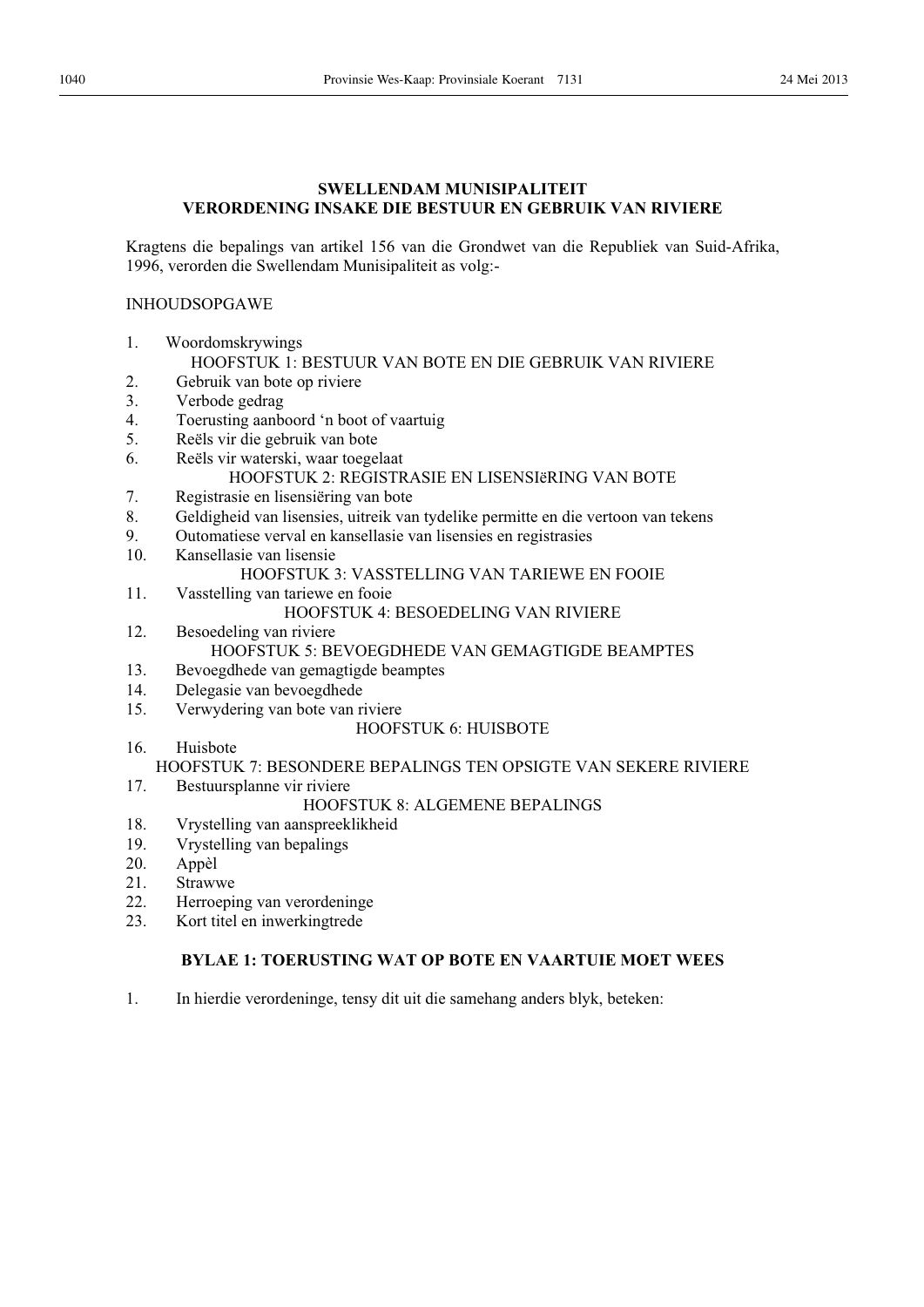**SWELLENDAM MUNISIPALITEIT**
**VERORDENING INSAKE DIE BESTUUR EN GEBRUIK VAN RIVIERE**

Kragtens die bepalings van artikel 156 van die Grondwet van die Republiek van Suid-Afrika, 1996, verorden die Swellendam Munisipaliteit as volg:-

INHOUDSOPGAWE

1. Woordomskrywings

HOOFSTUK 1: BESTUUR VAN BOTE EN DIE GEBRUIK VAN RIVIERE

2. Gebruik van bote op riviere
3. Verbode gedrag
4. Toerusting aanboord 'n boot of vaartuig
5. Reëls vir die gebruik van bote
6. Reëls vir waterski, waar toegelaat

HOOFSTUK 2: REGISTRASIE EN LISENSIëRING VAN BOTE

7. Registrasie en lisensiëring van bote
8. Geldigheid van lisensies, uitreik van tydelike permitte en die vertoon van tekens
9. Outomatiese verval en kansellasie van lisensies en registrasies
10. Kansellasie van lisensie

HOOFSTUK 3: VASSTELLING VAN TARIEWE EN FOOIE

11. Vasstelling van tariewe en fooie

HOOFSTUK 4: BESOEDELING VAN RIVIERE

12. Besoedeling van riviere

HOOFSTUK 5: BEVOEGDHEDE VAN GEMAGTIGDE BEAMPTES

13. Bevoegdhede van gemagtigde beamptes
14. Delegasie van bevoegdhede
15. Verwydering van bote van riviere

HOOFSTUK 6: HUISBOTE

16. Huisbote

HOOFSTUK 7: BESONDERE BEPALINGS TEN OPSIGTE VAN SEKERE RIVIERE

17. Bestuursplanne vir riviere

HOOFSTUK 8: ALGEMENE BEPALINGS

18. Vrystelling van aanspreeklikheid
19. Vrystelling van bepalings
20. Appèl
21. Strawwe
22. Herroeping van verordeninge
23. Kort titel en inwerkingtrede

**BYLAE 1: TOERUSTING WAT OP BOTE EN VAARTUIE MOET WEES**

1. In hierdie verordeninge, tensy dit uit die samehang anders blyk, beteken: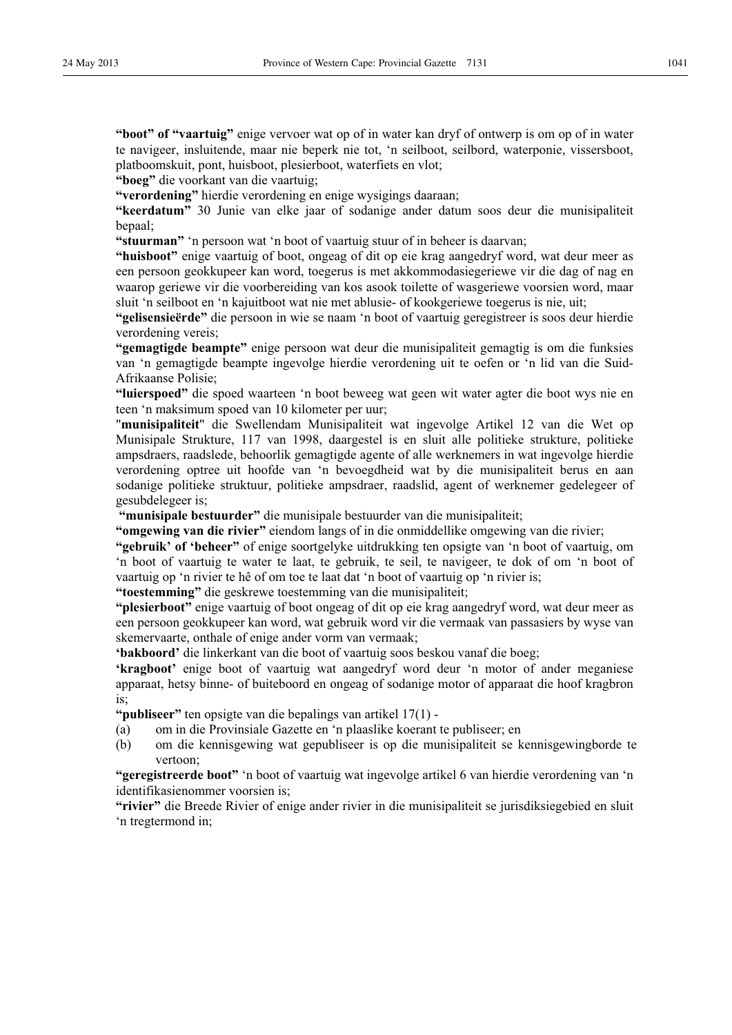**"boot" of "vaartuig"** enige vervoer wat op of in water kan dryf of ontwerp is om op of in water te navigeer, insluitende, maar nie beperk nie tot, 'n seilboot, seilbord, waterponie, vissersboot, platboomskuit, pont, huisboot, plesierboot, waterfiets en vlot;

**"boeg"** die voorkant van die vaartuig;

**"verordening"** hierdie verordening en enige wysigings daaraan;

**"keerdatum"** 30 Junie van elke jaar of sodanige ander datum soos deur die munisipaliteit bepaal;

**"stuurman"** 'n persoon wat 'n boot of vaartuig stuur of in beheer is daarvan;

**"huisboot"** enige vaartuig of boot, ongeag of dit op eie krag aangedryf word, wat deur meer as een persoon geokkupeer kan word, toegerus is met akkommodasiegeriewe vir die dag of nag en waarop geriewe vir die voorbereiding van kos asook toilette of wasgeriewe voorsien word, maar sluit 'n seilboot en 'n kajuitboot wat nie met ablusie- of kookgeriewe toegerus is nie, uit;

**"gelisensieërde"** die persoon in wie se naam 'n boot of vaartuig geregistreer is soos deur hierdie verordening vereis;

**"gemagtigde beampte"** enige persoon wat deur die munisipaliteit gemagtig is om die funksies van 'n gemagtigde beampte ingevolge hierdie verordening uit te oefen or 'n lid van die Suid-Afrikaanse Polisie;

**"luierspoed"** die spoed waarteen 'n boot beweeg wat geen wit water agter die boot wys nie en teen 'n maksimum spoed van 10 kilometer per uur;

"**munisipaliteit**" die Swellendam Munisipaliteit wat ingevolge Artikel 12 van die Wet op Munisipale Strukture, 117 van 1998, daargestel is en sluit alle politieke strukture, politieke ampsdraers, raadslede, behoorlik gemagtigde agente of alle werknemers in wat ingevolge hierdie verordening optree uit hoofde van 'n bevoegdheid wat by die munisipaliteit berus en aan sodanige politieke struktuur, politieke ampsdraer, raadslid, agent of werknemer gedelegeer of gesubdelegeer is;

**"munisipale bestuurder"** die munisipale bestuurder van die munisipaliteit;

**"omgewing van die rivier"** eiendom langs of in die onmiddellike omgewing van die rivier;

**"gebruik' of 'beheer"** of enige soortgelyke uitdrukking ten opsigte van 'n boot of vaartuig, om 'n boot of vaartuig te water te laat, te gebruik, te seil, te navigeer, te dok of om 'n boot of vaartuig op 'n rivier te hê of om toe te laat dat 'n boot of vaartuig op 'n rivier is;

**"toestemming"** die geskrewe toestemming van die munisipaliteit;

**"plesierboot"** enige vaartuig of boot ongeag of dit op eie krag aangedryf word, wat deur meer as een persoon geokkupeer kan word, wat gebruik word vir die vermaak van passasiers by wyse van skemervaarte, onthale of enige ander vorm van vermaak;

**'bakboord'** die linkerkant van die boot of vaartuig soos beskou vanaf die boeg;

**'kragboot'** enige boot of vaartuig wat aangedryf word deur 'n motor of ander meganiese apparaat, hetsy binne- of buiteboord en ongeag of sodanige motor of apparaat die hoof kragbron is;

**"publiseer"** ten opsigte van die bepalings van artikel 17(1) -

(a) om in die Provinsiale Gazette en 'n plaaslike koerant te publiseer; en

(b) om die kennisgewing wat gepubliseer is op die munisipaliteit se kennisgewingborde te vertoon;

**"geregistreerde boot"** 'n boot of vaartuig wat ingevolge artikel 6 van hierdie verordening van 'n identifikasienommer voorsien is;

**"rivier"** die Breede Rivier of enige ander rivier in die munisipaliteit se jurisdiksiegebied en sluit 'n tregtermond in;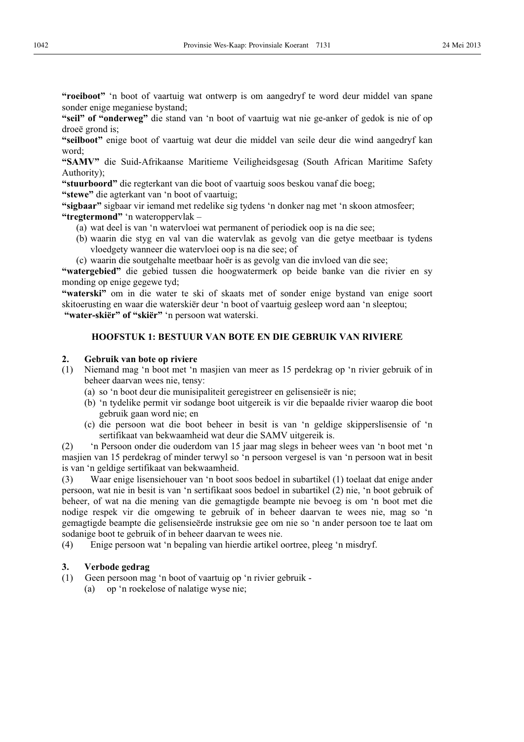**"roeiboot"** 'n boot of vaartuig wat ontwerp is om aangedryf te word deur middel van spane sonder enige meganiese bystand;

**"seil" of "onderweg"** die stand van 'n boot of vaartuig wat nie ge-anker of gedok is nie of op droeë grond is;

**"seilboot"** enige boot of vaartuig wat deur die middel van seile deur die wind aangedryf kan word;

**"SAMV"** die Suid-Afrikaanse Maritieme Veiligheidsgesag (South African Maritime Safety Authority);

**"stuurboord"** die regterkant van die boot of vaartuig soos beskou vanaf die boeg;

**"stewe"** die agterkant van 'n boot of vaartuig;

**"sigbaar"** sigbaar vir iemand met redelike sig tydens 'n donker nag met 'n skoon atmosfeer;

**"tregtermond"** 'n wateroppervlak –

(a) wat deel is van 'n watervloei wat permanent of periodiek oop is na die see;
(b) waarin die styg en val van die watervlak as gevolg van die getye meetbaar is tydens vloedgety wanneer die watervloei oop is na die see; of
(c) waarin die soutgehalte meetbaar hoër is as gevolg van die invloed van die see;

**"watergebied"** die gebied tussen die hoogwatermerk op beide banke van die rivier en sy monding op enige gegewe tyd;

**"waterski"** om in die water te ski of skaats met of sonder enige bystand van enige soort skitoerusting en waar die waterskiër deur 'n boot of vaartuig gesleep word aan 'n sleeptou;

**"water-skiër" of "skiër"** 'n persoon wat waterski.

## HOOFSTUK 1: BESTUUR VAN BOTE EN DIE GEBRUIK VAN RIVIERE

### 2. Gebruik van bote op riviere

(1) Niemand mag 'n boot met 'n masjien van meer as 15 perdekrag op 'n rivier gebruik of in beheer daarvan wees nie, tensy:
(a) so 'n boot deur die munisipaliteit geregistreer en gelisensieër is nie;
(b) 'n tydelike permit vir sodange boot uitgereik is vir die bepaalde rivier waarop die boot gebruik gaan word nie; en
(c) die persoon wat die boot beheer in besit is van 'n geldige skipperslisensie of 'n sertifikaat van bekwaamheid wat deur die SAMV uitgereik is.

(2) 'n Persoon onder die ouderdom van 15 jaar mag slegs in beheer wees van 'n boot met 'n masjien van 15 perdekrag of minder terwyl so 'n persoon vergesel is van 'n persoon wat in besit is van 'n geldige sertifikaat van bekwaamheid.

(3) Waar enige lisensiehouer van 'n boot soos bedoel in subartikel (1) toelaat dat enige ander persoon, wat nie in besit is van 'n sertifikaat soos bedoel in subartikel (2) nie, 'n boot gebruik of beheer, of wat na die mening van die gemagtigde beampte nie bevoeg is om 'n boot met die nodige respek vir die omgewing te gebruik of in beheer daarvan te wees nie, mag so 'n gemagtigde beampte die gelisensieërde instruksie gee om nie so 'n ander persoon toe te laat om sodanige boot te gebruik of in beheer daarvan te wees nie.

(4) Enige persoon wat 'n bepaling van hierdie artikel oortree, pleeg 'n misdryf.

### 3. Verbode gedrag

(1) Geen persoon mag 'n boot of vaartuig op 'n rivier gebruik -
(a) op 'n roekelose of nalatige wyse nie;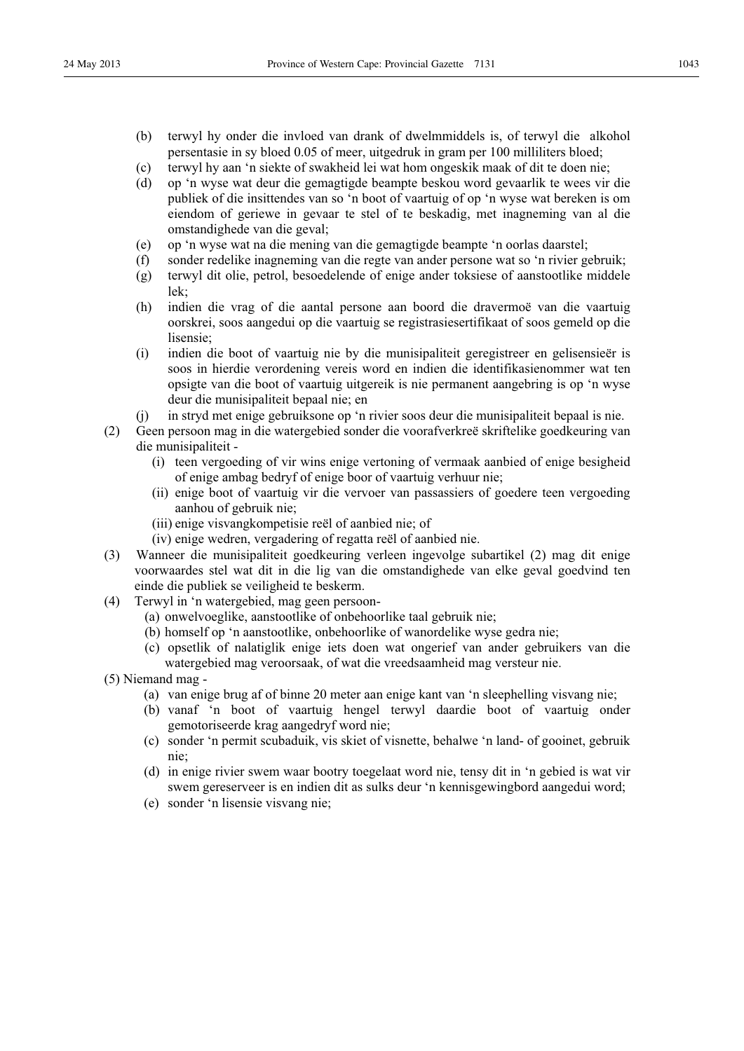(b) terwyl hy onder die invloed van drank of dwelmmiddels is, of terwyl die alkohol persentasie in sy bloed 0.05 of meer, uitgedruk in gram per 100 milliliters bloed;

(c) terwyl hy aan 'n siekte of swakheid lei wat hom ongeskik maak of dit te doen nie;

(d) op 'n wyse wat deur die gemagtigde beampte beskou word gevaarlik te wees vir die publiek of die insittendes van so 'n boot of vaartuig of op 'n wyse wat bereken is om eiendom of geriewe in gevaar te stel of te beskadig, met inagneming van al die omstandighede van die geval;

(e) op 'n wyse wat na die mening van die gemagtigde beampte 'n oorlas daarstel;

(f) sonder redelike inagneming van die regte van ander persone wat so 'n rivier gebruik;

(g) terwyl dit olie, petrol, besoedelende of enige ander toksiese of aanstootlike middele lek;

(h) indien die vrag of die aantal persone aan boord die dravermoë van die vaartuig oorskrei, soos aangedui op die vaartuig se registrasiesertifikaat of soos gemeld op die lisensie;

(i) indien die boot of vaartuig nie by die munisipaliteit geregistreer en gelisensieër is soos in hierdie verordening vereis word en indien die identifikasienommer wat ten opsigte van die boot of vaartuig uitgereik is nie permanent aangebring is op 'n wyse deur die munisipaliteit bepaal nie; en

(j) in stryd met enige gebruiksone op 'n rivier soos deur die munisipaliteit bepaal is nie.

(2) Geen persoon mag in die watergebied sonder die voorafverkreë skriftelike goedkeuring van die munisipaliteit -

(i) teen vergoeding of vir wins enige vertoning of vermaak aanbied of enige besigheid of enige ambag bedryf of enige boor of vaartuig verhuur nie;

(ii) enige boot of vaartuig vir die vervoer van passassiers of goedere teen vergoeding aanhou of gebruik nie;

(iii) enige visvangkompetisie reël of aanbied nie; of

(iv) enige wedren, vergadering of regatta reël of aanbied nie.

(3) Wanneer die munisipaliteit goedkeuring verleen ingevolge subartikel (2) mag dit enige voorwaardes stel wat dit in die lig van die omstandighede van elke geval goedvind ten einde die publiek se veiligheid te beskerm.

(4) Terwyl in 'n watergebied, mag geen persoon-

(a) onwelvoeglike, aanstootlike of onbehoorlike taal gebruik nie;

(b) homself op 'n aanstootlike, onbehoorlike of wanordelike wyse gedra nie;

(c) opsetlik of nalatiglik enige iets doen wat ongerief van ander gebruikers van die watergebied mag veroorsaak, of wat die vreedsaamheid mag versteur nie.

(5) Niemand mag -

(a) van enige brug af of binne 20 meter aan enige kant van 'n sleephelling visvang nie;

(b) vanaf 'n boot of vaartuig hengel terwyl daardie boot of vaartuig onder gemotoriseerde krag aangedryf word nie;

(c) sonder 'n permit scubaduik, vis skiet of visnette, behalwe 'n land- of gooinet, gebruik nie;

(d) in enige rivier swem waar bootry toegelaat word nie, tensy dit in 'n gebied is wat vir swem gereserveer is en indien dit as sulks deur 'n kennisgewingbord aangedui word;

(e) sonder 'n lisensie visvang nie;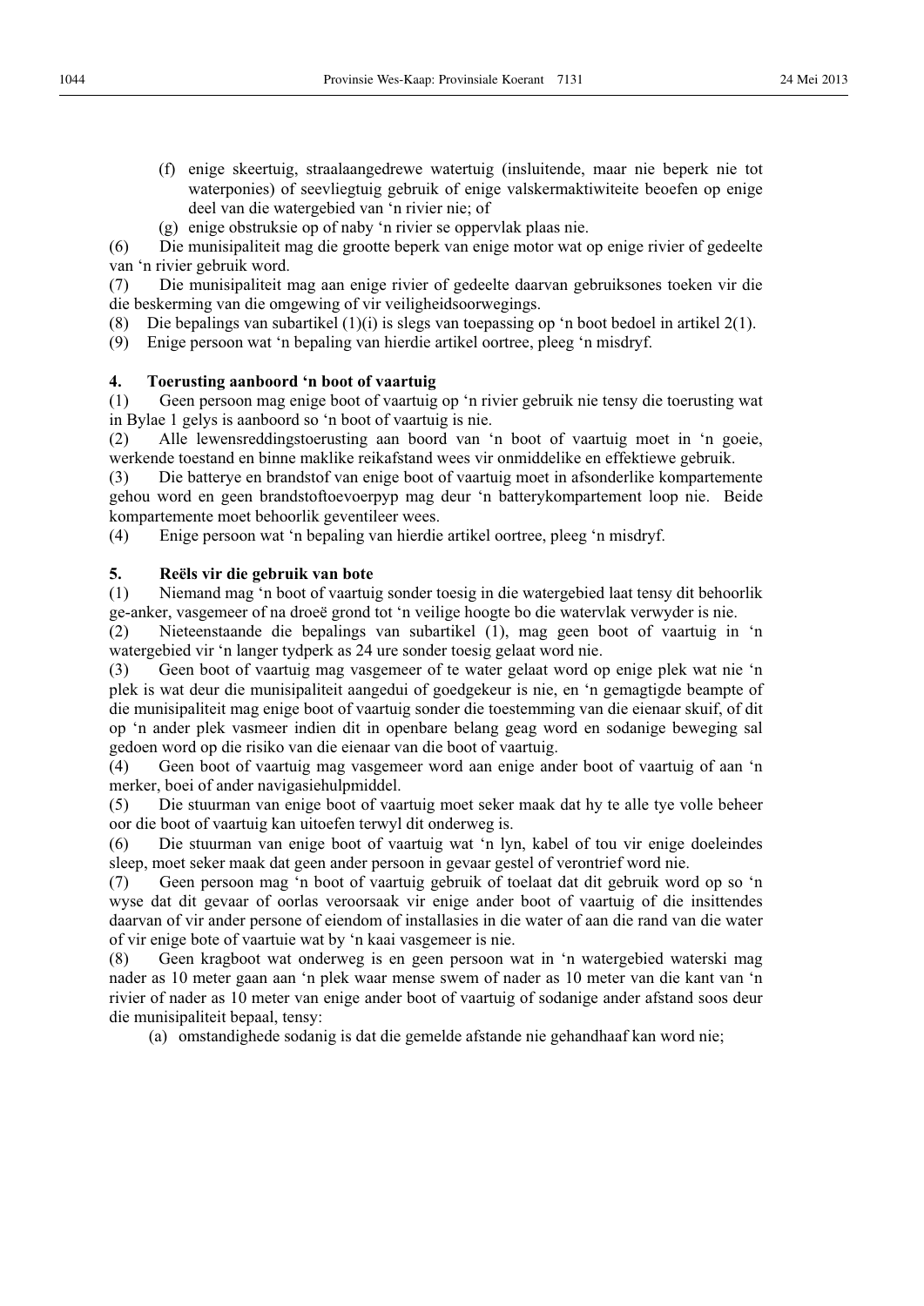(f) enige skeertuig, straalaangedrewe watertuig (insluitende, maar nie beperk nie tot waterponies) of seevliegtuig gebruik of enige valskermaktiwiteite beoefen op enige deel van die watergebied van 'n rivier nie; of

(g) enige obstruksie op of naby 'n rivier se oppervlak plaas nie.

(6) Die munisipaliteit mag die grootte beperk van enige motor wat op enige rivier of gedeelte van 'n rivier gebruik word.

(7) Die munisipaliteit mag aan enige rivier of gedeelte daarvan gebruiksones toeken vir die die beskerming van die omgewing of vir veiligheidsoorwegings.

(8) Die bepalings van subartikel (1)(i) is slegs van toepassing op 'n boot bedoel in artikel 2(1).

(9) Enige persoon wat 'n bepaling van hierdie artikel oortree, pleeg 'n misdryf.

**4. Toerusting aanboord 'n boot of vaartuig**

(1) Geen persoon mag enige boot of vaartuig op 'n rivier gebruik nie tensy die toerusting wat in Bylae 1 gelys is aanboord so 'n boot of vaartuig is nie.

(2) Alle lewensreddingstoerusting aan boord van 'n boot of vaartuig moet in 'n goeie, werkende toestand en binne maklike reikafstand wees vir onmiddelike en effektiewe gebruik.

(3) Die batterye en brandstof van enige boot of vaartuig moet in afsonderlike kompartemente gehou word en geen brandstoftoevoerpyp mag deur 'n batterykompartement loop nie. Beide kompartemente moet behoorlik geventileer wees.

(4) Enige persoon wat 'n bepaling van hierdie artikel oortree, pleeg 'n misdryf.

**5. Reëls vir die gebruik van bote**

(1) Niemand mag 'n boot of vaartuig sonder toesig in die watergebied laat tensy dit behoorlik ge-anker, vasgemeer of na droeë grond tot 'n veilige hoogte bo die watervlak verwyder is nie.

(2) Nieteenstaande die bepalings van subartikel (1), mag geen boot of vaartuig in 'n watergebied vir 'n langer tydperk as 24 ure sonder toesig gelaat word nie.

(3) Geen boot of vaartuig mag vasgemeer of te water gelaat word op enige plek wat nie 'n plek is wat deur die munisipaliteit aangedui of goedgekeur is nie, en 'n gemagtigde beampte of die munisipaliteit mag enige boot of vaartuig sonder die toestemming van die eienaar skuif, of dit op 'n ander plek vasmeer indien dit in openbare belang geag word en sodanige beweging sal gedoen word op die risiko van die eienaar van die boot of vaartuig.

(4) Geen boot of vaartuig mag vasgemeer word aan enige ander boot of vaartuig of aan 'n merker, boei of ander navigasiehulpmiddel.

(5) Die stuurman van enige boot of vaartuig moet seker maak dat hy te alle tye volle beheer oor die boot of vaartuig kan uitoefen terwyl dit onderweg is.

(6) Die stuurman van enige boot of vaartuig wat 'n lyn, kabel of tou vir enige doeleindes sleep, moet seker maak dat geen ander persoon in gevaar gestel of verontrief word nie.

(7) Geen persoon mag 'n boot of vaartuig gebruik of toelaat dat dit gebruik word op so 'n wyse dat dit gevaar of oorlas veroorsaak vir enige ander boot of vaartuig of die insittendes daarvan of vir ander persone of eiendom of installasies in die water of aan die rand van die water of vir enige bote of vaartuie wat by 'n kaai vasgemeer is nie.

(8) Geen kragboot wat onderweg is en geen persoon wat in 'n watergebied waterski mag nader as 10 meter gaan aan 'n plek waar mense swem of nader as 10 meter van die kant van 'n rivier of nader as 10 meter van enige ander boot of vaartuig of sodanige ander afstand soos deur die munisipaliteit bepaal, tensy:

(a) omstandighede sodanig is dat die gemelde afstande nie gehandhaaf kan word nie;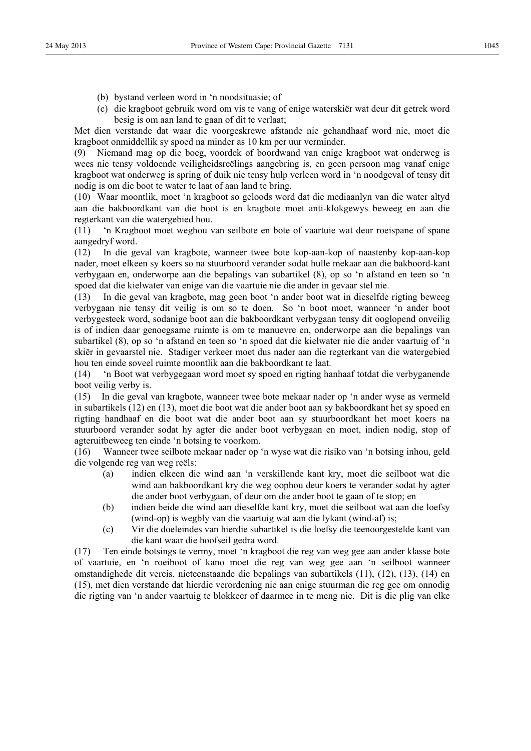(b) bystand verleen word in 'n noodsituasie; of

(c) die kragboot gebruik word om vis te vang of enige waterskiër wat deur dit getrek word besig is om aan land te gaan of dit te verlaat;

Met dien verstande dat waar die voorgeskrewe afstande nie gehandhaaf word nie, moet die kragboot onmiddellik sy spoed na minder as 10 km per uur verminder.

(9) Niemand mag op die boeg, voordek of boordwand van enige kragboot wat onderweg is wees nie tensy voldoende veiligheidsreëlings aangebring is, en geen persoon mag vanaf enige kragboot wat onderweg is spring of duik nie tensy hulp verleen word in 'n noodgeval of tensy dit nodig is om die boot te water te laat of aan land te bring.

(10) Waar moontlik, moet 'n kragboot so geloods word dat die mediaanlyn van die water altyd aan die bakboordkant van die boot is en kragbote moet anti-klokgewys beweeg en aan die regterkant van die watergebied hou.

(11) 'n Kragboot moet weghou van seilbote en bote of vaartuie wat deur roeispane of spane aangedryf word.

(12) In die geval van kragbote, wanneer twee bote kop-aan-kop of naastenby kop-aan-kop nader, moet elkeen sy koers so na stuurboord verander sodat hulle mekaar aan die bakboord-kant verbygaan en, onderworpe aan die bepalings van subartikel (8), op so 'n afstand en teen so 'n spoed dat die kielwater van enige van die vaartuie nie die ander in gevaar stel nie.

(13) In die geval van kragbote, mag geen boot 'n ander boot wat in dieselfde rigting beweeg verbygaan nie tensy dit veilig is om so te doen. So 'n boot moet, wanneer 'n ander boot verbygesteek word, sodanige boot aan die bakboordkant verbygaan tensy dit ooglopend onveilig is of indien daar genoegsame ruimte is om te manuevre en, onderworpe aan die bepalings van subartikel (8), op so 'n afstand en teen so 'n spoed dat die kielwater nie die ander vaartuig of 'n skiër in gevaarstel nie. Stadiger verkeer moet dus nader aan die regterkant van die watergebied hou ten einde soveel ruimte moontlik aan die bakboordkant te laat.

(14) 'n Boot wat verbygegaan word moet sy spoed en rigting hanhaaf totdat die verbyganende boot veilig verby is.

(15) In die geval van kragbote, wanneer twee bote mekaar nader op 'n ander wyse as vermeld in subartikels (12) en (13), moet die boot wat die ander boot aan sy bakboordkant het sy spoed en rigting handhaaf en die boot wat die ander boot aan sy stuurboordkant het moet koers na stuurboord verander sodat hy agter die ander boot verbygaan en moet, indien nodig, stop of agteruitbeweeg ten einde 'n botsing te voorkom.

(16) Wanneer twee seilbote mekaar nader op 'n wyse wat die risiko van 'n botsing inhou, geld die volgende reg van weg reëls:

(a) indien elkeen die wind aan 'n verskillende kant kry, moet die seilboot wat die wind aan bakboordkant kry die weg oophou deur koers te verander sodat hy agter die ander boot verbygaan, of deur om die ander boot te gaan of te stop; en

(b) indien beide die wind aan dieselfde kant kry, moet die seilboot wat aan die loefsy (wind-op) is wegbly van die vaartuig wat aan die lykant (wind-af) is;

(c) Vir die doeleindes van hierdie subartikel is die loefsy die teenoorgestelde kant van die kant waar die hoofseil gedra word.

(17) Ten einde botsings te vermy, moet 'n kragboot die reg van weg gee aan ander klasse bote of vaartuie, en 'n roeiboot of kano moet die reg van weg gee aan 'n seilboot wanneer omstandighede dit vereis, nieteenstaande die bepalings van subartikels (11), (12), (13), (14) en (15), met dien verstande dat hierdie verordening nie aan enige stuurman die reg gee om onnodig die rigting van 'n ander vaartuig te blokkeer of daarmee in te meng nie. Dit is die plig van elke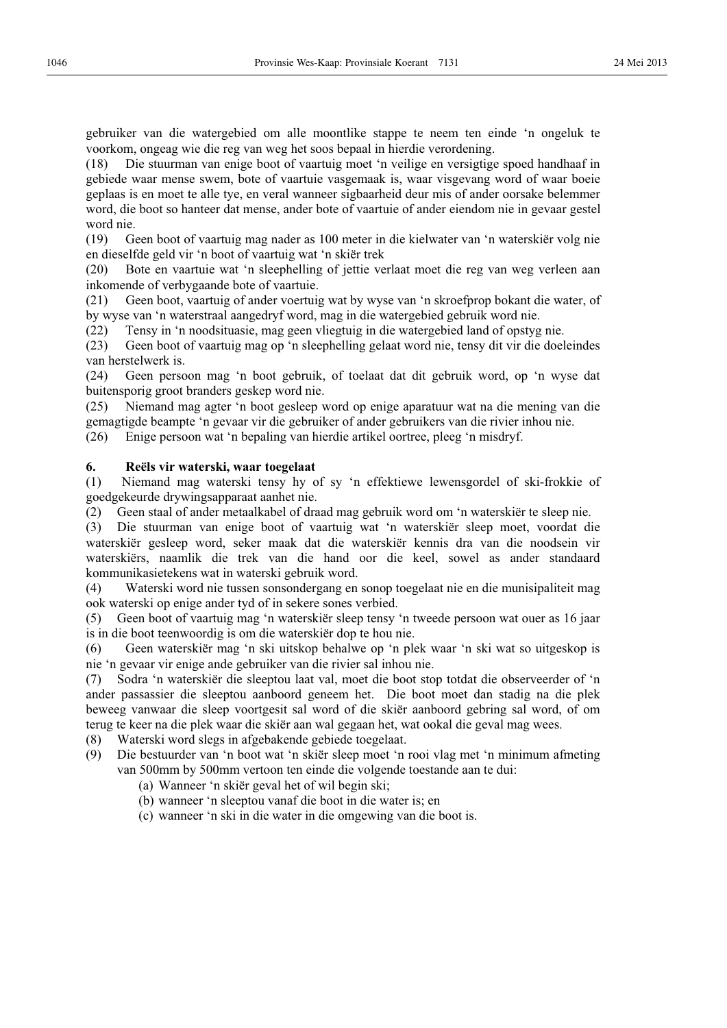gebruiker van die watergebied om alle moontlike stappe te neem ten einde 'n ongeluk te voorkom, ongeag wie die reg van weg het soos bepaal in hierdie verordening.

(18) Die stuurman van enige boot of vaartuig moet 'n veilige en versigtige spoed handhaaf in gebiede waar mense swem, bote of vaartuie vasgemaak is, waar visgevang word of waar boeie geplaas is en moet te alle tye, en veral wanneer sigbaarheid deur mis of ander oorsake belemmer word, die boot so hanteer dat mense, ander bote of vaartuie of ander eiendom nie in gevaar gestel word nie.

(19) Geen boot of vaartuig mag nader as 100 meter in die kielwater van 'n waterskiër volg nie en dieselfde geld vir 'n boot of vaartuig wat 'n skiër trek

(20) Bote en vaartuie wat 'n sleephelling of jettie verlaat moet die reg van weg verleen aan inkomende of verbygaande bote of vaartuie.

(21) Geen boot, vaartuig of ander voertuig wat by wyse van 'n skroefprop bokant die water, of by wyse van 'n waterstraal aangedryf word, mag in die watergebied gebruik word nie.

(22) Tensy in 'n noodsituasie, mag geen vliegtuig in die watergebied land of opstyg nie.

(23) Geen boot of vaartuig mag op 'n sleephelling gelaat word nie, tensy dit vir die doeleindes van herstelwerk is.

(24) Geen persoon mag 'n boot gebruik, of toelaat dat dit gebruik word, op 'n wyse dat buitensporig groot branders geskep word nie.

(25) Niemand mag agter 'n boot gesleep word op enige aparatuur wat na die mening van die gemagtigde beampte 'n gevaar vir die gebruiker of ander gebruikers van die rivier inhou nie.

(26) Enige persoon wat 'n bepaling van hierdie artikel oortree, pleeg 'n misdryf.

## 6. Reëls vir waterski, waar toegelaat

(1) Niemand mag waterski tensy hy of sy 'n effektiewe lewensgordel of ski-frokkie of goedgekeurde drywingsapparaat aanhet nie.

(2) Geen staal of ander metaalkabel of draad mag gebruik word om 'n waterskiër te sleep nie.

(3) Die stuurman van enige boot of vaartuig wat 'n waterskiër sleep moet, voordat die waterskiër gesleep word, seker maak dat die waterskiër kennis dra van die noodsein vir waterskiërs, naamlik die trek van die hand oor die keel, sowel as ander standaard kommunikasietekens wat in waterski gebruik word.

(4) Waterski word nie tussen sonsondergang en sonop toegelaat nie en die munisipaliteit mag ook waterski op enige ander tyd of in sekere sones verbied.

(5) Geen boot of vaartuig mag 'n waterskiër sleep tensy 'n tweede persoon wat ouer as 16 jaar is in die boot teenwoordig is om die waterskiër dop te hou nie.

(6) Geen waterskiër mag 'n ski uitskop behalwe op 'n plek waar 'n ski wat so uitgeskop is nie 'n gevaar vir enige ande gebruiker van die rivier sal inhou nie.

(7) Sodra 'n waterskiër die sleeptou laat val, moet die boot stop totdat die observeerder of 'n ander passassier die sleeptou aanboord geneem het. Die boot moet dan stadig na die plek beweeg vanwaar die sleep voortgesit sal word of die skiër aanboord gebring sal word, of om terug te keer na die plek waar die skiër aan wal gegaan het, wat ookal die geval mag wees.

(8) Waterski word slegs in afgebakende gebiede toegelaat.

(9) Die bestuurder van 'n boot wat 'n skiër sleep moet 'n rooi vlag met 'n minimum afmeting van 500mm by 500mm vertoon ten einde die volgende toestande aan te dui:

(a) Wanneer 'n skiër geval het of wil begin ski;
(b) wanneer 'n sleeptou vanaf die boot in die water is; en
(c) wanneer 'n ski in die water in die omgewing van die boot is.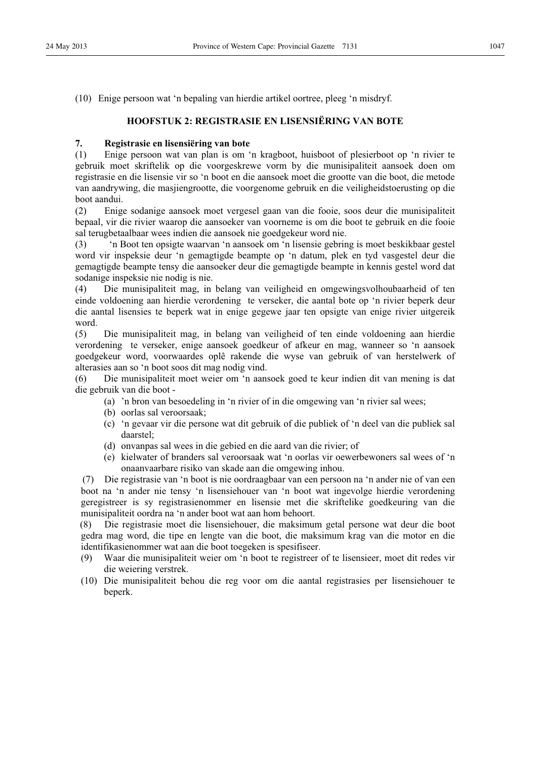(10) Enige persoon wat 'n bepaling van hierdie artikel oortree, pleeg 'n misdryf.

## HOOFSTUK 2: REGISTRASIE EN LISENSIËRING VAN BOTE

### 7. Registrasie en lisensiëring van bote

(1) Enige persoon wat van plan is om 'n kragboot, huisboot of plesierboot op 'n rivier te gebruik moet skriftelik op die voorgeskrewe vorm by die munisipaliteit aansoek doen om registrasie en die lisensie vir so 'n boot en die aansoek moet die grootte van die boot, die metode van aandrywing, die masjiengrootte, die voorgenome gebruik en die veiligheidstoerusting op die boot aandui.

(2) Enige sodanige aansoek moet vergesel gaan van die fooie, soos deur die munisipaliteit bepaal, vir die rivier waarop die aansoeker van voorneme is om die boot te gebruik en die fooie sal terugbetaalbaar wees indien die aansoek nie goedgekeur word nie.

(3) 'n Boot ten opsigte waarvan 'n aansoek om 'n lisensie gebring is moet beskikbaar gestel word vir inspeksie deur 'n gemagtigde beampte op 'n datum, plek en tyd vasgestel deur die gemagtigde beampte tensy die aansoeker deur die gemagtigde beampte in kennis gestel word dat sodanige inspeksie nie nodig is nie.

(4) Die munisipaliteit mag, in belang van veiligheid en omgewingsvolhoubaarheid of ten einde voldoening aan hierdie verordening te verseker, die aantal bote op 'n rivier beperk deur die aantal lisensies te beperk wat in enige gegewe jaar ten opsigte van enige rivier uitgereik word.

(5) Die munisipaliteit mag, in belang van veiligheid of ten einde voldoening aan hierdie verordening te verseker, enige aansoek goedkeur of afkeur en mag, wanneer so 'n aansoek goedgekeur word, voorwaardes oplê rakende die wyse van gebruik of van herstelwerk of alterasies aan so 'n boot soos dit mag nodig vind.

(6) Die munisipaliteit moet weier om 'n aansoek goed te keur indien dit van mening is dat die gebruik van die boot -

- (a) 'n bron van besoedeling in 'n rivier of in die omgewing van 'n rivier sal wees;
- (b) oorlas sal veroorsaak;
- (c) 'n gevaar vir die persone wat dit gebruik of die publiek of 'n deel van die publiek sal daarstel;
- (d) onvanpas sal wees in die gebied en die aard van die rivier; of
- (e) kielwater of branders sal veroorsaak wat 'n oorlas vir oewerbewoners sal wees of 'n onaanvaarbare risiko van skade aan die omgewing inhou.

(7) Die registrasie van 'n boot is nie oordraagbaar van een persoon na 'n ander nie of van een boot na 'n ander nie tensy 'n lisensiehouer van 'n boot wat ingevolge hierdie verordening geregistreer is sy registrasienommer en lisensie met die skriftelike goedkeuring van die munisipaliteit oordra na 'n ander boot wat aan hom behoort.

(8) Die registrasie moet die lisensiehouer, die maksimum getal persone wat deur die boot gedra mag word, die tipe en lengte van die boot, die maksimum krag van die motor en die identifikasienommer wat aan die boot toegeken is spesifiseer.

(9) Waar die munisipaliteit weier om 'n boot te registreer of te lisensieer, moet dit redes vir die weiering verstrek.

(10) Die munisipaliteit behou die reg voor om die aantal registrasies per lisensiehouer te beperk.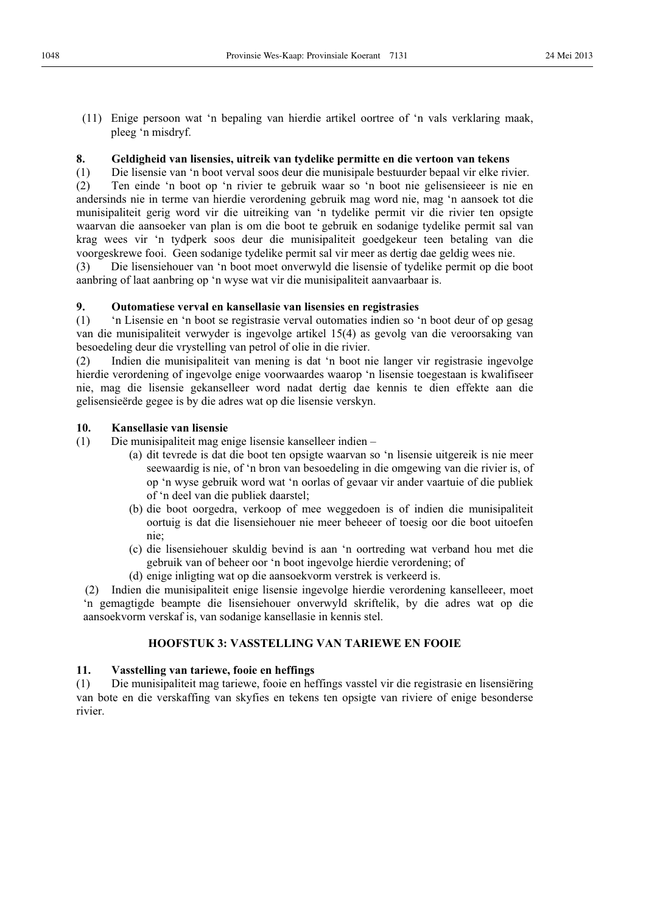(11) Enige persoon wat ‘n bepaling van hierdie artikel oortree of ‘n vals verklaring maak, pleeg ‘n misdryf.

**8. Geldigheid van lisensies, uitreik van tydelike permitte en die vertoon van tekens**

(1) Die lisensie van ‘n boot verval soos deur die munisipale bestuurder bepaal vir elke rivier.

(2) Ten einde ‘n boot op ‘n rivier te gebruik waar so ‘n boot nie gelisensieeer is nie en andersinds nie in terme van hierdie verordening gebruik mag word nie, mag ‘n aansoek tot die munisipaliteit gerig word vir die uitreiking van ‘n tydelike permit vir die rivier ten opsigte waarvan die aansoeker van plan is om die boot te gebruik en sodanige tydelike permit sal van krag wees vir ‘n tydperk soos deur die munisipaliteit goedgekeur teen betaling van die voorgeskrewe fooi. Geen sodanige tydelike permit sal vir meer as dertig dae geldig wees nie.

(3) Die lisensiehouer van ‘n boot moet onverwyld die lisensie of tydelike permit op die boot aanbring of laat aanbring op ‘n wyse wat vir die munisipaliteit aanvaarbaar is.

**9. Outomatiese verval en kansellasie van lisensies en registrasies**

(1) ‘n Lisensie en ‘n boot se registrasie verval outomaties indien so ‘n boot deur of op gesag van die munisipaliteit verwyder is ingevolge artikel 15(4) as gevolg van die veroorsaking van besoedeling deur die vrystelling van petrol of olie in die rivier.

(2) Indien die munisipaliteit van mening is dat ‘n boot nie langer vir registrasie ingevolge hierdie verordening of ingevolge enige voorwaardes waarop ‘n lisensie toegestaan is kwalifiseer nie, mag die lisensie gekanselleer word nadat dertig dae kennis te dien effekte aan die gelisensieërde gegee is by die adres wat op die lisensie verskyn.

**10. Kansellasie van lisensie**

(1) Die munisipaliteit mag enige lisensie kanselleer indien –

(a) dit tevrede is dat die boot ten opsigte waarvan so ‘n lisensie uitgereik is nie meer seewaardig is nie, of ‘n bron van besoedeling in die omgewing van die rivier is, of op ‘n wyse gebruik word wat ‘n oorlas of gevaar vir ander vaartuie of die publiek of ‘n deel van die publiek daarstel;

(b) die boot oorgedra, verkoop of mee weggedoen is of indien die munisipaliteit oortuig is dat die lisensiehouer nie meer beheeer of toesig oor die boot uitoefen nie;

(c) die lisensiehouer skuldig bevind is aan ‘n oortreding wat verband hou met die gebruik van of beheer oor ‘n boot ingevolge hierdie verordening; of

(d) enige inligting wat op die aansoekvorm verstrek is verkeerd is.

(2) Indien die munisipaliteit enige lisensie ingevolge hierdie verordening kanselleeer, moet ‘n gemagtigde beampte die lisensiehouer onverwyld skriftelik, by die adres wat op die aansoekvorm verskaf is, van sodanige kansellasie in kennis stel.

## HOOFSTUK 3: VASSTELLING VAN TARIEWE EN FOOIE

**11. Vasstelling van tariewe, fooie en heffings**

(1) Die munisipaliteit mag tariewe, fooie en heffings vasstel vir die registrasie en lisensiëring van bote en die verskaffing van skyfies en tekens ten opsigte van riviere of enige besonderse rivier.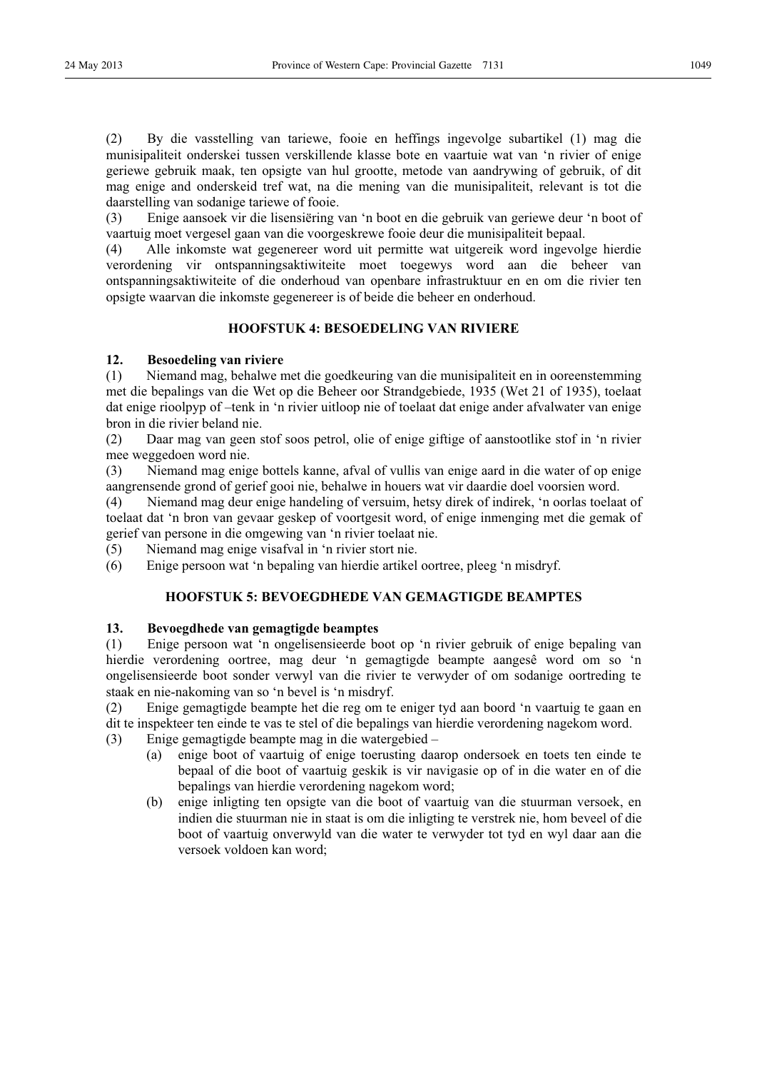(2) By die vasstelling van tariewe, fooie en heffings ingevolge subartikel (1) mag die munisipaliteit onderskei tussen verskillende klasse bote en vaartuie wat van 'n rivier of enige geriewe gebruik maak, ten opsigte van hul grootte, metode van aandrywing of gebruik, of dit mag enige and onderskeid tref wat, na die mening van die munisipaliteit, relevant is tot die daarstelling van sodanige tariewe of fooie.

(3) Enige aansoek vir die lisensiëring van 'n boot en die gebruik van geriewe deur 'n boot of vaartuig moet vergesel gaan van die voorgeskrewe fooie deur die munisipaliteit bepaal.

(4) Alle inkomste wat gegenereer word uit permitte wat uitgereik word ingevolge hierdie verordening vir ontspanningsaktiwiteite moet toegewys word aan die beheer van ontspanningsaktiwiteite of die onderhoud van openbare infrastruktuur en en om die rivier ten opsigte waarvan die inkomste gegenereer is of beide die beheer en onderhoud.

## HOOFSTUK 4: BESOEDELING VAN RIVIERE

### 12. Besoedeling van riviere

(1) Niemand mag, behalwe met die goedkeuring van die munisipaliteit en in ooreenstemming met die bepalings van die Wet op die Beheer oor Strandgebiede, 1935 (Wet 21 of 1935), toelaat dat enige rioolpyp of –tenk in 'n rivier uitloop nie of toelaat dat enige ander afvalwater van enige bron in die rivier beland nie.

(2) Daar mag van geen stof soos petrol, olie of enige giftige of aanstootlike stof in 'n rivier mee weggedoen word nie.

(3) Niemand mag enige bottels kanne, afval of vullis van enige aard in die water of op enige aangrensende grond of gerief gooi nie, behalwe in houers wat vir daardie doel voorsien word.

(4) Niemand mag deur enige handeling of versuim, hetsy direk of indirek, 'n oorlas toelaat of toelaat dat 'n bron van gevaar geskep of voortgesit word, of enige inmenging met die gemak of gerief van persone in die omgewing van 'n rivier toelaat nie.

(5) Niemand mag enige visafval in 'n rivier stort nie.

(6) Enige persoon wat 'n bepaling van hierdie artikel oortree, pleeg 'n misdryf.

## HOOFSTUK 5: BEVOEGDHEDE VAN GEMAGTIGDE BEAMPTES

### 13. Bevoegdhede van gemagtigde beamptes

(1) Enige persoon wat 'n ongelisensieerde boot op 'n rivier gebruik of enige bepaling van hierdie verordening oortree, mag deur 'n gemagtigde beampte aangesê word om so 'n ongelisensieerde boot sonder verwyl van die rivier te verwyder of om sodanige oortreding te staak en nie-nakoming van so 'n bevel is 'n misdryf.

(2) Enige gemagtigde beampte het die reg om te eniger tyd aan boord 'n vaartuig te gaan en dit te inspekteer ten einde te vas te stel of die bepalings van hierdie verordening nagekom word.

(3) Enige gemagtigde beampte mag in die watergebied –

- (a) enige boot of vaartuig of enige toerusting daarop ondersoek en toets ten einde te bepaal of die boot of vaartuig geskik is vir navigasie op of in die water en of die bepalings van hierdie verordening nagekom word;
- (b) enige inligting ten opsigte van die boot of vaartuig van die stuurman versoek, en indien die stuurman nie in staat is om die inligting te verstrek nie, hom beveel of die boot of vaartuig onverwyld van die water te verwyder tot tyd en wyl daar aan die versoek voldoen kan word;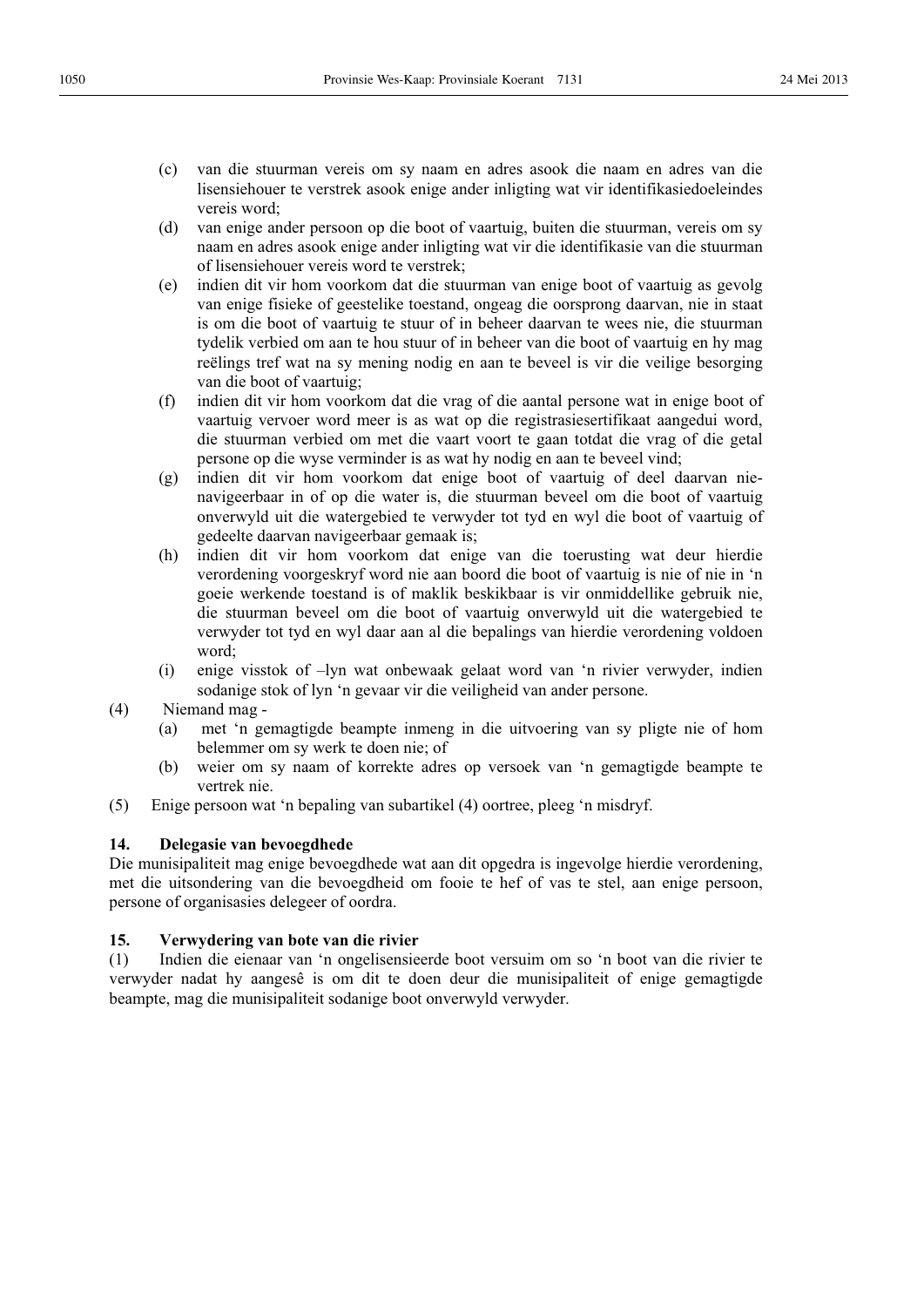(c) van die stuurman vereis om sy naam en adres asook die naam en adres van die lisensiehouer te verstrek asook enige ander inligting wat vir identifikasiedoeleindes vereis word;

(d) van enige ander persoon op die boot of vaartuig, buiten die stuurman, vereis om sy naam en adres asook enige ander inligting wat vir die identifikasie van die stuurman of lisensiehouer vereis word te verstrek;

(e) indien dit vir hom voorkom dat die stuurman van enige boot of vaartuig as gevolg van enige fisieke of geestelike toestand, ongeag die oorsprong daarvan, nie in staat is om die boot of vaartuig te stuur of in beheer daarvan te wees nie, die stuurman tydelik verbied om aan te hou stuur of in beheer van die boot of vaartuig en hy mag reëlings tref wat na sy mening nodig en aan te beveel is vir die veilige besorging van die boot of vaartuig;

(f) indien dit vir hom voorkom dat die vrag of die aantal persone wat in enige boot of vaartuig vervoer word meer is as wat op die registrasiesertifikaat aangedui word, die stuurman verbied om met die vaart voort te gaan totdat die vrag of die getal persone op die wyse verminder is as wat hy nodig en aan te beveel vind;

(g) indien dit vir hom voorkom dat enige boot of vaartuig of deel daarvan nie-navigeerbaar in of op die water is, die stuurman beveel om die boot of vaartuig onverwyld uit die watergebied te verwyder tot tyd en wyl die boot of vaartuig of gedeelte daarvan navigeerbaar gemaak is;

(h) indien dit vir hom voorkom dat enige van die toerusting wat deur hierdie verordening voorgeskryf word nie aan boord die boot of vaartuig is nie of nie in 'n goeie werkende toestand is of maklik beskikbaar is vir onmiddellike gebruik nie, die stuurman beveel om die boot of vaartuig onverwyld uit die watergebied te verwyder tot tyd en wyl daar aan al die bepalings van hierdie verordening voldoen word;

(i) enige visstok of –lyn wat onbewaak gelaat word van 'n rivier verwyder, indien sodanige stok of lyn 'n gevaar vir die veiligheid van ander persone.

(4) Niemand mag -

(a) met 'n gemagtigde beampte inmeng in die uitvoering van sy pligte nie of hom belemmer om sy werk te doen nie; of

(b) weier om sy naam of korrekte adres op versoek van 'n gemagtigde beampte te vertrek nie.

(5) Enige persoon wat 'n bepaling van subartikel (4) oortree, pleeg 'n misdryf.

### 14. Delegasie van bevoegdhede

Die munisipaliteit mag enige bevoegdhede wat aan dit opgedra is ingevolge hierdie verordening, met die uitsondering van die bevoegdheid om fooie te hef of vas te stel, aan enige persoon, persone of organisasies delegeer of oordra.

### 15. Verwydering van bote van die rivier

(1) Indien die eienaar van 'n ongelisensieerde boot versuim om so 'n boot van die rivier te verwyder nadat hy aangesê is om dit te doen deur die munisipaliteit of enige gemagtigde beampte, mag die munisipaliteit sodanige boot onverwyld verwyder.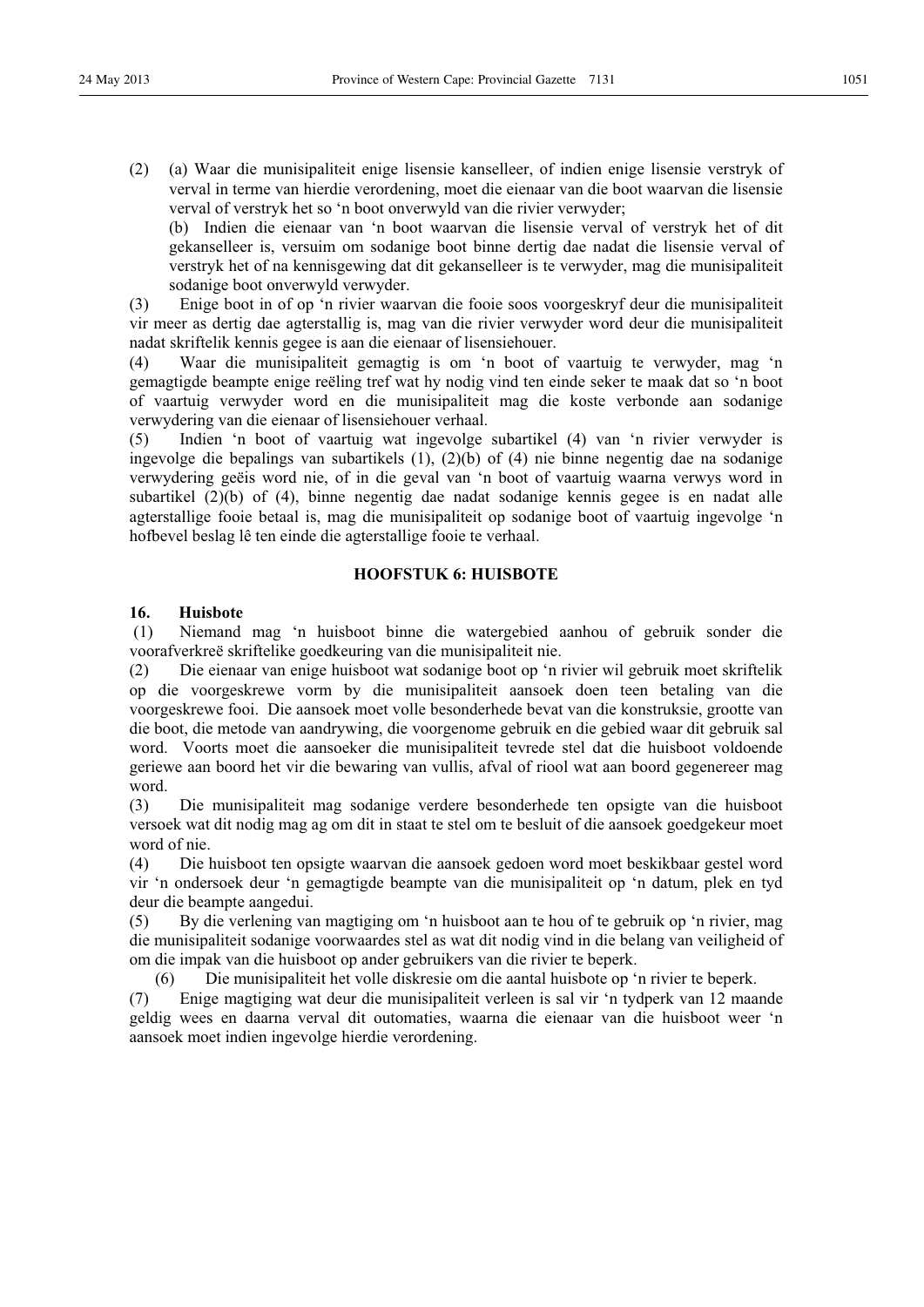(2) (a) Waar die munisipaliteit enige lisensie kanselleer, of indien enige lisensie verstryk of verval in terme van hierdie verordening, moet die eienaar van die boot waarvan die lisensie verval of verstryk het so 'n boot onverwyld van die rivier verwyder;

(b) Indien die eienaar van 'n boot waarvan die lisensie verval of verstryk het of dit gekanselleer is, versuim om sodanige boot binne dertig dae nadat die lisensie verval of verstryk het of na kennisgewing dat dit gekanselleer is te verwyder, mag die munisipaliteit sodanige boot onverwyld verwyder.

(3) Enige boot in of op 'n rivier waarvan die fooie soos voorgeskryf deur die munisipaliteit vir meer as dertig dae agterstallig is, mag van die rivier verwyder word deur die munisipaliteit nadat skriftelik kennis gegee is aan die eienaar of lisensiehouer.

(4) Waar die munisipaliteit gemagtig is om 'n boot of vaartuig te verwyder, mag 'n gemagtigde beampte enige reëling tref wat hy nodig vind ten einde seker te maak dat so 'n boot of vaartuig verwyder word en die munisipaliteit mag die koste verbonde aan sodanige verwydering van die eienaar of lisensiehouer verhaal.

(5) Indien 'n boot of vaartuig wat ingevolge subartikel (4) van 'n rivier verwyder is ingevolge die bepalings van subartikels (1), (2)(b) of (4) nie binne negentig dae na sodanige verwydering geëis word nie, of in die geval van 'n boot of vaartuig waarna verwys word in subartikel (2)(b) of (4), binne negentig dae nadat sodanige kennis gegee is en nadat alle agterstallige fooie betaal is, mag die munisipaliteit op sodanige boot of vaartuig ingevolge 'n hofbevel beslag lê ten einde die agterstallige fooie te verhaal.

## HOOFSTUK 6: HUISBOTE

### 16. Huisbote

(1) Niemand mag 'n huisboot binne die watergebied aanhou of gebruik sonder die voorafverkreë skriftelike goedkeuring van die munisipaliteit nie.

(2) Die eienaar van enige huisboot wat sodanige boot op 'n rivier wil gebruik moet skriftelik op die voorgeskrewe vorm by die munisipaliteit aansoek doen teen betaling van die voorgeskrewe fooi. Die aansoek moet volle besonderhede bevat van die konstruksie, grootte van die boot, die metode van aandrywing, die voorgenome gebruik en die gebied waar dit gebruik sal word. Voorts moet die aansoeker die munisipaliteit tevrede stel dat die huisboot voldoende geriewe aan boord het vir die bewaring van vullis, afval of riool wat aan boord gegenereer mag word.

(3) Die munisipaliteit mag sodanige verdere besonderhede ten opsigte van die huisboot versoek wat dit nodig mag ag om dit in staat te stel om te besluit of die aansoek goedgekeur moet word of nie.

(4) Die huisboot ten opsigte waarvan die aansoek gedoen word moet beskikbaar gestel word vir 'n ondersoek deur 'n gemagtigde beampte van die munisipaliteit op 'n datum, plek en tyd deur die beampte aangedui.

(5) By die verlening van magtiging om 'n huisboot aan te hou of te gebruik op 'n rivier, mag die munisipaliteit sodanige voorwaardes stel as wat dit nodig vind in die belang van veiligheid of om die impak van die huisboot op ander gebruikers van die rivier te beperk.

(6) Die munisipaliteit het volle diskresie om die aantal huisbote op 'n rivier te beperk.

(7) Enige magtiging wat deur die munisipaliteit verleen is sal vir 'n tydperk van 12 maande geldig wees en daarna verval dit outomaties, waarna die eienaar van die huisboot weer 'n aansoek moet indien ingevolge hierdie verordening.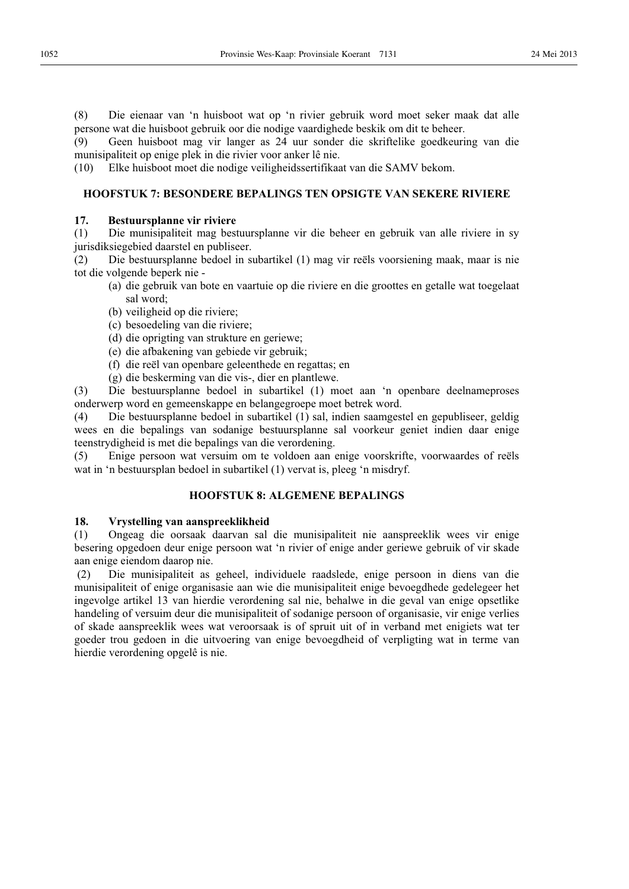(8) Die eienaar van 'n huisboot wat op 'n rivier gebruik word moet seker maak dat alle persone wat die huisboot gebruik oor die nodige vaardighede beskik om dit te beheer.

(9) Geen huisboot mag vir langer as 24 uur sonder die skriftelike goedkeuring van die munisipaliteit op enige plek in die rivier voor anker lê nie.

(10) Elke huisboot moet die nodige veiligheidssertifikaat van die SAMV bekom.

## HOOFSTUK 7: BESONDERE BEPALINGS TEN OPSIGTE VAN SEKERE RIVIERE

### 17. Bestuursplanne vir riviere

(1) Die munisipaliteit mag bestuursplanne vir die beheer en gebruik van alle riviere in sy jurisdiksiegebied daarstel en publiseer.

(2) Die bestuursplanne bedoel in subartikel (1) mag vir reëls voorsiening maak, maar is nie tot die volgende beperk nie -

- (a) die gebruik van bote en vaartuie op die riviere en die groottes en getalle wat toegelaat sal word;
- (b) veiligheid op die riviere;
- (c) besoedeling van die riviere;
- (d) die oprigting van strukture en geriewe;
- (e) die afbakening van gebiede vir gebruik;
- (f) die reël van openbare geleenthede en regattas; en
- (g) die beskerming van die vis-, dier en plantlewe.

(3) Die bestuursplanne bedoel in subartikel (1) moet aan 'n openbare deelnameproses onderwerp word en gemeenskappe en belangegroepe moet betrek word.

(4) Die bestuursplanne bedoel in subartikel (1) sal, indien saamgestel en gepubliseer, geldig wees en die bepalings van sodanige bestuursplanne sal voorkeur geniet indien daar enige teenstrydigheid is met die bepalings van die verordening.

(5) Enige persoon wat versuim om te voldoen aan enige voorskrifte, voorwaardes of reëls wat in 'n bestuursplan bedoel in subartikel (1) vervat is, pleeg 'n misdryf.

## HOOFSTUK 8: ALGEMENE BEPALINGS

### 18. Vrystelling van aanspreeklikheid

(1) Ongeag die oorsaak daarvan sal die munisipaliteit nie aanspreeklik wees vir enige besering opgedoen deur enige persoon wat 'n rivier of enige ander geriewe gebruik of vir skade aan enige eiendom daarop nie.

(2) Die munisipaliteit as geheel, individuele raadslede, enige persoon in diens van die munisipaliteit of enige organisasie aan wie die munisipaliteit enige bevoegdhede gedelegeer het ingevolge artikel 13 van hierdie verordening sal nie, behalwe in die geval van enige opsetlike handeling of versuim deur die munisipaliteit of sodanige persoon of organisasie, vir enige verlies of skade aanspreeklik wees wat veroorsaak is of spruit uit of in verband met enigiets wat ter goeder trou gedoen in die uitvoering van enige bevoegdheid of verpligting wat in terme van hierdie verordening opgelê is nie.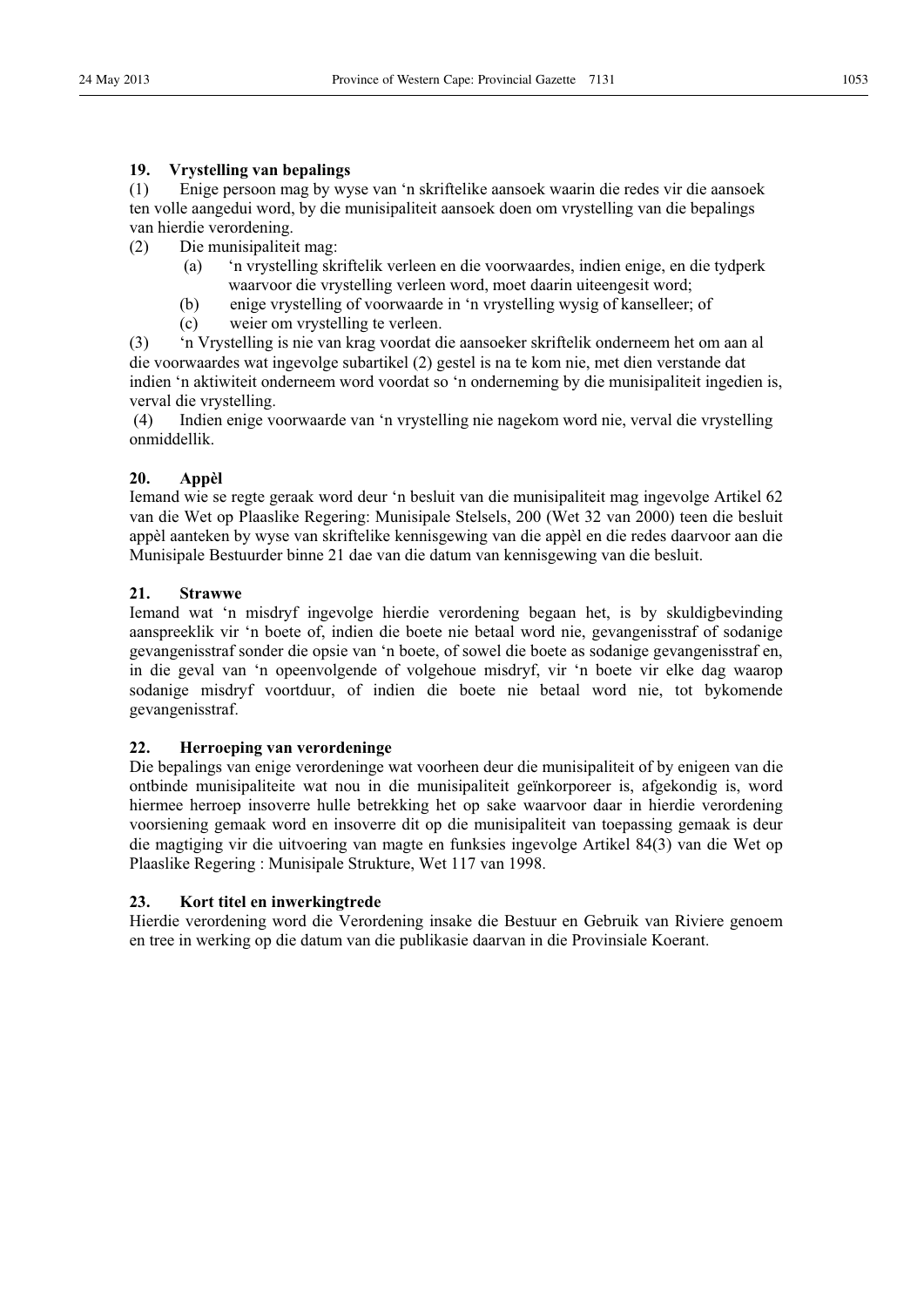**19. Vrystelling van bepalings**

(1) Enige persoon mag by wyse van ‘n skriftelike aansoek waarin die redes vir die aansoek ten volle aangedui word, by die munisipaliteit aansoek doen om vrystelling van die bepalings van hierdie verordening.

(2) Die munisipaliteit mag:

(a) ‘n vrystelling skriftelik verleen en die voorwaardes, indien enige, en die tydperk waarvoor die vrystelling verleen word, moet daarin uiteengesit word;

(b) enige vrystelling of voorwaarde in ‘n vrystelling wysig of kanselleer; of

(c) weier om vrystelling te verleen.

(3) ‘n Vrystelling is nie van krag voordat die aansoeker skriftelik onderneem het om aan al die voorwaardes wat ingevolge subartikel (2) gestel is na te kom nie, met dien verstande dat indien ‘n aktiwiteit onderneem word voordat so ‘n onderneming by die munisipaliteit ingedien is, verval die vrystelling.

(4) Indien enige voorwaarde van ‘n vrystelling nie nagekom word nie, verval die vrystelling onmiddellik.

**20. Appèl**

Iemand wie se regte geraak word deur ‘n besluit van die munisipaliteit mag ingevolge Artikel 62 van die Wet op Plaaslike Regering: Munisipale Stelsels, 200 (Wet 32 van 2000) teen die besluit appèl aanteken by wyse van skriftelike kennisgewing van die appèl en die redes daarvoor aan die Munisipale Bestuurder binne 21 dae van die datum van kennisgewing van die besluit.

**21. Strawwe**

Iemand wat ‘n misdryf ingevolge hierdie verordening begaan het, is by skuldigbevinding aanspreeklik vir ‘n boete of, indien die boete nie betaal word nie, gevangenisstraf of sodanige gevangenisstraf sonder die opsie van ‘n boete, of sowel die boete as sodanige gevangenisstraf en, in die geval van ‘n opeenvolgende of volgehoue misdryf, vir ‘n boete vir elke dag waarop sodanige misdryf voortduur, of indien die boete nie betaal word nie, tot bykomende gevangenisstraf.

**22. Herroeping van verordeninge**

Die bepalings van enige verordeninge wat voorheen deur die munisipaliteit of by enigeen van die ontbinde munisipaliteite wat nou in die munisipaliteit geïnkorporeer is, afgekondig is, word hiermee herroep insoverre hulle betrekking het op sake waarvoor daar in hierdie verordening voorsiening gemaak word en insoverre dit op die munisipaliteit van toepassing gemaak is deur die magtiging vir die uitvoering van magte en funksies ingevolge Artikel 84(3) van die Wet op Plaaslike Regering : Munisipale Strukture, Wet 117 van 1998.

**23. Kort titel en inwerkingtrede**

Hierdie verordening word die Verordening insake die Bestuur en Gebruik van Riviere genoem en tree in werking op die datum van die publikasie daarvan in die Provinsiale Koerant.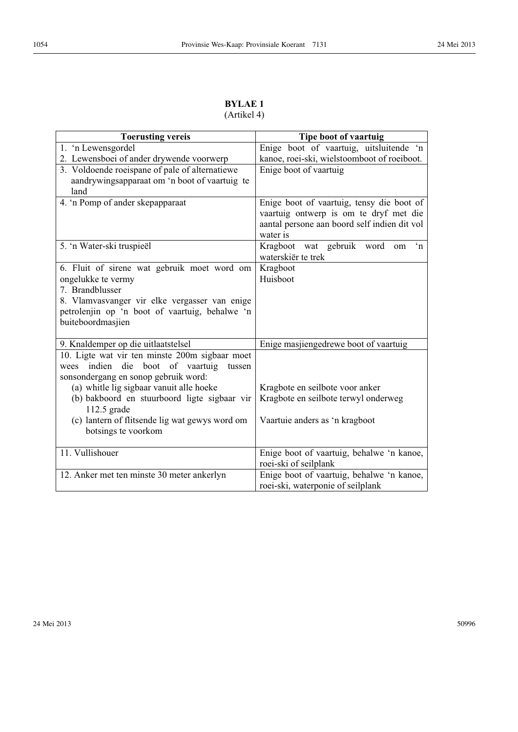**BYLAE 1**
(Artikel 4)

| Toerusting vereis | Tipe boot of vaartuig |
|---|---|
| 1. ‘n Lewensgordel<br>2. Lewensboei of ander drywende voorwerp | Enige boot of vaartuig, uitsluitende ‘n kanoe, roei-ski, wielstoomboot of roeiboot. |
| 3. Voldoende roeispane of pale of alternatiewe aandrywingsapparaat om ‘n boot of vaartuig te land | Enige boot of vaartuig |
| 4. ‘n Pomp of ander skepapparaat | Enige boot of vaartuig, tensy die boot of vaartuig ontwerp is om te dryf met die aantal persone aan boord self indien dit vol water is |
| 5. ‘n Water-ski truspieël | Kragboot wat gebruik word om ‘n waterskiër te trek |
| 6. Fluit of sirene wat gebruik moet word om ongelukke te vermy<br>7. Brandblusser<br>8. Vlamvasvanger vir elke vergasser van enige petrolenjin op ‘n boot of vaartuig, behalwe ‘n buiteboordmasjien | Kragboot<br>Huisboot |
| 9. Knaldemper op die uitlaatstelsel | Enige masjiengedrewe boot of vaartuig |
| 10. Ligte wat vir ten minste 200m sigbaar moet wees indien die boot of vaartuig tussen sonsondergang en sonop gebruik word:<br>(a) whitle lig sigbaar vanuit alle hoeke<br>(b) bakboord en stuurboord ligte sigbaar vir 112.5 grade<br>(c) lantern of flitsende lig wat gewys word om botsings te voorkom | <br><br><br>Kragbote en seilbote voor anker<br>Kragbote en seilbote terwyl onderweg<br><br>Vaartuie anders as ‘n kragboot |
| 11. Vullishouer | Enige boot of vaartuig, behalwe ‘n kanoe, roei-ski of seilplank |
| 12. Anker met ten minste 30 meter ankerlyn | Enige boot of vaartuig, behalwe ‘n kanoe, roei-ski, waterponie of seilplank |

24 Mei 2013 50996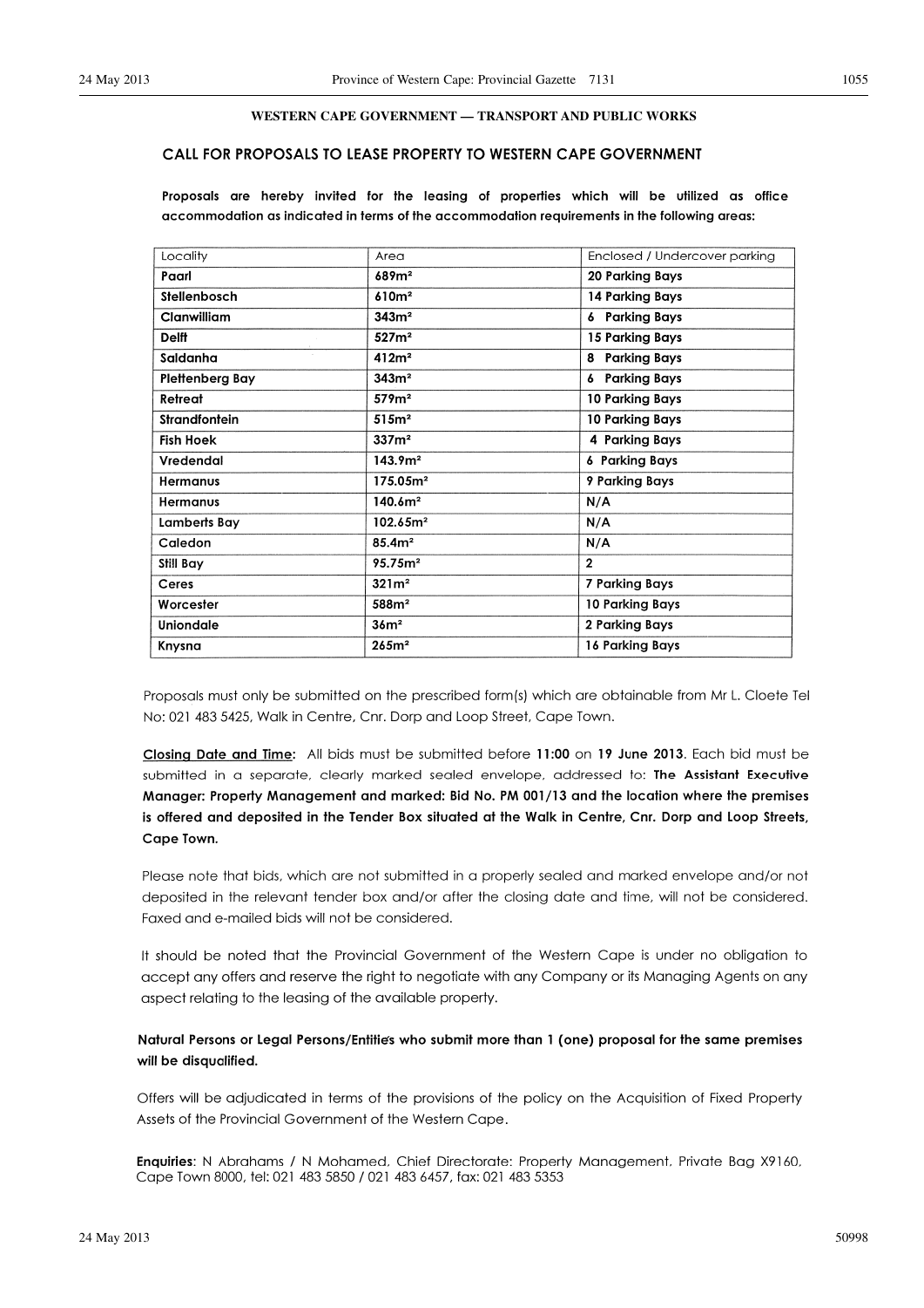**WESTERN CAPE GOVERNMENT — TRANSPORT AND PUBLIC WORKS**

## CALL FOR PROPOSALS TO LEASE PROPERTY TO WESTERN CAPE GOVERNMENT

**Proposals are hereby invited for the leasing of properties which will be utilized as office accommodation as indicated in terms of the accommodation requirements in the following areas:**

| Locality | Area | Enclosed / Undercover parking |
|---|---|---|
| **Paarl** | **689m²** | **20 Parking Bays** |
| **Stellenbosch** | **610m²** | **14 Parking Bays** |
| **Clanwilliam** | **343m²** | **6 Parking Bays** |
| **Delft** | **527m²** | **15 Parking Bays** |
| **Saldanha** | **412m²** | **8 Parking Bays** |
| **Plettenberg Bay** | **343m²** | **6 Parking Bays** |
| **Retreat** | **579m²** | **10 Parking Bays** |
| **Strandfontein** | **515m²** | **10 Parking Bays** |
| **Fish Hoek** | **337m²** | **4 Parking Bays** |
| **Vredendal** | **143.9m²** | **6 Parking Bays** |
| **Hermanus** | **175.05m²** | **9 Parking Bays** |
| **Hermanus** | **140.6m²** | **N/A** |
| **Lamberts Bay** | **102.65m²** | **N/A** |
| **Caledon** | **85.4m²** | **N/A** |
| **Still Bay** | **95.75m²** | **2** |
| **Ceres** | **321m²** | **7 Parking Bays** |
| **Worcester** | **588m²** | **10 Parking Bays** |
| **Uniondale** | **36m²** | **2 Parking Bays** |
| **Knysna** | **265m²** | **16 Parking Bays** |

Proposals must only be submitted on the prescribed form(s) which are obtainable from Mr L. Cloete Tel No: 021 483 5425, Walk in Centre, Cnr. Dorp and Loop Street, Cape Town.

**Closing Date and Time:** All bids must be submitted before **11:00** on **19 June 2013**. Each bid must be submitted in a separate, clearly marked sealed envelope, addressed to: **The Assistant Executive Manager: Property Management and marked: Bid No. PM 001/13 and the location where the premises is offered and deposited in the Tender Box situated at the Walk in Centre, Cnr. Dorp and Loop Streets, Cape Town.**

Please note that bids, which are not submitted in a properly sealed and marked envelope and/or not deposited in the relevant tender box and/or after the closing date and time, will not be considered. Faxed and e-mailed bids will not be considered.

It should be noted that the Provincial Government of the Western Cape is under no obligation to accept any offers and reserve the right to negotiate with any Company or its Managing Agents on any aspect relating to the leasing of the available property.

**Natural Persons or Legal Persons/Entitie's who submit more than 1 (one) proposal for the same premises will be disqualified.**

Offers will be adjudicated in terms of the provisions of the policy on the Acquisition of Fixed Property Assets of the Provincial Government of the Western Cape.

**Enquiries**: N Abrahams / N Mohamed, Chief Directorate: Property Management, Private Bag X9160, Cape Town 8000, tel: 021 483 5850 / 021 483 6457, fax: 021 483 5353

24 May 2013 50998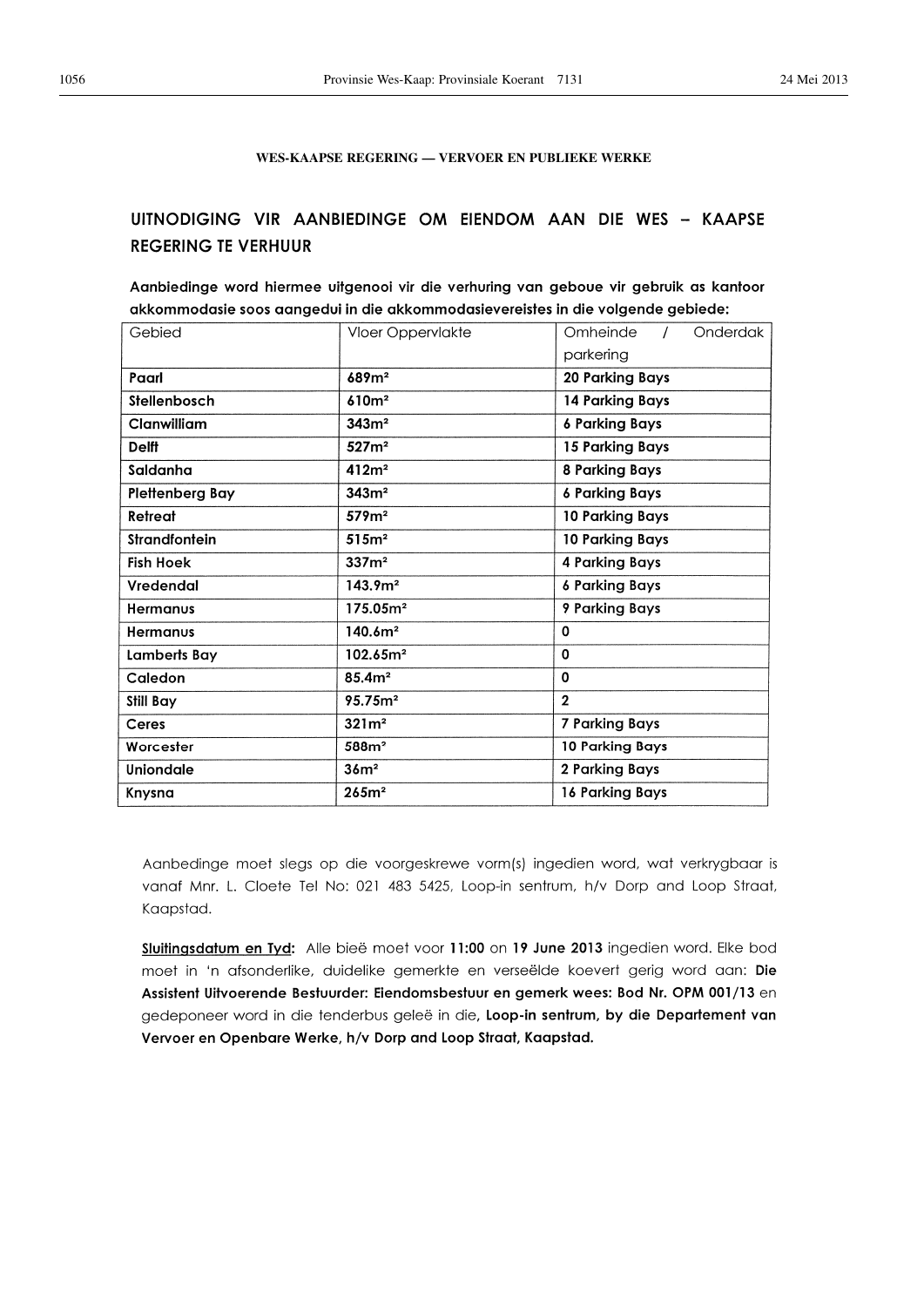**WES-KAAPSE REGERING — VERVOER EN PUBLIEKE WERKE**

## UITNODIGING VIR AANBIEDINGE OM EIENDOM AAN DIE WES – KAAPSE REGERING TE VERHUUR

**Aanbiedinge word hiermee uitgenooi vir die verhuring van geboue vir gebruik as kantoor akkommodasie soos aangedui in die akkommodasievereistes in die volgende gebiede:**

| Gebied | Vloer Oppervlakte | Omheinde / Onderdak parkering |
|---|---|---|
| **Paarl** | **689m²** | **20 Parking Bays** |
| **Stellenbosch** | **610m²** | **14 Parking Bays** |
| **Clanwilliam** | **343m²** | **6 Parking Bays** |
| **Delft** | **527m²** | **15 Parking Bays** |
| **Saldanha** | **412m²** | **8 Parking Bays** |
| **Plettenberg Bay** | **343m²** | **6 Parking Bays** |
| **Retreat** | **579m²** | **10 Parking Bays** |
| **Strandfontein** | **515m²** | **10 Parking Bays** |
| **Fish Hoek** | **337m²** | **4 Parking Bays** |
| **Vredendal** | **143.9m²** | **6 Parking Bays** |
| **Hermanus** | **175.05m²** | **9 Parking Bays** |
| **Hermanus** | **140.6m²** | **0** |
| **Lamberts Bay** | **102.65m²** | **0** |
| **Caledon** | **85.4m²** | **0** |
| **Still Bay** | **95.75m²** | **2** |
| **Ceres** | **321m²** | **7 Parking Bays** |
| **Worcester** | **588m²** | **10 Parking Bays** |
| **Uniondale** | **36m²** | **2 Parking Bays** |
| **Knysna** | **265m²** | **16 Parking Bays** |

Aanbedinge moet slegs op die voorgeskrewe vorm(s) ingedien word, wat verkrygbaar is vanaf Mnr. L. Cloete Tel No: 021 483 5425, Loop-in sentrum, h/v Dorp and Loop Straat, Kaapstad.

**Sluitingsdatum en Tyd:** Alle bieë moet voor **11:00** on **19 June 2013** ingedien word. Elke bod moet in 'n afsonderlike, duidelike gemerkte en verseëlde koevert gerig word aan: **Die Assistent Uitvoerende Bestuurder: Eiendomsbestuur en gemerk wees: Bod Nr. OPM 001/13** en gedeponeer word in die tenderbus geleë in die**, Loop-in sentrum, by die Departement van Vervoer en Openbare Werke, h/v Dorp and Loop Straat, Kaapstad.**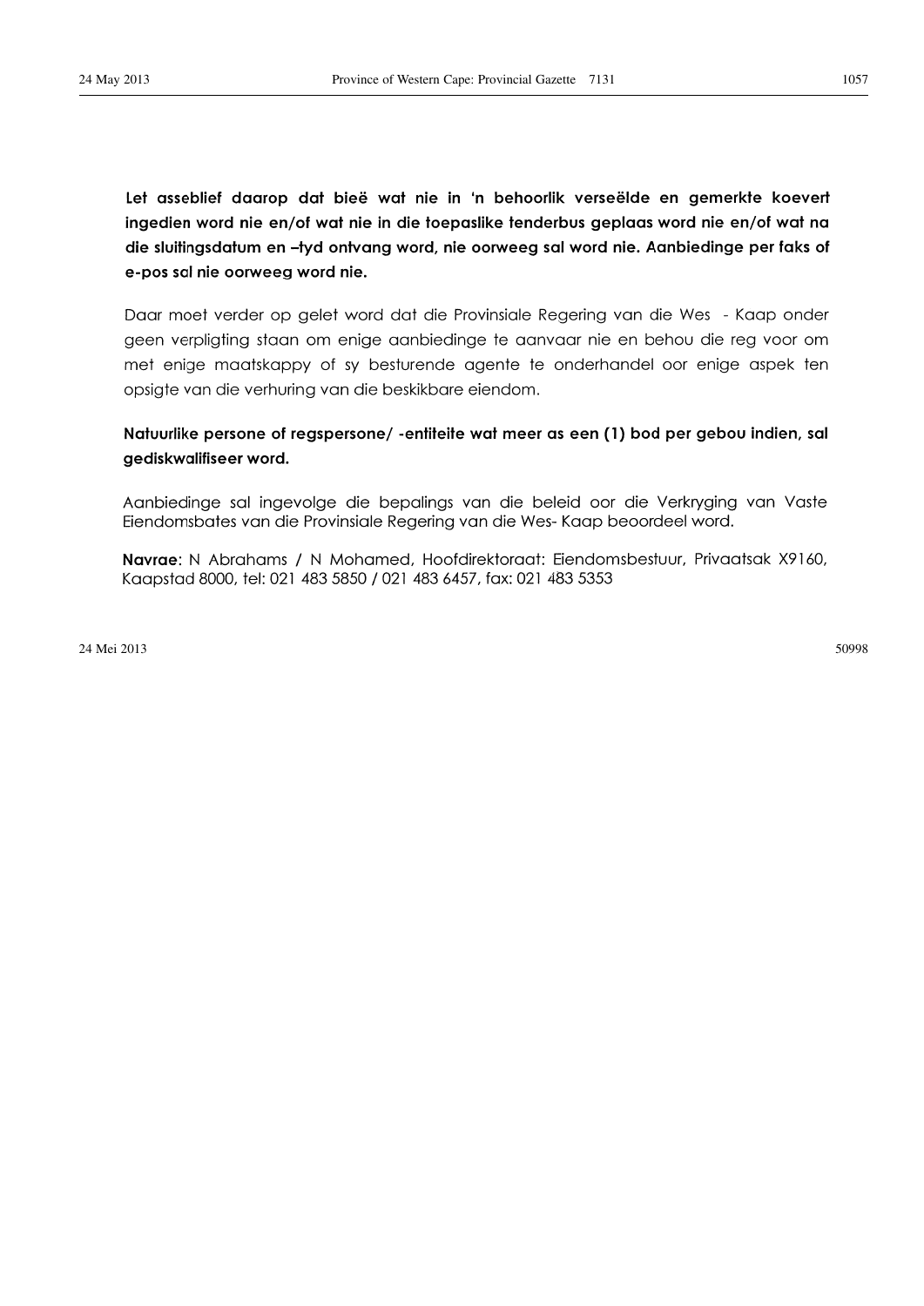**Let asseblief daarop dat bieë wat nie in 'n behoorlik verseëlde en gemerkte koevert ingedien word nie en/of wat nie in die toepaslike tenderbus geplaas word nie en/of wat na die sluitingsdatum en –tyd ontvang word, nie oorweeg sal word nie. Aanbiedinge per faks of e-pos sal nie oorweeg word nie.**

Daar moet verder op gelet word dat die Provinsiale Regering van die Wes - Kaap onder geen verpligting staan om enige aanbiedinge te aanvaar nie en behou die reg voor om met enige maatskappy of sy besturende agente te onderhandel oor enige aspek ten opsigte van die verhuring van die beskikbare eiendom.

**Natuurlike persone of regspersone/ -entiteite wat meer as een (1) bod per gebou indien, sal gediskwalifiseer word.**

Aanbiedinge sal ingevolge die bepalings van die beleid oor die Verkryging van Vaste Eiendomsbates van die Provinsiale Regering van die Wes- Kaap beoordeel word.

**Navrae**: N Abrahams / N Mohamed, Hoofdirektoraat: Eiendomsbestuur, Privaatsak X9160, Kaapstad 8000, tel: 021 483 5850 / 021 483 6457, fax: 021 483 5353

24 Mei 2013

50998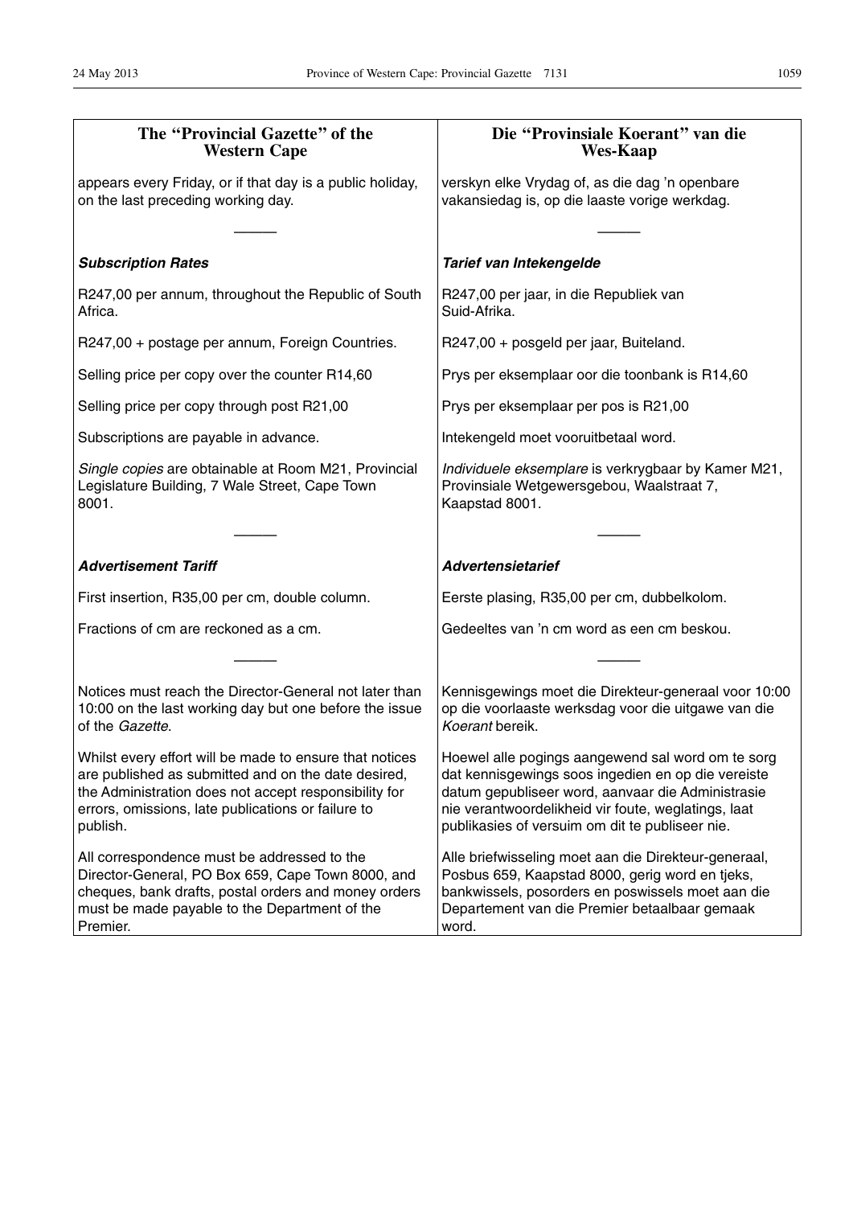| The "Provincial Gazette" of the Western Cape | Die "Provinsiale Koerant" van die Wes-Kaap |
|---|---|
| appears every Friday, or if that day is a public holiday, on the last preceding working day. | verskyn elke Vrydag of, as die dag 'n openbare vakansiedag is, op die laaste vorige werkdag. |
| ——— | ——— |
| ***Subscription Rates*** | ***Tarief van Intekengelde*** |
| R247,00 per annum, throughout the Republic of South Africa. | R247,00 per jaar, in die Republiek van Suid-Afrika. |
| R247,00 + postage per annum, Foreign Countries. | R247,00 + posgeld per jaar, Buiteland. |
| Selling price per copy over the counter R14,60 | Prys per eksemplaar oor die toonbank is R14,60 |
| Selling price per copy through post R21,00 | Prys per eksemplaar per pos is R21,00 |
| Subscriptions are payable in advance. | Intekengeld moet vooruitbetaal word. |
| *Single copies* are obtainable at Room M21, Provincial Legislature Building, 7 Wale Street, Cape Town 8001. | *Individuele eksemplare* is verkrygbaar by Kamer M21, Provinsiale Wetgewersgebou, Waalstraat 7, Kaapstad 8001. |
| ——— | ——— |
| ***Advertisement Tariff*** | ***Advertensietarief*** |
| First insertion, R35,00 per cm, double column. | Eerste plasing, R35,00 per cm, dubbelkolom. |
| Fractions of cm are reckoned as a cm. | Gedeeltes van 'n cm word as een cm beskou. |
| ——— | ——— |
| Notices must reach the Director-General not later than 10:00 on the last working day but one before the issue of the *Gazette*. | Kennisgewings moet die Direkteur-generaal voor 10:00 op die voorlaaste werksdag voor die uitgawe van die *Koerant* bereik. |
| Whilst every effort will be made to ensure that notices are published as submitted and on the date desired, the Administration does not accept responsibility for errors, omissions, late publications or failure to publish. | Hoewel alle pogings aangewend sal word om te sorg dat kennisgewings soos ingedien en op die vereiste datum gepubliseer word, aanvaar die Administrasie nie verantwoordelikheid vir foute, weglatings, laat publikasies of versuim om dit te publiseer nie. |
| All correspondence must be addressed to the Director-General, PO Box 659, Cape Town 8000, and cheques, bank drafts, postal orders and money orders must be made payable to the Department of the Premier. | Alle briefwisseling moet aan die Direkteur-generaal, Posbus 659, Kaapstad 8000, gerig word en tjeks, bankwissels, posorders en poswissels moet aan die Departement van die Premier betaalbaar gemaak word. |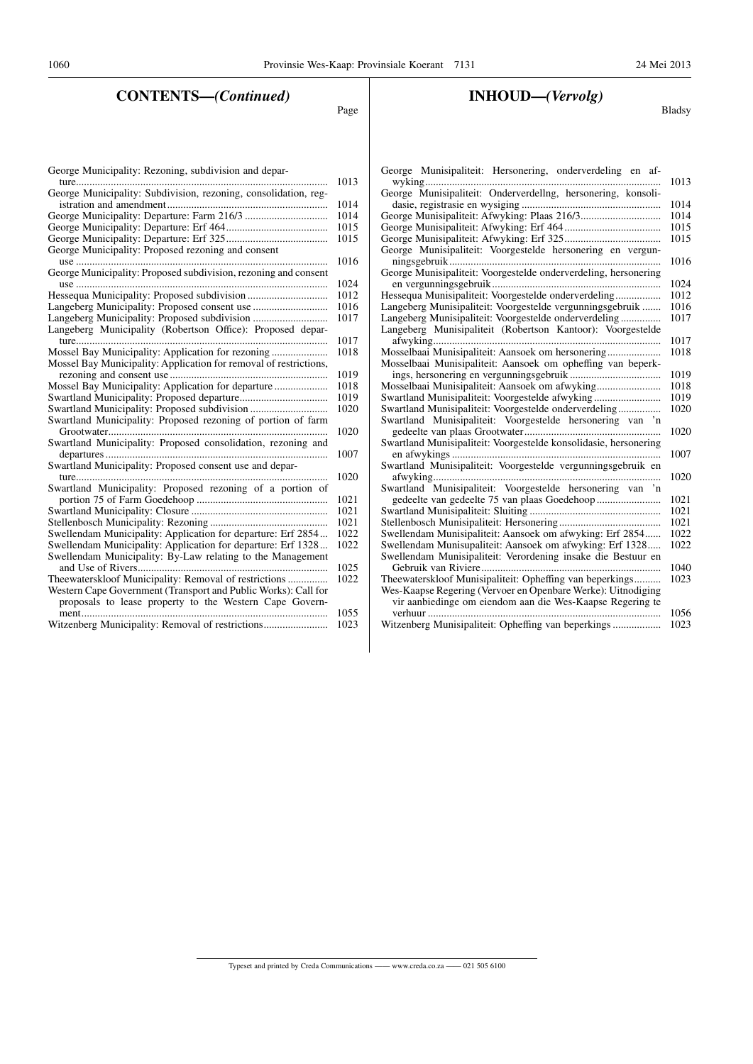## CONTENTS—*(Continued)*

| | Page |
|---|---|
| George Municipality: Rezoning, subdivision and departure | 1013 |
| George Municipality: Subdivision, rezoning, consolidation, registration and amendment | 1014 |
| George Municipality: Departure: Farm 216/3 | 1014 |
| George Municipality: Departure: Erf 464 | 1015 |
| George Municipality: Departure: Erf 325 | 1015 |
| George Municipality: Proposed rezoning and consent use | 1016 |
| George Municipality: Proposed subdivision, rezoning and consent use | 1024 |
| Hessequa Municipality: Proposed subdivision | 1012 |
| Langeberg Municipality: Proposed consent use | 1016 |
| Langeberg Municipality: Proposed subdivision | 1017 |
| Langeberg Municipality (Robertson Office): Proposed departure | 1017 |
| Mossel Bay Municipality: Application for rezoning | 1018 |
| Mossel Bay Municipality: Application for removal of restrictions, rezoning and consent use | 1019 |
| Mossel Bay Municipality: Application for departure | 1018 |
| Swartland Municipality: Proposed departure | 1019 |
| Swartland Municipality: Proposed subdivision | 1020 |
| Swartland Municipality: Proposed rezoning of portion of farm Grootwater | 1020 |
| Swartland Municipality: Proposed consolidation, rezoning and departures | 1007 |
| Swartland Municipality: Proposed consent use and departure | 1020 |
| Swartland Municipality: Proposed rezoning of a portion of portion 75 of Farm Goedehoop | 1021 |
| Swartland Municipality: Closure | 1021 |
| Stellenbosch Municipality: Rezoning | 1021 |
| Swellendam Municipality: Application for departure: Erf 2854 | 1022 |
| Swellendam Municipality: Application for departure: Erf 1328 | 1022 |
| Swellendam Municipality: By-Law relating to the Management and Use of Rivers | 1025 |
| Theewaterskloof Municipality: Removal of restrictions | 1022 |
| Western Cape Government (Transport and Public Works): Call for proposals to lease property to the Western Cape Government | 1055 |
| Witzenberg Municipality: Removal of restrictions | 1023 |

## INHOUD—*(Vervolg)*

| | Bladsy |
|---|---|
| George Munisipaliteit: Hersonering, onderverdeling en afwyking | 1013 |
| George Munisipaliteit: Onderverdellng, hersonering, konsolidasie, registrasie en wysiging | 1014 |
| George Munisipaliteit: Afwyking: Plaas 216/3 | 1014 |
| George Munisipaliteit: Afwyking: Erf 464 | 1015 |
| George Munisipaliteit: Afwyking: Erf 325 | 1015 |
| George Munisipaliteit: Voorgestelde hersonering en vergunningsgebruik | 1016 |
| George Munisipaliteit: Voorgestelde onderverdeling, hersonering en vergunningsgebruik | 1024 |
| Hessequa Munisipaliteit: Voorgestelde onderverdeling | 1012 |
| Langeberg Munisipaliteit: Voorgestelde vergunningsgebruik | 1016 |
| Langeberg Munisipaliteit: Voorgestelde onderverdeling | 1017 |
| Langeberg Munisipaliteit (Robertson Kantoor): Voorgestelde afwyking | 1017 |
| Mosselbaai Munisipaliteit: Aansoek om hersonering | 1018 |
| Mosselbaai Munisipaliteit: Aansoek om opheffing van beperkings, hersonering en vergunningsgebruik | 1019 |
| Mosselbaai Munisipaliteit: Aansoek om afwyking | 1018 |
| Swartland Munisipaliteit: Voorgestelde afwyking | 1019 |
| Swartland Munisipaliteit: Voorgestelde onderverdeling | 1020 |
| Swartland Munisipaliteit: Voorgestelde hersonering van 'n gedeelte van plaas Grootwater | 1020 |
| Swartland Munisipaliteit: Voorgestelde konsolidasie, hersonering en afwykings | 1007 |
| Swartland Munisipaliteit: Voorgestelde vergunningsgebruik en afwyking | 1020 |
| Swartland Munisipaliteit: Voorgestelde hersonering van 'n gedeelte van gedeelte 75 van plaas Goedehoop | 1021 |
| Swartland Munisipaliteit: Sluiting | 1021 |
| Stellenbosch Munisipaliteit: Hersonering | 1021 |
| Swellendam Munisipaliteit: Aansoek om afwyking: Erf 2854 | 1022 |
| Swellendam Munisupaliteit: Aansoek om afwyking: Erf 1328 | 1022 |
| Swellendam Munisipaliteit: Verordening insake die Bestuur en Gebruik van Riviere | 1040 |
| Theewaterskloof Munisipaliteit: Opheffing van beperkings | 1023 |
| Wes-Kaapse Regering (Vervoer en Openbare Werke): Uitnodiging vir aanbiedinge om eiendom aan die Wes-Kaapse Regering te verhuur | 1056 |
| Witzenberg Munisipaliteit: Opheffing van beperkings | 1023 |

Typeset and printed by Creda Communications —— www.creda.co.za —— 021 505 6100